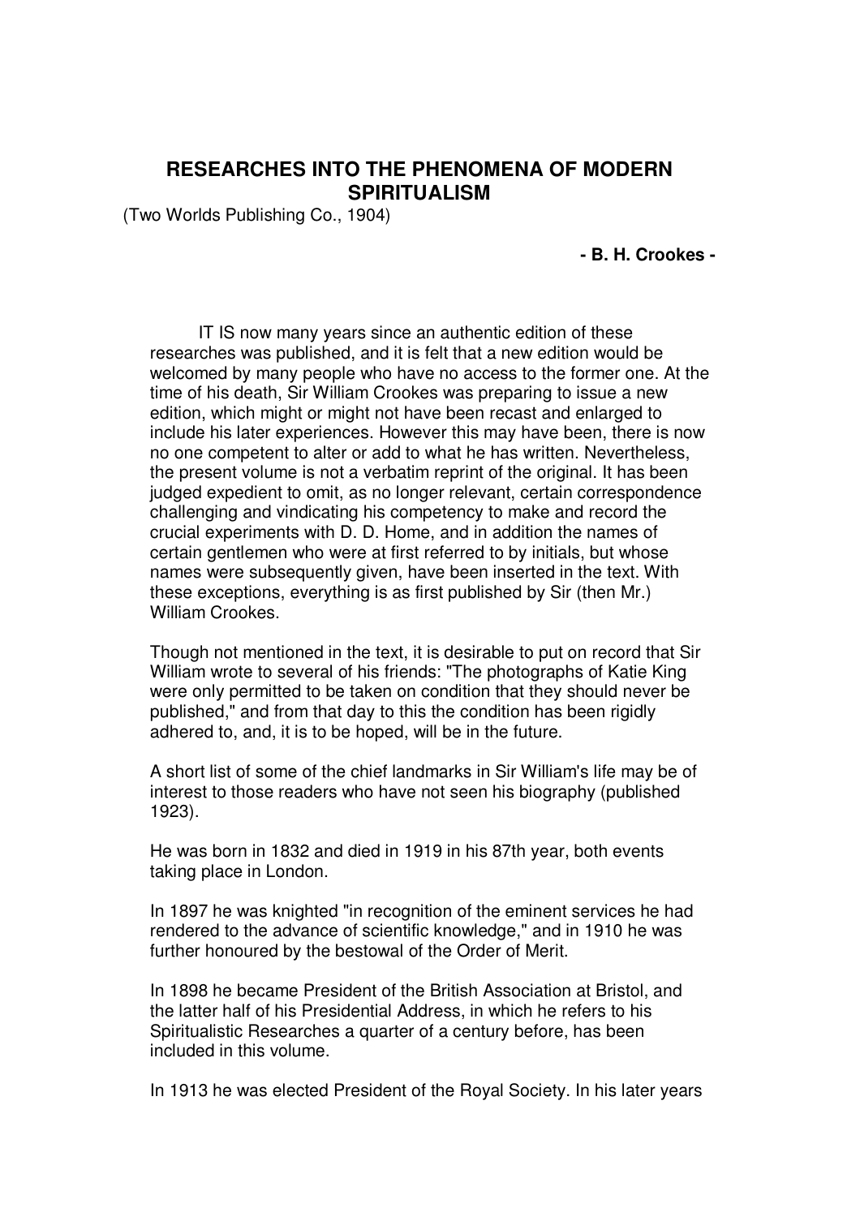# RESEARCHES INTO THE PHENOMENA OF MODERN SPIRITUALISM

(Two Worlds Publishing Co., 1904)

**- B. H. Crookes -**

IT IS now many years since an authentic edition of these researches was published, and it is felt that a new edition would be welcomed by many people who have no access to the former one. At the time of his death, Sir William Crookes was preparing to issue a new edition, which might or might not have been recast and enlarged to include his later experiences. However this may have been, there is now no one competent to alter or add to what he has written. Nevertheless, the present volume is not a verbatim reprint of the original. It has been judged expedient to omit, as no longer relevant, certain correspondence challenging and vindicating his competency to make and record the crucial experiments with D. D. Home, and in addition the names of certain gentlemen who were at first referred to by initials, but whose names were subsequently given, have been inserted in the text. With these exceptions, everything is as first published by Sir (then Mr.) William Crookes.

Though not mentioned in the text, it is desirable to put on record that Sir William wrote to several of his friends: "The photographs of Katie King were only permitted to be taken on condition that they should never be published," and from that day to this the condition has been rigidly adhered to, and, it is to be hoped, will be in the future.

A short list of some of the chief landmarks in Sir William's life may be of interest to those readers who have not seen his biography (published 1923).

He was born in 1832 and died in 1919 in his 87th year, both events taking place in London.

In 1897 he was knighted "in recognition of the eminent services he had rendered to the advance of scientific knowledge," and in 1910 he was further honoured by the bestowal of the Order of Merit.

In 1898 he became President of the British Association at Bristol, and the latter half of his Presidential Address, in which he refers to his Spiritualistic Researches a quarter of a century before, has been included in this volume.

In 1913 he was elected President of the Royal Society. In his later years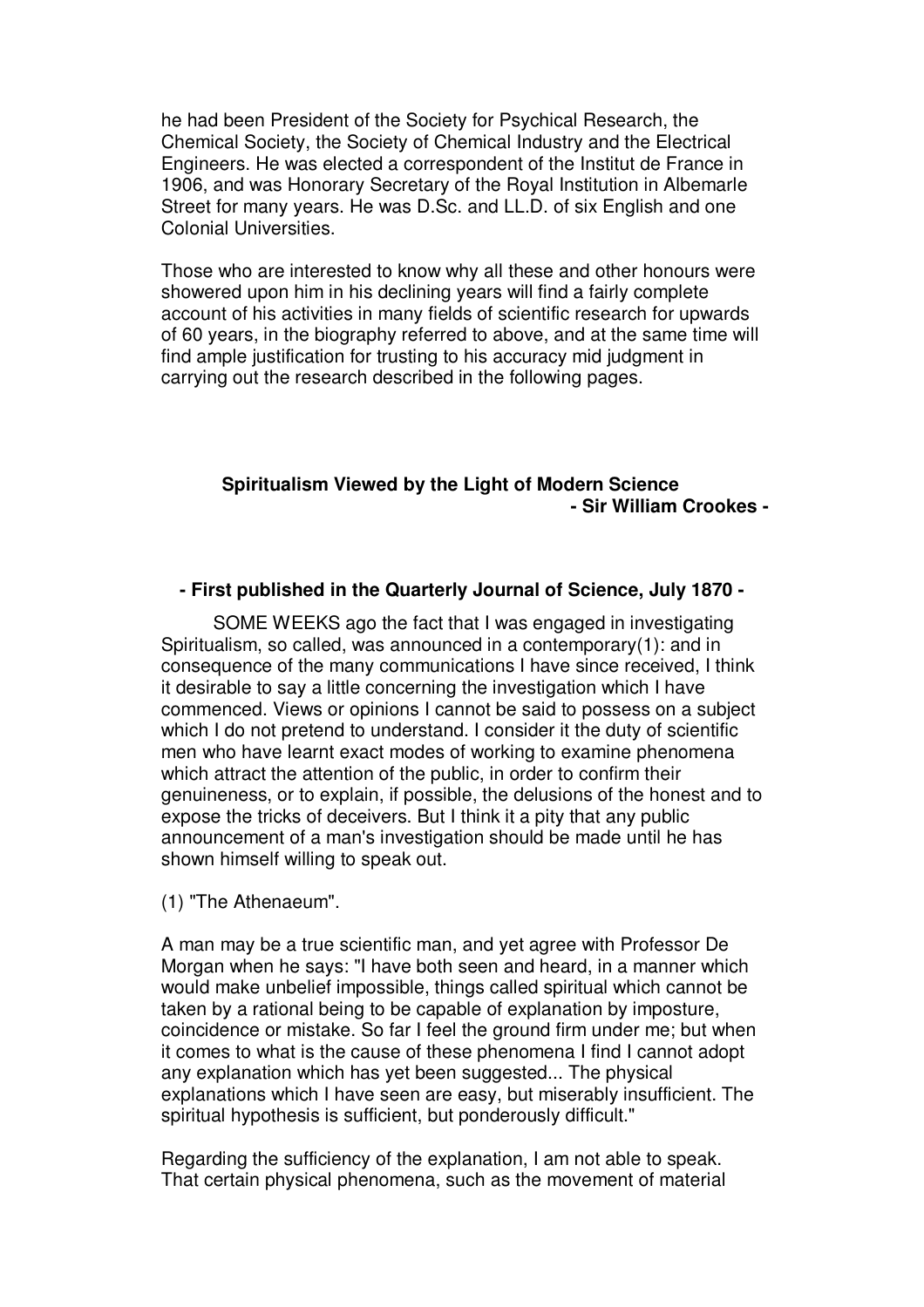he had been President of the Society for Psychical Research, the Chemical Society, the Society of Chemical Industry and the Electrical Engineers. He was elected a correspondent of the Institut de France in 1906, and was Honorary Secretary of the Royal Institution in Albemarle Street for many years. He was D.Sc. and LL.D. of six English and one Colonial Universities.

Those who are interested to know why all these and other honours were showered upon him in his declining years will find a fairly complete account of his activities in many fields of scientific research for upwards of 60 years, in the biography referred to above, and at the same time will find ample justification for trusting to his accuracy mid judgment in carrying out the research described in the following pages.

## Spiritualism Viewed by the Light of Modern Science

**- Sir William Crookes -**

**- First published in the Quarterly Journal of Science, July 1870 -**

SOME WEEKS ago the fact that I was engaged in investigating Spiritualism, so called, was announced in a contemporary(1): and in consequence of the many communications I have since received, I think it desirable to say a little concerning the investigation which I have commenced. Views or opinions I cannot be said to possess on a subject which I do not pretend to understand. I consider it the duty of scientific men who have learnt exact modes of working to examine phenomena which attract the attention of the public, in order to confirm their genuineness, or to explain, if possible, the delusions of the honest and to expose the tricks of deceivers. But I think it a pity that any public announcement of a man's investigation should be made until he has shown himself willing to speak out.

(1) "The Athenaeum".

A man may be a true scientific man, and yet agree with Professor De Morgan when he says: "I have both seen and heard, in a manner which would make unbelief impossible, things called spiritual which cannot be taken by a rational being to be capable of explanation by imposture, coincidence or mistake. So far I feel the ground firm under me; but when it comes to what is the cause of these phenomena I find I cannot adopt any explanation which has yet been suggested... The physical explanations which I have seen are easy, but miserably insufficient. The spiritual hypothesis is sufficient, but ponderously difficult."

Regarding the sufficiency of the explanation, I am not able to speak. That certain physical phenomena, such as the movement of material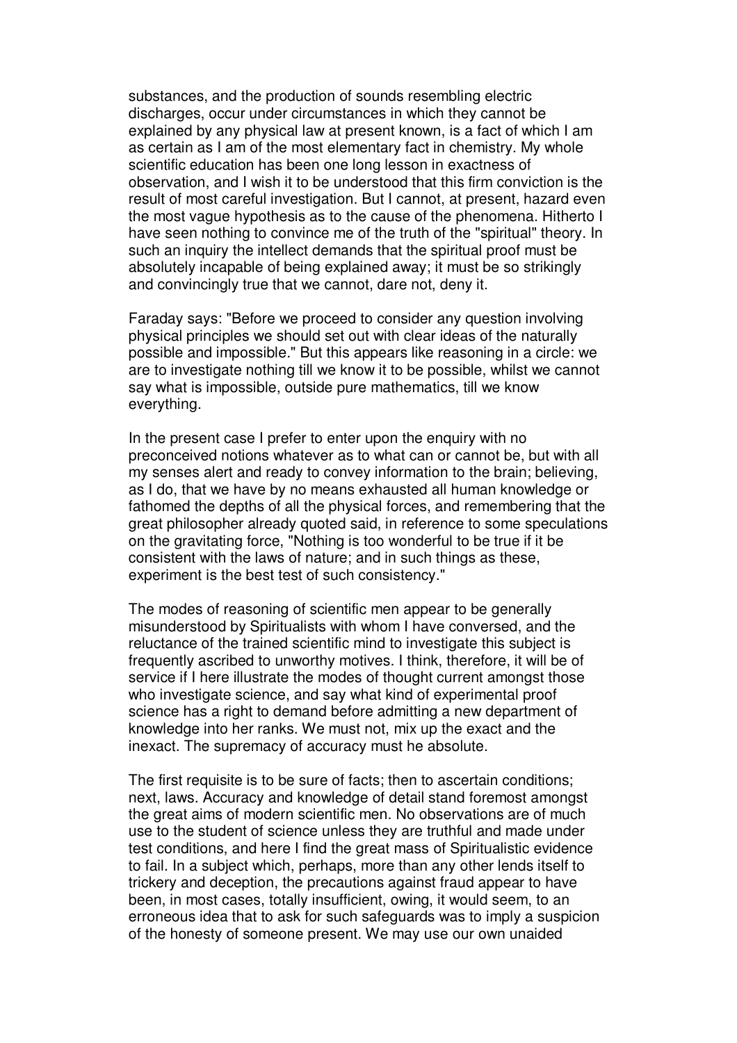substances, and the production of sounds resembling electric discharges, occur under circumstances in which they cannot be explained by any physical law at present known, is a fact of which I am as certain as I am of the most elementary fact in chemistry. My whole scientific education has been one long lesson in exactness of observation, and I wish it to be understood that this firm conviction is the result of most careful investigation. But I cannot, at present, hazard even the most vague hypothesis as to the cause of the phenomena. Hitherto I have seen nothing to convince me of the truth of the "spiritual" theory. In such an inquiry the intellect demands that the spiritual proof must be absolutely incapable of being explained away; it must be so strikingly and convincingly true that we cannot, dare not, deny it.

Faraday says: "Before we proceed to consider any question involving physical principles we should set out with clear ideas of the naturally possible and impossible." But this appears like reasoning in a circle: we are to investigate nothing till we know it to be possible, whilst we cannot say what is impossible, outside pure mathematics, till we know everything.

In the present case I prefer to enter upon the enquiry with no preconceived notions whatever as to what can or cannot be, but with all my senses alert and ready to convey information to the brain; believing, as I do, that we have by no means exhausted all human knowledge or fathomed the depths of all the physical forces, and remembering that the great philosopher already quoted said, in reference to some speculations on the gravitating force, "Nothing is too wonderful to be true if it be consistent with the laws of nature; and in such things as these, experiment is the best test of such consistency."

The modes of reasoning of scientific men appear to be generally misunderstood by Spiritualists with whom I have conversed, and the reluctance of the trained scientific mind to investigate this subject is frequently ascribed to unworthy motives. I think, therefore, it will be of service if I here illustrate the modes of thought current amongst those who investigate science, and say what kind of experimental proof science has a right to demand before admitting a new department of knowledge into her ranks. We must not, mix up the exact and the inexact. The supremacy of accuracy must he absolute.

The first requisite is to be sure of facts; then to ascertain conditions; next, laws. Accuracy and knowledge of detail stand foremost amongst the great aims of modern scientific men. No observations are of much use to the student of science unless they are truthful and made under test conditions, and here I find the great mass of Spiritualistic evidence to fail. In a subject which, perhaps, more than any other lends itself to trickery and deception, the precautions against fraud appear to have been, in most cases, totally insufficient, owing, it would seem, to an erroneous idea that to ask for such safeguards was to imply a suspicion of the honesty of someone present. We may use our own unaided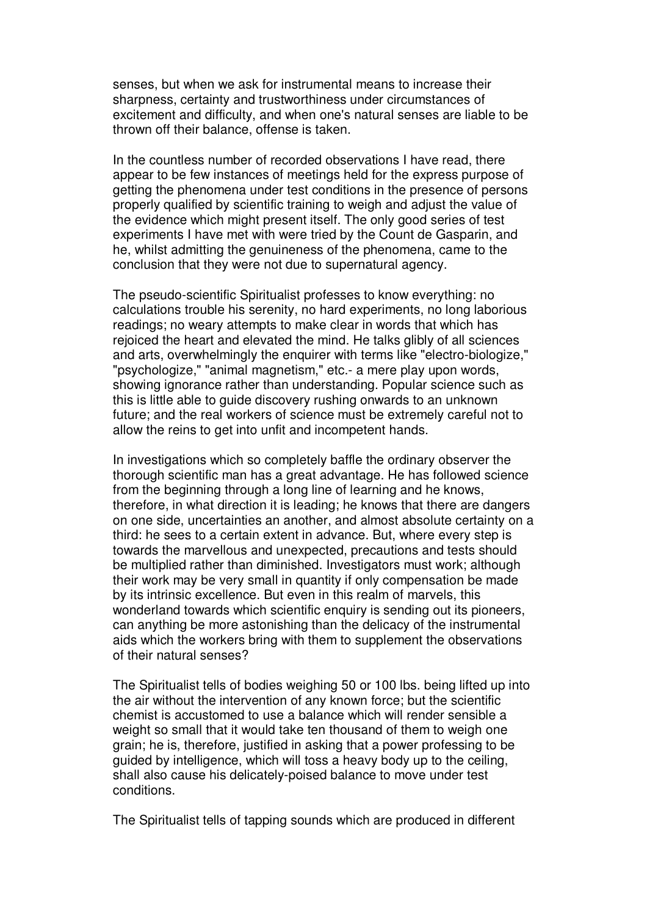senses, but when we ask for instrumental means to increase their sharpness, certainty and trustworthiness under circumstances of excitement and difficulty, and when one's natural senses are liable to be thrown off their balance, offense is taken.

In the countless number of recorded observations I have read, there appear to be few instances of meetings held for the express purpose of getting the phenomena under test conditions in the presence of persons properly qualified by scientific training to weigh and adjust the value of the evidence which might present itself. The only good series of test experiments I have met with were tried by the Count de Gasparin, and he, whilst admitting the genuineness of the phenomena, came to the conclusion that they were not due to supernatural agency.

The pseudo-scientific Spiritualist professes to know everything: no calculations trouble his serenity, no hard experiments, no long laborious readings; no weary attempts to make clear in words that which has rejoiced the heart and elevated the mind. He talks glibly of all sciences and arts, overwhelmingly the enquirer with terms like "electro-biologize," "psychologize," "animal magnetism," etc.- a mere play upon words, showing ignorance rather than understanding. Popular science such as this is little able to guide discovery rushing onwards to an unknown future; and the real workers of science must be extremely careful not to allow the reins to get into unfit and incompetent hands.

In investigations which so completely baffle the ordinary observer the thorough scientific man has a great advantage. He has followed science from the beginning through a long line of learning and he knows, therefore, in what direction it is leading; he knows that there are dangers on one side, uncertainties an another, and almost absolute certainty on a third: he sees to a certain extent in advance. But, where every step is towards the marvellous and unexpected, precautions and tests should be multiplied rather than diminished. Investigators must work; although their work may be very small in quantity if only compensation be made by its intrinsic excellence. But even in this realm of marvels, this wonderland towards which scientific enquiry is sending out its pioneers, can anything be more astonishing than the delicacy of the instrumental aids which the workers bring with them to supplement the observations of their natural senses?

The Spiritualist tells of bodies weighing 50 or 100 lbs. being lifted up into the air without the intervention of any known force; but the scientific chemist is accustomed to use a balance which will render sensible a weight so small that it would take ten thousand of them to weigh one grain; he is, therefore, justified in asking that a power professing to be guided by intelligence, which will toss a heavy body up to the ceiling, shall also cause his delicately-poised balance to move under test conditions.

The Spiritualist tells of tapping sounds which are produced in different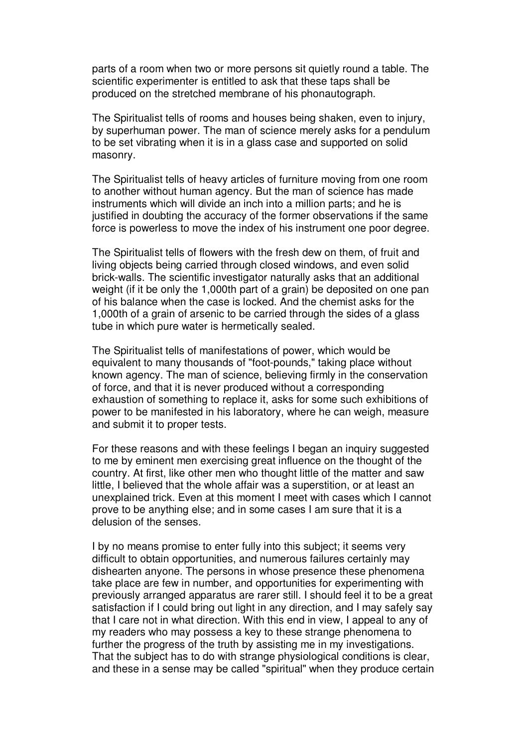parts of a room when two or more persons sit quietly round a table. The scientific experimenter is entitled to ask that these taps shall be produced on the stretched membrane of his phonautograph.

The Spiritualist tells of rooms and houses being shaken, even to injury, by superhuman power. The man of science merely asks for a pendulum to be set vibrating when it is in a glass case and supported on solid masonry.

The Spiritualist tells of heavy articles of furniture moving from one room to another without human agency. But the man of science has made instruments which will divide an inch into a million parts; and he is justified in doubting the accuracy of the former observations if the same force is powerless to move the index of his instrument one poor degree.

The Spiritualist tells of flowers with the fresh dew on them, of fruit and living objects being carried through closed windows, and even solid brick-walls. The scientific investigator naturally asks that an additional weight (if it be only the 1,000th part of a grain) be deposited on one pan of his balance when the case is locked. And the chemist asks for the 1,000th of a grain of arsenic to be carried through the sides of a glass tube in which pure water is hermetically sealed.

The Spiritualist tells of manifestations of power, which would be equivalent to many thousands of "foot-pounds," taking place without known agency. The man of science, believing firmly in the conservation of force, and that it is never produced without a corresponding exhaustion of something to replace it, asks for some such exhibitions of power to be manifested in his laboratory, where he can weigh, measure and submit it to proper tests.

For these reasons and with these feelings I began an inquiry suggested to me by eminent men exercising great influence on the thought of the country. At first, like other men who thought little of the matter and saw little, I believed that the whole affair was a superstition, or at least an unexplained trick. Even at this moment I meet with cases which I cannot prove to be anything else; and in some cases I am sure that it is a delusion of the senses.

I by no means promise to enter fully into this subject; it seems very difficult to obtain opportunities, and numerous failures certainly may dishearten anyone. The persons in whose presence these phenomena take place are few in number, and opportunities for experimenting with previously arranged apparatus are rarer still. I should feel it to be a great satisfaction if I could bring out light in any direction, and I may safely say that I care not in what direction. With this end in view, I appeal to any of my readers who may possess a key to these strange phenomena to further the progress of the truth by assisting me in my investigations. That the subject has to do with strange physiological conditions is clear, and these in a sense may be called "spiritual" when they produce certain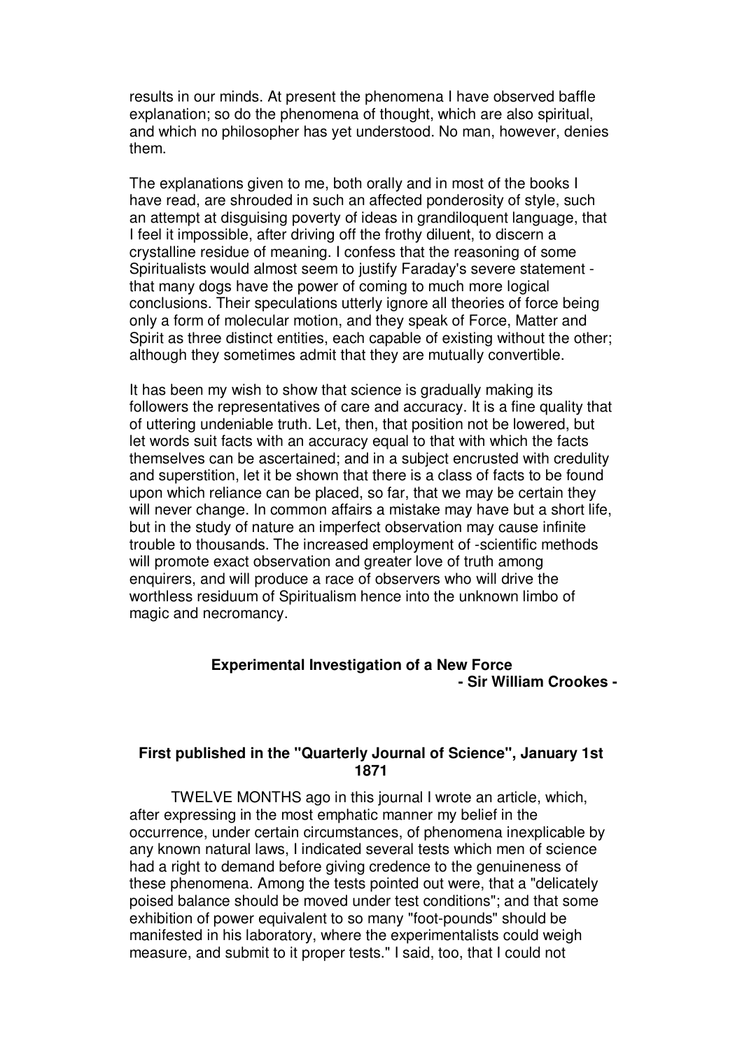results in our minds. At present the phenomena I have observed baffle explanation; so do the phenomena of thought, which are also spiritual, and which no philosopher has yet understood. No man, however, denies them.

The explanations given to me, both orally and in most of the books I have read, are shrouded in such an affected ponderosity of style, such an attempt at disguising poverty of ideas in grandiloquent language, that I feel it impossible, after driving off the frothy diluent, to discern a crystalline residue of meaning. I confess that the reasoning of some Spiritualists would almost seem to justify Faraday's severe statement - that many dogs have the power of coming to much more logical conclusions. Their speculations utterly ignore all theories of force being only a form of molecular motion, and they speak of Force, Matter and Spirit as three distinct entities, each capable of existing without the other; although they sometimes admit that they are mutually convertible.

It has been my wish to show that science is gradually making its followers the representatives of care and accuracy. It is a fine quality that of uttering undeniable truth. Let, then, that position not be lowered, but let words suit facts with an accuracy equal to that with which the facts themselves can be ascertained; and in a subject encrusted with credulity and superstition, let it be shown that there is a class of facts to be found upon which reliance can be placed, so far, that we may be certain they will never change. In common affairs a mistake may have but a short life, but in the study of nature an imperfect observation may cause infinite trouble to thousands. The increased employment of -scientific methods will promote exact observation and greater love of truth among enquirers, and will produce a race of observers who will drive the worthless residuum of Spiritualism hence into the unknown limbo of magic and necromancy.

## Experimental Investigation of a New Force

**- Sir William Crookes -**

### First published in the "Quarterly Journal of Science", January 1st 1871

TWELVE MONTHS ago in this journal I wrote an article, which, after expressing in the most emphatic manner my belief in the occurrence, under certain circumstances, of phenomena inexplicable by any known natural laws, I indicated several tests which men of science had a right to demand before giving credence to the genuineness of these phenomena. Among the tests pointed out were, that a "delicately poised balance should be moved under test conditions"; and that some exhibition of power equivalent to so many "foot-pounds" should be manifested in his laboratory, where the experimentalists could weigh measure, and submit to it proper tests." I said, too, that I could not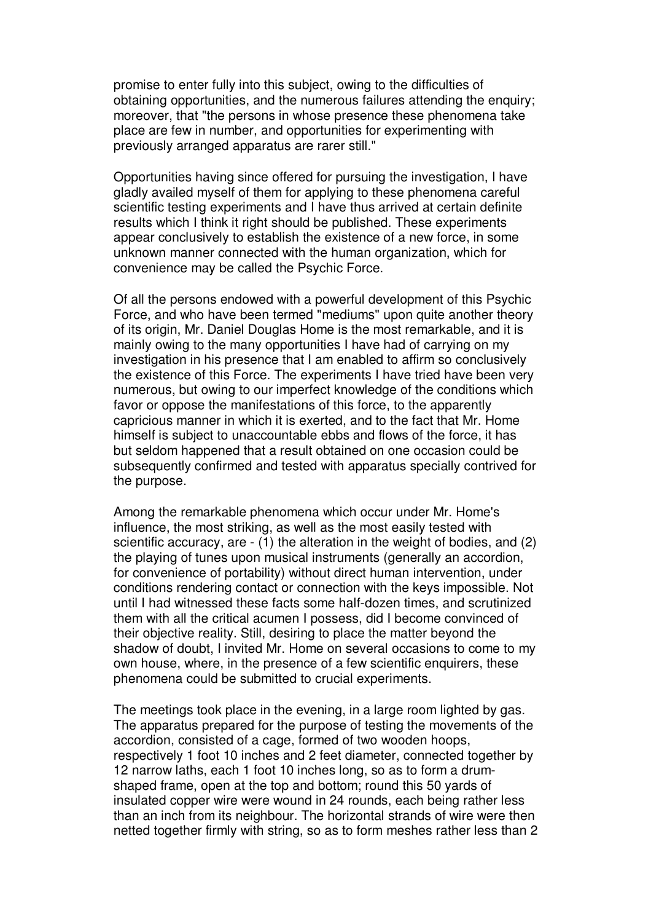promise to enter fully into this subject, owing to the difficulties of obtaining opportunities, and the numerous failures attending the enquiry; moreover, that "the persons in whose presence these phenomena take place are few in number, and opportunities for experimenting with previously arranged apparatus are rarer still."

Opportunities having since offered for pursuing the investigation, I have gladly availed myself of them for applying to these phenomena careful scientific testing experiments and I have thus arrived at certain definite results which I think it right should be published. These experiments appear conclusively to establish the existence of a new force, in some unknown manner connected with the human organization, which for convenience may be called the Psychic Force.

Of all the persons endowed with a powerful development of this Psychic Force, and who have been termed "mediums" upon quite another theory of its origin, Mr. Daniel Douglas Home is the most remarkable, and it is mainly owing to the many opportunities I have had of carrying on my investigation in his presence that I am enabled to affirm so conclusively the existence of this Force. The experiments I have tried have been very numerous, but owing to our imperfect knowledge of the conditions which favor or oppose the manifestations of this force, to the apparently capricious manner in which it is exerted, and to the fact that Mr. Home himself is subject to unaccountable ebbs and flows of the force, it has but seldom happened that a result obtained on one occasion could be subsequently confirmed and tested with apparatus specially contrived for the purpose.

Among the remarkable phenomena which occur under Mr. Home's influence, the most striking, as well as the most easily tested with scientific accuracy, are - (1) the alteration in the weight of bodies, and (2) the playing of tunes upon musical instruments (generally an accordion, for convenience of portability) without direct human intervention, under conditions rendering contact or connection with the keys impossible. Not until I had witnessed these facts some half-dozen times, and scrutinized them with all the critical acumen I possess, did I become convinced of their objective reality. Still, desiring to place the matter beyond the shadow of doubt, I invited Mr. Home on several occasions to come to my own house, where, in the presence of a few scientific enquirers, these phenomena could be submitted to crucial experiments.

The meetings took place in the evening, in a large room lighted by gas. The apparatus prepared for the purpose of testing the movements of the accordion, consisted of a cage, formed of two wooden hoops, respectively 1 foot 10 inches and 2 feet diameter, connected together by 12 narrow laths, each 1 foot 10 inches long, so as to form a drum-shaped frame, open at the top and bottom; round this 50 yards of insulated copper wire were wound in 24 rounds, each being rather less than an inch from its neighbour. The horizontal strands of wire were then netted together firmly with string, so as to form meshes rather less than 2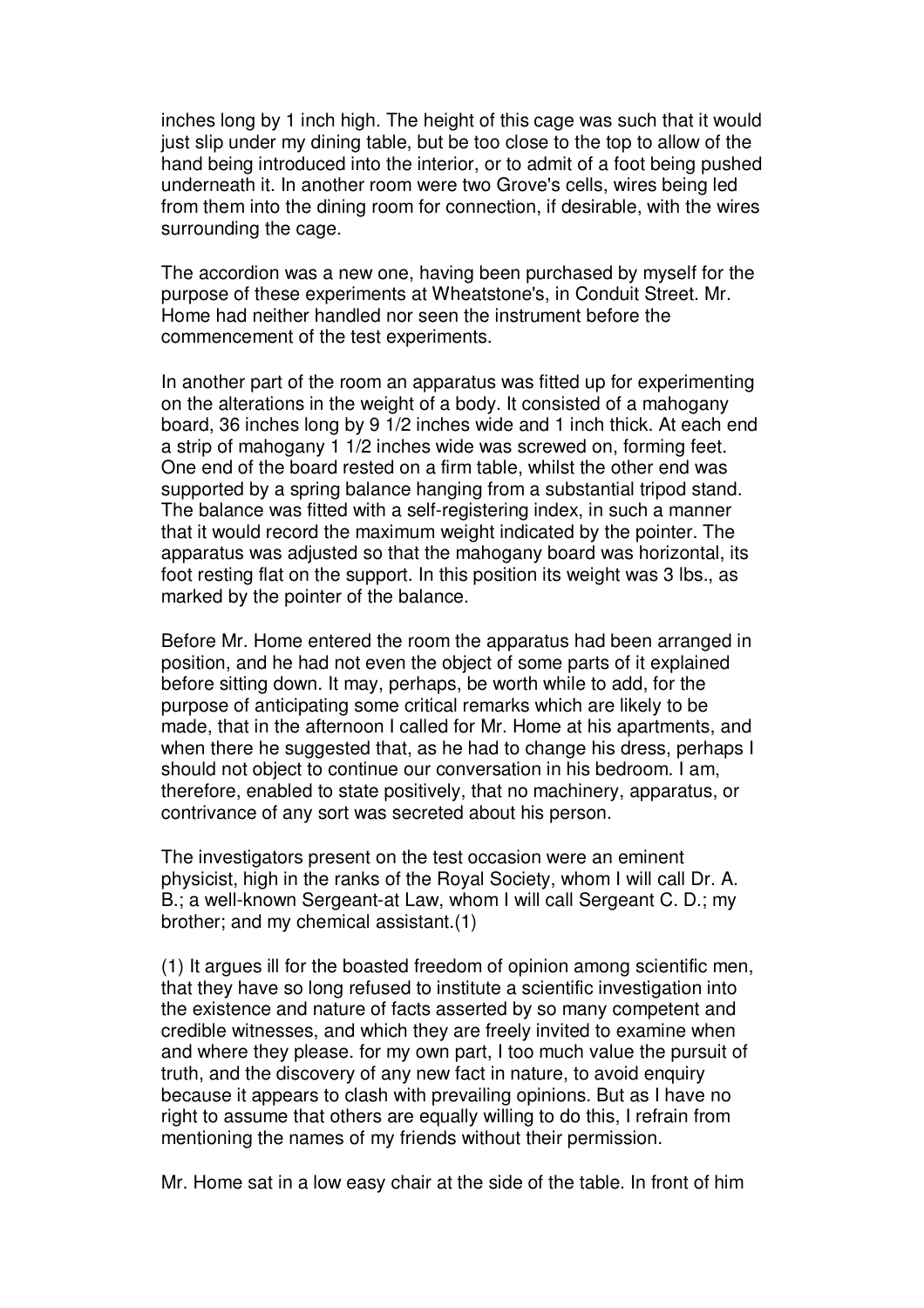inches long by 1 inch high. The height of this cage was such that it would just slip under my dining table, but be too close to the top to allow of the hand being introduced into the interior, or to admit of a foot being pushed underneath it. In another room were two Grove's cells, wires being led from them into the dining room for connection, if desirable, with the wires surrounding the cage.

The accordion was a new one, having been purchased by myself for the purpose of these experiments at Wheatstone's, in Conduit Street. Mr. Home had neither handled nor seen the instrument before the commencement of the test experiments.

In another part of the room an apparatus was fitted up for experimenting on the alterations in the weight of a body. It consisted of a mahogany board, 36 inches long by 9 1/2 inches wide and 1 inch thick. At each end a strip of mahogany 1 1/2 inches wide was screwed on, forming feet. One end of the board rested on a firm table, whilst the other end was supported by a spring balance hanging from a substantial tripod stand. The balance was fitted with a self-registering index, in such a manner that it would record the maximum weight indicated by the pointer. The apparatus was adjusted so that the mahogany board was horizontal, its foot resting flat on the support. In this position its weight was 3 lbs., as marked by the pointer of the balance.

Before Mr. Home entered the room the apparatus had been arranged in position, and he had not even the object of some parts of it explained before sitting down. It may, perhaps, be worth while to add, for the purpose of anticipating some critical remarks which are likely to be made, that in the afternoon I called for Mr. Home at his apartments, and when there he suggested that, as he had to change his dress, perhaps I should not object to continue our conversation in his bedroom. I am, therefore, enabled to state positively, that no machinery, apparatus, or contrivance of any sort was secreted about his person.

The investigators present on the test occasion were an eminent physicist, high in the ranks of the Royal Society, whom I will call Dr. A. B.; a well-known Sergeant-at Law, whom I will call Sergeant C. D.; my brother; and my chemical assistant.(1)

(1) It argues ill for the boasted freedom of opinion among scientific men, that they have so long refused to institute a scientific investigation into the existence and nature of facts asserted by so many competent and credible witnesses, and which they are freely invited to examine when and where they please. for my own part, I too much value the pursuit of truth, and the discovery of any new fact in nature, to avoid enquiry because it appears to clash with prevailing opinions. But as I have no right to assume that others are equally willing to do this, I refrain from mentioning the names of my friends without their permission.

Mr. Home sat in a low easy chair at the side of the table. In front of him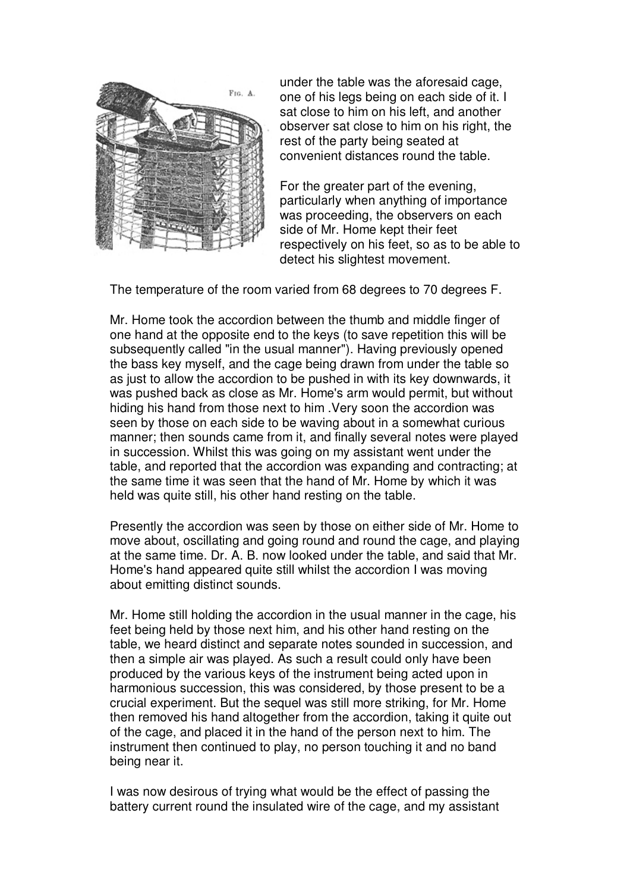under the table was the aforesaid cage, one of his legs being on each side of it. I sat close to him on his left, and another observer sat close to him on his right, the rest of the party being seated at convenient distances round the table.

For the greater part of the evening, particularly when anything of importance was proceeding, the observers on each side of Mr. Home kept their feet respectively on his feet, so as to be able to detect his slightest movement.

The temperature of the room varied from 68 degrees to 70 degrees F.

Mr. Home took the accordion between the thumb and middle finger of one hand at the opposite end to the keys (to save repetition this will be subsequently called "in the usual manner"). Having previously opened the bass key myself, and the cage being drawn from under the table so as just to allow the accordion to be pushed in with its key downwards, it was pushed back as close as Mr. Home's arm would permit, but without hiding his hand from those next to him .Very soon the accordion was seen by those on each side to be waving about in a somewhat curious manner; then sounds came from it, and finally several notes were played in succession. Whilst this was going on my assistant went under the table, and reported that the accordion was expanding and contracting; at the same time it was seen that the hand of Mr. Home by which it was held was quite still, his other hand resting on the table.

Presently the accordion was seen by those on either side of Mr. Home to move about, oscillating and going round and round the cage, and playing at the same time. Dr. A. B. now looked under the table, and said that Mr. Home's hand appeared quite still whilst the accordion I was moving about emitting distinct sounds.

Mr. Home still holding the accordion in the usual manner in the cage, his feet being held by those next him, and his other hand resting on the table, we heard distinct and separate notes sounded in succession, and then a simple air was played. As such a result could only have been produced by the various keys of the instrument being acted upon in harmonious succession, this was considered, by those present to be a crucial experiment. But the sequel was still more striking, for Mr. Home then removed his hand altogether from the accordion, taking it quite out of the cage, and placed it in the hand of the person next to him. The instrument then continued to play, no person touching it and no band being near it.

I was now desirous of trying what would be the effect of passing the battery current round the insulated wire of the cage, and my assistant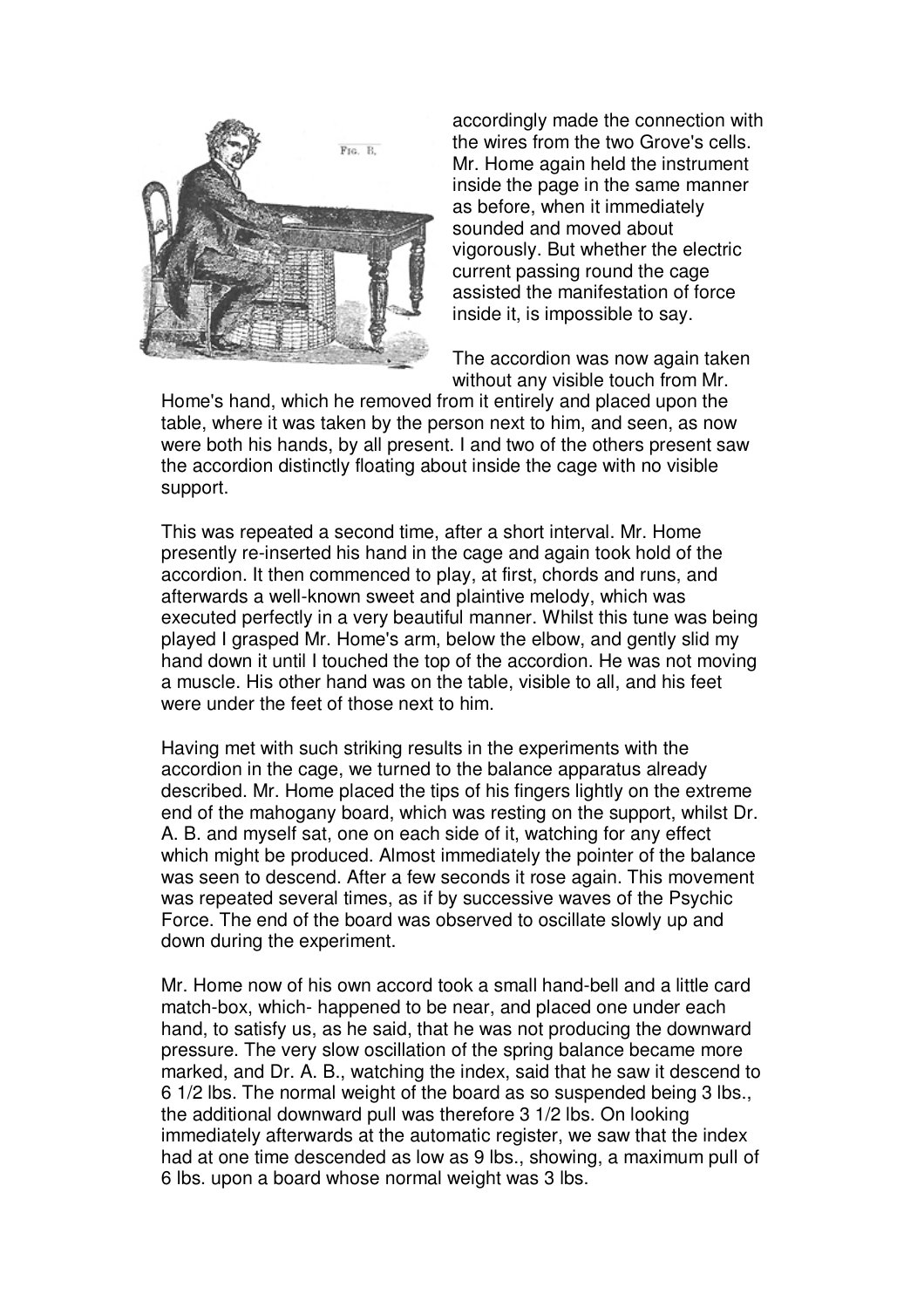accordingly made the connection with the wires from the two Grove's cells. Mr. Home again held the instrument inside the page in the same manner as before, when it immediately sounded and moved about vigorously. But whether the electric current passing round the cage assisted the manifestation of force inside it, is impossible to say.

The accordion was now again taken without any visible touch from Mr. Home's hand, which he removed from it entirely and placed upon the table, where it was taken by the person next to him, and seen, as now were both his hands, by all present. I and two of the others present saw the accordion distinctly floating about inside the cage with no visible support.

This was repeated a second time, after a short interval. Mr. Home presently re-inserted his hand in the cage and again took hold of the accordion. It then commenced to play, at first, chords and runs, and afterwards a well-known sweet and plaintive melody, which was executed perfectly in a very beautiful manner. Whilst this tune was being played I grasped Mr. Home's arm, below the elbow, and gently slid my hand down it until I touched the top of the accordion. He was not moving a muscle. His other hand was on the table, visible to all, and his feet were under the feet of those next to him.

Having met with such striking results in the experiments with the accordion in the cage, we turned to the balance apparatus already described. Mr. Home placed the tips of his fingers lightly on the extreme end of the mahogany board, which was resting on the support, whilst Dr. A. B. and myself sat, one on each side of it, watching for any effect which might be produced. Almost immediately the pointer of the balance was seen to descend. After a few seconds it rose again. This movement was repeated several times, as if by successive waves of the Psychic Force. The end of the board was observed to oscillate slowly up and down during the experiment.

Mr. Home now of his own accord took a small hand-bell and a little card match-box, which- happened to be near, and placed one under each hand, to satisfy us, as he said, that he was not producing the downward pressure. The very slow oscillation of the spring balance became more marked, and Dr. A. B., watching the index, said that he saw it descend to 6 1/2 lbs. The normal weight of the board as so suspended being 3 lbs., the additional downward pull was therefore 3 1/2 lbs. On looking immediately afterwards at the automatic register, we saw that the index had at one time descended as low as 9 lbs., showing, a maximum pull of 6 lbs. upon a board whose normal weight was 3 lbs.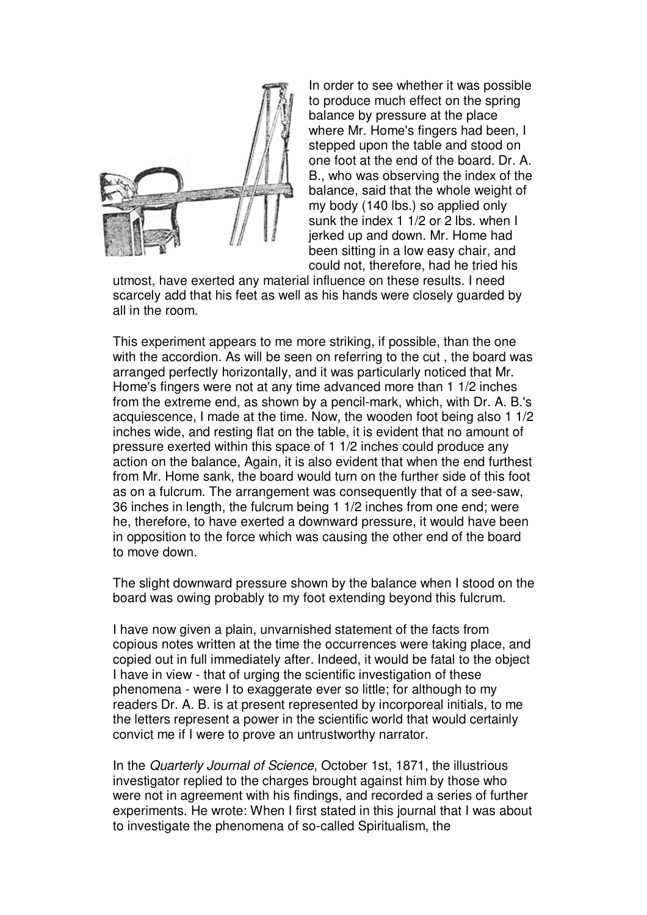In order to see whether it was possible to produce much effect on the spring balance by pressure at the place where Mr. Home's fingers had been, I stepped upon the table and stood on one foot at the end of the board. Dr. A. B., who was observing the index of the balance, said that the whole weight of my body (140 lbs.) so applied only sunk the index 1 1/2 or 2 lbs. when I jerked up and down. Mr. Home had been sitting in a low easy chair, and could not, therefore, had he tried his utmost, have exerted any material influence on these results. I need scarcely add that his feet as well as his hands were closely guarded by all in the room.

This experiment appears to me more striking, if possible, than the one with the accordion. As will be seen on referring to the cut , the board was arranged perfectly horizontally, and it was particularly noticed that Mr. Home's fingers were not at any time advanced more than 1 1/2 inches from the extreme end, as shown by a pencil-mark, which, with Dr. A. B.'s acquiescence, I made at the time. Now, the wooden foot being also 1 1/2 inches wide, and resting flat on the table, it is evident that no amount of pressure exerted within this space of 1 1/2 inches could produce any action on the balance, Again, it is also evident that when the end furthest from Mr. Home sank, the board would turn on the further side of this foot as on a fulcrum. The arrangement was consequently that of a see-saw, 36 inches in length, the fulcrum being 1 1/2 inches from one end; were he, therefore, to have exerted a downward pressure, it would have been in opposition to the force which was causing the other end of the board to move down.

The slight downward pressure shown by the balance when I stood on the board was owing probably to my foot extending beyond this fulcrum.

I have now given a plain, unvarnished statement of the facts from copious notes written at the time the occurrences were taking place, and copied out in full immediately after. Indeed, it would be fatal to the object I have in view - that of urging the scientific investigation of these phenomena - were I to exaggerate ever so little; for although to my readers Dr. A. B. is at present represented by incorporeal initials, to me the letters represent a power in the scientific world that would certainly convict me if I were to prove an untrustworthy narrator.

In the *Quarterly Journal of Science*, October 1st, 1871, the illustrious investigator replied to the charges brought against him by those who were not in agreement with his findings, and recorded a series of further experiments. He wrote: When I first stated in this journal that I was about to investigate the phenomena of so-called Spiritualism, the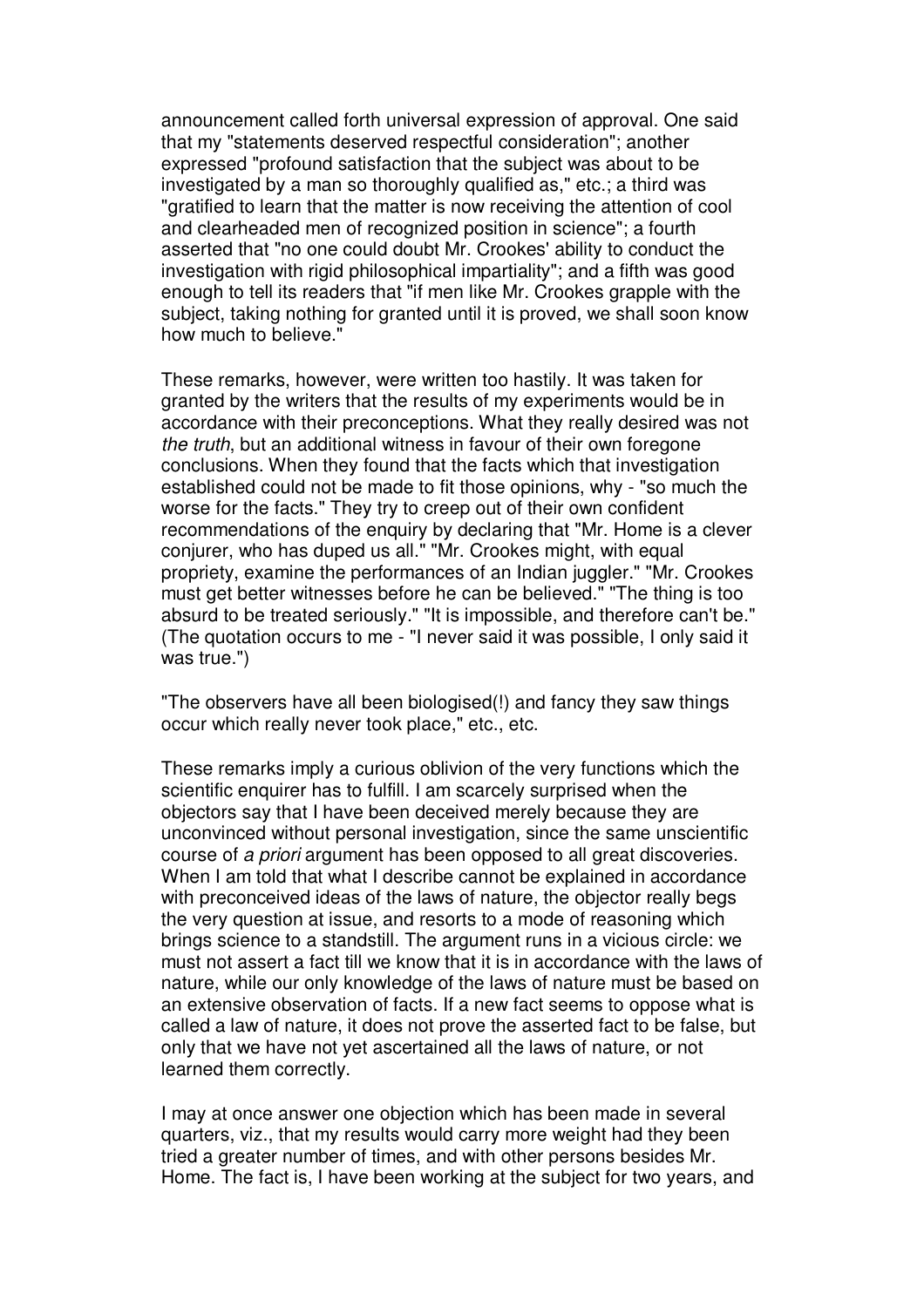announcement called forth universal expression of approval. One said that my "statements deserved respectful consideration"; another expressed "profound satisfaction that the subject was about to be investigated by a man so thoroughly qualified as," etc.; a third was "gratified to learn that the matter is now receiving the attention of cool and clearheaded men of recognized position in science"; a fourth asserted that "no one could doubt Mr. Crookes' ability to conduct the investigation with rigid philosophical impartiality"; and a fifth was good enough to tell its readers that "if men like Mr. Crookes grapple with the subject, taking nothing for granted until it is proved, we shall soon know how much to believe."

These remarks, however, were written too hastily. It was taken for granted by the writers that the results of my experiments would be in accordance with their preconceptions. What they really desired was not *the truth*, but an additional witness in favour of their own foregone conclusions. When they found that the facts which that investigation established could not be made to fit those opinions, why - "so much the worse for the facts." They try to creep out of their own confident recommendations of the enquiry by declaring that "Mr. Home is a clever conjurer, who has duped us all." "Mr. Crookes might, with equal propriety, examine the performances of an Indian juggler." "Mr. Crookes must get better witnesses before he can be believed." "The thing is too absurd to be treated seriously." "It is impossible, and therefore can't be." (The quotation occurs to me - "I never said it was possible, I only said it was true.")

"The observers have all been biologised(!) and fancy they saw things occur which really never took place," etc., etc.

These remarks imply a curious oblivion of the very functions which the scientific enquirer has to fulfill. I am scarcely surprised when the objectors say that I have been deceived merely because they are unconvinced without personal investigation, since the same unscientific course of *a priori* argument has been opposed to all great discoveries. When I am told that what I describe cannot be explained in accordance with preconceived ideas of the laws of nature, the objector really begs the very question at issue, and resorts to a mode of reasoning which brings science to a standstill. The argument runs in a vicious circle: we must not assert a fact till we know that it is in accordance with the laws of nature, while our only knowledge of the laws of nature must be based on an extensive observation of facts. If a new fact seems to oppose what is called a law of nature, it does not prove the asserted fact to be false, but only that we have not yet ascertained all the laws of nature, or not learned them correctly.

I may at once answer one objection which has been made in several quarters, viz., that my results would carry more weight had they been tried a greater number of times, and with other persons besides Mr. Home. The fact is, I have been working at the subject for two years, and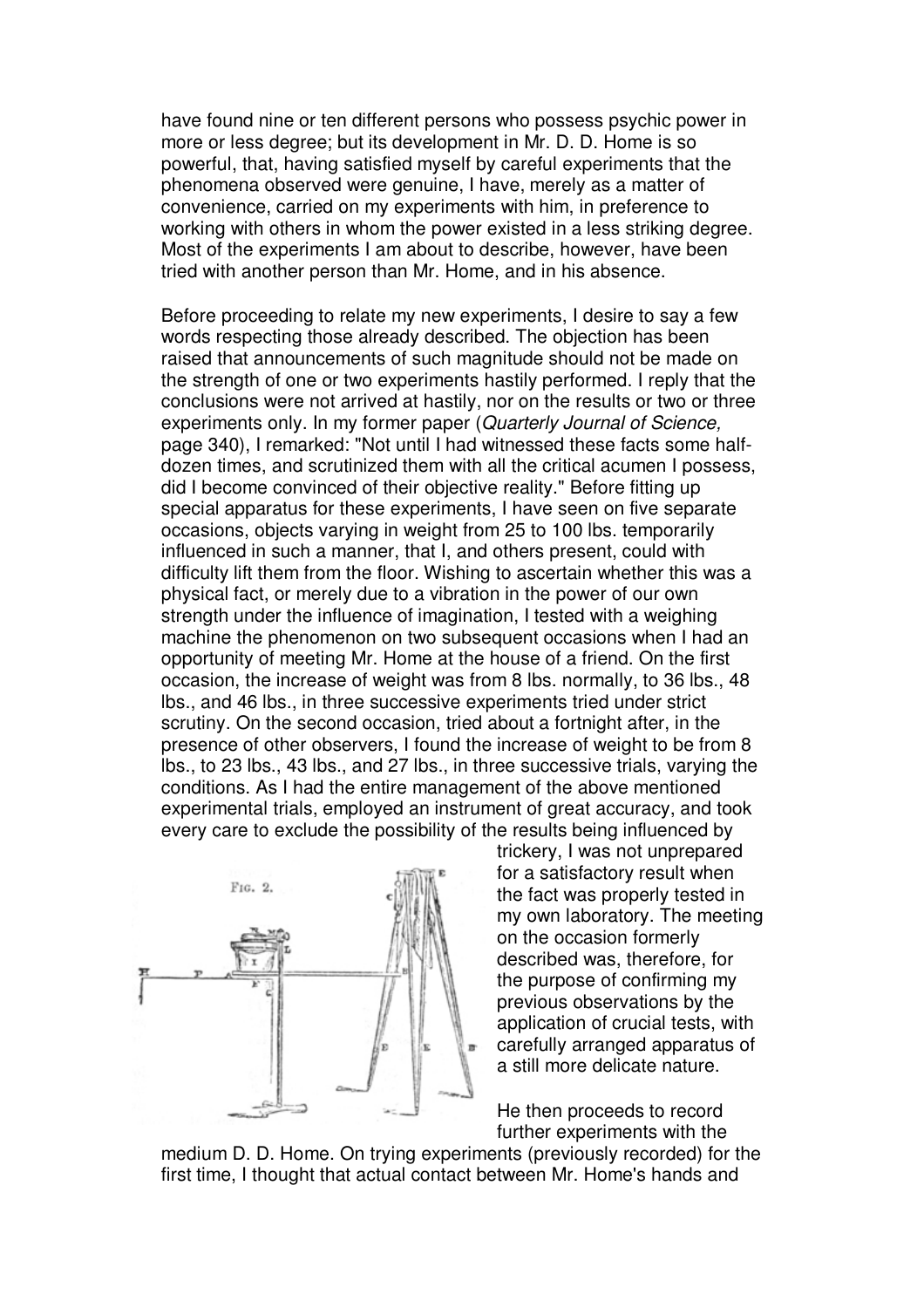have found nine or ten different persons who possess psychic power in more or less degree; but its development in Mr. D. D. Home is so powerful, that, having satisfied myself by careful experiments that the phenomena observed were genuine, I have, merely as a matter of convenience, carried on my experiments with him, in preference to working with others in whom the power existed in a less striking degree. Most of the experiments I am about to describe, however, have been tried with another person than Mr. Home, and in his absence.

Before proceeding to relate my new experiments, I desire to say a few words respecting those already described. The objection has been raised that announcements of such magnitude should not be made on the strength of one or two experiments hastily performed. I reply that the conclusions were not arrived at hastily, nor on the results or two or three experiments only. In my former paper (*Quarterly Journal of Science,* page 340), I remarked: "Not until I had witnessed these facts some half-dozen times, and scrutinized them with all the critical acumen I possess, did I become convinced of their objective reality." Before fitting up special apparatus for these experiments, I have seen on five separate occasions, objects varying in weight from 25 to 100 lbs. temporarily influenced in such a manner, that I, and others present, could with difficulty lift them from the floor. Wishing to ascertain whether this was a physical fact, or merely due to a vibration in the power of our own strength under the influence of imagination, I tested with a weighing machine the phenomenon on two subsequent occasions when I had an opportunity of meeting Mr. Home at the house of a friend. On the first occasion, the increase of weight was from 8 lbs. normally, to 36 lbs., 48 lbs., and 46 lbs., in three successive experiments tried under strict scrutiny. On the second occasion, tried about a fortnight after, in the presence of other observers, I found the increase of weight to be from 8 lbs., to 23 lbs., 43 lbs., and 27 lbs., in three successive trials, varying the conditions. As I had the entire management of the above mentioned experimental trials, employed an instrument of great accuracy, and took every care to exclude the possibility of the results being influenced by trickery, I was not unprepared for a satisfactory result when the fact was properly tested in my own laboratory. The meeting on the occasion formerly described was, therefore, for the purpose of confirming my previous observations by the application of crucial tests, with carefully arranged apparatus of a still more delicate nature.

Fig. 2.

He then proceeds to record further experiments with the medium D. D. Home. On trying experiments (previously recorded) for the first time, I thought that actual contact between Mr. Home's hands and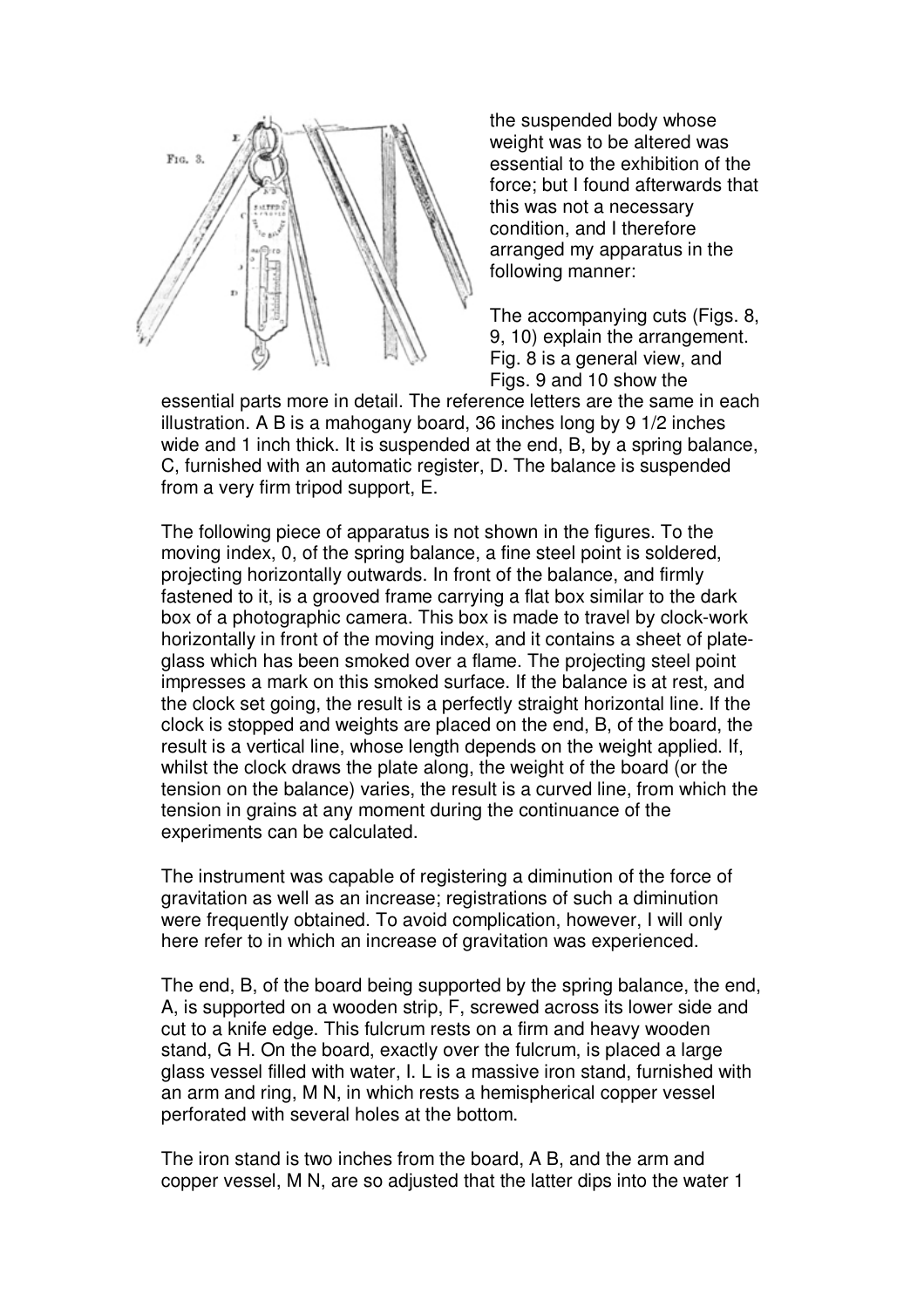the suspended body whose weight was to be altered was essential to the exhibition of the force; but I found afterwards that this was not a necessary condition, and I therefore arranged my apparatus in the following manner:

The accompanying cuts (Figs. 8, 9, 10) explain the arrangement. Fig. 8 is a general view, and Figs. 9 and 10 show the essential parts more in detail. The reference letters are the same in each illustration. A B is a mahogany board, 36 inches long by 9 1/2 inches wide and 1 inch thick. It is suspended at the end, B, by a spring balance, C, furnished with an automatic register, D. The balance is suspended from a very firm tripod support, E.

The following piece of apparatus is not shown in the figures. To the moving index, 0, of the spring balance, a fine steel point is soldered, projecting horizontally outwards. In front of the balance, and firmly fastened to it, is a grooved frame carrying a flat box similar to the dark box of a photographic camera. This box is made to travel by clock-work horizontally in front of the moving index, and it contains a sheet of plate-glass which has been smoked over a flame. The projecting steel point impresses a mark on this smoked surface. If the balance is at rest, and the clock set going, the result is a perfectly straight horizontal line. If the clock is stopped and weights are placed on the end, B, of the board, the result is a vertical line, whose length depends on the weight applied. If, whilst the clock draws the plate along, the weight of the board (or the tension on the balance) varies, the result is a curved line, from which the tension in grains at any moment during the continuance of the experiments can be calculated.

The instrument was capable of registering a diminution of the force of gravitation as well as an increase; registrations of such a diminution were frequently obtained. To avoid complication, however, I will only here refer to in which an increase of gravitation was experienced.

The end, B, of the board being supported by the spring balance, the end, A, is supported on a wooden strip, F, screwed across its lower side and cut to a knife edge. This fulcrum rests on a firm and heavy wooden stand, G H. On the board, exactly over the fulcrum, is placed a large glass vessel filled with water, I. L is a massive iron stand, furnished with an arm and ring, M N, in which rests a hemispherical copper vessel perforated with several holes at the bottom.

The iron stand is two inches from the board, A B, and the arm and copper vessel, M N, are so adjusted that the latter dips into the water 1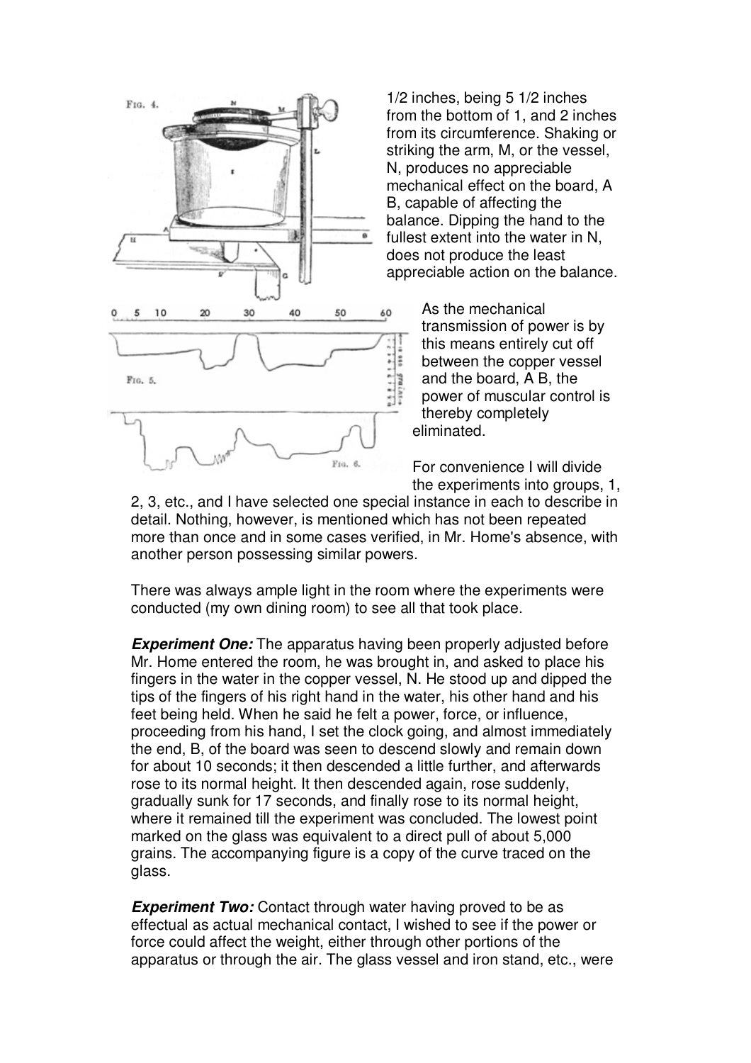1/2 inches, being 5 1/2 inches from the bottom of 1, and 2 inches from its circumference. Shaking or striking the arm, M, or the vessel, N, produces no appreciable mechanical effect on the board, A B, capable of affecting the balance. Dipping the hand to the fullest extent into the water in N, does not produce the least appreciable action on the balance.

As the mechanical transmission of power is by this means entirely cut off between the copper vessel and the board, A B, the power of muscular control is thereby completely eliminated.

For convenience I will divide the experiments into groups, 1, 2, 3, etc., and I have selected one special instance in each to describe in detail. Nothing, however, is mentioned which has not been repeated more than once and in some cases verified, in Mr. Home's absence, with another person possessing similar powers.

There was always ample light in the room where the experiments were conducted (my own dining room) to see all that took place.

***Experiment One:*** The apparatus having been properly adjusted before Mr. Home entered the room, he was brought in, and asked to place his fingers in the water in the copper vessel, N. He stood up and dipped the tips of the fingers of his right hand in the water, his other hand and his feet being held. When he said he felt a power, force, or influence, proceeding from his hand, I set the clock going, and almost immediately the end, B, of the board was seen to descend slowly and remain down for about 10 seconds; it then descended a little further, and afterwards rose to its normal height. It then descended again, rose suddenly, gradually sunk for 17 seconds, and finally rose to its normal height, where it remained till the experiment was concluded. The lowest point marked on the glass was equivalent to a direct pull of about 5,000 grains. The accompanying figure is a copy of the curve traced on the glass.

***Experiment Two:*** Contact through water having proved to be as effectual as actual mechanical contact, I wished to see if the power or force could affect the weight, either through other portions of the apparatus or through the air. The glass vessel and iron stand, etc., were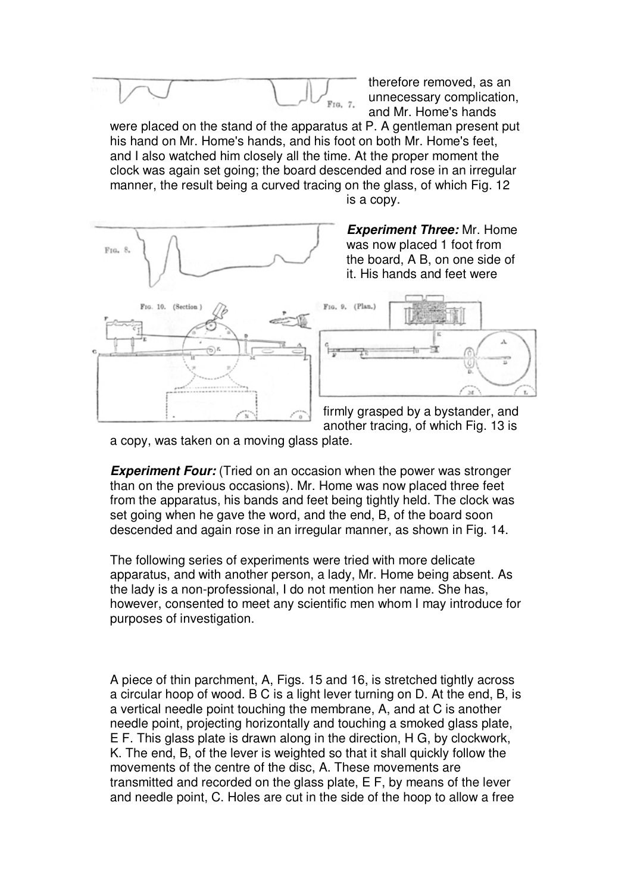therefore removed, as an unnecessary complication, and Mr. Home's hands were placed on the stand of the apparatus at P. A gentleman present put his hand on Mr. Home's hands, and his foot on both Mr. Home's feet, and I also watched him closely all the time. At the proper moment the clock was again set going; the board descended and rose in an irregular manner, the result being a curved tracing on the glass, of which Fig. 12 is a copy.

***Experiment Three:*** Mr. Home was now placed 1 foot from the board, A B, on one side of it. His hands and feet were firmly grasped by a bystander, and another tracing, of which Fig. 13 is a copy, was taken on a moving glass plate.

***Experiment Four:*** (Tried on an occasion when the power was stronger than on the previous occasions). Mr. Home was now placed three feet from the apparatus, his bands and feet being tightly held. The clock was set going when he gave the word, and the end, B, of the board soon descended and again rose in an irregular manner, as shown in Fig. 14.

The following series of experiments were tried with more delicate apparatus, and with another person, a lady, Mr. Home being absent. As the lady is a non-professional, I do not mention her name. She has, however, consented to meet any scientific men whom I may introduce for purposes of investigation.

A piece of thin parchment, A, Figs. 15 and 16, is stretched tightly across a circular hoop of wood. B C is a light lever turning on D. At the end, B, is a vertical needle point touching the membrane, A, and at C is another needle point, projecting horizontally and touching a smoked glass plate, E F. This glass plate is drawn along in the direction, H G, by clockwork, K. The end, B, of the lever is weighted so that it shall quickly follow the movements of the centre of the disc, A. These movements are transmitted and recorded on the glass plate, E F, by means of the lever and needle point, C. Holes are cut in the side of the hoop to allow a free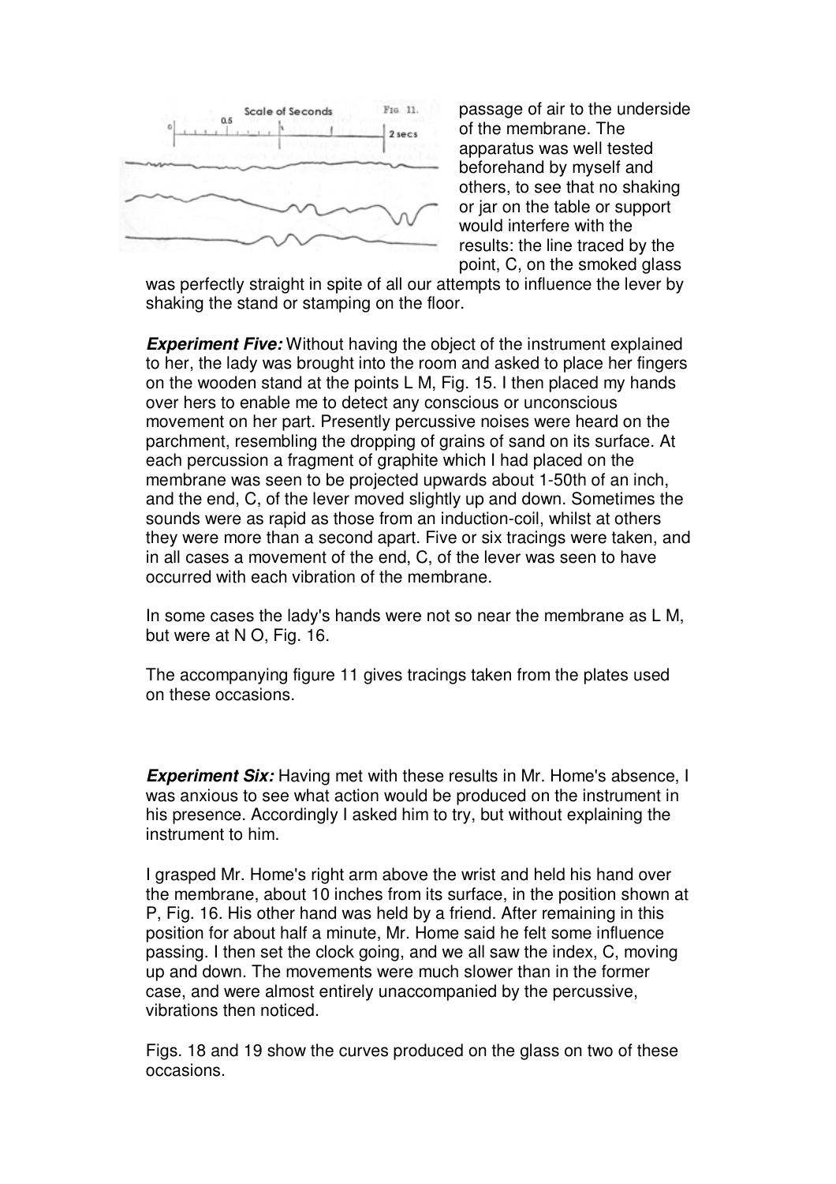passage of air to the underside of the membrane. The apparatus was well tested beforehand by myself and others, to see that no shaking or jar on the table or support would interfere with the results: the line traced by the point, C, on the smoked glass was perfectly straight in spite of all our attempts to influence the lever by shaking the stand or stamping on the floor.

***Experiment Five:*** Without having the object of the instrument explained to her, the lady was brought into the room and asked to place her fingers on the wooden stand at the points L M, Fig. 15. I then placed my hands over hers to enable me to detect any conscious or unconscious movement on her part. Presently percussive noises were heard on the parchment, resembling the dropping of grains of sand on its surface. At each percussion a fragment of graphite which I had placed on the membrane was seen to be projected upwards about 1-50th of an inch, and the end, C, of the lever moved slightly up and down. Sometimes the sounds were as rapid as those from an induction-coil, whilst at others they were more than a second apart. Five or six tracings were taken, and in all cases a movement of the end, C, of the lever was seen to have occurred with each vibration of the membrane.

In some cases the lady's hands were not so near the membrane as L M, but were at N O, Fig. 16.

The accompanying figure 11 gives tracings taken from the plates used on these occasions.

***Experiment Six:*** Having met with these results in Mr. Home's absence, I was anxious to see what action would be produced on the instrument in his presence. Accordingly I asked him to try, but without explaining the instrument to him.

I grasped Mr. Home's right arm above the wrist and held his hand over the membrane, about 10 inches from its surface, in the position shown at P, Fig. 16. His other hand was held by a friend. After remaining in this position for about half a minute, Mr. Home said he felt some influence passing. I then set the clock going, and we all saw the index, C, moving up and down. The movements were much slower than in the former case, and were almost entirely unaccompanied by the percussive, vibrations then noticed.

Figs. 18 and 19 show the curves produced on the glass on two of these occasions.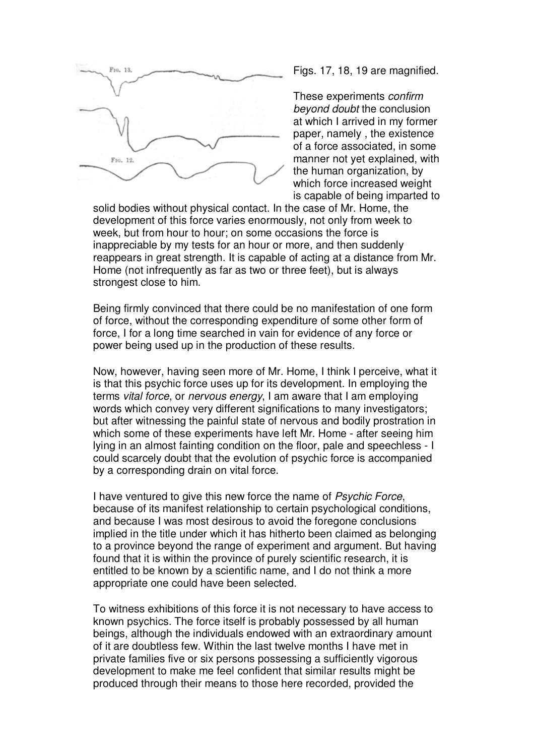Figs. 17, 18, 19 are magnified.

These experiments *confirm beyond doubt* the conclusion at which I arrived in my former paper, namely , the existence of a force associated, in some manner not yet explained, with the human organization, by which force increased weight is capable of being imparted to solid bodies without physical contact. In the case of Mr. Home, the development of this force varies enormously, not only from week to week, but from hour to hour; on some occasions the force is inappreciable by my tests for an hour or more, and then suddenly reappears in great strength. It is capable of acting at a distance from Mr. Home (not infrequently as far as two or three feet), but is always strongest close to him.

Being firmly convinced that there could be no manifestation of one form of force, without the corresponding expenditure of some other form of force, I for a long time searched in vain for evidence of any force or power being used up in the production of these results.

Now, however, having seen more of Mr. Home, I think I perceive, what it is that this psychic force uses up for its development. In employing the terms *vital force*, or *nervous energy*, I am aware that I am employing words which convey very different significations to many investigators; but after witnessing the painful state of nervous and bodily prostration in which some of these experiments have left Mr. Home - after seeing him lying in an almost fainting condition on the floor, pale and speechless - I could scarcely doubt that the evolution of psychic force is accompanied by a corresponding drain on vital force.

I have ventured to give this new force the name of *Psychic Force*, because of its manifest relationship to certain psychological conditions, and because I was most desirous to avoid the foregone conclusions implied in the title under which it has hitherto been claimed as belonging to a province beyond the range of experiment and argument. But having found that it is within the province of purely scientific research, it is entitled to be known by a scientific name, and I do not think a more appropriate one could have been selected.

To witness exhibitions of this force it is not necessary to have access to known psychics. The force itself is probably possessed by all human beings, although the individuals endowed with an extraordinary amount of it are doubtless few. Within the last twelve months I have met in private families five or six persons possessing a sufficiently vigorous development to make me feel confident that similar results might be produced through their means to those here recorded, provided the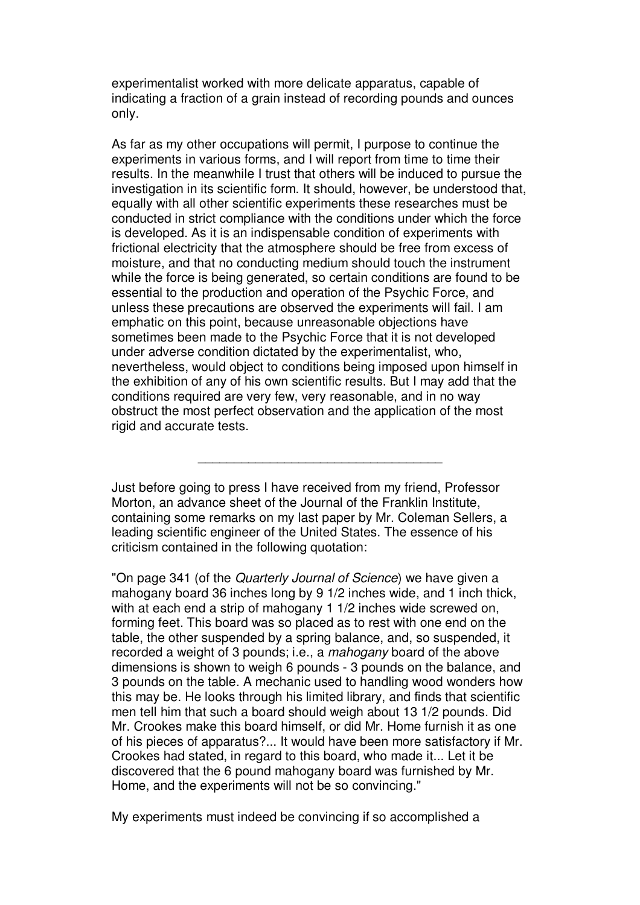experimentalist worked with more delicate apparatus, capable of indicating a fraction of a grain instead of recording pounds and ounces only.

As far as my other occupations will permit, I purpose to continue the experiments in various forms, and I will report from time to time their results. In the meanwhile I trust that others will be induced to pursue the investigation in its scientific form. It should, however, be understood that, equally with all other scientific experiments these researches must be conducted in strict compliance with the conditions under which the force is developed. As it is an indispensable condition of experiments with frictional electricity that the atmosphere should be free from excess of moisture, and that no conducting medium should touch the instrument while the force is being generated, so certain conditions are found to be essential to the production and operation of the Psychic Force, and unless these precautions are observed the experiments will fail. I am emphatic on this point, because unreasonable objections have sometimes been made to the Psychic Force that it is not developed under adverse condition dictated by the experimentalist, who, nevertheless, would object to conditions being imposed upon himself in the exhibition of any of his own scientific results. But I may add that the conditions required are very few, very reasonable, and in no way obstruct the most perfect observation and the application of the most rigid and accurate tests.

---

Just before going to press I have received from my friend, Professor Morton, an advance sheet of the Journal of the Franklin Institute, containing some remarks on my last paper by Mr. Coleman Sellers, a leading scientific engineer of the United States. The essence of his criticism contained in the following quotation:

"On page 341 (of the *Quarterly Journal of Science*) we have given a mahogany board 36 inches long by 9 1/2 inches wide, and 1 inch thick, with at each end a strip of mahogany 1 1/2 inches wide screwed on, forming feet. This board was so placed as to rest with one end on the table, the other suspended by a spring balance, and, so suspended, it recorded a weight of 3 pounds; i.e., a *mahogany* board of the above dimensions is shown to weigh 6 pounds - 3 pounds on the balance, and 3 pounds on the table. A mechanic used to handling wood wonders how this may be. He looks through his limited library, and finds that scientific men tell him that such a board should weigh about 13 1/2 pounds. Did Mr. Crookes make this board himself, or did Mr. Home furnish it as one of his pieces of apparatus?... It would have been more satisfactory if Mr. Crookes had stated, in regard to this board, who made it... Let it be discovered that the 6 pound mahogany board was furnished by Mr. Home, and the experiments will not be so convincing."

My experiments must indeed be convincing if so accomplished a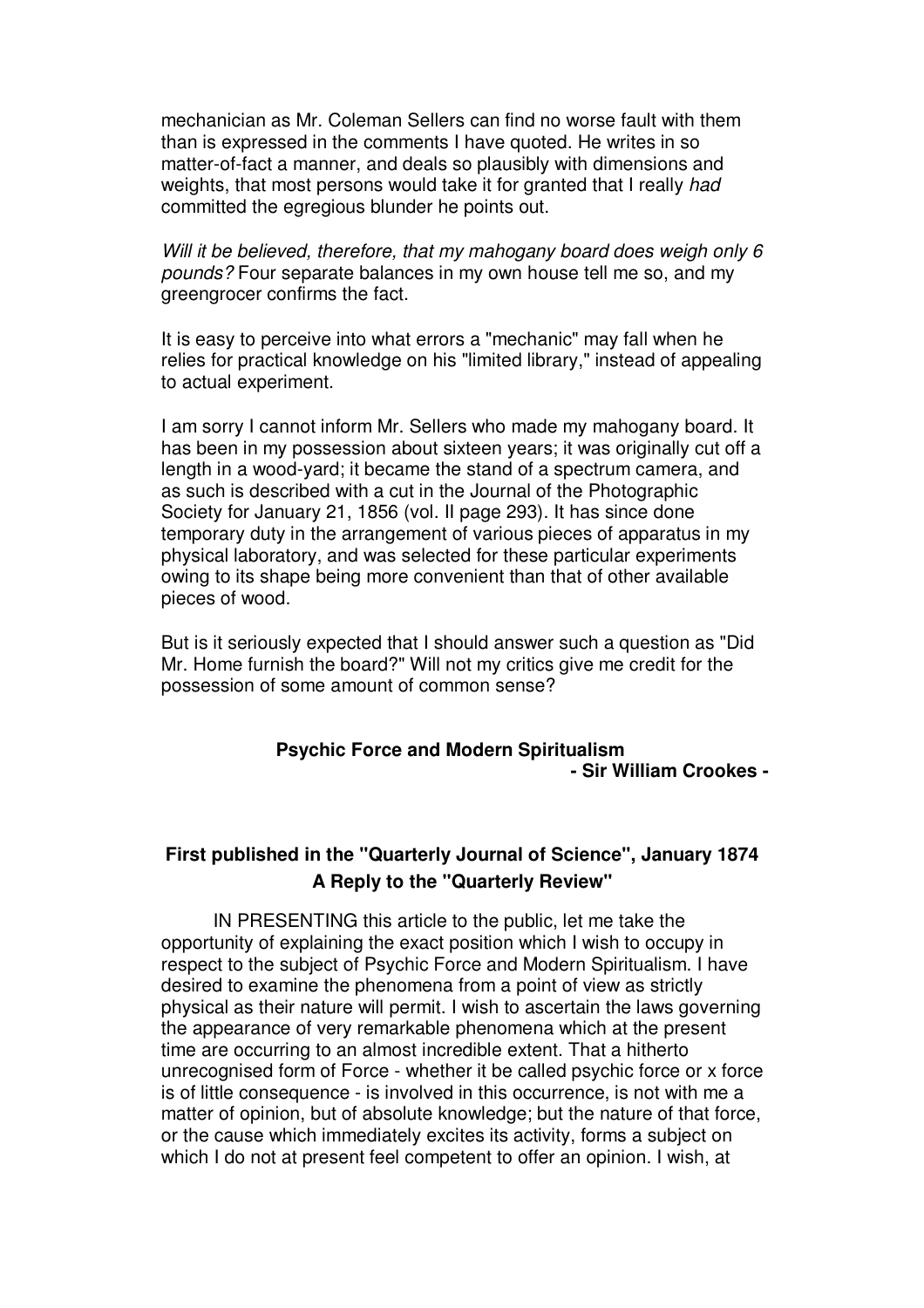mechanician as Mr. Coleman Sellers can find no worse fault with them than is expressed in the comments I have quoted. He writes in so matter-of-fact a manner, and deals so plausibly with dimensions and weights, that most persons would take it for granted that I really *had* committed the egregious blunder he points out.

*Will it be believed, therefore, that my mahogany board does weigh only 6 pounds?* Four separate balances in my own house tell me so, and my greengrocer confirms the fact.

It is easy to perceive into what errors a "mechanic" may fall when he relies for practical knowledge on his "limited library," instead of appealing to actual experiment.

I am sorry I cannot inform Mr. Sellers who made my mahogany board. It has been in my possession about sixteen years; it was originally cut off a length in a wood-yard; it became the stand of a spectrum camera, and as such is described with a cut in the Journal of the Photographic Society for January 21, 1856 (vol. II page 293). It has since done temporary duty in the arrangement of various pieces of apparatus in my physical laboratory, and was selected for these particular experiments owing to its shape being more convenient than that of other available pieces of wood.

But is it seriously expected that I should answer such a question as "Did Mr. Home furnish the board?" Will not my critics give me credit for the possession of some amount of common sense?

**Psychic Force and Modern Spiritualism**
**- Sir William Crookes -**

## First published in the "Quarterly Journal of Science", January 1874
## A Reply to the "Quarterly Review"

IN PRESENTING this article to the public, let me take the opportunity of explaining the exact position which I wish to occupy in respect to the subject of Psychic Force and Modern Spiritualism. I have desired to examine the phenomena from a point of view as strictly physical as their nature will permit. I wish to ascertain the laws governing the appearance of very remarkable phenomena which at the present time are occurring to an almost incredible extent. That a hitherto unrecognised form of Force - whether it be called psychic force or x force is of little consequence - is involved in this occurrence, is not with me a matter of opinion, but of absolute knowledge; but the nature of that force, or the cause which immediately excites its activity, forms a subject on which I do not at present feel competent to offer an opinion. I wish, at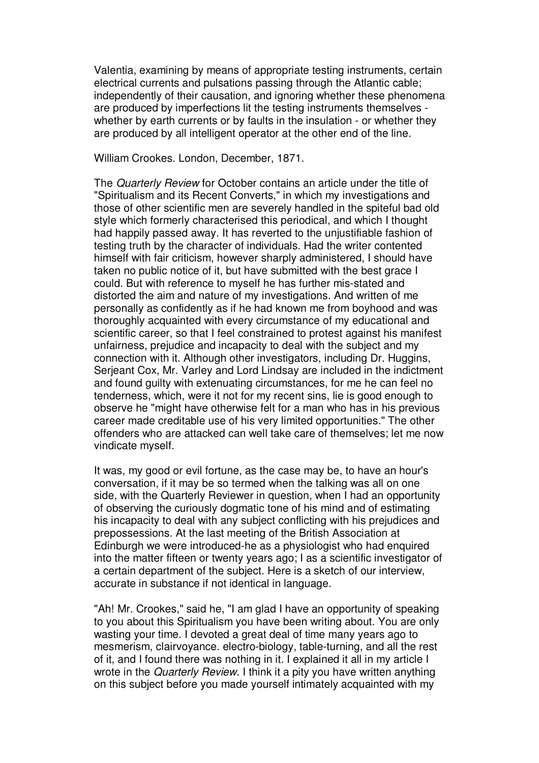Valentia, examining by means of appropriate testing instruments, certain electrical currents and pulsations passing through the Atlantic cable; independently of their causation, and ignoring whether these phenomena are produced by imperfections lit the testing instruments themselves - whether by earth currents or by faults in the insulation - or whether they are produced by all intelligent operator at the other end of the line.

William Crookes. London, December, 1871.

The *Quarterly Review* for October contains an article under the title of "Spiritualism and its Recent Converts," in which my investigations and those of other scientific men are severely handled in the spiteful bad old style which formerly characterised this periodical, and which I thought had happily passed away. It has reverted to the unjustifiable fashion of testing truth by the character of individuals. Had the writer contented himself with fair criticism, however sharply administered, I should have taken no public notice of it, but have submitted with the best grace I could. But with reference to myself he has further mis-stated and distorted the aim and nature of my investigations. And written of me personally as confidently as if he had known me from boyhood and was thoroughly acquainted with every circumstance of my educational and scientific career, so that I feel constrained to protest against his manifest unfairness, prejudice and incapacity to deal with the subject and my connection with it. Although other investigators, including Dr. Huggins, Serjeant Cox, Mr. Varley and Lord Lindsay are included in the indictment and found guilty with extenuating circumstances, for me he can feel no tenderness, which, were it not for my recent sins, lie is good enough to observe he "might have otherwise felt for a man who has in his previous career made creditable use of his very limited opportunities." The other offenders who are attacked can well take care of themselves; let me now vindicate myself.

It was, my good or evil fortune, as the case may be, to have an hour's conversation, if it may be so termed when the talking was all on one side, with the Quarterly Reviewer in question, when I had an opportunity of observing the curiously dogmatic tone of his mind and of estimating his incapacity to deal with any subject conflicting with his prejudices and prepossessions. At the last meeting of the British Association at Edinburgh we were introduced-he as a physiologist who had enquired into the matter fifteen or twenty years ago; I as a scientific investigator of a certain department of the subject. Here is a sketch of our interview, accurate in substance if not identical in language.

"Ah! Mr. Crookes," said he, "I am glad I have an opportunity of speaking to you about this Spiritualism you have been writing about. You are only wasting your time. I devoted a great deal of time many years ago to mesmerism, clairvoyance. electro-biology, table-turning, and all the rest of it, and I found there was nothing in it. I explained it all in my article I wrote in the *Quarterly Review*. I think it a pity you have written anything on this subject before you made yourself intimately acquainted with my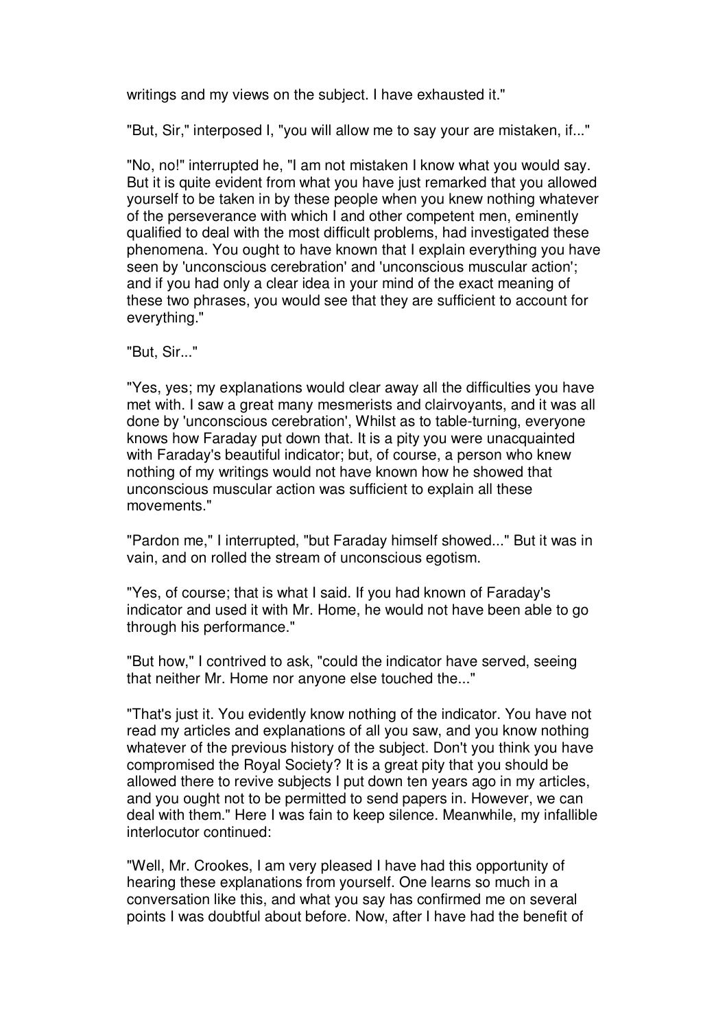writings and my views on the subject. I have exhausted it."

"But, Sir," interposed I, "you will allow me to say your are mistaken, if..."

"No, no!" interrupted he, "I am not mistaken I know what you would say. But it is quite evident from what you have just remarked that you allowed yourself to be taken in by these people when you knew nothing whatever of the perseverance with which I and other competent men, eminently qualified to deal with the most difficult problems, had investigated these phenomena. You ought to have known that I explain everything you have seen by 'unconscious cerebration' and 'unconscious muscular action'; and if you had only a clear idea in your mind of the exact meaning of these two phrases, you would see that they are sufficient to account for everything."

"But, Sir..."

"Yes, yes; my explanations would clear away all the difficulties you have met with. I saw a great many mesmerists and clairvoyants, and it was all done by 'unconscious cerebration', Whilst as to table-turning, everyone knows how Faraday put down that. It is a pity you were unacquainted with Faraday's beautiful indicator; but, of course, a person who knew nothing of my writings would not have known how he showed that unconscious muscular action was sufficient to explain all these movements."

"Pardon me," I interrupted, "but Faraday himself showed..." But it was in vain, and on rolled the stream of unconscious egotism.

"Yes, of course; that is what I said. If you had known of Faraday's indicator and used it with Mr. Home, he would not have been able to go through his performance."

"But how," I contrived to ask, "could the indicator have served, seeing that neither Mr. Home nor anyone else touched the..."

"That's just it. You evidently know nothing of the indicator. You have not read my articles and explanations of all you saw, and you know nothing whatever of the previous history of the subject. Don't you think you have compromised the Royal Society? It is a great pity that you should be allowed there to revive subjects I put down ten years ago in my articles, and you ought not to be permitted to send papers in. However, we can deal with them." Here I was fain to keep silence. Meanwhile, my infallible interlocutor continued:

"Well, Mr. Crookes, I am very pleased I have had this opportunity of hearing these explanations from yourself. One learns so much in a conversation like this, and what you say has confirmed me on several points I was doubtful about before. Now, after I have had the benefit of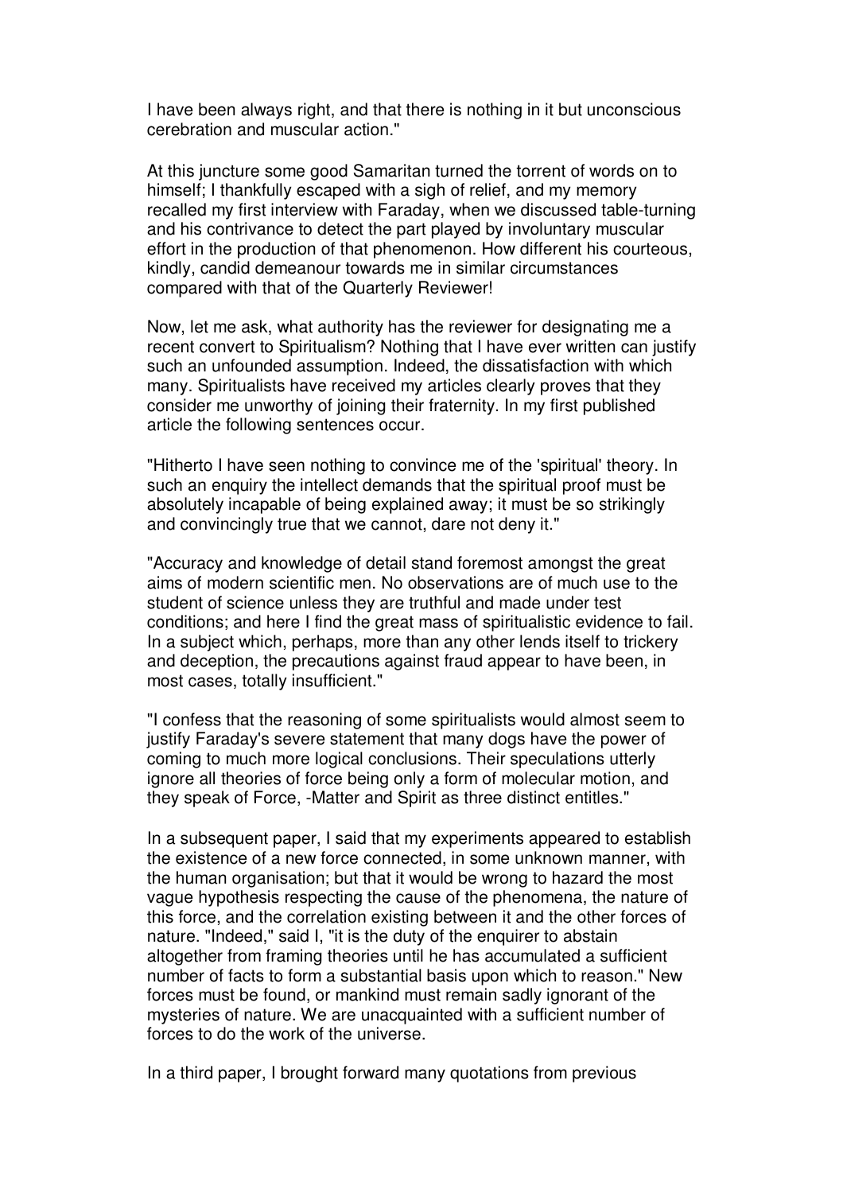I have been always right, and that there is nothing in it but unconscious cerebration and muscular action."

At this juncture some good Samaritan turned the torrent of words on to himself; I thankfully escaped with a sigh of relief, and my memory recalled my first interview with Faraday, when we discussed table-turning and his contrivance to detect the part played by involuntary muscular effort in the production of that phenomenon. How different his courteous, kindly, candid demeanour towards me in similar circumstances compared with that of the Quarterly Reviewer!

Now, let me ask, what authority has the reviewer for designating me a recent convert to Spiritualism? Nothing that I have ever written can justify such an unfounded assumption. Indeed, the dissatisfaction with which many. Spiritualists have received my articles clearly proves that they consider me unworthy of joining their fraternity. In my first published article the following sentences occur.

"Hitherto I have seen nothing to convince me of the 'spiritual' theory. In such an enquiry the intellect demands that the spiritual proof must be absolutely incapable of being explained away; it must be so strikingly and convincingly true that we cannot, dare not deny it."

"Accuracy and knowledge of detail stand foremost amongst the great aims of modern scientific men. No observations are of much use to the student of science unless they are truthful and made under test conditions; and here I find the great mass of spiritualistic evidence to fail. In a subject which, perhaps, more than any other lends itself to trickery and deception, the precautions against fraud appear to have been, in most cases, totally insufficient."

"I confess that the reasoning of some spiritualists would almost seem to justify Faraday's severe statement that many dogs have the power of coming to much more logical conclusions. Their speculations utterly ignore all theories of force being only a form of molecular motion, and they speak of Force, -Matter and Spirit as three distinct entitles."

In a subsequent paper, I said that my experiments appeared to establish the existence of a new force connected, in some unknown manner, with the human organisation; but that it would be wrong to hazard the most vague hypothesis respecting the cause of the phenomena, the nature of this force, and the correlation existing between it and the other forces of nature. "Indeed," said I, "it is the duty of the enquirer to abstain altogether from framing theories until he has accumulated a sufficient number of facts to form a substantial basis upon which to reason." New forces must be found, or mankind must remain sadly ignorant of the mysteries of nature. We are unacquainted with a sufficient number of forces to do the work of the universe.

In a third paper, I brought forward many quotations from previous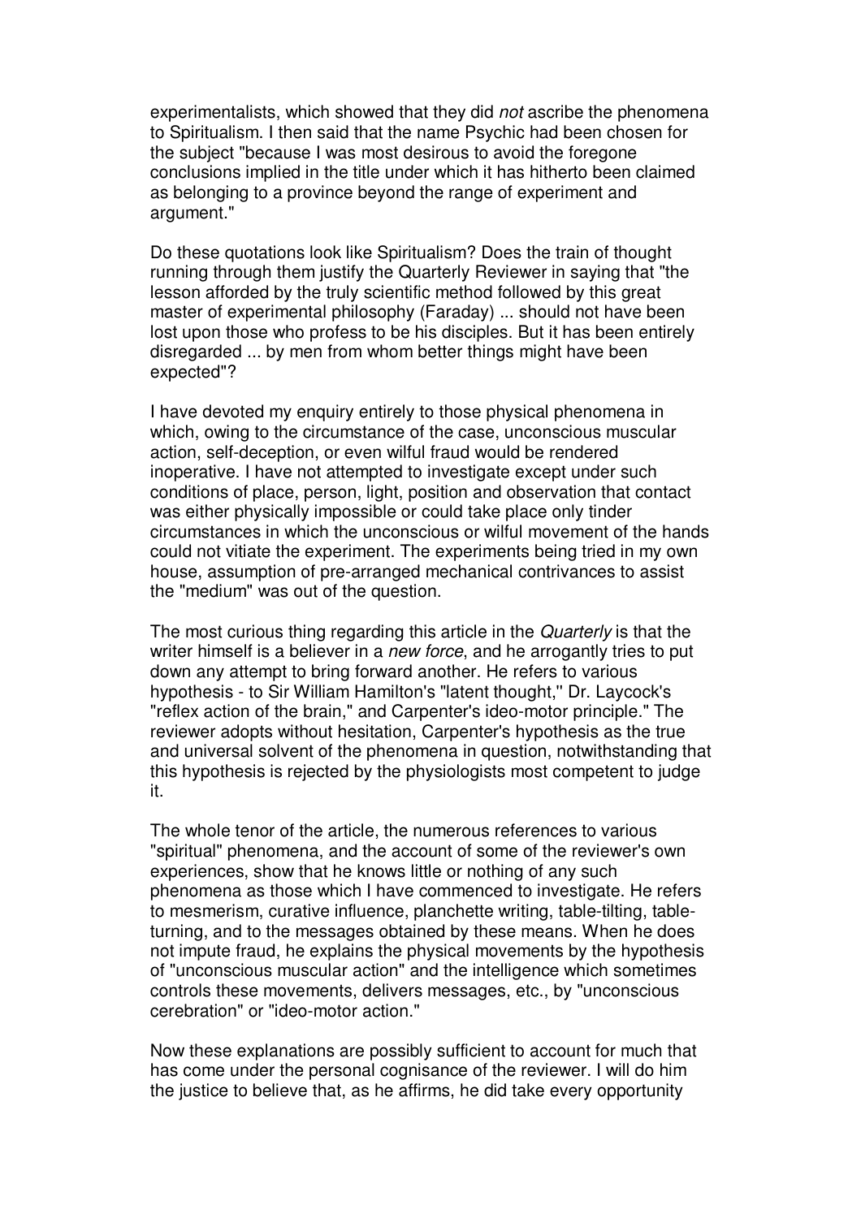experimentalists, which showed that they did *not* ascribe the phenomena to Spiritualism. I then said that the name Psychic had been chosen for the subject "because I was most desirous to avoid the foregone conclusions implied in the title under which it has hitherto been claimed as belonging to a province beyond the range of experiment and argument."

Do these quotations look like Spiritualism? Does the train of thought running through them justify the Quarterly Reviewer in saying that "the lesson afforded by the truly scientific method followed by this great master of experimental philosophy (Faraday) ... should not have been lost upon those who profess to be his disciples. But it has been entirely disregarded ... by men from whom better things might have been expected"?

I have devoted my enquiry entirely to those physical phenomena in which, owing to the circumstance of the case, unconscious muscular action, self-deception, or even wilful fraud would be rendered inoperative. I have not attempted to investigate except under such conditions of place, person, light, position and observation that contact was either physically impossible or could take place only tinder circumstances in which the unconscious or wilful movement of the hands could not vitiate the experiment. The experiments being tried in my own house, assumption of pre-arranged mechanical contrivances to assist the "medium" was out of the question.

The most curious thing regarding this article in the *Quarterly* is that the writer himself is a believer in a *new force*, and he arrogantly tries to put down any attempt to bring forward another. He refers to various hypothesis - to Sir William Hamilton's "latent thought,'' Dr. Laycock's "reflex action of the brain," and Carpenter's ideo-motor principle." The reviewer adopts without hesitation, Carpenter's hypothesis as the true and universal solvent of the phenomena in question, notwithstanding that this hypothesis is rejected by the physiologists most competent to judge it.

The whole tenor of the article, the numerous references to various "spiritual" phenomena, and the account of some of the reviewer's own experiences, show that he knows little or nothing of any such phenomena as those which I have commenced to investigate. He refers to mesmerism, curative influence, planchette writing, table-tilting, table-turning, and to the messages obtained by these means. When he does not impute fraud, he explains the physical movements by the hypothesis of "unconscious muscular action" and the intelligence which sometimes controls these movements, delivers messages, etc., by "unconscious cerebration" or "ideo-motor action."

Now these explanations are possibly sufficient to account for much that has come under the personal cognisance of the reviewer. I will do him the justice to believe that, as he affirms, he did take every opportunity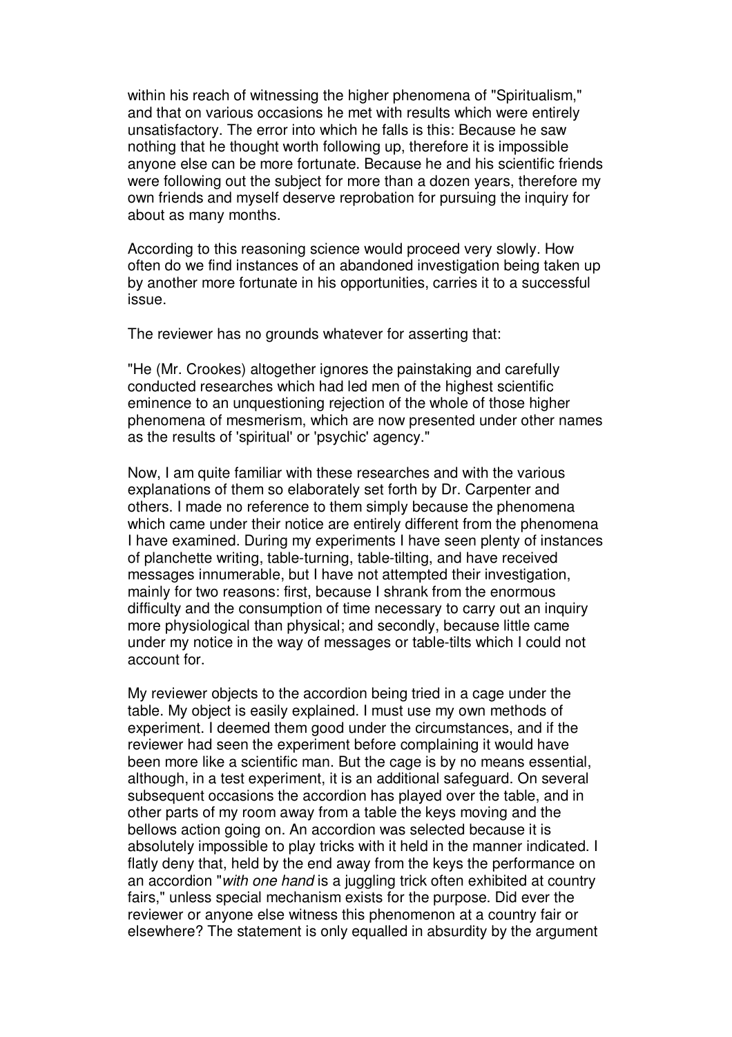within his reach of witnessing the higher phenomena of "Spiritualism," and that on various occasions he met with results which were entirely unsatisfactory. The error into which he falls is this: Because he saw nothing that he thought worth following up, therefore it is impossible anyone else can be more fortunate. Because he and his scientific friends were following out the subject for more than a dozen years, therefore my own friends and myself deserve reprobation for pursuing the inquiry for about as many months.

According to this reasoning science would proceed very slowly. How often do we find instances of an abandoned investigation being taken up by another more fortunate in his opportunities, carries it to a successful issue.

The reviewer has no grounds whatever for asserting that:

"He (Mr. Crookes) altogether ignores the painstaking and carefully conducted researches which had led men of the highest scientific eminence to an unquestioning rejection of the whole of those higher phenomena of mesmerism, which are now presented under other names as the results of 'spiritual' or 'psychic' agency."

Now, I am quite familiar with these researches and with the various explanations of them so elaborately set forth by Dr. Carpenter and others. I made no reference to them simply because the phenomena which came under their notice are entirely different from the phenomena I have examined. During my experiments I have seen plenty of instances of planchette writing, table-turning, table-tilting, and have received messages innumerable, but I have not attempted their investigation, mainly for two reasons: first, because I shrank from the enormous difficulty and the consumption of time necessary to carry out an inquiry more physiological than physical; and secondly, because little came under my notice in the way of messages or table-tilts which I could not account for.

My reviewer objects to the accordion being tried in a cage under the table. My object is easily explained. I must use my own methods of experiment. I deemed them good under the circumstances, and if the reviewer had seen the experiment before complaining it would have been more like a scientific man. But the cage is by no means essential, although, in a test experiment, it is an additional safeguard. On several subsequent occasions the accordion has played over the table, and in other parts of my room away from a table the keys moving and the bellows action going on. An accordion was selected because it is absolutely impossible to play tricks with it held in the manner indicated. I flatly deny that, held by the end away from the keys the performance on an accordion "*with one hand* is a juggling trick often exhibited at country fairs," unless special mechanism exists for the purpose. Did ever the reviewer or anyone else witness this phenomenon at a country fair or elsewhere? The statement is only equalled in absurdity by the argument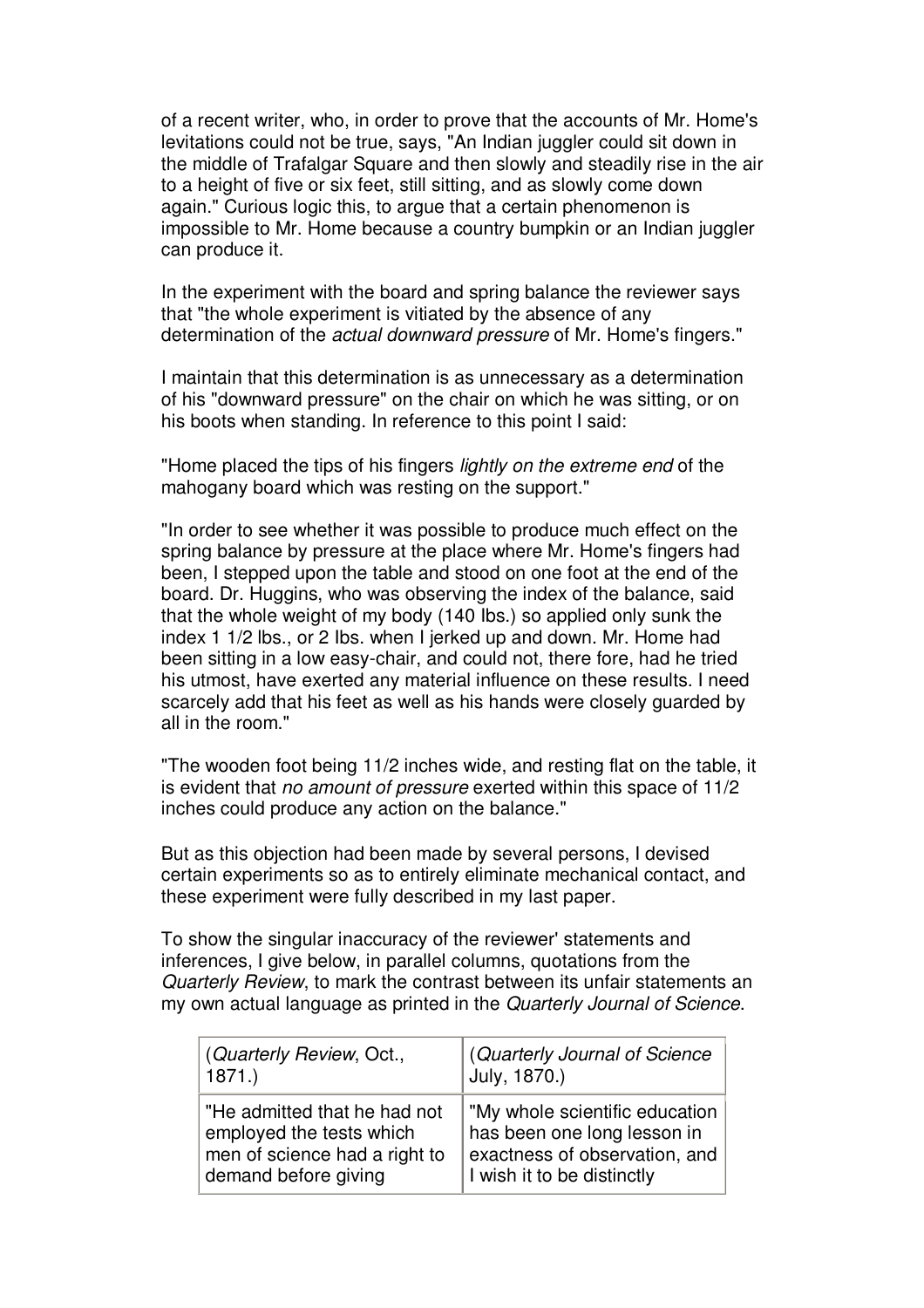of a recent writer, who, in order to prove that the accounts of Mr. Home's levitations could not be true, says, "An Indian juggler could sit down in the middle of Trafalgar Square and then slowly and steadily rise in the air to a height of five or six feet, still sitting, and as slowly come down again." Curious logic this, to argue that a certain phenomenon is impossible to Mr. Home because a country bumpkin or an Indian juggler can produce it.

In the experiment with the board and spring balance the reviewer says that "the whole experiment is vitiated by the absence of any determination of the *actual downward pressure* of Mr. Home's fingers."

I maintain that this determination is as unnecessary as a determination of his "downward pressure" on the chair on which he was sitting, or on his boots when standing. In reference to this point I said:

"Home placed the tips of his fingers *lightly on the extreme end* of the mahogany board which was resting on the support."

"In order to see whether it was possible to produce much effect on the spring balance by pressure at the place where Mr. Home's fingers had been, I stepped upon the table and stood on one foot at the end of the board. Dr. Huggins, who was observing the index of the balance, said that the whole weight of my body (140 lbs.) so applied only sunk the index 1 1/2 lbs., or 2 lbs. when I jerked up and down. Mr. Home had been sitting in a low easy-chair, and could not, there fore, had he tried his utmost, have exerted any material influence on these results. I need scarcely add that his feet as well as his hands were closely guarded by all in the room."

"The wooden foot being 11/2 inches wide, and resting flat on the table, it is evident that *no amount of pressure* exerted within this space of 11/2 inches could produce any action on the balance."

But as this objection had been made by several persons, I devised certain experiments so as to entirely eliminate mechanical contact, and these experiment were fully described in my last paper.

To show the singular inaccuracy of the reviewer' statements and inferences, I give below, in parallel columns, quotations from the *Quarterly Review*, to mark the contrast between its unfair statements an my own actual language as printed in the *Quarterly Journal of Science*.

| (*Quarterly Review*, Oct., 1871.) | (*Quarterly Journal of Science* July, 1870.) |
|---|---|
| "He admitted that he had not employed the tests which men of science had a right to demand before giving | "My whole scientific education has been one long lesson in exactness of observation, and I wish it to be distinctly |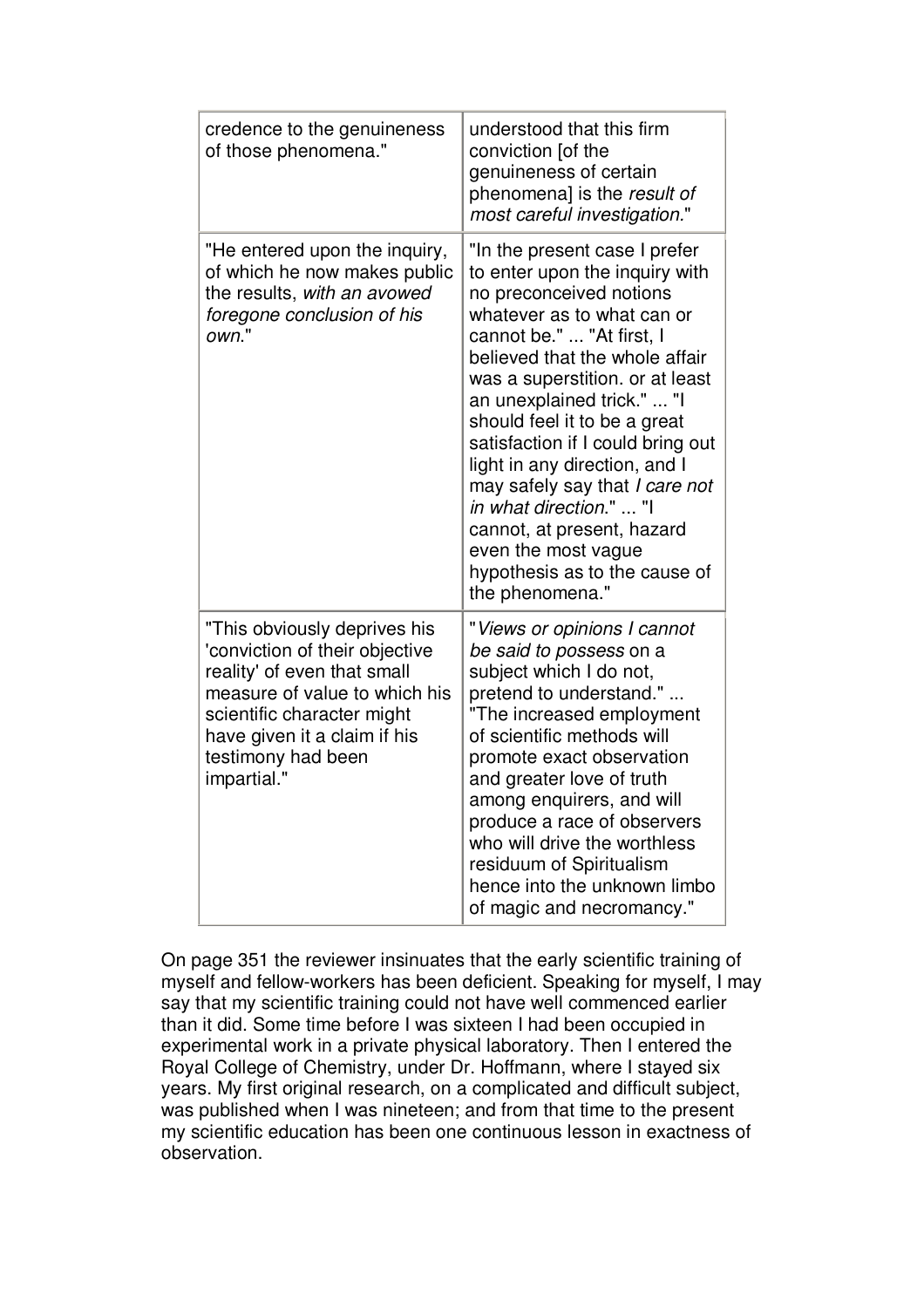| | |
|---|---|
| credence to the genuineness of those phenomena." | understood that this firm conviction [of the genuineness of certain phenomena] is the *result of most careful investigation*." |
| "He entered upon the inquiry, of which he now makes public the results, *with an avowed foregone conclusion of his own*." | "In the present case I prefer to enter upon the inquiry with no preconceived notions whatever as to what can or cannot be." ... "At first, I believed that the whole affair was a superstition. or at least an unexplained trick." ... "I should feel it to be a great satisfaction if I could bring out light in any direction, and I may safely say that *I care not in what direction*." ... "I cannot, at present, hazard even the most vague hypothesis as to the cause of the phenomena." |
| "This obviously deprives his 'conviction of their objective reality' of even that small measure of value to which his scientific character might have given it a claim if his testimony had been impartial." | "*Views or opinions I cannot be said to possess* on a subject which I do not, pretend to understand." ... "The increased employment of scientific methods will promote exact observation and greater love of truth among enquirers, and will produce a race of observers who will drive the worthless residuum of Spiritualism hence into the unknown limbo of magic and necromancy." |

On page 351 the reviewer insinuates that the early scientific training of myself and fellow-workers has been deficient. Speaking for myself, I may say that my scientific training could not have well commenced earlier than it did. Some time before I was sixteen I had been occupied in experimental work in a private physical laboratory. Then I entered the Royal College of Chemistry, under Dr. Hoffmann, where I stayed six years. My first original research, on a complicated and difficult subject, was published when I was nineteen; and from that time to the present my scientific education has been one continuous lesson in exactness of observation.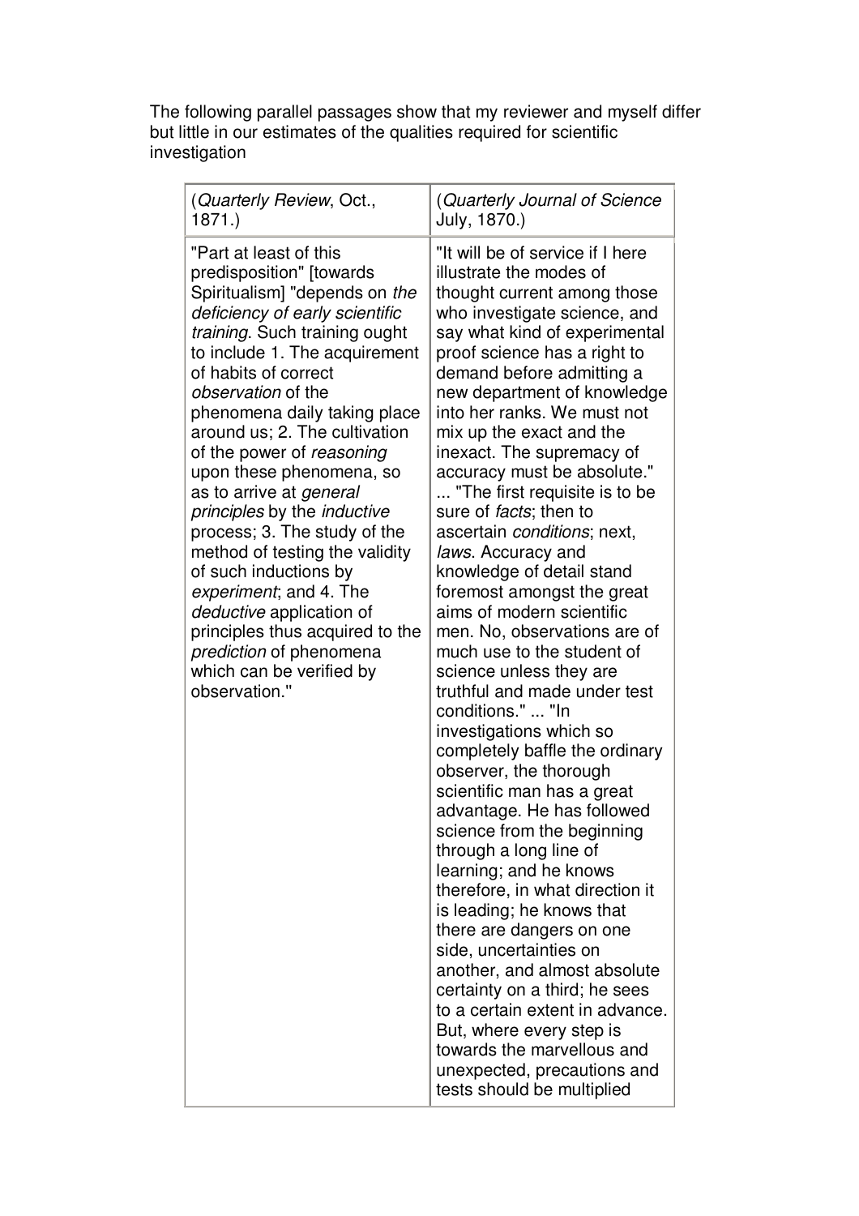The following parallel passages show that my reviewer and myself differ but little in our estimates of the qualities required for scientific investigation

| (*Quarterly Review*, Oct., 1871.) | (*Quarterly Journal of Science* July, 1870.) |
| --- | --- |
| "Part at least of this predisposition" [towards Spiritualism] "depends on *the deficiency of early scientific training*. Such training ought to include 1. The acquirement of habits of correct *observation* of the phenomena daily taking place around us; 2. The cultivation of the power of *reasoning* upon these phenomena, so as to arrive at *general principles* by the *inductive* process; 3. The study of the method of testing the validity of such inductions by *experiment*; and 4. The *deductive* application of principles thus acquired to the *prediction* of phenomena which can be verified by observation." | "It will be of service if I here illustrate the modes of thought current among those who investigate science, and say what kind of experimental proof science has a right to demand before admitting a new department of knowledge into her ranks. We must not mix up the exact and the inexact. The supremacy of accuracy must be absolute." ... "The first requisite is to be sure of *facts*; then to ascertain *conditions*; next, *laws*. Accuracy and knowledge of detail stand foremost amongst the great aims of modern scientific men. No, observations are of much use to the student of science unless they are truthful and made under test conditions." ... "In investigations which so completely baffle the ordinary observer, the thorough scientific man has a great advantage. He has followed science from the beginning through a long line of learning; and he knows therefore, in what direction it is leading; he knows that there are dangers on one side, uncertainties on another, and almost absolute certainty on a third; he sees to a certain extent in advance. But, where every step is towards the marvellous and unexpected, precautions and tests should be multiplied |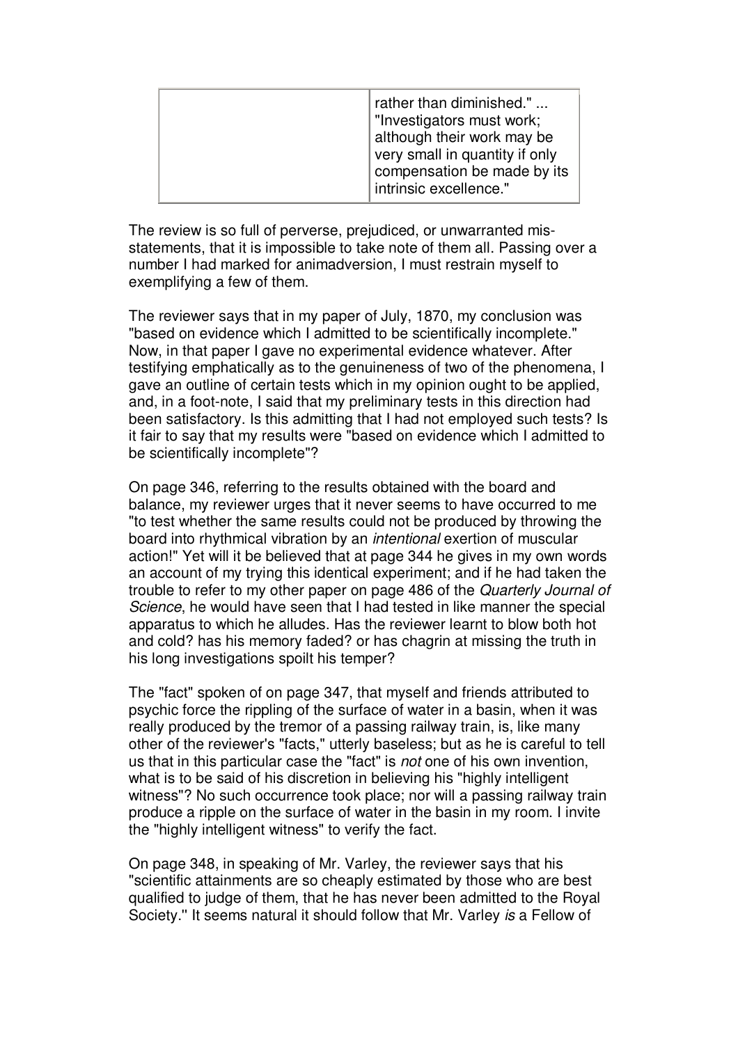| | |
|---|---|
| | rather than diminished." ... "Investigators must work; although their work may be very small in quantity if only compensation be made by its intrinsic excellence." |

The review is so full of perverse, prejudiced, or unwarranted mis-statements, that it is impossible to take note of them all. Passing over a number I had marked for animadversion, I must restrain myself to exemplifying a few of them.

The reviewer says that in my paper of July, 1870, my conclusion was "based on evidence which I admitted to be scientifically incomplete." Now, in that paper I gave no experimental evidence whatever. After testifying emphatically as to the genuineness of two of the phenomena, I gave an outline of certain tests which in my opinion ought to be applied, and, in a foot-note, I said that my preliminary tests in this direction had been satisfactory. Is this admitting that I had not employed such tests? Is it fair to say that my results were "based on evidence which I admitted to be scientifically incomplete"?

On page 346, referring to the results obtained with the board and balance, my reviewer urges that it never seems to have occurred to me "to test whether the same results could not be produced by throwing the board into rhythmical vibration by an *intentional* exertion of muscular action!" Yet will it be believed that at page 344 he gives in my own words an account of my trying this identical experiment; and if he had taken the trouble to refer to my other paper on page 486 of the *Quarterly Journal of Science*, he would have seen that I had tested in like manner the special apparatus to which he alludes. Has the reviewer learnt to blow both hot and cold? has his memory faded? or has chagrin at missing the truth in his long investigations spoilt his temper?

The "fact" spoken of on page 347, that myself and friends attributed to psychic force the rippling of the surface of water in a basin, when it was really produced by the tremor of a passing railway train, is, like many other of the reviewer's "facts," utterly baseless; but as he is careful to tell us that in this particular case the "fact" is *not* one of his own invention, what is to be said of his discretion in believing his "highly intelligent witness"? No such occurrence took place; nor will a passing railway train produce a ripple on the surface of water in the basin in my room. I invite the "highly intelligent witness" to verify the fact.

On page 348, in speaking of Mr. Varley, the reviewer says that his "scientific attainments are so cheaply estimated by those who are best qualified to judge of them, that he has never been admitted to the Royal Society." It seems natural it should follow that Mr. Varley *is* a Fellow of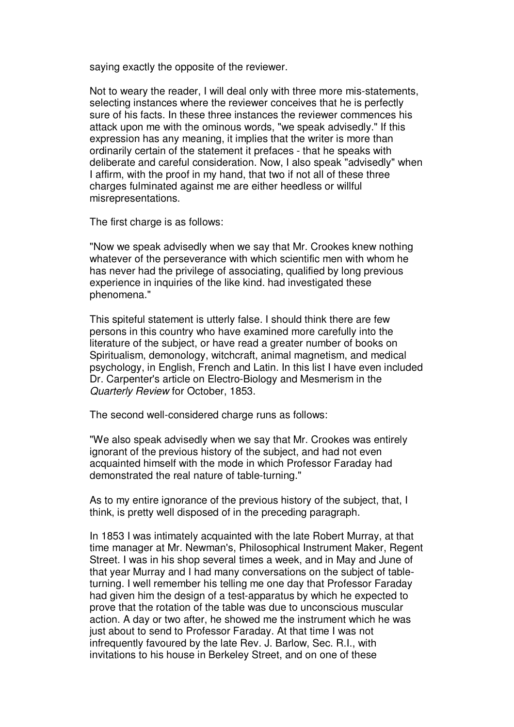saying exactly the opposite of the reviewer.

Not to weary the reader, I will deal only with three more mis-statements, selecting instances where the reviewer conceives that he is perfectly sure of his facts. In these three instances the reviewer commences his attack upon me with the ominous words, "we speak advisedly." If this expression has any meaning, it implies that the writer is more than ordinarily certain of the statement it prefaces - that he speaks with deliberate and careful consideration. Now, I also speak "advisedly" when I affirm, with the proof in my hand, that two if not all of these three charges fulminated against me are either heedless or willful misrepresentations.

The first charge is as follows:

"Now we speak advisedly when we say that Mr. Crookes knew nothing whatever of the perseverance with which scientific men with whom he has never had the privilege of associating, qualified by long previous experience in inquiries of the like kind. had investigated these phenomena."

This spiteful statement is utterly false. I should think there are few persons in this country who have examined more carefully into the literature of the subject, or have read a greater number of books on Spiritualism, demonology, witchcraft, animal magnetism, and medical psychology, in English, French and Latin. In this list I have even included Dr. Carpenter's article on Electro-Biology and Mesmerism in the *Quarterly Review* for October, 1853.

The second well-considered charge runs as follows:

"We also speak advisedly when we say that Mr. Crookes was entirely ignorant of the previous history of the subject, and had not even acquainted himself with the mode in which Professor Faraday had demonstrated the real nature of table-turning."

As to my entire ignorance of the previous history of the subject, that, I think, is pretty well disposed of in the preceding paragraph.

In 1853 I was intimately acquainted with the late Robert Murray, at that time manager at Mr. Newman's, Philosophical Instrument Maker, Regent Street. I was in his shop several times a week, and in May and June of that year Murray and I had many conversations on the subject of table-turning. I well remember his telling me one day that Professor Faraday had given him the design of a test-apparatus by which he expected to prove that the rotation of the table was due to unconscious muscular action. A day or two after, he showed me the instrument which he was just about to send to Professor Faraday. At that time I was not infrequently favoured by the late Rev. J. Barlow, Sec. R.I., with invitations to his house in Berkeley Street, and on one of these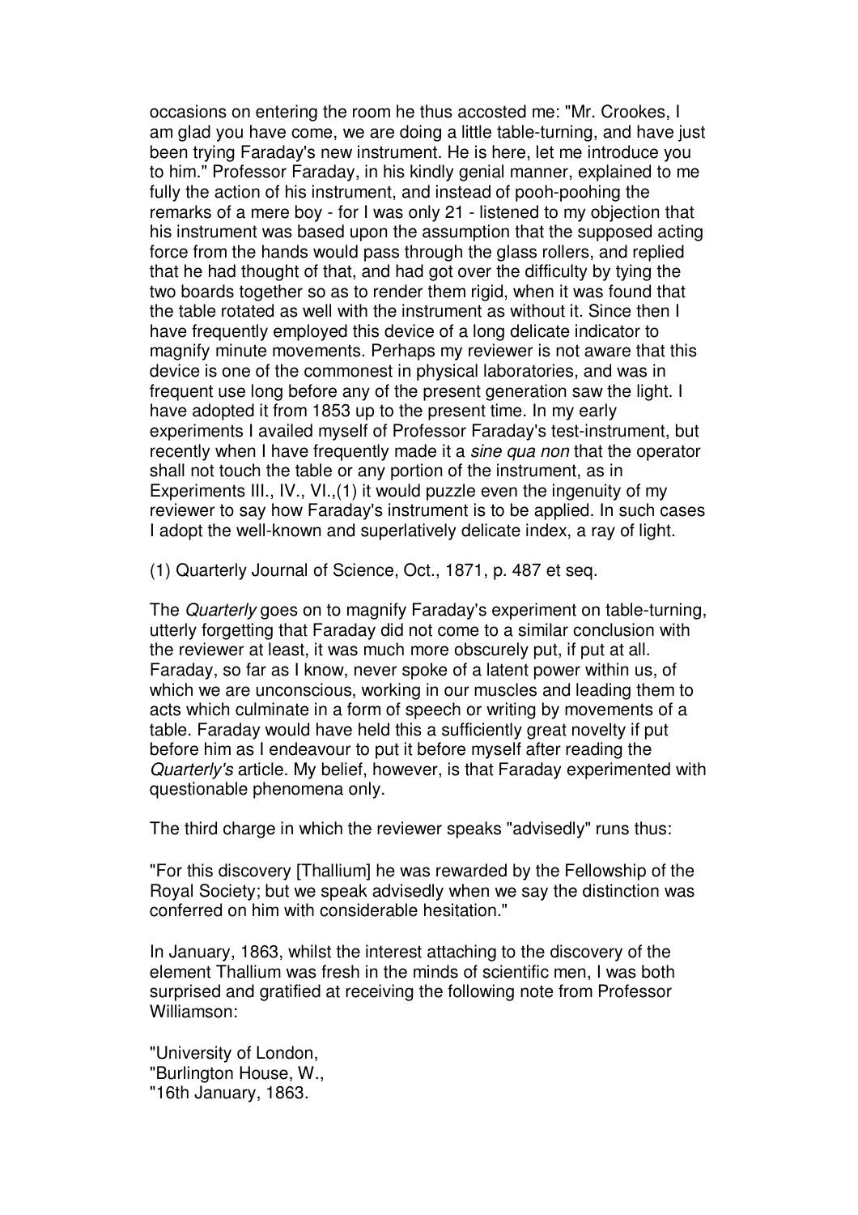occasions on entering the room he thus accosted me: "Mr. Crookes, I am glad you have come, we are doing a little table-turning, and have just been trying Faraday's new instrument. He is here, let me introduce you to him." Professor Faraday, in his kindly genial manner, explained to me fully the action of his instrument, and instead of pooh-poohing the remarks of a mere boy - for I was only 21 - listened to my objection that his instrument was based upon the assumption that the supposed acting force from the hands would pass through the glass rollers, and replied that he had thought of that, and had got over the difficulty by tying the two boards together so as to render them rigid, when it was found that the table rotated as well with the instrument as without it. Since then I have frequently employed this device of a long delicate indicator to magnify minute movements. Perhaps my reviewer is not aware that this device is one of the commonest in physical laboratories, and was in frequent use long before any of the present generation saw the light. I have adopted it from 1853 up to the present time. In my early experiments I availed myself of Professor Faraday's test-instrument, but recently when I have frequently made it a *sine qua non* that the operator shall not touch the table or any portion of the instrument, as in Experiments III., IV., VI.,(1) it would puzzle even the ingenuity of my reviewer to say how Faraday's instrument is to be applied. In such cases I adopt the well-known and superlatively delicate index, a ray of light.

(1) Quarterly Journal of Science, Oct., 1871, p. 487 et seq.

The *Quarterly* goes on to magnify Faraday's experiment on table-turning, utterly forgetting that Faraday did not come to a similar conclusion with the reviewer at least, it was much more obscurely put, if put at all. Faraday, so far as I know, never spoke of a latent power within us, of which we are unconscious, working in our muscles and leading them to acts which culminate in a form of speech or writing by movements of a table. Faraday would have held this a sufficiently great novelty if put before him as I endeavour to put it before myself after reading the *Quarterly's* article. My belief, however, is that Faraday experimented with questionable phenomena only.

The third charge in which the reviewer speaks "advisedly" runs thus:

"For this discovery [Thallium] he was rewarded by the Fellowship of the Royal Society; but we speak advisedly when we say the distinction was conferred on him with considerable hesitation."

In January, 1863, whilst the interest attaching to the discovery of the element Thallium was fresh in the minds of scientific men, I was both surprised and gratified at receiving the following note from Professor Williamson:

"University of London,
"Burlington House, W.,
"16th January, 1863.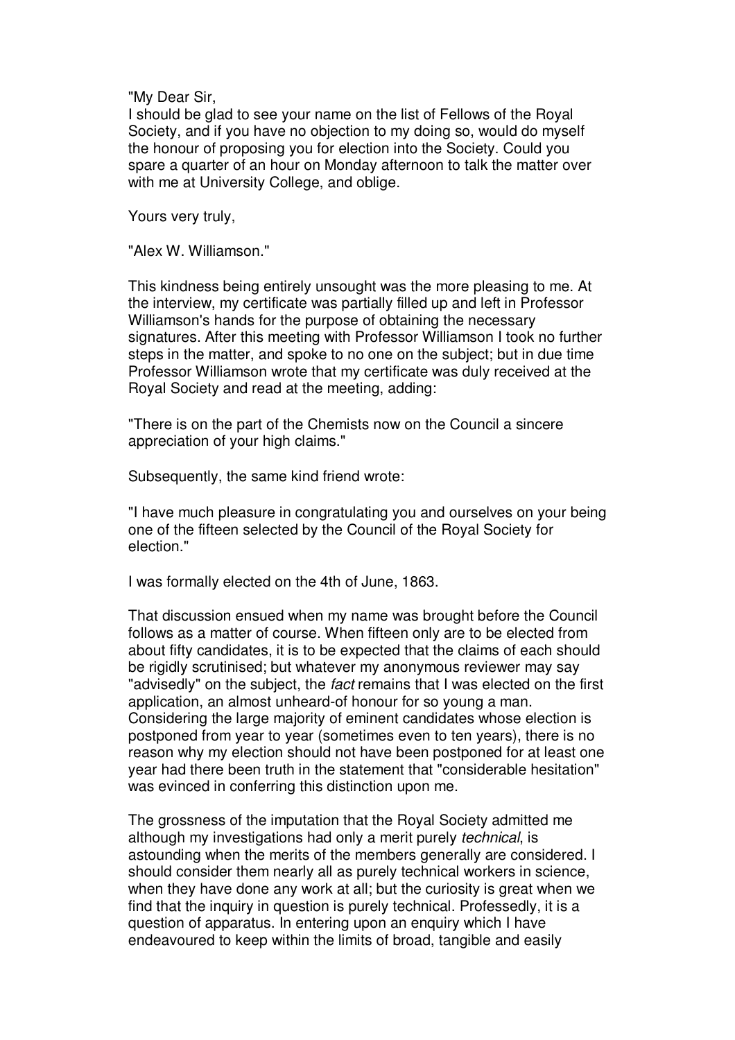"My Dear Sir,
I should be glad to see your name on the list of Fellows of the Royal Society, and if you have no objection to my doing so, would do myself the honour of proposing you for election into the Society. Could you spare a quarter of an hour on Monday afternoon to talk the matter over with me at University College, and oblige.

Yours very truly,

"Alex W. Williamson."

This kindness being entirely unsought was the more pleasing to me. At the interview, my certificate was partially filled up and left in Professor Williamson's hands for the purpose of obtaining the necessary signatures. After this meeting with Professor Williamson I took no further steps in the matter, and spoke to no one on the subject; but in due time Professor Williamson wrote that my certificate was duly received at the Royal Society and read at the meeting, adding:

"There is on the part of the Chemists now on the Council a sincere appreciation of your high claims."

Subsequently, the same kind friend wrote:

"I have much pleasure in congratulating you and ourselves on your being one of the fifteen selected by the Council of the Royal Society for election."

I was formally elected on the 4th of June, 1863.

That discussion ensued when my name was brought before the Council follows as a matter of course. When fifteen only are to be elected from about fifty candidates, it is to be expected that the claims of each should be rigidly scrutinised; but whatever my anonymous reviewer may say "advisedly" on the subject, the *fact* remains that I was elected on the first application, an almost unheard-of honour for so young a man. Considering the large majority of eminent candidates whose election is postponed from year to year (sometimes even to ten years), there is no reason why my election should not have been postponed for at least one year had there been truth in the statement that "considerable hesitation" was evinced in conferring this distinction upon me.

The grossness of the imputation that the Royal Society admitted me although my investigations had only a merit purely *technical*, is astounding when the merits of the members generally are considered. I should consider them nearly all as purely technical workers in science, when they have done any work at all; but the curiosity is great when we find that the inquiry in question is purely technical. Professedly, it is a question of apparatus. In entering upon an enquiry which I have endeavoured to keep within the limits of broad, tangible and easily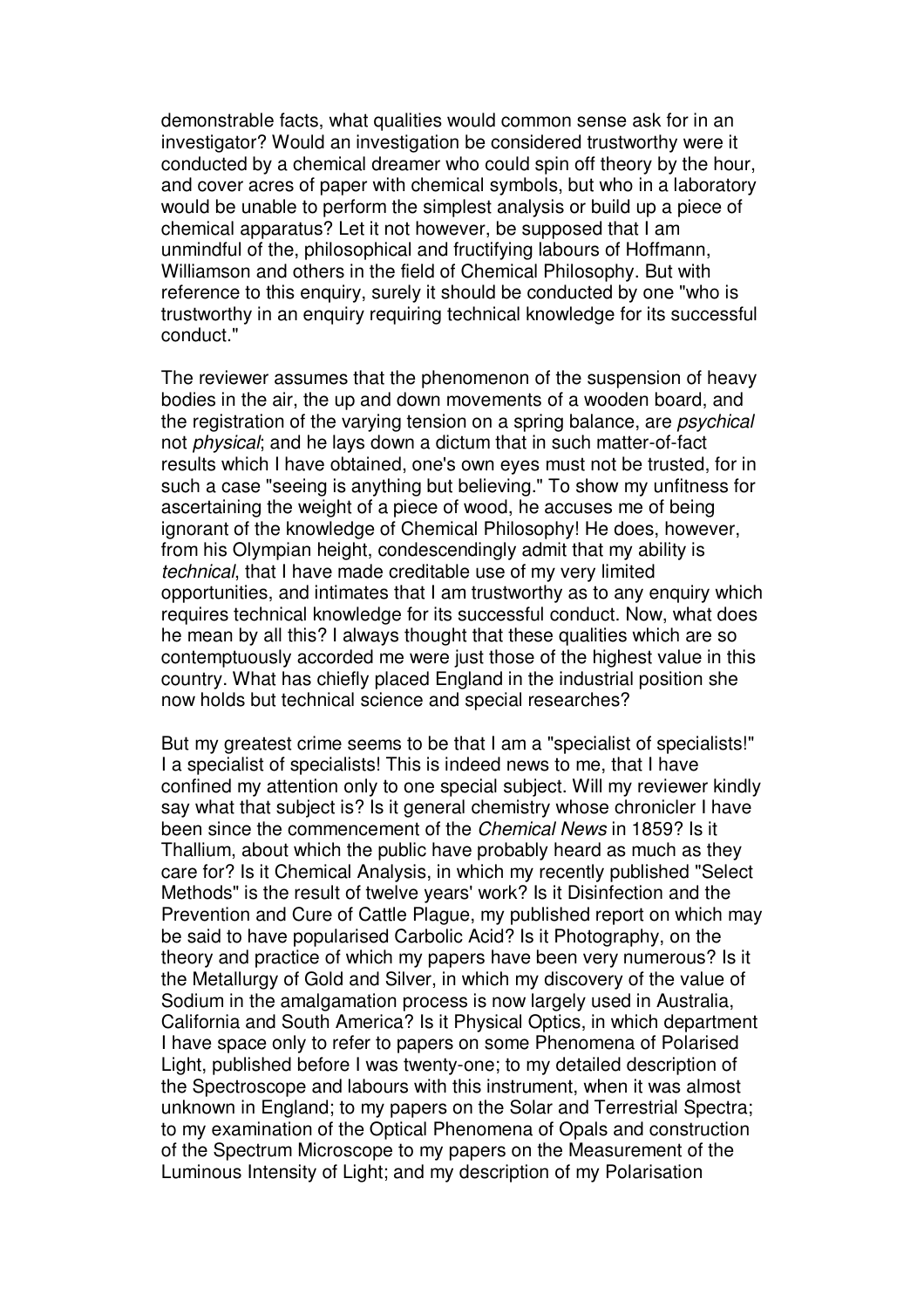demonstrable facts, what qualities would common sense ask for in an investigator? Would an investigation be considered trustworthy were it conducted by a chemical dreamer who could spin off theory by the hour, and cover acres of paper with chemical symbols, but who in a laboratory would be unable to perform the simplest analysis or build up a piece of chemical apparatus? Let it not however, be supposed that I am unmindful of the, philosophical and fructifying labours of Hoffmann, Williamson and others in the field of Chemical Philosophy. But with reference to this enquiry, surely it should be conducted by one "who is trustworthy in an enquiry requiring technical knowledge for its successful conduct."

The reviewer assumes that the phenomenon of the suspension of heavy bodies in the air, the up and down movements of a wooden board, and the registration of the varying tension on a spring balance, are *psychical* not *physical*; and he lays down a dictum that in such matter-of-fact results which I have obtained, one's own eyes must not be trusted, for in such a case "seeing is anything but believing." To show my unfitness for ascertaining the weight of a piece of wood, he accuses me of being ignorant of the knowledge of Chemical Philosophy! He does, however, from his Olympian height, condescendingly admit that my ability is *technical*, that I have made creditable use of my very limited opportunities, and intimates that I am trustworthy as to any enquiry which requires technical knowledge for its successful conduct. Now, what does he mean by all this? I always thought that these qualities which are so contemptuously accorded me were just those of the highest value in this country. What has chiefly placed England in the industrial position she now holds but technical science and special researches?

But my greatest crime seems to be that I am a "specialist of specialists!" I a specialist of specialists! This is indeed news to me, that I have confined my attention only to one special subject. Will my reviewer kindly say what that subject is? Is it general chemistry whose chronicler I have been since the commencement of the *Chemical News* in 1859? Is it Thallium, about which the public have probably heard as much as they care for? Is it Chemical Analysis, in which my recently published "Select Methods" is the result of twelve years' work? Is it Disinfection and the Prevention and Cure of Cattle Plague, my published report on which may be said to have popularised Carbolic Acid? Is it Photography, on the theory and practice of which my papers have been very numerous? Is it the Metallurgy of Gold and Silver, in which my discovery of the value of Sodium in the amalgamation process is now largely used in Australia, California and South America? Is it Physical Optics, in which department I have space only to refer to papers on some Phenomena of Polarised Light, published before I was twenty-one; to my detailed description of the Spectroscope and labours with this instrument, when it was almost unknown in England; to my papers on the Solar and Terrestrial Spectra; to my examination of the Optical Phenomena of Opals and construction of the Spectrum Microscope to my papers on the Measurement of the Luminous Intensity of Light; and my description of my Polarisation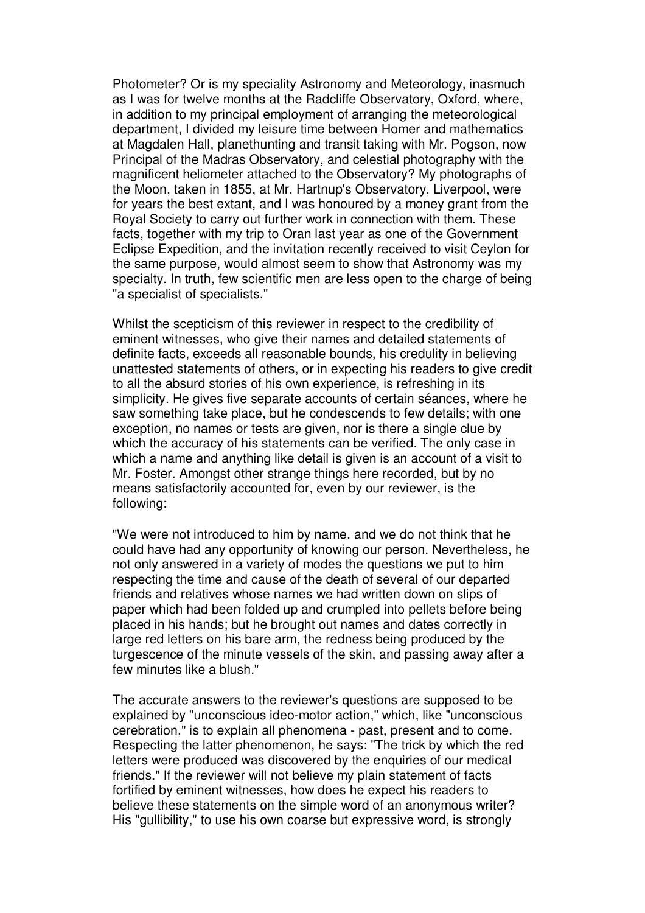Photometer? Or is my speciality Astronomy and Meteorology, inasmuch as I was for twelve months at the Radcliffe Observatory, Oxford, where, in addition to my principal employment of arranging the meteorological department, I divided my leisure time between Homer and mathematics at Magdalen Hall, planethunting and transit taking with Mr. Pogson, now Principal of the Madras Observatory, and celestial photography with the magnificent heliometer attached to the Observatory? My photographs of the Moon, taken in 1855, at Mr. Hartnup's Observatory, Liverpool, were for years the best extant, and I was honoured by a money grant from the Royal Society to carry out further work in connection with them. These facts, together with my trip to Oran last year as one of the Government Eclipse Expedition, and the invitation recently received to visit Ceylon for the same purpose, would almost seem to show that Astronomy was my specialty. In truth, few scientific men are less open to the charge of being "a specialist of specialists."

Whilst the scepticism of this reviewer in respect to the credibility of eminent witnesses, who give their names and detailed statements of definite facts, exceeds all reasonable bounds, his credulity in believing unattested statements of others, or in expecting his readers to give credit to all the absurd stories of his own experience, is refreshing in its simplicity. He gives five separate accounts of certain séances, where he saw something take place, but he condescends to few details; with one exception, no names or tests are given, nor is there a single clue by which the accuracy of his statements can be verified. The only case in which a name and anything like detail is given is an account of a visit to Mr. Foster. Amongst other strange things here recorded, but by no means satisfactorily accounted for, even by our reviewer, is the following:

"We were not introduced to him by name, and we do not think that he could have had any opportunity of knowing our person. Nevertheless, he not only answered in a variety of modes the questions we put to him respecting the time and cause of the death of several of our departed friends and relatives whose names we had written down on slips of paper which had been folded up and crumpled into pellets before being placed in his hands; but he brought out names and dates correctly in large red letters on his bare arm, the redness being produced by the turgescence of the minute vessels of the skin, and passing away after a few minutes like a blush."

The accurate answers to the reviewer's questions are supposed to be explained by "unconscious ideo-motor action," which, like "unconscious cerebration," is to explain all phenomena - past, present and to come. Respecting the latter phenomenon, he says: "The trick by which the red letters were produced was discovered by the enquiries of our medical friends." If the reviewer will not believe my plain statement of facts fortified by eminent witnesses, how does he expect his readers to believe these statements on the simple word of an anonymous writer? His "gullibility," to use his own coarse but expressive word, is strongly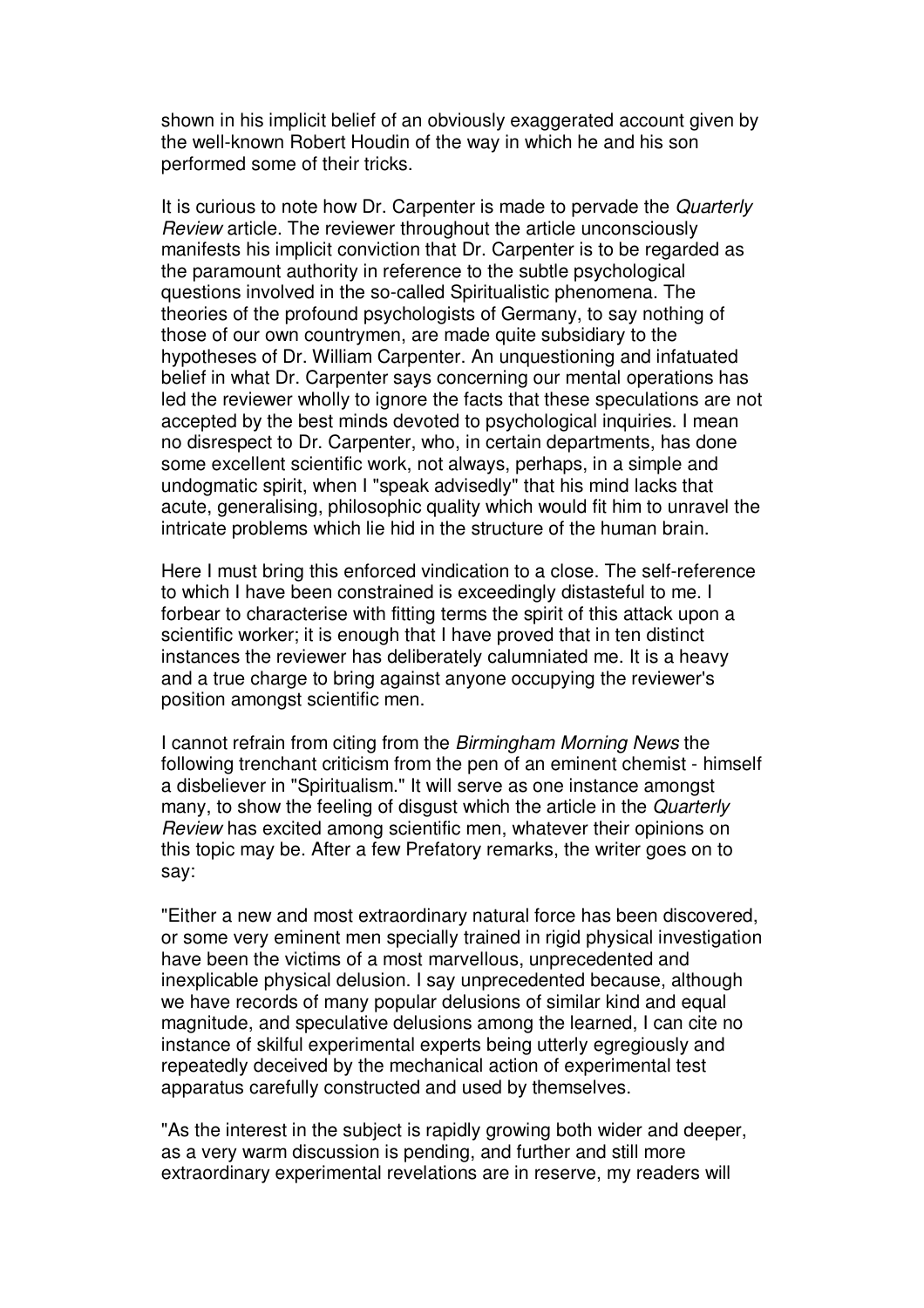shown in his implicit belief of an obviously exaggerated account given by the well-known Robert Houdin of the way in which he and his son performed some of their tricks.

It is curious to note how Dr. Carpenter is made to pervade the *Quarterly Review* article. The reviewer throughout the article unconsciously manifests his implicit conviction that Dr. Carpenter is to be regarded as the paramount authority in reference to the subtle psychological questions involved in the so-called Spiritualistic phenomena. The theories of the profound psychologists of Germany, to say nothing of those of our own countrymen, are made quite subsidiary to the hypotheses of Dr. William Carpenter. An unquestioning and infatuated belief in what Dr. Carpenter says concerning our mental operations has led the reviewer wholly to ignore the facts that these speculations are not accepted by the best minds devoted to psychological inquiries. I mean no disrespect to Dr. Carpenter, who, in certain departments, has done some excellent scientific work, not always, perhaps, in a simple and undogmatic spirit, when I "speak advisedly" that his mind lacks that acute, generalising, philosophic quality which would fit him to unravel the intricate problems which lie hid in the structure of the human brain.

Here I must bring this enforced vindication to a close. The self-reference to which I have been constrained is exceedingly distasteful to me. I forbear to characterise with fitting terms the spirit of this attack upon a scientific worker; it is enough that I have proved that in ten distinct instances the reviewer has deliberately calumniated me. It is a heavy and a true charge to bring against anyone occupying the reviewer's position amongst scientific men.

I cannot refrain from citing from the *Birmingham Morning News* the following trenchant criticism from the pen of an eminent chemist - himself a disbeliever in "Spiritualism." It will serve as one instance amongst many, to show the feeling of disgust which the article in the *Quarterly Review* has excited among scientific men, whatever their opinions on this topic may be. After a few Prefatory remarks, the writer goes on to say:

"Either a new and most extraordinary natural force has been discovered, or some very eminent men specially trained in rigid physical investigation have been the victims of a most marvellous, unprecedented and inexplicable physical delusion. I say unprecedented because, although we have records of many popular delusions of similar kind and equal magnitude, and speculative delusions among the learned, I can cite no instance of skilful experimental experts being utterly egregiously and repeatedly deceived by the mechanical action of experimental test apparatus carefully constructed and used by themselves.

"As the interest in the subject is rapidly growing both wider and deeper, as a very warm discussion is pending, and further and still more extraordinary experimental revelations are in reserve, my readers will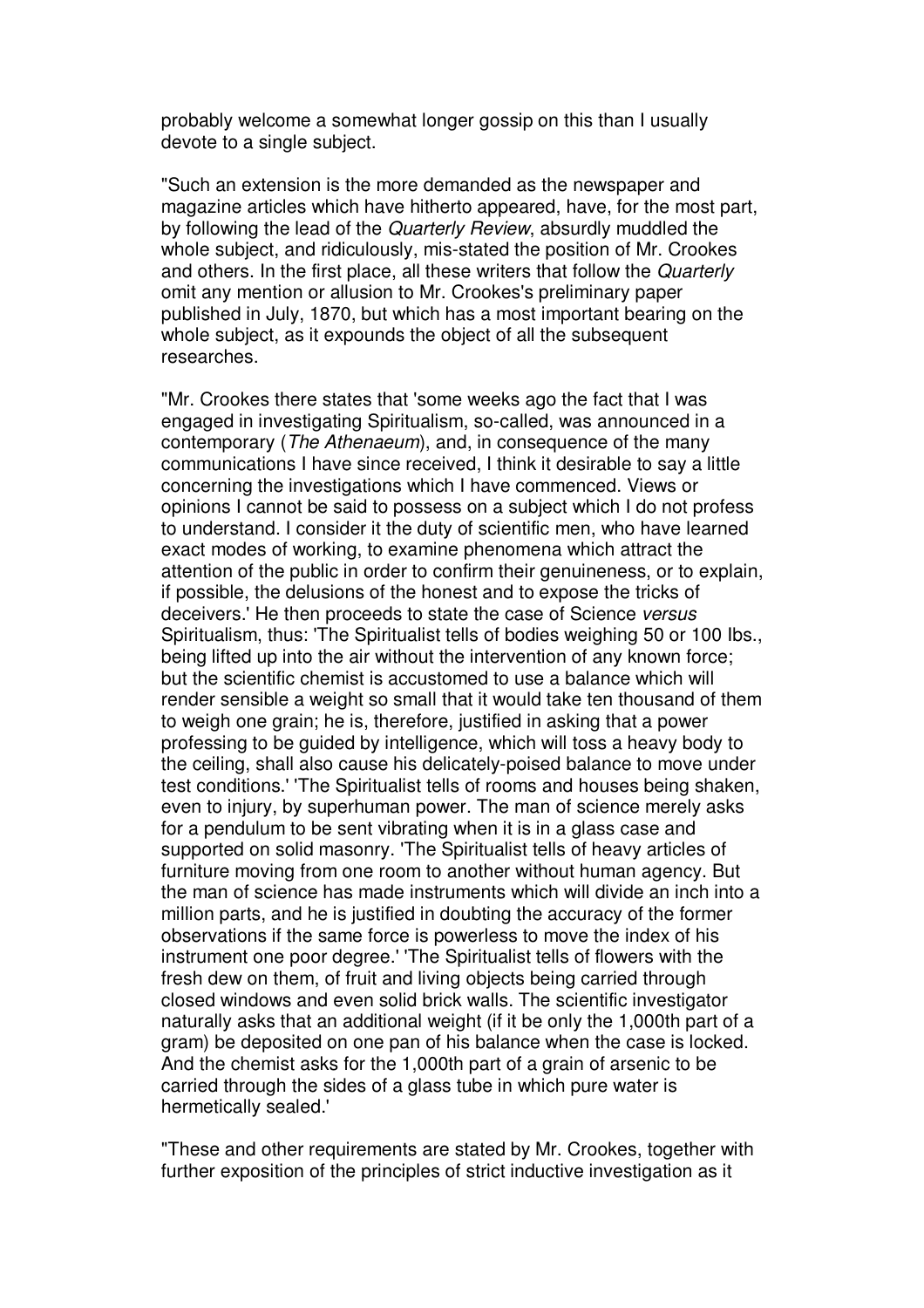probably welcome a somewhat longer gossip on this than I usually devote to a single subject.

"Such an extension is the more demanded as the newspaper and magazine articles which have hitherto appeared, have, for the most part, by following the lead of the *Quarterly Review*, absurdly muddled the whole subject, and ridiculously, mis-stated the position of Mr. Crookes and others. In the first place, all these writers that follow the *Quarterly* omit any mention or allusion to Mr. Crookes's preliminary paper published in July, 1870, but which has a most important bearing on the whole subject, as it expounds the object of all the subsequent researches.

"Mr. Crookes there states that 'some weeks ago the fact that I was engaged in investigating Spiritualism, so-called, was announced in a contemporary (*The Athenaeum*), and, in consequence of the many communications I have since received, I think it desirable to say a little concerning the investigations which I have commenced. Views or opinions I cannot be said to possess on a subject which I do not profess to understand. I consider it the duty of scientific men, who have learned exact modes of working, to examine phenomena which attract the attention of the public in order to confirm their genuineness, or to explain, if possible, the delusions of the honest and to expose the tricks of deceivers.' He then proceeds to state the case of Science *versus* Spiritualism, thus: 'The Spiritualist tells of bodies weighing 50 or 100 lbs., being lifted up into the air without the intervention of any known force; but the scientific chemist is accustomed to use a balance which will render sensible a weight so small that it would take ten thousand of them to weigh one grain; he is, therefore, justified in asking that a power professing to be guided by intelligence, which will toss a heavy body to the ceiling, shall also cause his delicately-poised balance to move under test conditions.' 'The Spiritualist tells of rooms and houses being shaken, even to injury, by superhuman power. The man of science merely asks for a pendulum to be sent vibrating when it is in a glass case and supported on solid masonry. 'The Spiritualist tells of heavy articles of furniture moving from one room to another without human agency. But the man of science has made instruments which will divide an inch into a million parts, and he is justified in doubting the accuracy of the former observations if the same force is powerless to move the index of his instrument one poor degree.' 'The Spiritualist tells of flowers with the fresh dew on them, of fruit and living objects being carried through closed windows and even solid brick walls. The scientific investigator naturally asks that an additional weight (if it be only the 1,000th part of a gram) be deposited on one pan of his balance when the case is locked. And the chemist asks for the 1,000th part of a grain of arsenic to be carried through the sides of a glass tube in which pure water is hermetically sealed.'

"These and other requirements are stated by Mr. Crookes, together with further exposition of the principles of strict inductive investigation as it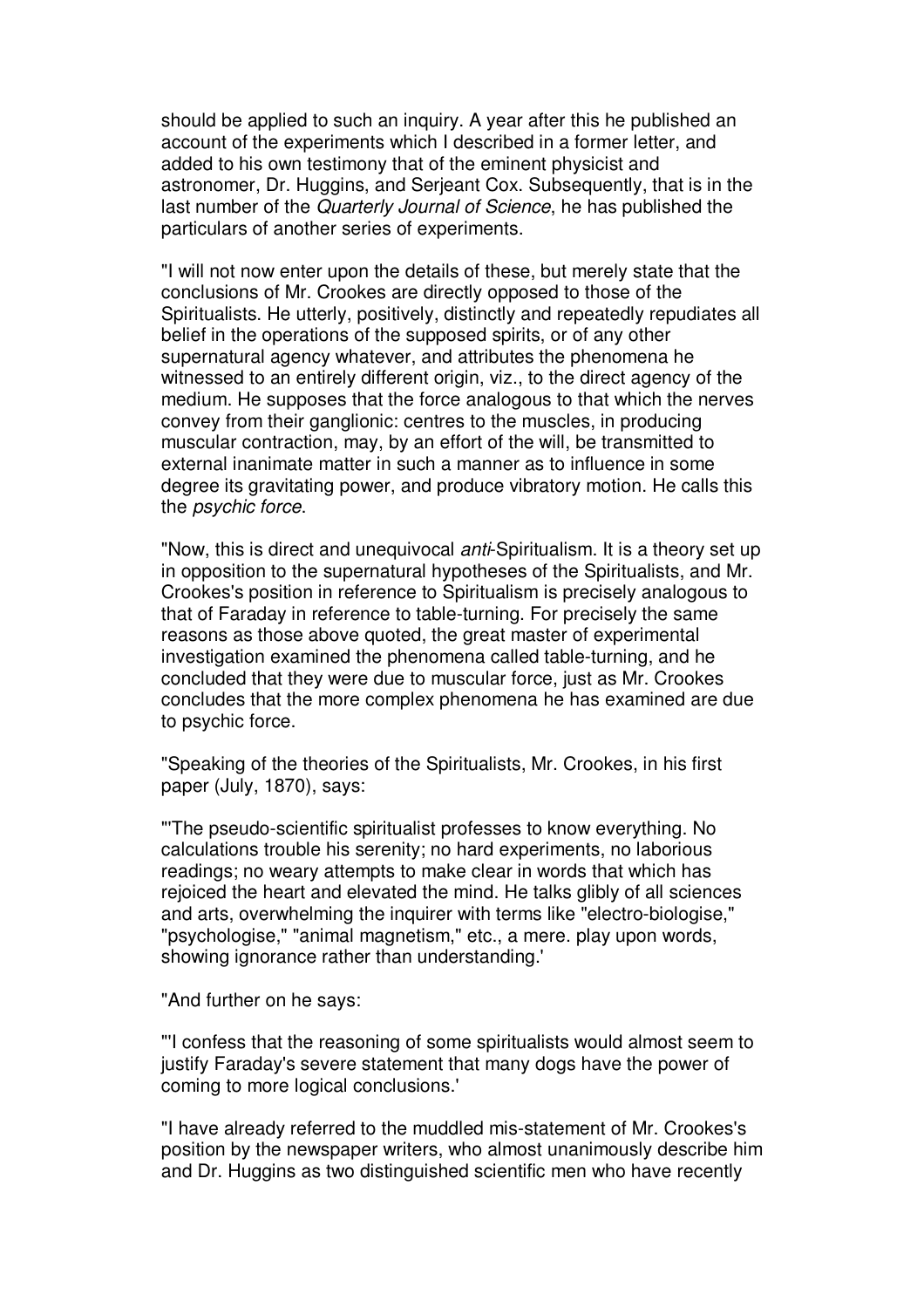should be applied to such an inquiry. A year after this he published an account of the experiments which I described in a former letter, and added to his own testimony that of the eminent physicist and astronomer, Dr. Huggins, and Serjeant Cox. Subsequently, that is in the last number of the *Quarterly Journal of Science*, he has published the particulars of another series of experiments.

"I will not now enter upon the details of these, but merely state that the conclusions of Mr. Crookes are directly opposed to those of the Spiritualists. He utterly, positively, distinctly and repeatedly repudiates all belief in the operations of the supposed spirits, or of any other supernatural agency whatever, and attributes the phenomena he witnessed to an entirely different origin, viz., to the direct agency of the medium. He supposes that the force analogous to that which the nerves convey from their ganglionic: centres to the muscles, in producing muscular contraction, may, by an effort of the will, be transmitted to external inanimate matter in such a manner as to influence in some degree its gravitating power, and produce vibratory motion. He calls this the *psychic force*.

"Now, this is direct and unequivocal *anti*-Spiritualism. It is a theory set up in opposition to the supernatural hypotheses of the Spiritualists, and Mr. Crookes's position in reference to Spiritualism is precisely analogous to that of Faraday in reference to table-turning. For precisely the same reasons as those above quoted, the great master of experimental investigation examined the phenomena called table-turning, and he concluded that they were due to muscular force, just as Mr. Crookes concludes that the more complex phenomena he has examined are due to psychic force.

"Speaking of the theories of the Spiritualists, Mr. Crookes, in his first paper (July, 1870), says:

"'The pseudo-scientific spiritualist professes to know everything. No calculations trouble his serenity; no hard experiments, no laborious readings; no weary attempts to make clear in words that which has rejoiced the heart and elevated the mind. He talks glibly of all sciences and arts, overwhelming the inquirer with terms like "electro-biologise," "psychologise," "animal magnetism," etc., a mere. play upon words, showing ignorance rather than understanding.'

"And further on he says:

"'I confess that the reasoning of some spiritualists would almost seem to justify Faraday's severe statement that many dogs have the power of coming to more logical conclusions.'

"I have already referred to the muddled mis-statement of Mr. Crookes's position by the newspaper writers, who almost unanimously describe him and Dr. Huggins as two distinguished scientific men who have recently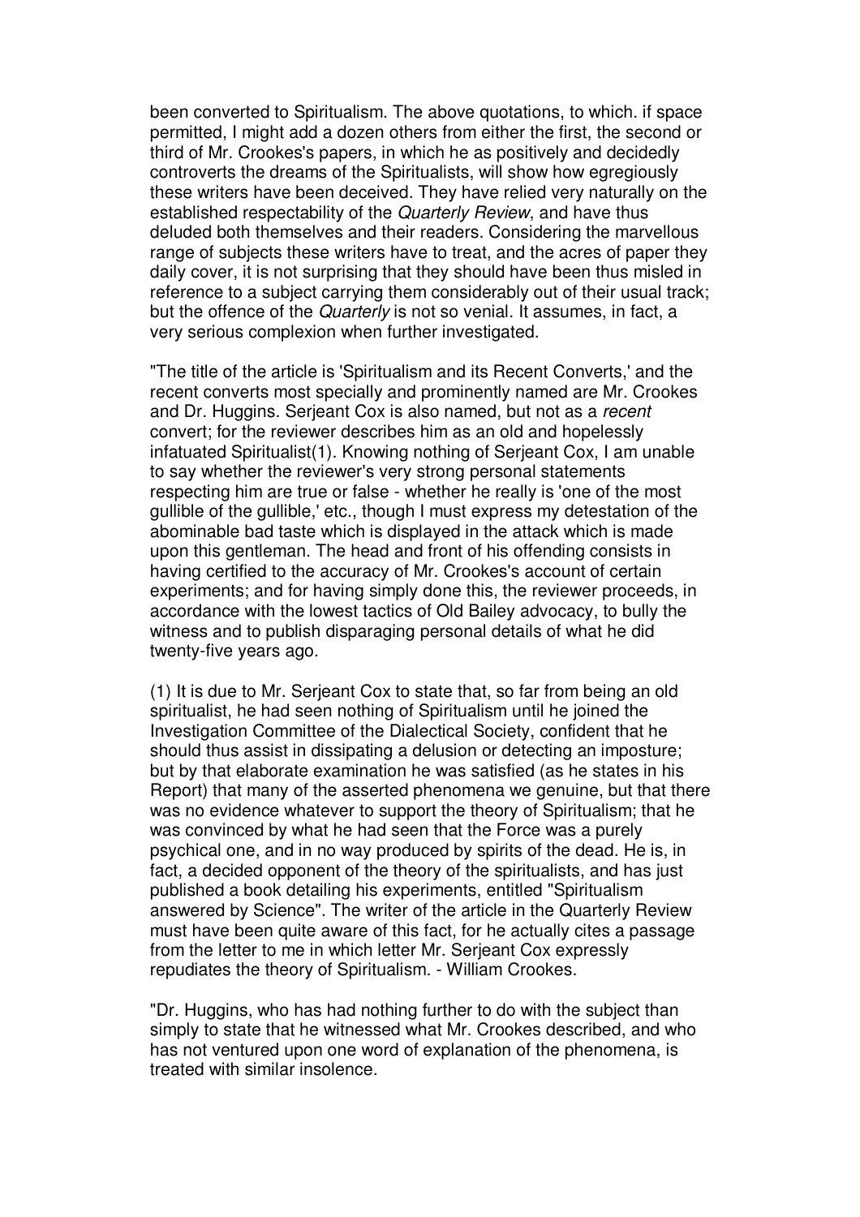been converted to Spiritualism. The above quotations, to which. if space permitted, I might add a dozen others from either the first, the second or third of Mr. Crookes's papers, in which he as positively and decidedly controverts the dreams of the Spiritualists, will show how egregiously these writers have been deceived. They have relied very naturally on the established respectability of the *Quarterly Review*, and have thus deluded both themselves and their readers. Considering the marvellous range of subjects these writers have to treat, and the acres of paper they daily cover, it is not surprising that they should have been thus misled in reference to a subject carrying them considerably out of their usual track; but the offence of the *Quarterly* is not so venial. It assumes, in fact, a very serious complexion when further investigated.

"The title of the article is 'Spiritualism and its Recent Converts,' and the recent converts most specially and prominently named are Mr. Crookes and Dr. Huggins. Serjeant Cox is also named, but not as a *recent* convert; for the reviewer describes him as an old and hopelessly infatuated Spiritualist(1). Knowing nothing of Serjeant Cox, I am unable to say whether the reviewer's very strong personal statements respecting him are true or false - whether he really is 'one of the most gullible of the gullible,' etc., though I must express my detestation of the abominable bad taste which is displayed in the attack which is made upon this gentleman. The head and front of his offending consists in having certified to the accuracy of Mr. Crookes's account of certain experiments; and for having simply done this, the reviewer proceeds, in accordance with the lowest tactics of Old Bailey advocacy, to bully the witness and to publish disparaging personal details of what he did twenty-five years ago.

(1) It is due to Mr. Serjeant Cox to state that, so far from being an old spiritualist, he had seen nothing of Spiritualism until he joined the Investigation Committee of the Dialectical Society, confident that he should thus assist in dissipating a delusion or detecting an imposture; but by that elaborate examination he was satisfied (as he states in his Report) that many of the asserted phenomena we genuine, but that there was no evidence whatever to support the theory of Spiritualism; that he was convinced by what he had seen that the Force was a purely psychical one, and in no way produced by spirits of the dead. He is, in fact, a decided opponent of the theory of the spiritualists, and has just published a book detailing his experiments, entitled "Spiritualism answered by Science". The writer of the article in the Quarterly Review must have been quite aware of this fact, for he actually cites a passage from the letter to me in which letter Mr. Serjeant Cox expressly repudiates the theory of Spiritualism. - William Crookes.

"Dr. Huggins, who has had nothing further to do with the subject than simply to state that he witnessed what Mr. Crookes described, and who has not ventured upon one word of explanation of the phenomena, is treated with similar insolence.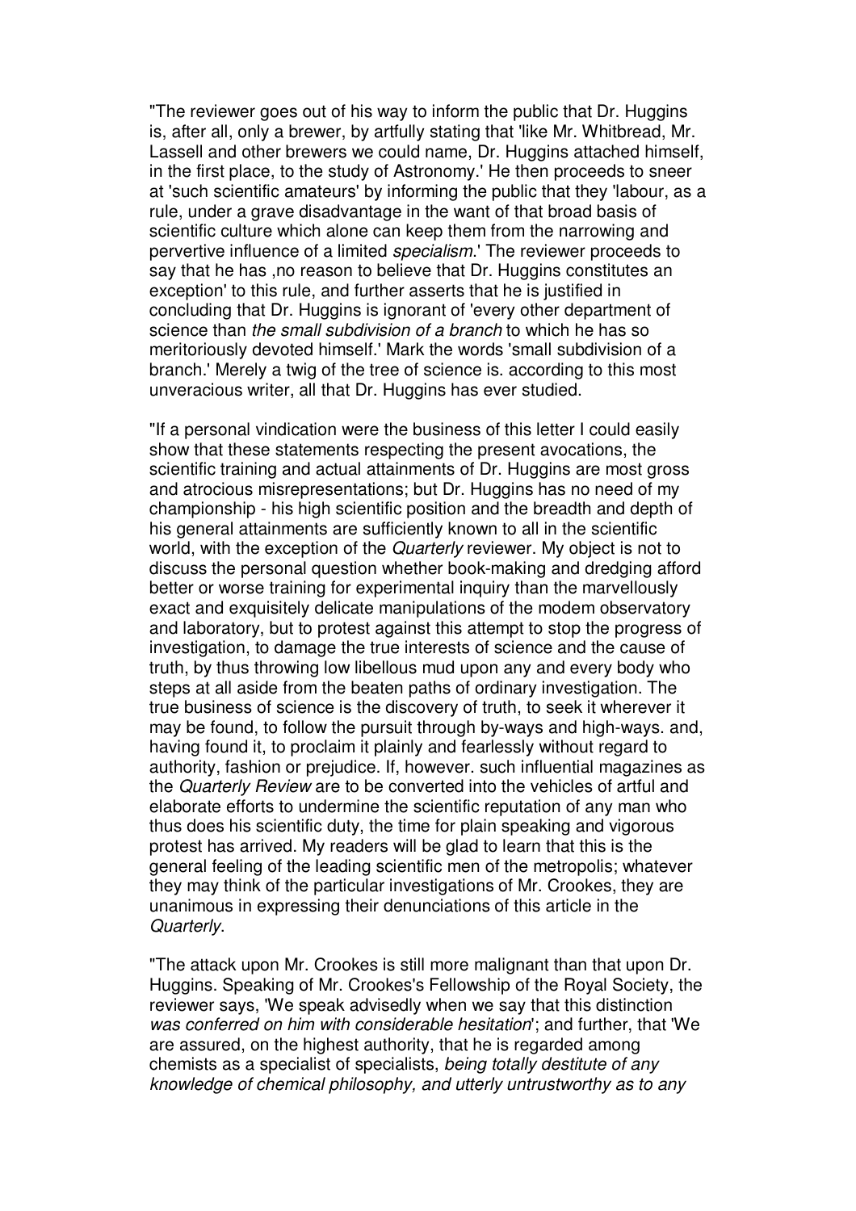"The reviewer goes out of his way to inform the public that Dr. Huggins is, after all, only a brewer, by artfully stating that 'like Mr. Whitbread, Mr. Lassell and other brewers we could name, Dr. Huggins attached himself, in the first place, to the study of Astronomy.' He then proceeds to sneer at 'such scientific amateurs' by informing the public that they 'labour, as a rule, under a grave disadvantage in the want of that broad basis of scientific culture which alone can keep them from the narrowing and pervertive influence of a limited *specialism*.' The reviewer proceeds to say that he has ,no reason to believe that Dr. Huggins constitutes an exception' to this rule, and further asserts that he is justified in concluding that Dr. Huggins is ignorant of 'every other department of science than *the small subdivision of a branch* to which he has so meritoriously devoted himself.' Mark the words 'small subdivision of a branch.' Merely a twig of the tree of science is. according to this most unveracious writer, all that Dr. Huggins has ever studied.

"If a personal vindication were the business of this letter I could easily show that these statements respecting the present avocations, the scientific training and actual attainments of Dr. Huggins are most gross and atrocious misrepresentations; but Dr. Huggins has no need of my championship - his high scientific position and the breadth and depth of his general attainments are sufficiently known to all in the scientific world, with the exception of the *Quarterly* reviewer. My object is not to discuss the personal question whether book-making and dredging afford better or worse training for experimental inquiry than the marvellously exact and exquisitely delicate manipulations of the modem observatory and laboratory, but to protest against this attempt to stop the progress of investigation, to damage the true interests of science and the cause of truth, by thus throwing low libellous mud upon any and every body who steps at all aside from the beaten paths of ordinary investigation. The true business of science is the discovery of truth, to seek it wherever it may be found, to follow the pursuit through by-ways and high-ways. and, having found it, to proclaim it plainly and fearlessly without regard to authority, fashion or prejudice. If, however. such influential magazines as the *Quarterly Review* are to be converted into the vehicles of artful and elaborate efforts to undermine the scientific reputation of any man who thus does his scientific duty, the time for plain speaking and vigorous protest has arrived. My readers will be glad to learn that this is the general feeling of the leading scientific men of the metropolis; whatever they may think of the particular investigations of Mr. Crookes, they are unanimous in expressing their denunciations of this article in the *Quarterly*.

"The attack upon Mr. Crookes is still more malignant than that upon Dr. Huggins. Speaking of Mr. Crookes's Fellowship of the Royal Society, the reviewer says, 'We speak advisedly when we say that this distinction *was conferred on him with considerable hesitation*'; and further, that 'We are assured, on the highest authority, that he is regarded among chemists as a specialist of specialists, *being totally destitute of any knowledge of chemical philosophy, and utterly untrustworthy as to any*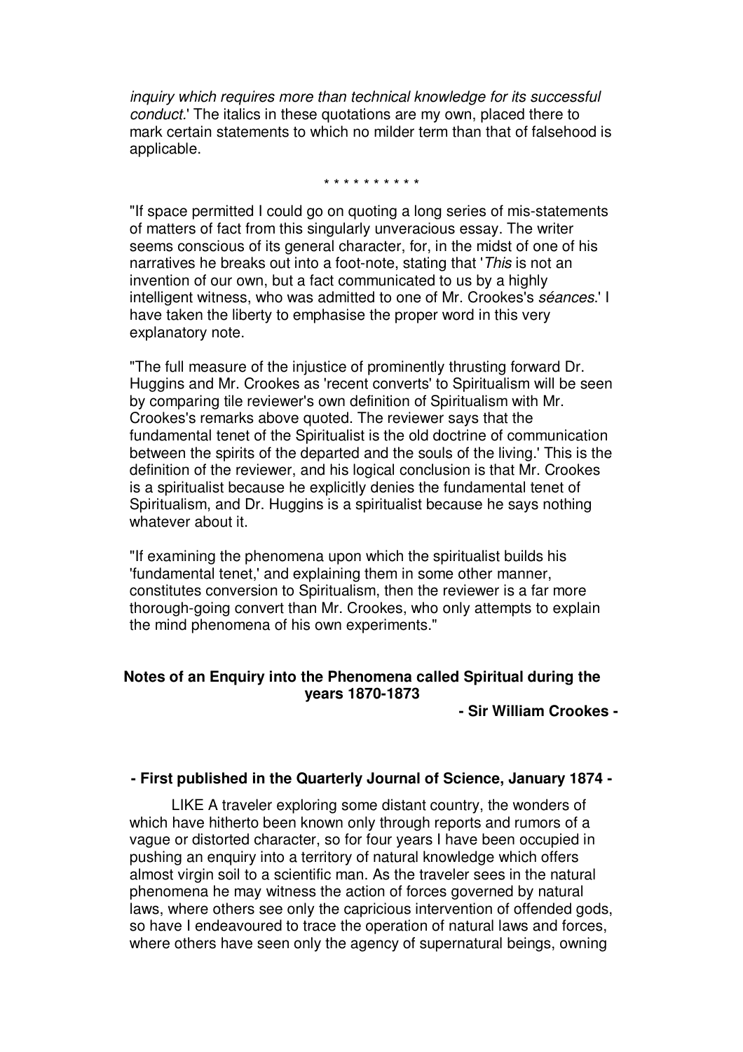*inquiry which requires more than technical knowledge for its successful conduct*.' The italics in these quotations are my own, placed there to mark certain statements to which no milder term than that of falsehood is applicable.

\* \* \* \* \* \* \* \* \* \*

"If space permitted I could go on quoting a long series of mis-statements of matters of fact from this singularly unveracious essay. The writer seems conscious of its general character, for, in the midst of one of his narratives he breaks out into a foot-note, stating that '*This* is not an invention of our own, but a fact communicated to us by a highly intelligent witness, who was admitted to one of Mr. Crookes's *séances*.' I have taken the liberty to emphasise the proper word in this very explanatory note.

"The full measure of the injustice of prominently thrusting forward Dr. Huggins and Mr. Crookes as 'recent converts' to Spiritualism will be seen by comparing tile reviewer's own definition of Spiritualism with Mr. Crookes's remarks above quoted. The reviewer says that the fundamental tenet of the Spiritualist is the old doctrine of communication between the spirits of the departed and the souls of the living.' This is the definition of the reviewer, and his logical conclusion is that Mr. Crookes is a spiritualist because he explicitly denies the fundamental tenet of Spiritualism, and Dr. Huggins is a spiritualist because he says nothing whatever about it.

"If examining the phenomena upon which the spiritualist builds his 'fundamental tenet,' and explaining them in some other manner, constitutes conversion to Spiritualism, then the reviewer is a far more thorough-going convert than Mr. Crookes, who only attempts to explain the mind phenomena of his own experiments."

## Notes of an Enquiry into the Phenomena called Spiritual during the years 1870-1873

**- Sir William Crookes -**

**- First published in the Quarterly Journal of Science, January 1874 -**

LIKE A traveler exploring some distant country, the wonders of which have hitherto been known only through reports and rumors of a vague or distorted character, so for four years I have been occupied in pushing an enquiry into a territory of natural knowledge which offers almost virgin soil to a scientific man. As the traveler sees in the natural phenomena he may witness the action of forces governed by natural laws, where others see only the capricious intervention of offended gods, so have I endeavoured to trace the operation of natural laws and forces, where others have seen only the agency of supernatural beings, owning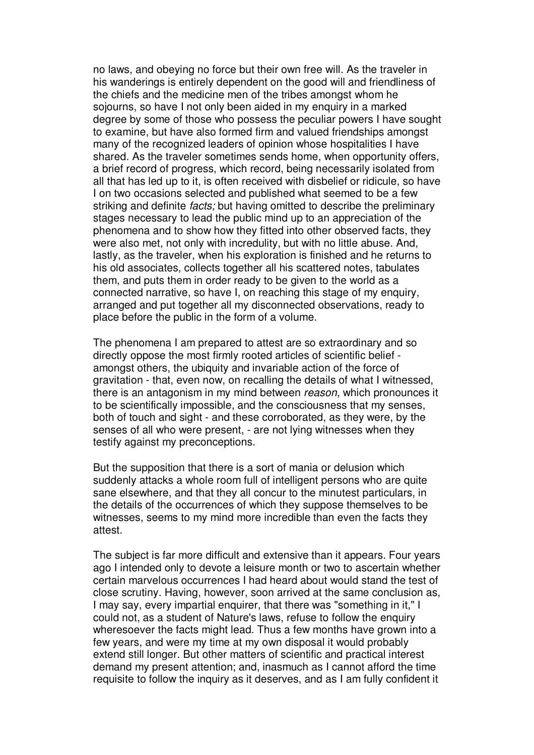no laws, and obeying no force but their own free will. As the traveler in his wanderings is entirely dependent on the good will and friendliness of the chiefs and the medicine men of the tribes amongst whom he sojourns, so have I not only been aided in my enquiry in a marked degree by some of those who possess the peculiar powers I have sought to examine, but have also formed firm and valued friendships amongst many of the recognized leaders of opinion whose hospitalities I have shared. As the traveler sometimes sends home, when opportunity offers, a brief record of progress, which record, being necessarily isolated from all that has led up to it, is often received with disbelief or ridicule, so have I on two occasions selected and published what seemed to be a few striking and definite *facts;* but having omitted to describe the preliminary stages necessary to lead the public mind up to an appreciation of the phenomena and to show how they fitted into other observed facts, they were also met, not only with incredulity, but with no little abuse. And, lastly, as the traveler, when his exploration is finished and he returns to his old associates, collects together all his scattered notes, tabulates them, and puts them in order ready to be given to the world as a connected narrative, so have I, on reaching this stage of my enquiry, arranged and put together all my disconnected observations, ready to place before the public in the form of a volume.

The phenomena I am prepared to attest are so extraordinary and so directly oppose the most firmly rooted articles of scientific belief - amongst others, the ubiquity and invariable action of the force of gravitation - that, even now, on recalling the details of what I witnessed, there is an antagonism in my mind between *reason*, which pronounces it to be scientifically impossible, and the consciousness that my senses, both of touch and sight - and these corroborated, as they were, by the senses of all who were present, - are not lying witnesses when they testify against my preconceptions.

But the supposition that there is a sort of mania or delusion which suddenly attacks a whole room full of intelligent persons who are quite sane elsewhere, and that they all concur to the minutest particulars, in the details of the occurrences of which they suppose themselves to be witnesses, seems to my mind more incredible than even the facts they attest.

The subject is far more difficult and extensive than it appears. Four years ago I intended only to devote a leisure month or two to ascertain whether certain marvelous occurrences I had heard about would stand the test of close scrutiny. Having, however, soon arrived at the same conclusion as, I may say, every impartial enquirer, that there was "something in it," I could not, as a student of Nature's laws, refuse to follow the enquiry wheresoever the facts might lead. Thus a few months have grown into a few years, and were my time at my own disposal it would probably extend still longer. But other matters of scientific and practical interest demand my present attention; and, inasmuch as I cannot afford the time requisite to follow the inquiry as it deserves, and as I am fully confident it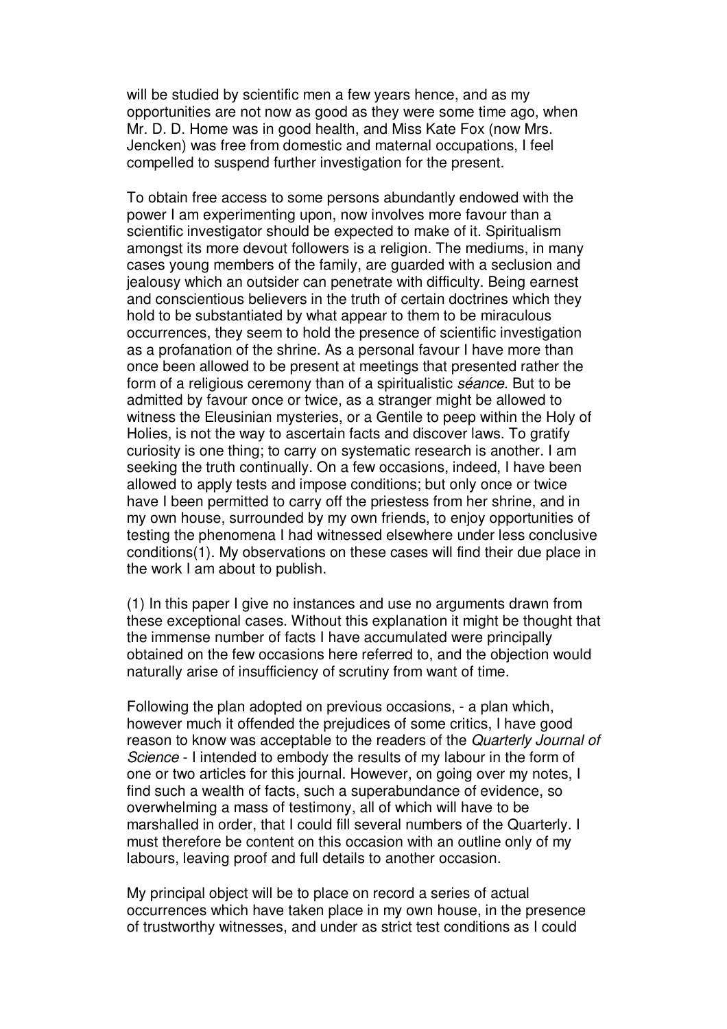will be studied by scientific men a few years hence, and as my opportunities are not now as good as they were some time ago, when Mr. D. D. Home was in good health, and Miss Kate Fox (now Mrs. Jencken) was free from domestic and maternal occupations, I feel compelled to suspend further investigation for the present.

To obtain free access to some persons abundantly endowed with the power I am experimenting upon, now involves more favour than a scientific investigator should be expected to make of it. Spiritualism amongst its more devout followers is a religion. The mediums, in many cases young members of the family, are guarded with a seclusion and jealousy which an outsider can penetrate with difficulty. Being earnest and conscientious believers in the truth of certain doctrines which they hold to be substantiated by what appear to them to be miraculous occurrences, they seem to hold the presence of scientific investigation as a profanation of the shrine. As a personal favour I have more than once been allowed to be present at meetings that presented rather the form of a religious ceremony than of a spiritualistic *séance*. But to be admitted by favour once or twice, as a stranger might be allowed to witness the Eleusinian mysteries, or a Gentile to peep within the Holy of Holies, is not the way to ascertain facts and discover laws. To gratify curiosity is one thing; to carry on systematic research is another. I am seeking the truth continually. On a few occasions, indeed, I have been allowed to apply tests and impose conditions; but only once or twice have I been permitted to carry off the priestess from her shrine, and in my own house, surrounded by my own friends, to enjoy opportunities of testing the phenomena I had witnessed elsewhere under less conclusive conditions(1). My observations on these cases will find their due place in the work I am about to publish.

(1) In this paper I give no instances and use no arguments drawn from these exceptional cases. Without this explanation it might be thought that the immense number of facts I have accumulated were principally obtained on the few occasions here referred to, and the objection would naturally arise of insufficiency of scrutiny from want of time.

Following the plan adopted on previous occasions, - a plan which, however much it offended the prejudices of some critics, I have good reason to know was acceptable to the readers of the *Quarterly Journal of Science* - I intended to embody the results of my labour in the form of one or two articles for this journal. However, on going over my notes, I find such a wealth of facts, such a superabundance of evidence, so overwhelming a mass of testimony, all of which will have to be marshalled in order, that I could fill several numbers of the Quarterly. I must therefore be content on this occasion with an outline only of my labours, leaving proof and full details to another occasion.

My principal object will be to place on record a series of actual occurrences which have taken place in my own house, in the presence of trustworthy witnesses, and under as strict test conditions as I could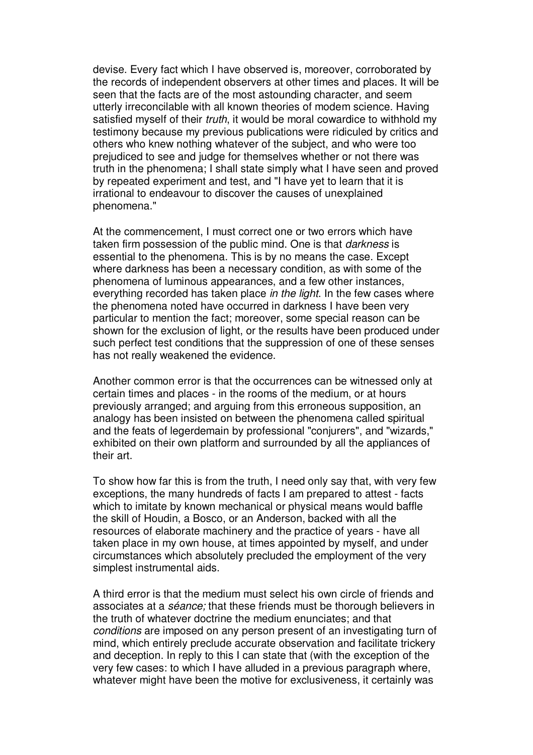devise. Every fact which I have observed is, moreover, corroborated by the records of independent observers at other times and places. It will be seen that the facts are of the most astounding character, and seem utterly irreconcilable with all known theories of modem science. Having satisfied myself of their *truth*, it would be moral cowardice to withhold my testimony because my previous publications were ridiculed by critics and others who knew nothing whatever of the subject, and who were too prejudiced to see and judge for themselves whether or not there was truth in the phenomena; I shall state simply what I have seen and proved by repeated experiment and test, and "I have yet to learn that it is irrational to endeavour to discover the causes of unexplained phenomena."

At the commencement, I must correct one or two errors which have taken firm possession of the public mind. One is that *darkness* is essential to the phenomena. This is by no means the case. Except where darkness has been a necessary condition, as with some of the phenomena of luminous appearances, and a few other instances, everything recorded has taken place *in the light*. In the few cases where the phenomena noted have occurred in darkness I have been very particular to mention the fact; moreover, some special reason can be shown for the exclusion of light, or the results have been produced under such perfect test conditions that the suppression of one of these senses has not really weakened the evidence.

Another common error is that the occurrences can be witnessed only at certain times and places - in the rooms of the medium, or at hours previously arranged; and arguing from this erroneous supposition, an analogy has been insisted on between the phenomena called spiritual and the feats of legerdemain by professional "conjurers", and "wizards," exhibited on their own platform and surrounded by all the appliances of their art.

To show how far this is from the truth, I need only say that, with very few exceptions, the many hundreds of facts I am prepared to attest - facts which to imitate by known mechanical or physical means would baffle the skill of Houdin, a Bosco, or an Anderson, backed with all the resources of elaborate machinery and the practice of years - have all taken place in my own house, at times appointed by myself, and under circumstances which absolutely precluded the employment of the very simplest instrumental aids.

A third error is that the medium must select his own circle of friends and associates at a *séance;* that these friends must be thorough believers in the truth of whatever doctrine the medium enunciates; and that *conditions* are imposed on any person present of an investigating turn of mind, which entirely preclude accurate observation and facilitate trickery and deception. In reply to this I can state that (with the exception of the very few cases: to which I have alluded in a previous paragraph where, whatever might have been the motive for exclusiveness, it certainly was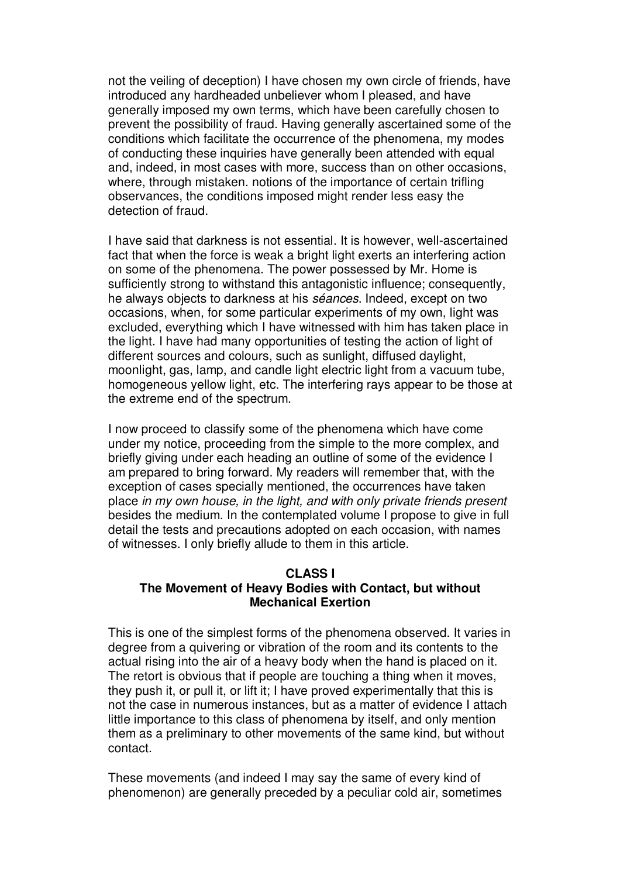not the veiling of deception) I have chosen my own circle of friends, have introduced any hardheaded unbeliever whom I pleased, and have generally imposed my own terms, which have been carefully chosen to prevent the possibility of fraud. Having generally ascertained some of the conditions which facilitate the occurrence of the phenomena, my modes of conducting these inquiries have generally been attended with equal and, indeed, in most cases with more, success than on other occasions, where, through mistaken. notions of the importance of certain trifling observances, the conditions imposed might render less easy the detection of fraud.

I have said that darkness is not essential. It is however, well-ascertained fact that when the force is weak a bright light exerts an interfering action on some of the phenomena. The power possessed by Mr. Home is sufficiently strong to withstand this antagonistic influence; consequently, he always objects to darkness at his *séances*. Indeed, except on two occasions, when, for some particular experiments of my own, light was excluded, everything which I have witnessed with him has taken place in the light. I have had many opportunities of testing the action of light of different sources and colours, such as sunlight, diffused daylight, moonlight, gas, lamp, and candle light electric light from a vacuum tube, homogeneous yellow light, etc. The interfering rays appear to be those at the extreme end of the spectrum.

I now proceed to classify some of the phenomena which have come under my notice, proceeding from the simple to the more complex, and briefly giving under each heading an outline of some of the evidence I am prepared to bring forward. My readers will remember that, with the exception of cases specially mentioned, the occurrences have taken place *in my own house, in the light, and with only private friends present* besides the medium. In the contemplated volume I propose to give in full detail the tests and precautions adopted on each occasion, with names of witnesses. I only briefly allude to them in this article.

## CLASS I
## The Movement of Heavy Bodies with Contact, but without Mechanical Exertion

This is one of the simplest forms of the phenomena observed. It varies in degree from a quivering or vibration of the room and its contents to the actual rising into the air of a heavy body when the hand is placed on it. The retort is obvious that if people are touching a thing when it moves, they push it, or pull it, or lift it; I have proved experimentally that this is not the case in numerous instances, but as a matter of evidence I attach little importance to this class of phenomena by itself, and only mention them as a preliminary to other movements of the same kind, but without contact.

These movements (and indeed I may say the same of every kind of phenomenon) are generally preceded by a peculiar cold air, sometimes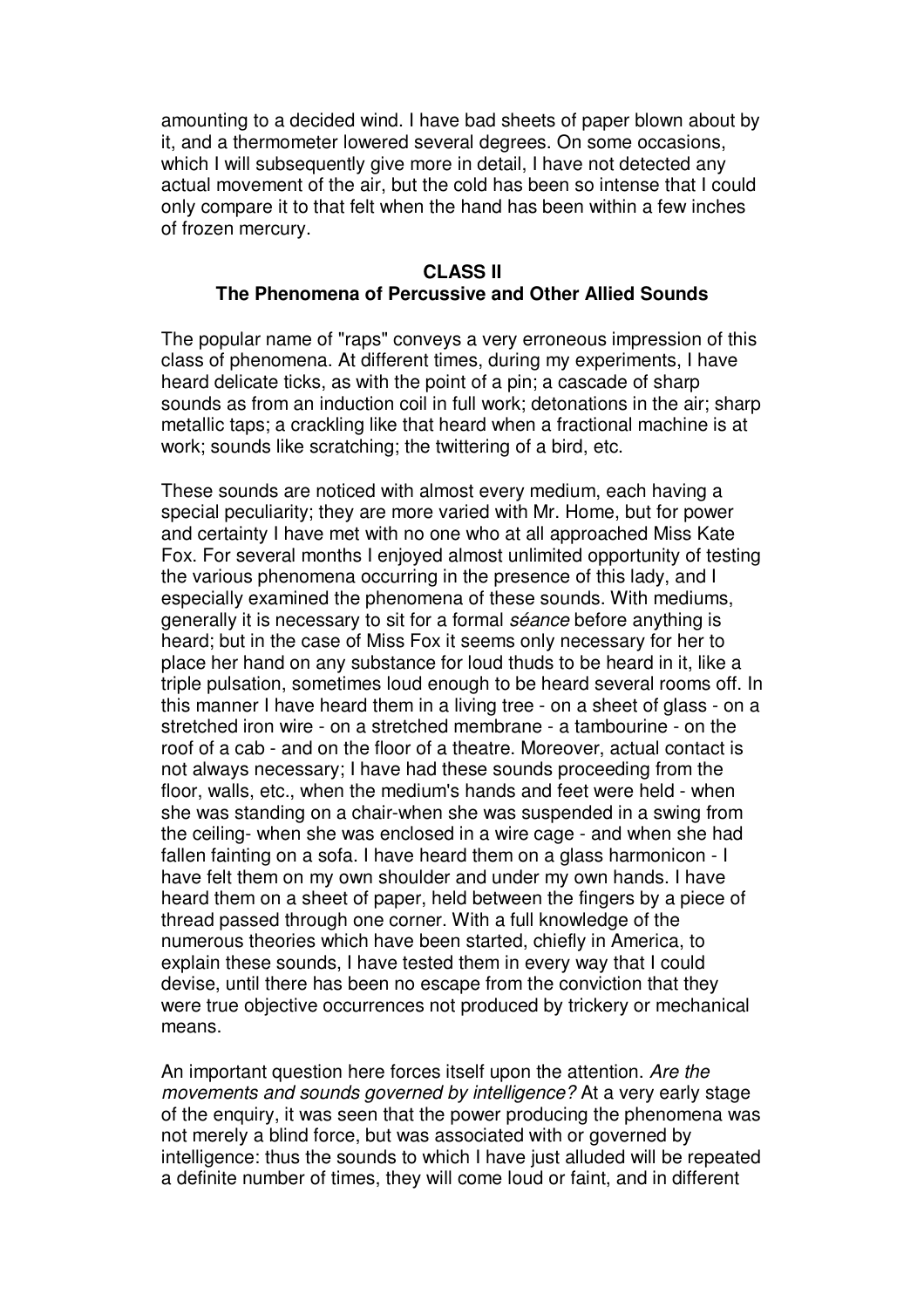amounting to a decided wind. I have bad sheets of paper blown about by it, and a thermometer lowered several degrees. On some occasions, which I will subsequently give more in detail, I have not detected any actual movement of the air, but the cold has been so intense that I could only compare it to that felt when the hand has been within a few inches of frozen mercury.

## CLASS II
## The Phenomena of Percussive and Other Allied Sounds

The popular name of "raps" conveys a very erroneous impression of this class of phenomena. At different times, during my experiments, I have heard delicate ticks, as with the point of a pin; a cascade of sharp sounds as from an induction coil in full work; detonations in the air; sharp metallic taps; a crackling like that heard when a fractional machine is at work; sounds like scratching; the twittering of a bird, etc.

These sounds are noticed with almost every medium, each having a special peculiarity; they are more varied with Mr. Home, but for power and certainty I have met with no one who at all approached Miss Kate Fox. For several months I enjoyed almost unlimited opportunity of testing the various phenomena occurring in the presence of this lady, and I especially examined the phenomena of these sounds. With mediums, generally it is necessary to sit for a formal *séance* before anything is heard; but in the case of Miss Fox it seems only necessary for her to place her hand on any substance for loud thuds to be heard in it, like a triple pulsation, sometimes loud enough to be heard several rooms off. In this manner I have heard them in a living tree - on a sheet of glass - on a stretched iron wire - on a stretched membrane - a tambourine - on the roof of a cab - and on the floor of a theatre. Moreover, actual contact is not always necessary; I have had these sounds proceeding from the floor, walls, etc., when the medium's hands and feet were held - when she was standing on a chair-when she was suspended in a swing from the ceiling- when she was enclosed in a wire cage - and when she had fallen fainting on a sofa. I have heard them on a glass harmonicon - I have felt them on my own shoulder and under my own hands. I have heard them on a sheet of paper, held between the fingers by a piece of thread passed through one corner. With a full knowledge of the numerous theories which have been started, chiefly in America, to explain these sounds, I have tested them in every way that I could devise, until there has been no escape from the conviction that they were true objective occurrences not produced by trickery or mechanical means.

An important question here forces itself upon the attention. *Are the movements and sounds governed by intelligence?* At a very early stage of the enquiry, it was seen that the power producing the phenomena was not merely a blind force, but was associated with or governed by intelligence: thus the sounds to which I have just alluded will be repeated a definite number of times, they will come loud or faint, and in different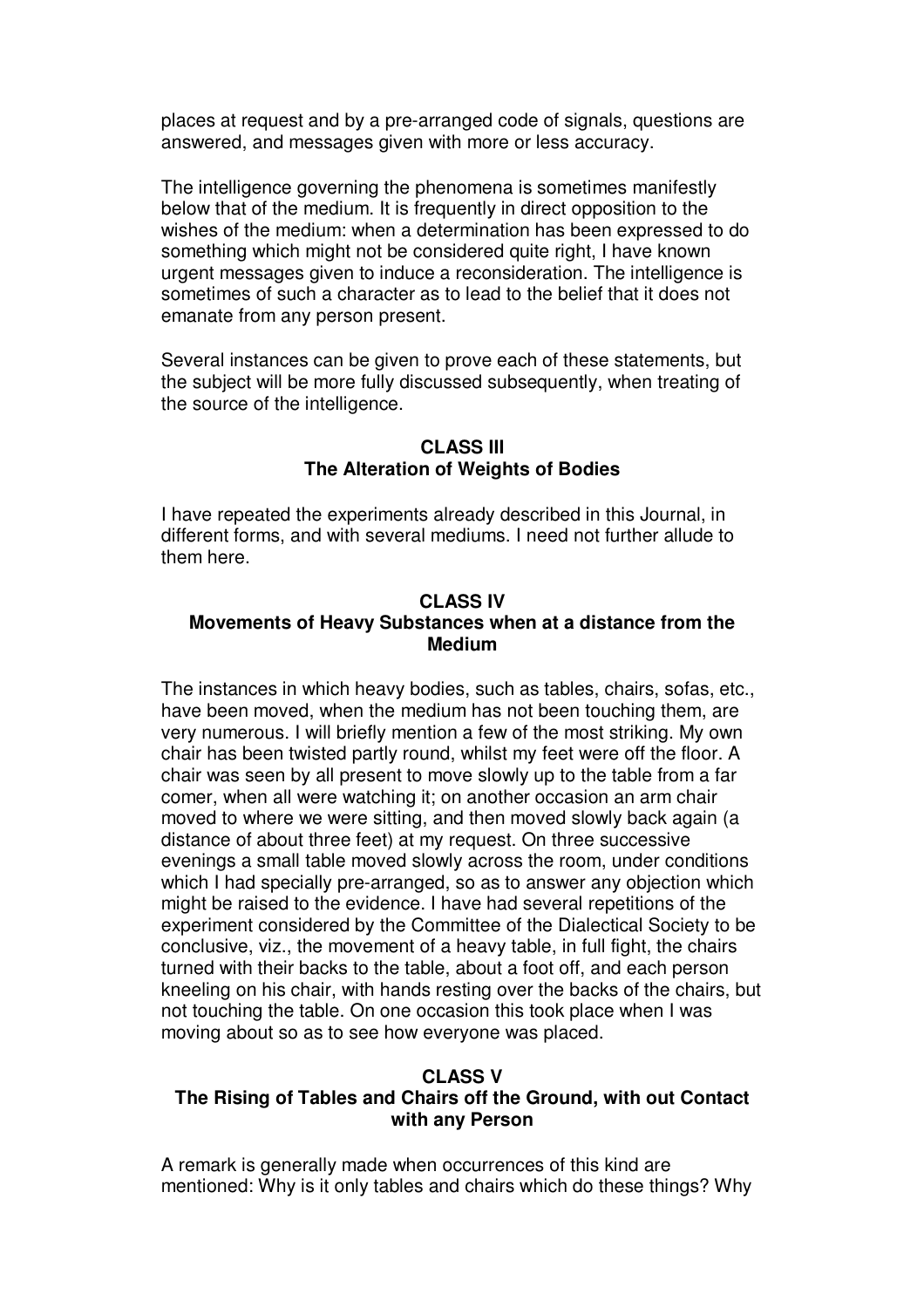places at request and by a pre-arranged code of signals, questions are answered, and messages given with more or less accuracy.

The intelligence governing the phenomena is sometimes manifestly below that of the medium. It is frequently in direct opposition to the wishes of the medium: when a determination has been expressed to do something which might not be considered quite right, I have known urgent messages given to induce a reconsideration. The intelligence is sometimes of such a character as to lead to the belief that it does not emanate from any person present.

Several instances can be given to prove each of these statements, but the subject will be more fully discussed subsequently, when treating of the source of the intelligence.

### CLASS III
### The Alteration of Weights of Bodies

I have repeated the experiments already described in this Journal, in different forms, and with several mediums. I need not further allude to them here.

### CLASS IV
### Movements of Heavy Substances when at a distance from the Medium

The instances in which heavy bodies, such as tables, chairs, sofas, etc., have been moved, when the medium has not been touching them, are very numerous. I will briefly mention a few of the most striking. My own chair has been twisted partly round, whilst my feet were off the floor. A chair was seen by all present to move slowly up to the table from a far comer, when all were watching it; on another occasion an arm chair moved to where we were sitting, and then moved slowly back again (a distance of about three feet) at my request. On three successive evenings a small table moved slowly across the room, under conditions which I had specially pre-arranged, so as to answer any objection which might be raised to the evidence. I have had several repetitions of the experiment considered by the Committee of the Dialectical Society to be conclusive, viz., the movement of a heavy table, in full fight, the chairs turned with their backs to the table, about a foot off, and each person kneeling on his chair, with hands resting over the backs of the chairs, but not touching the table. On one occasion this took place when I was moving about so as to see how everyone was placed.

### CLASS V
### The Rising of Tables and Chairs off the Ground, with out Contact with any Person

A remark is generally made when occurrences of this kind are mentioned: Why is it only tables and chairs which do these things? Why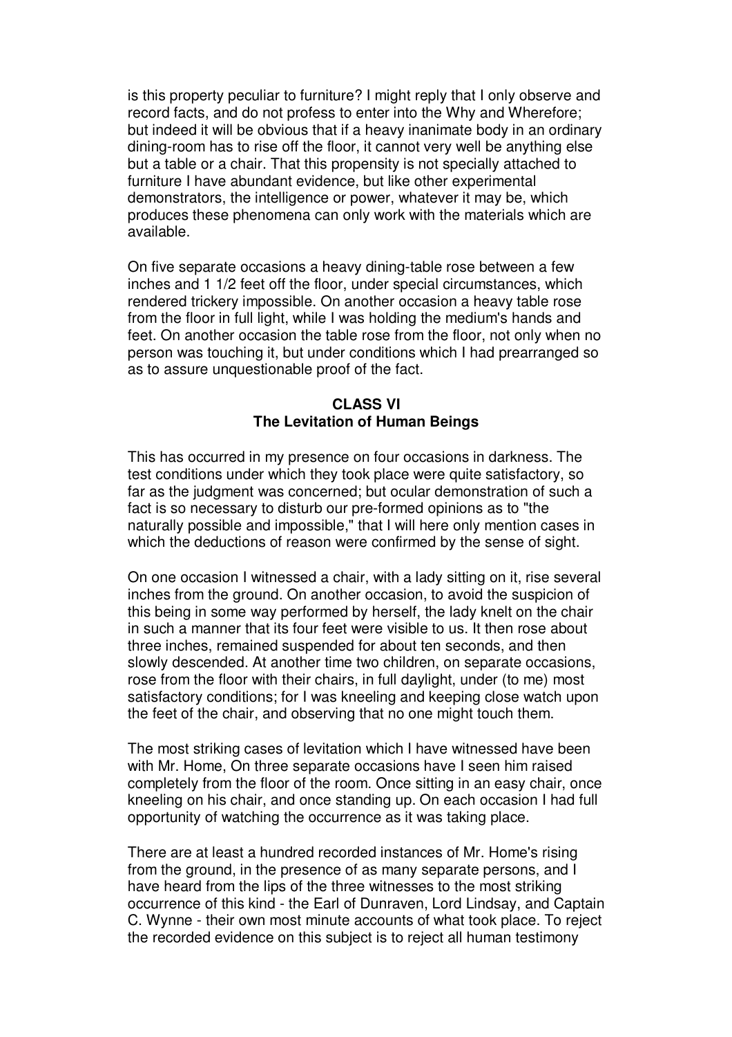is this property peculiar to furniture? I might reply that I only observe and record facts, and do not profess to enter into the Why and Wherefore; but indeed it will be obvious that if a heavy inanimate body in an ordinary dining-room has to rise off the floor, it cannot very well be anything else but a table or a chair. That this propensity is not specially attached to furniture I have abundant evidence, but like other experimental demonstrators, the intelligence or power, whatever it may be, which produces these phenomena can only work with the materials which are available.

On five separate occasions a heavy dining-table rose between a few inches and 1 1/2 feet off the floor, under special circumstances, which rendered trickery impossible. On another occasion a heavy table rose from the floor in full light, while I was holding the medium's hands and feet. On another occasion the table rose from the floor, not only when no person was touching it, but under conditions which I had prearranged so as to assure unquestionable proof of the fact.

### CLASS VI
### The Levitation of Human Beings

This has occurred in my presence on four occasions in darkness. The test conditions under which they took place were quite satisfactory, so far as the judgment was concerned; but ocular demonstration of such a fact is so necessary to disturb our pre-formed opinions as to "the naturally possible and impossible," that I will here only mention cases in which the deductions of reason were confirmed by the sense of sight.

On one occasion I witnessed a chair, with a lady sitting on it, rise several inches from the ground. On another occasion, to avoid the suspicion of this being in some way performed by herself, the lady knelt on the chair in such a manner that its four feet were visible to us. It then rose about three inches, remained suspended for about ten seconds, and then slowly descended. At another time two children, on separate occasions, rose from the floor with their chairs, in full daylight, under (to me) most satisfactory conditions; for I was kneeling and keeping close watch upon the feet of the chair, and observing that no one might touch them.

The most striking cases of levitation which I have witnessed have been with Mr. Home, On three separate occasions have I seen him raised completely from the floor of the room. Once sitting in an easy chair, once kneeling on his chair, and once standing up. On each occasion I had full opportunity of watching the occurrence as it was taking place.

There are at least a hundred recorded instances of Mr. Home's rising from the ground, in the presence of as many separate persons, and I have heard from the lips of the three witnesses to the most striking occurrence of this kind - the Earl of Dunraven, Lord Lindsay, and Captain C. Wynne - their own most minute accounts of what took place. To reject the recorded evidence on this subject is to reject all human testimony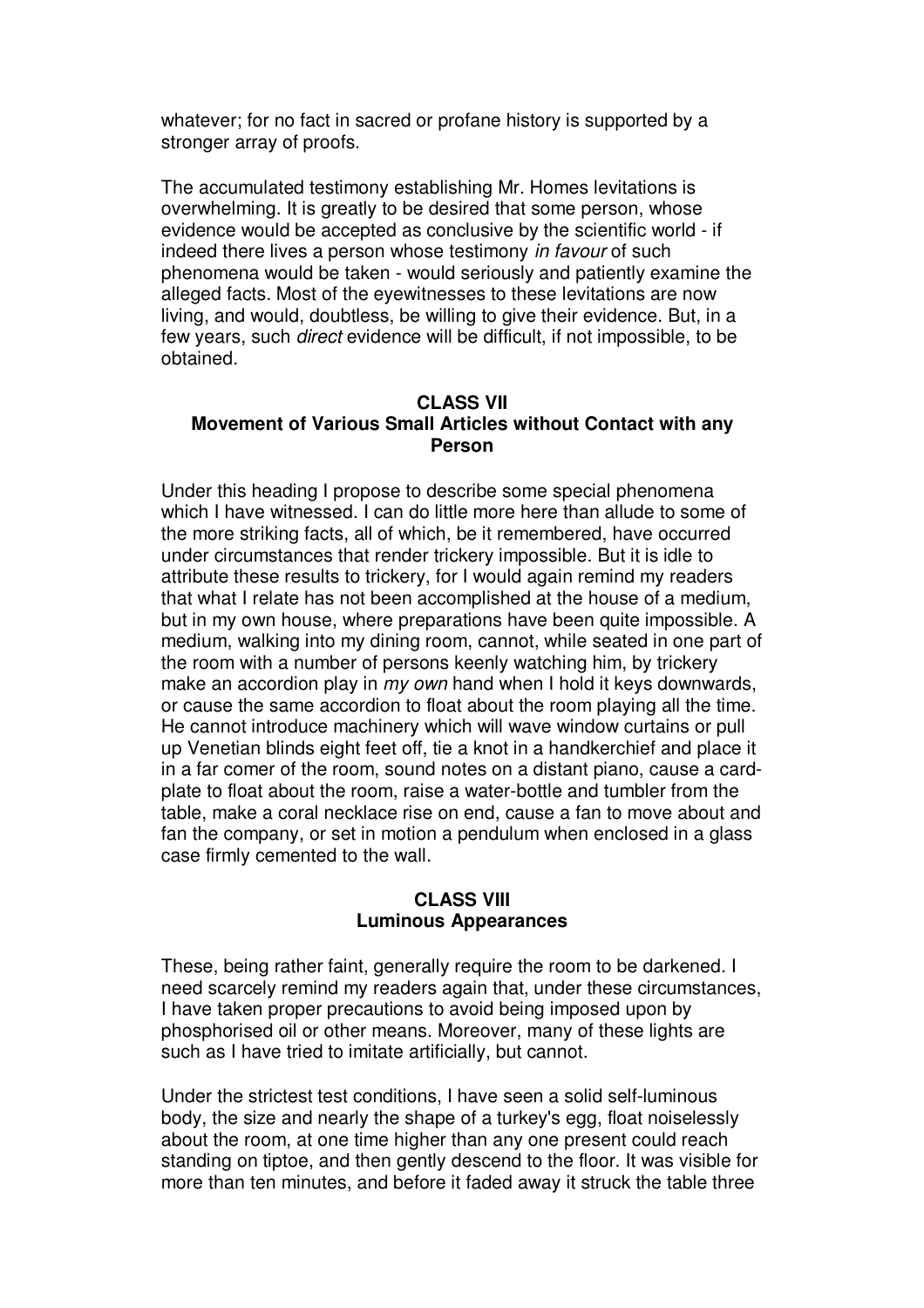whatever; for no fact in sacred or profane history is supported by a stronger array of proofs.

The accumulated testimony establishing Mr. Homes levitations is overwhelming. It is greatly to be desired that some person, whose evidence would be accepted as conclusive by the scientific world - if indeed there lives a person whose testimony *in favour* of such phenomena would be taken - would seriously and patiently examine the alleged facts. Most of the eyewitnesses to these levitations are now living, and would, doubtless, be willing to give their evidence. But, in a few years, such *direct* evidence will be difficult, if not impossible, to be obtained.

## CLASS VII
## Movement of Various Small Articles without Contact with any Person

Under this heading I propose to describe some special phenomena which I have witnessed. I can do little more here than allude to some of the more striking facts, all of which, be it remembered, have occurred under circumstances that render trickery impossible. But it is idle to attribute these results to trickery, for I would again remind my readers that what I relate has not been accomplished at the house of a medium, but in my own house, where preparations have been quite impossible. A medium, walking into my dining room, cannot, while seated in one part of the room with a number of persons keenly watching him, by trickery make an accordion play in *my own* hand when I hold it keys downwards, or cause the same accordion to float about the room playing all the time. He cannot introduce machinery which will wave window curtains or pull up Venetian blinds eight feet off, tie a knot in a handkerchief and place it in a far comer of the room, sound notes on a distant piano, cause a card-plate to float about the room, raise a water-bottle and tumbler from the table, make a coral necklace rise on end, cause a fan to move about and fan the company, or set in motion a pendulum when enclosed in a glass case firmly cemented to the wall.

## CLASS VIII
## Luminous Appearances

These, being rather faint, generally require the room to be darkened. I need scarcely remind my readers again that, under these circumstances, I have taken proper precautions to avoid being imposed upon by phosphorised oil or other means. Moreover, many of these lights are such as I have tried to imitate artificially, but cannot.

Under the strictest test conditions, I have seen a solid self-luminous body, the size and nearly the shape of a turkey's egg, float noiselessly about the room, at one time higher than any one present could reach standing on tiptoe, and then gently descend to the floor. It was visible for more than ten minutes, and before it faded away it struck the table three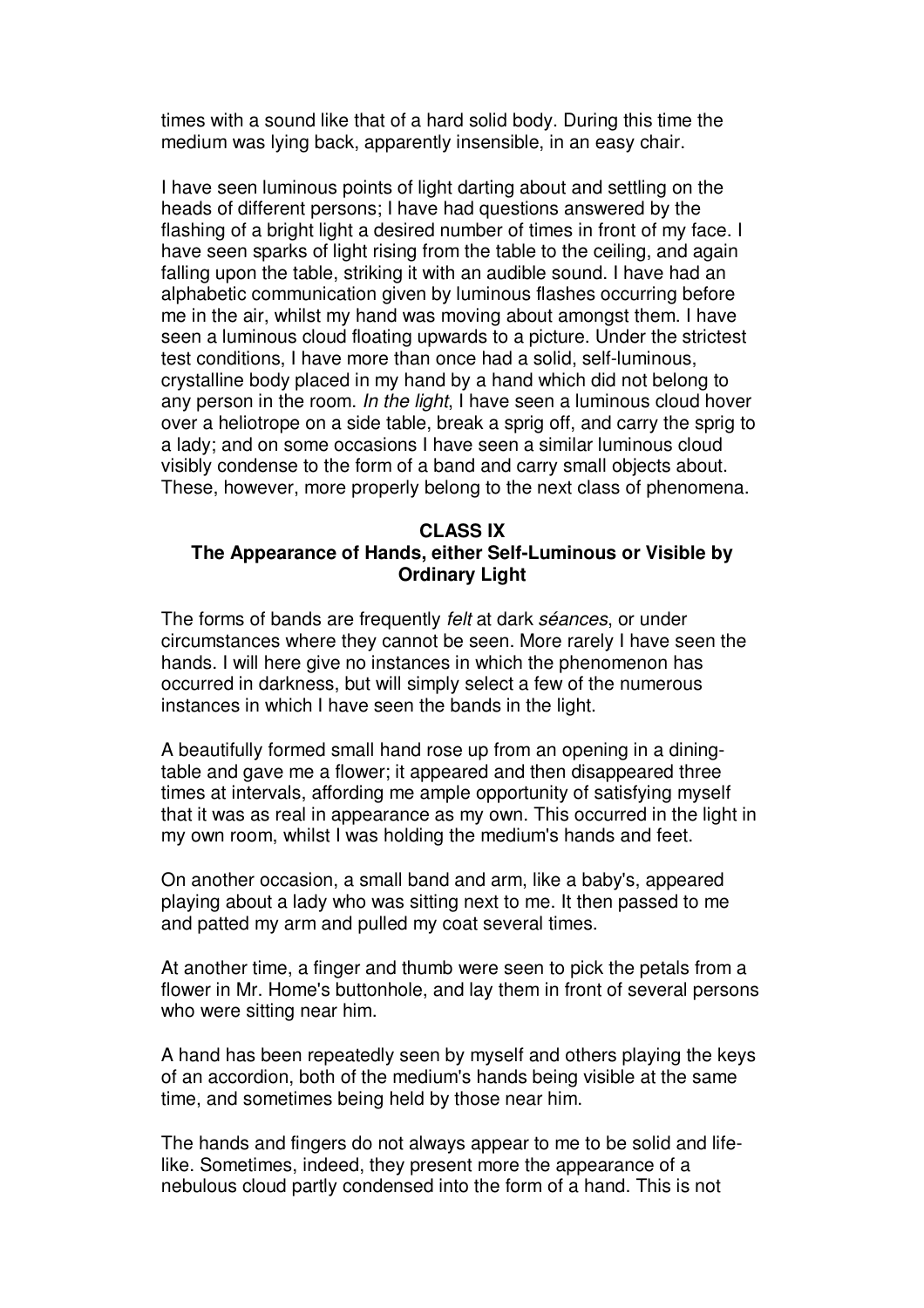times with a sound like that of a hard solid body. During this time the medium was lying back, apparently insensible, in an easy chair.

I have seen luminous points of light darting about and settling on the heads of different persons; I have had questions answered by the flashing of a bright light a desired number of times in front of my face. I have seen sparks of light rising from the table to the ceiling, and again falling upon the table, striking it with an audible sound. I have had an alphabetic communication given by luminous flashes occurring before me in the air, whilst my hand was moving about amongst them. I have seen a luminous cloud floating upwards to a picture. Under the strictest test conditions, I have more than once had a solid, self-luminous, crystalline body placed in my hand by a hand which did not belong to any person in the room. *In the light*, I have seen a luminous cloud hover over a heliotrope on a side table, break a sprig off, and carry the sprig to a lady; and on some occasions I have seen a similar luminous cloud visibly condense to the form of a band and carry small objects about. These, however, more properly belong to the next class of phenomena.

## CLASS IX
## The Appearance of Hands, either Self-Luminous or Visible by Ordinary Light

The forms of bands are frequently *felt* at dark *séances*, or under circumstances where they cannot be seen. More rarely I have seen the hands. I will here give no instances in which the phenomenon has occurred in darkness, but will simply select a few of the numerous instances in which I have seen the bands in the light.

A beautifully formed small hand rose up from an opening in a dining-table and gave me a flower; it appeared and then disappeared three times at intervals, affording me ample opportunity of satisfying myself that it was as real in appearance as my own. This occurred in the light in my own room, whilst I was holding the medium's hands and feet.

On another occasion, a small band and arm, like a baby's, appeared playing about a lady who was sitting next to me. It then passed to me and patted my arm and pulled my coat several times.

At another time, a finger and thumb were seen to pick the petals from a flower in Mr. Home's buttonhole, and lay them in front of several persons who were sitting near him.

A hand has been repeatedly seen by myself and others playing the keys of an accordion, both of the medium's hands being visible at the same time, and sometimes being held by those near him.

The hands and fingers do not always appear to me to be solid and life-like. Sometimes, indeed, they present more the appearance of a nebulous cloud partly condensed into the form of a hand. This is not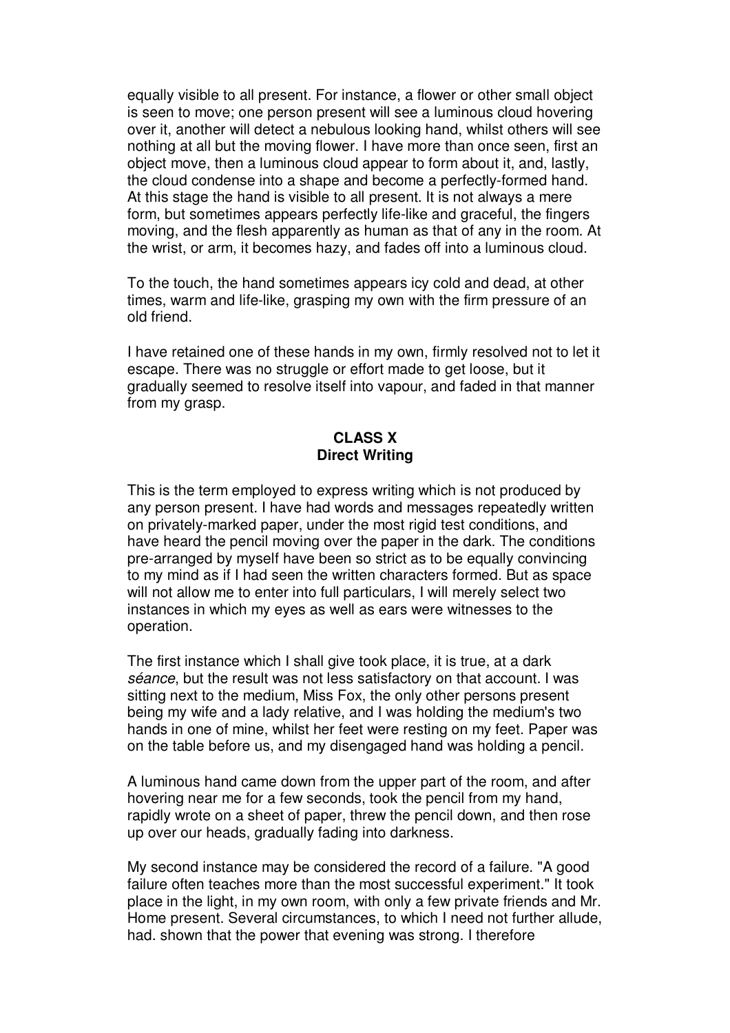equally visible to all present. For instance, a flower or other small object is seen to move; one person present will see a luminous cloud hovering over it, another will detect a nebulous looking hand, whilst others will see nothing at all but the moving flower. I have more than once seen, first an object move, then a luminous cloud appear to form about it, and, lastly, the cloud condense into a shape and become a perfectly-formed hand. At this stage the hand is visible to all present. It is not always a mere form, but sometimes appears perfectly life-like and graceful, the fingers moving, and the flesh apparently as human as that of any in the room. At the wrist, or arm, it becomes hazy, and fades off into a luminous cloud.

To the touch, the hand sometimes appears icy cold and dead, at other times, warm and life-like, grasping my own with the firm pressure of an old friend.

I have retained one of these hands in my own, firmly resolved not to let it escape. There was no struggle or effort made to get loose, but it gradually seemed to resolve itself into vapour, and faded in that manner from my grasp.

## CLASS X
## Direct Writing

This is the term employed to express writing which is not produced by any person present. I have had words and messages repeatedly written on privately-marked paper, under the most rigid test conditions, and have heard the pencil moving over the paper in the dark. The conditions pre-arranged by myself have been so strict as to be equally convincing to my mind as if I had seen the written characters formed. But as space will not allow me to enter into full particulars, I will merely select two instances in which my eyes as well as ears were witnesses to the operation.

The first instance which I shall give took place, it is true, at a dark *séance*, but the result was not less satisfactory on that account. I was sitting next to the medium, Miss Fox, the only other persons present being my wife and a lady relative, and I was holding the medium's two hands in one of mine, whilst her feet were resting on my feet. Paper was on the table before us, and my disengaged hand was holding a pencil.

A luminous hand came down from the upper part of the room, and after hovering near me for a few seconds, took the pencil from my hand, rapidly wrote on a sheet of paper, threw the pencil down, and then rose up over our heads, gradually fading into darkness.

My second instance may be considered the record of a failure. "A good failure often teaches more than the most successful experiment." It took place in the light, in my own room, with only a few private friends and Mr. Home present. Several circumstances, to which I need not further allude, had. shown that the power that evening was strong. I therefore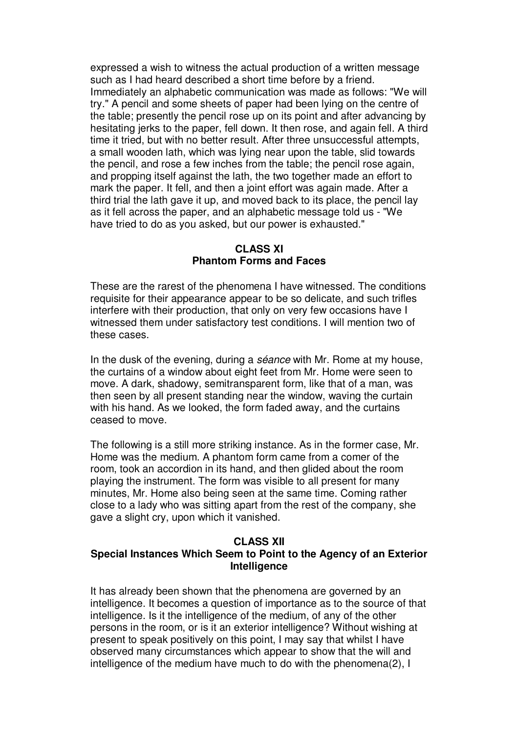expressed a wish to witness the actual production of a written message such as I had heard described a short time before by a friend. Immediately an alphabetic communication was made as follows: "We will try." A pencil and some sheets of paper had been lying on the centre of the table; presently the pencil rose up on its point and after advancing by hesitating jerks to the paper, fell down. It then rose, and again fell. A third time it tried, but with no better result. After three unsuccessful attempts, a small wooden lath, which was lying near upon the table, slid towards the pencil, and rose a few inches from the table; the pencil rose again, and propping itself against the lath, the two together made an effort to mark the paper. It fell, and then a joint effort was again made. After a third trial the lath gave it up, and moved back to its place, the pencil lay as it fell across the paper, and an alphabetic message told us - "We have tried to do as you asked, but our power is exhausted."

## CLASS XI
## Phantom Forms and Faces

These are the rarest of the phenomena I have witnessed. The conditions requisite for their appearance appear to be so delicate, and such trifles interfere with their production, that only on very few occasions have I witnessed them under satisfactory test conditions. I will mention two of these cases.

In the dusk of the evening, during a *séance* with Mr. Rome at my house, the curtains of a window about eight feet from Mr. Home were seen to move. A dark, shadowy, semitransparent form, like that of a man, was then seen by all present standing near the window, waving the curtain with his hand. As we looked, the form faded away, and the curtains ceased to move.

The following is a still more striking instance. As in the former case, Mr. Home was the medium. A phantom form came from a comer of the room, took an accordion in its hand, and then glided about the room playing the instrument. The form was visible to all present for many minutes, Mr. Home also being seen at the same time. Coming rather close to a lady who was sitting apart from the rest of the company, she gave a slight cry, upon which it vanished.

## CLASS XII
## Special Instances Which Seem to Point to the Agency of an Exterior Intelligence

It has already been shown that the phenomena are governed by an intelligence. It becomes a question of importance as to the source of that intelligence. Is it the intelligence of the medium, of any of the other persons in the room, or is it an exterior intelligence? Without wishing at present to speak positively on this point, I may say that whilst I have observed many circumstances which appear to show that the will and intelligence of the medium have much to do with the phenomena(2), I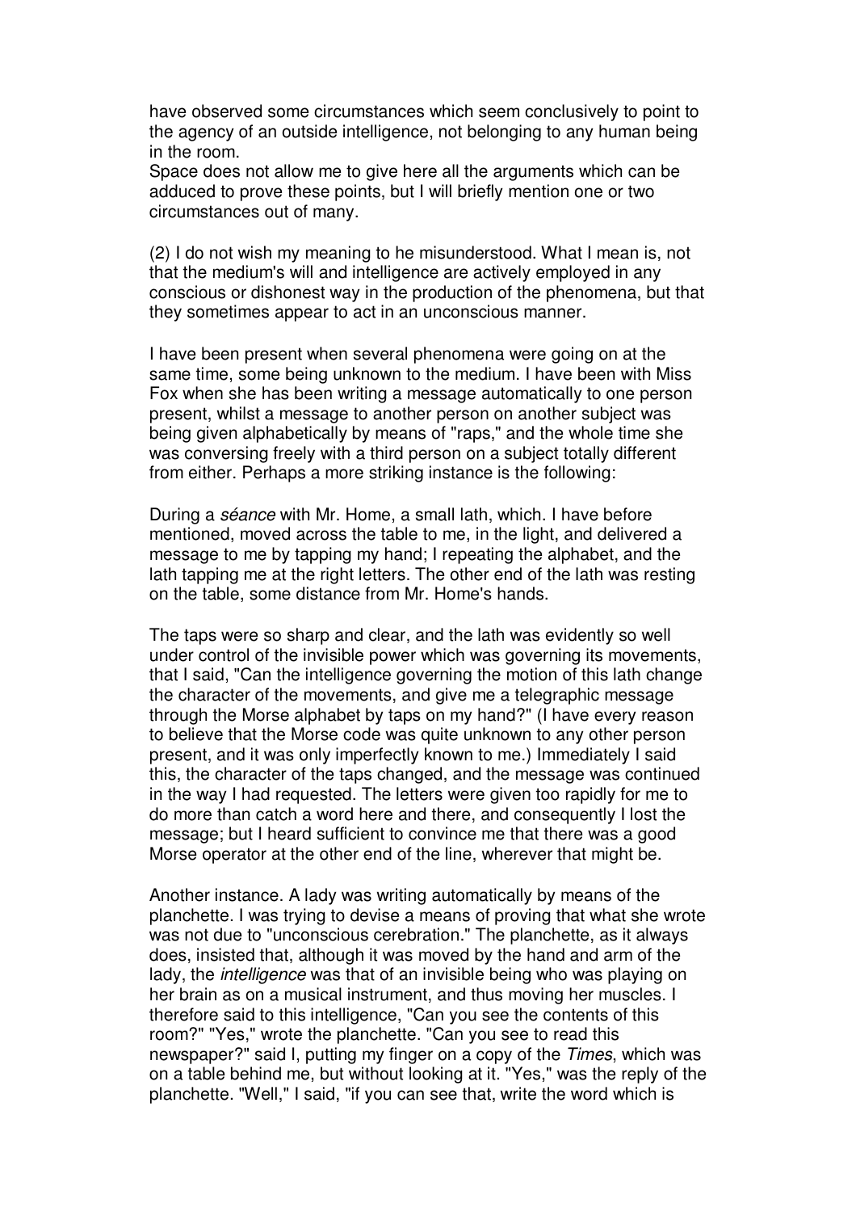have observed some circumstances which seem conclusively to point to the agency of an outside intelligence, not belonging to any human being in the room.
Space does not allow me to give here all the arguments which can be adduced to prove these points, but I will briefly mention one or two circumstances out of many.

(2) I do not wish my meaning to he misunderstood. What I mean is, not that the medium's will and intelligence are actively employed in any conscious or dishonest way in the production of the phenomena, but that they sometimes appear to act in an unconscious manner.

I have been present when several phenomena were going on at the same time, some being unknown to the medium. I have been with Miss Fox when she has been writing a message automatically to one person present, whilst a message to another person on another subject was being given alphabetically by means of "raps," and the whole time she was conversing freely with a third person on a subject totally different from either. Perhaps a more striking instance is the following:

During a *séance* with Mr. Home, a small lath, which. I have before mentioned, moved across the table to me, in the light, and delivered a message to me by tapping my hand; I repeating the alphabet, and the lath tapping me at the right letters. The other end of the lath was resting on the table, some distance from Mr. Home's hands.

The taps were so sharp and clear, and the lath was evidently so well under control of the invisible power which was governing its movements, that I said, "Can the intelligence governing the motion of this lath change the character of the movements, and give me a telegraphic message through the Morse alphabet by taps on my hand?" (I have every reason to believe that the Morse code was quite unknown to any other person present, and it was only imperfectly known to me.) Immediately I said this, the character of the taps changed, and the message was continued in the way I had requested. The letters were given too rapidly for me to do more than catch a word here and there, and consequently I lost the message; but I heard sufficient to convince me that there was a good Morse operator at the other end of the line, wherever that might be.

Another instance. A lady was writing automatically by means of the planchette. I was trying to devise a means of proving that what she wrote was not due to "unconscious cerebration." The planchette, as it always does, insisted that, although it was moved by the hand and arm of the lady, the *intelligence* was that of an invisible being who was playing on her brain as on a musical instrument, and thus moving her muscles. I therefore said to this intelligence, "Can you see the contents of this room?" "Yes," wrote the planchette. "Can you see to read this newspaper?" said I, putting my finger on a copy of the *Times*, which was on a table behind me, but without looking at it. "Yes," was the reply of the planchette. "Well," I said, "if you can see that, write the word which is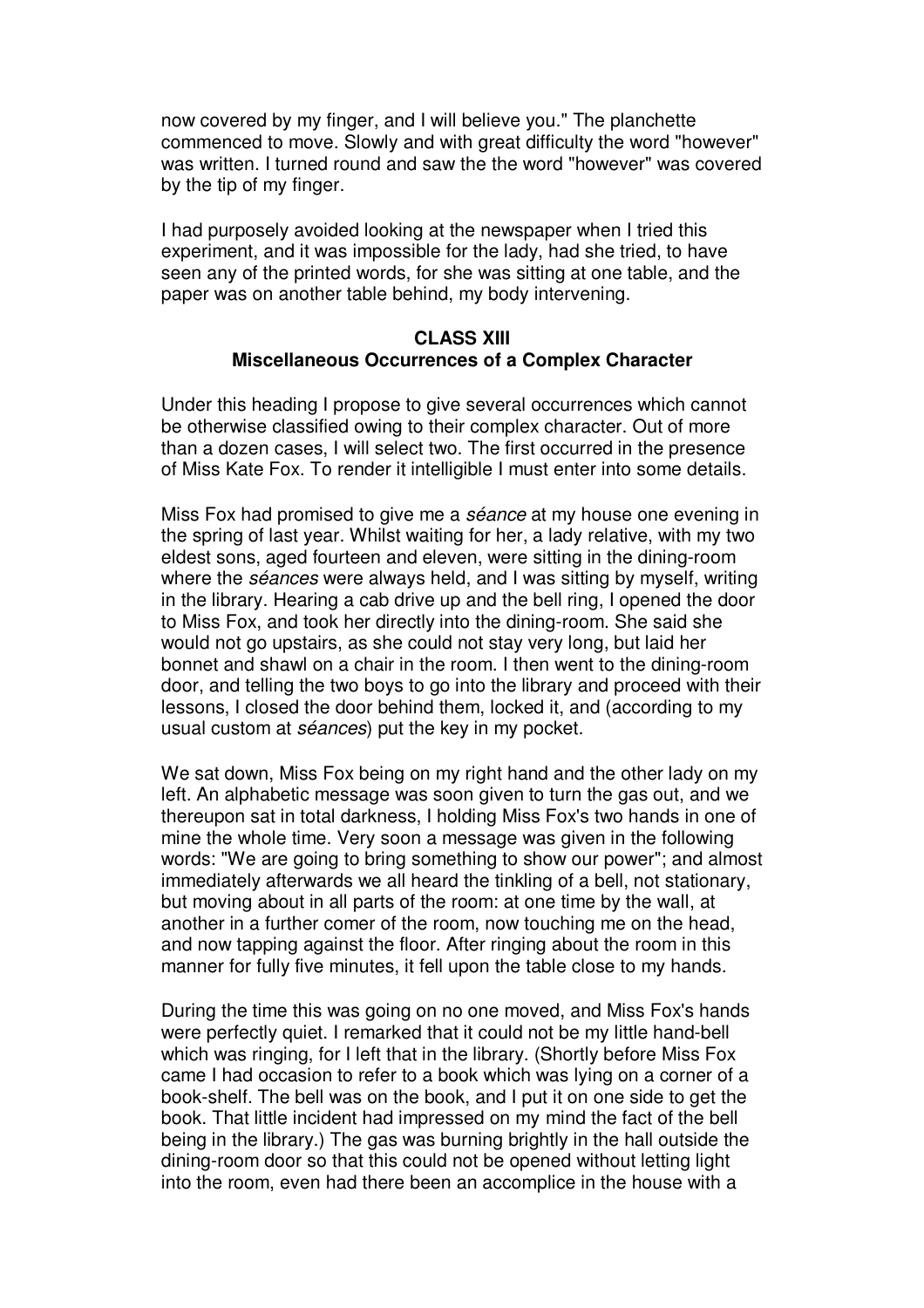now covered by my finger, and I will believe you." The planchette commenced to move. Slowly and with great difficulty the word "however" was written. I turned round and saw the the word "however" was covered by the tip of my finger.

I had purposely avoided looking at the newspaper when I tried this experiment, and it was impossible for the lady, had she tried, to have seen any of the printed words, for she was sitting at one table, and the paper was on another table behind, my body intervening.

**CLASS XIII**
**Miscellaneous Occurrences of a Complex Character**

Under this heading I propose to give several occurrences which cannot be otherwise classified owing to their complex character. Out of more than a dozen cases, I will select two. The first occurred in the presence of Miss Kate Fox. To render it intelligible I must enter into some details.

Miss Fox had promised to give me a *séance* at my house one evening in the spring of last year. Whilst waiting for her, a lady relative, with my two eldest sons, aged fourteen and eleven, were sitting in the dining-room where the *séances* were always held, and I was sitting by myself, writing in the library. Hearing a cab drive up and the bell ring, I opened the door to Miss Fox, and took her directly into the dining-room. She said she would not go upstairs, as she could not stay very long, but laid her bonnet and shawl on a chair in the room. I then went to the dining-room door, and telling the two boys to go into the library and proceed with their lessons, I closed the door behind them, locked it, and (according to my usual custom at *séances*) put the key in my pocket.

We sat down, Miss Fox being on my right hand and the other lady on my left. An alphabetic message was soon given to turn the gas out, and we thereupon sat in total darkness, I holding Miss Fox's two hands in one of mine the whole time. Very soon a message was given in the following words: "We are going to bring something to show our power"; and almost immediately afterwards we all heard the tinkling of a bell, not stationary, but moving about in all parts of the room: at one time by the wall, at another in a further comer of the room, now touching me on the head, and now tapping against the floor. After ringing about the room in this manner for fully five minutes, it fell upon the table close to my hands.

During the time this was going on no one moved, and Miss Fox's hands were perfectly quiet. I remarked that it could not be my little hand-bell which was ringing, for I left that in the library. (Shortly before Miss Fox came I had occasion to refer to a book which was lying on a corner of a book-shelf. The bell was on the book, and I put it on one side to get the book. That little incident had impressed on my mind the fact of the bell being in the library.) The gas was burning brightly in the hall outside the dining-room door so that this could not be opened without letting light into the room, even had there been an accomplice in the house with a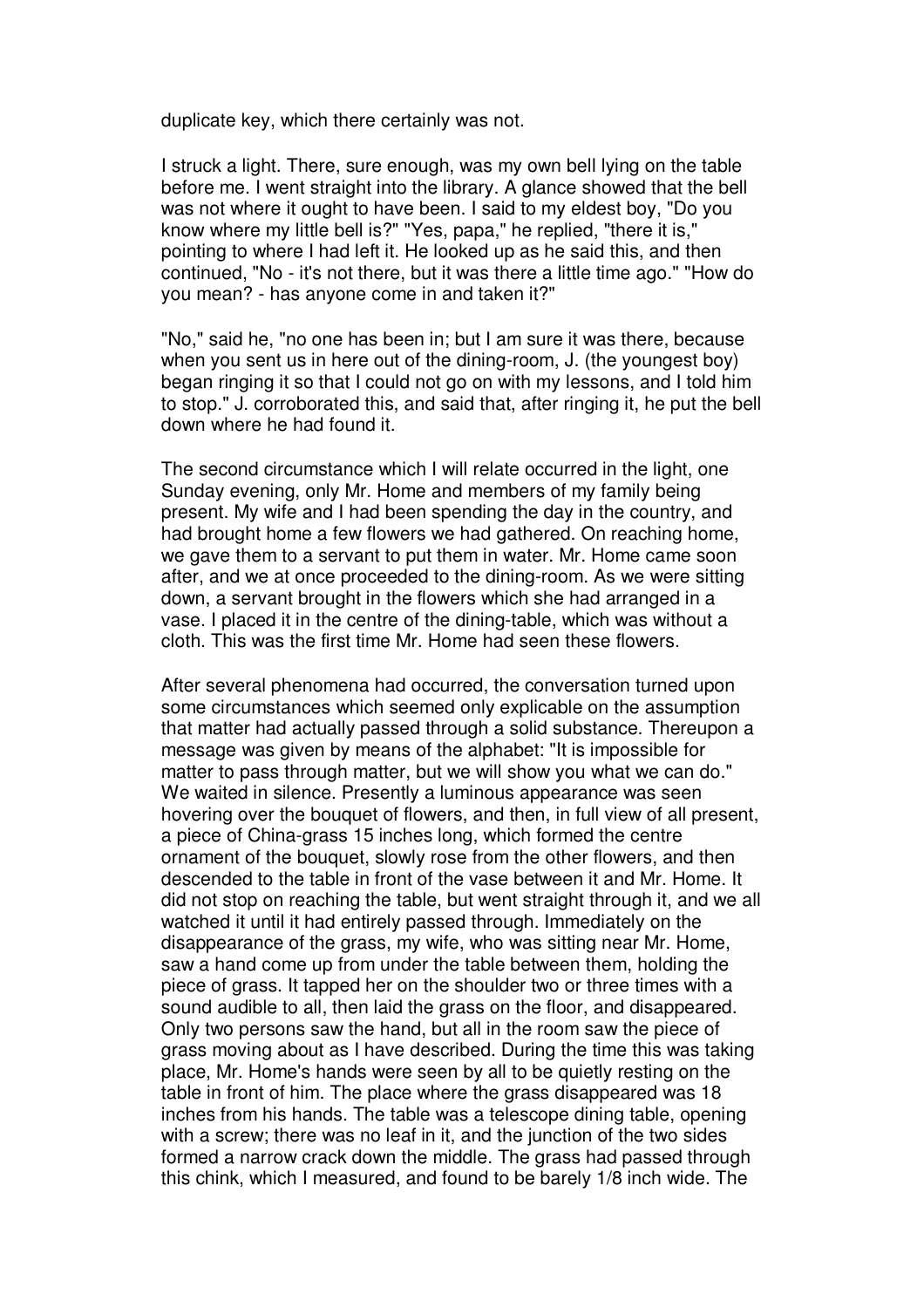duplicate key, which there certainly was not.

I struck a light. There, sure enough, was my own bell lying on the table before me. I went straight into the library. A glance showed that the bell was not where it ought to have been. I said to my eldest boy, "Do you know where my little bell is?" "Yes, papa," he replied, "there it is," pointing to where I had left it. He looked up as he said this, and then continued, "No - it's not there, but it was there a little time ago." "How do you mean? - has anyone come in and taken it?"

"No," said he, "no one has been in; but I am sure it was there, because when you sent us in here out of the dining-room, J. (the youngest boy) began ringing it so that I could not go on with my lessons, and I told him to stop." J. corroborated this, and said that, after ringing it, he put the bell down where he had found it.

The second circumstance which I will relate occurred in the light, one Sunday evening, only Mr. Home and members of my family being present. My wife and I had been spending the day in the country, and had brought home a few flowers we had gathered. On reaching home, we gave them to a servant to put them in water. Mr. Home came soon after, and we at once proceeded to the dining-room. As we were sitting down, a servant brought in the flowers which she had arranged in a vase. I placed it in the centre of the dining-table, which was without a cloth. This was the first time Mr. Home had seen these flowers.

After several phenomena had occurred, the conversation turned upon some circumstances which seemed only explicable on the assumption that matter had actually passed through a solid substance. Thereupon a message was given by means of the alphabet: "It is impossible for matter to pass through matter, but we will show you what we can do." We waited in silence. Presently a luminous appearance was seen hovering over the bouquet of flowers, and then, in full view of all present, a piece of China-grass 15 inches long, which formed the centre ornament of the bouquet, slowly rose from the other flowers, and then descended to the table in front of the vase between it and Mr. Home. It did not stop on reaching the table, but went straight through it, and we all watched it until it had entirely passed through. Immediately on the disappearance of the grass, my wife, who was sitting near Mr. Home, saw a hand come up from under the table between them, holding the piece of grass. It tapped her on the shoulder two or three times with a sound audible to all, then laid the grass on the floor, and disappeared. Only two persons saw the hand, but all in the room saw the piece of grass moving about as I have described. During the time this was taking place, Mr. Home's hands were seen by all to be quietly resting on the table in front of him. The place where the grass disappeared was 18 inches from his hands. The table was a telescope dining table, opening with a screw; there was no leaf in it, and the junction of the two sides formed a narrow crack down the middle. The grass had passed through this chink, which I measured, and found to be barely 1/8 inch wide. The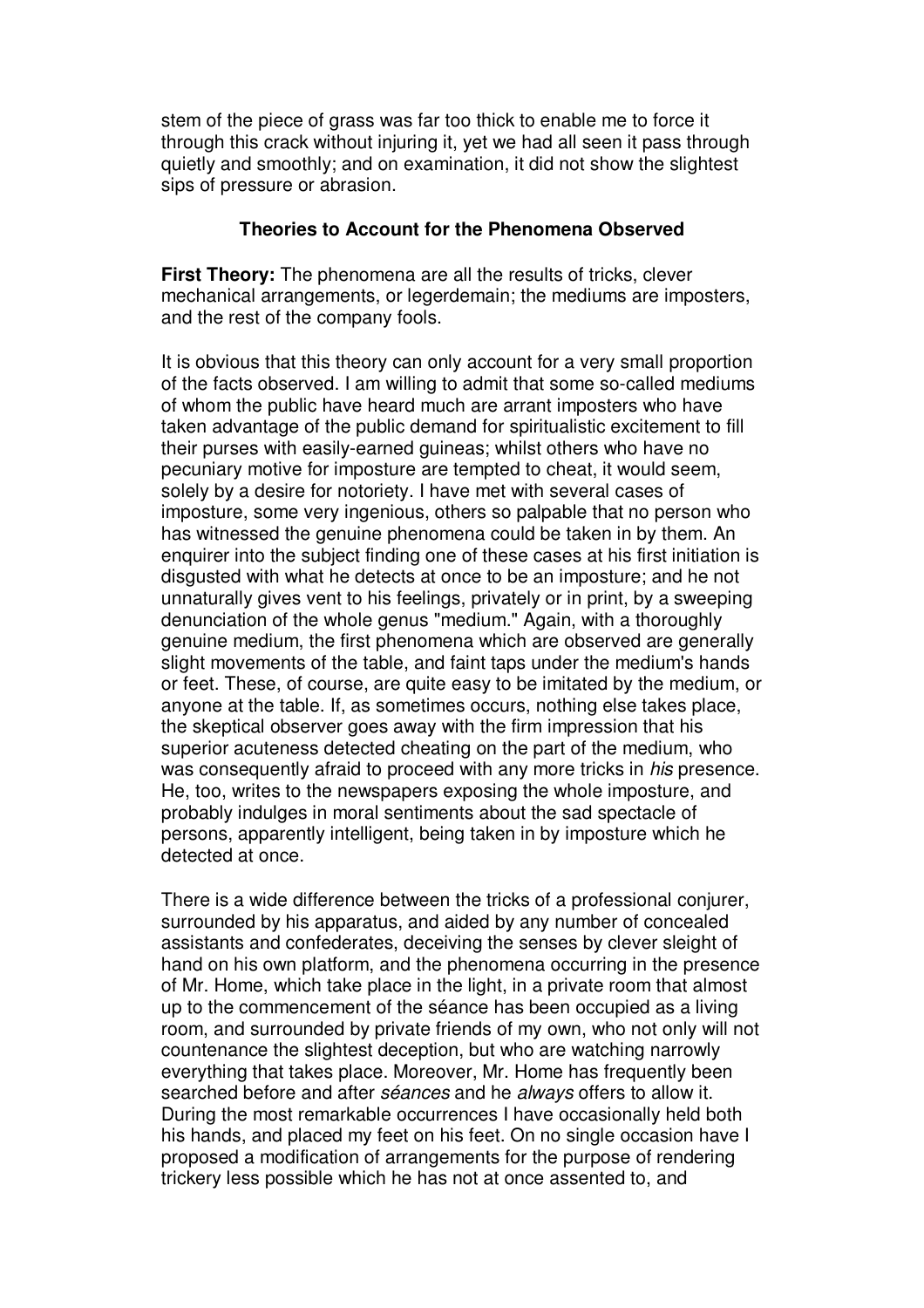stem of the piece of grass was far too thick to enable me to force it through this crack without injuring it, yet we had all seen it pass through quietly and smoothly; and on examination, it did not show the slightest sips of pressure or abrasion.

### Theories to Account for the Phenomena Observed

**First Theory:** The phenomena are all the results of tricks, clever mechanical arrangements, or legerdemain; the mediums are imposters, and the rest of the company fools.

It is obvious that this theory can only account for a very small proportion of the facts observed. I am willing to admit that some so-called mediums of whom the public have heard much are arrant imposters who have taken advantage of the public demand for spiritualistic excitement to fill their purses with easily-earned guineas; whilst others who have no pecuniary motive for imposture are tempted to cheat, it would seem, solely by a desire for notoriety. I have met with several cases of imposture, some very ingenious, others so palpable that no person who has witnessed the genuine phenomena could be taken in by them. An enquirer into the subject finding one of these cases at his first initiation is disgusted with what he detects at once to be an imposture; and he not unnaturally gives vent to his feelings, privately or in print, by a sweeping denunciation of the whole genus "medium." Again, with a thoroughly genuine medium, the first phenomena which are observed are generally slight movements of the table, and faint taps under the medium's hands or feet. These, of course, are quite easy to be imitated by the medium, or anyone at the table. If, as sometimes occurs, nothing else takes place, the skeptical observer goes away with the firm impression that his superior acuteness detected cheating on the part of the medium, who was consequently afraid to proceed with any more tricks in *his* presence. He, too, writes to the newspapers exposing the whole imposture, and probably indulges in moral sentiments about the sad spectacle of persons, apparently intelligent, being taken in by imposture which he detected at once.

There is a wide difference between the tricks of a professional conjurer, surrounded by his apparatus, and aided by any number of concealed assistants and confederates, deceiving the senses by clever sleight of hand on his own platform, and the phenomena occurring in the presence of Mr. Home, which take place in the light, in a private room that almost up to the commencement of the séance has been occupied as a living room, and surrounded by private friends of my own, who not only will not countenance the slightest deception, but who are watching narrowly everything that takes place. Moreover, Mr. Home has frequently been searched before and after *séances* and he *always* offers to allow it. During the most remarkable occurrences I have occasionally held both his hands, and placed my feet on his feet. On no single occasion have I proposed a modification of arrangements for the purpose of rendering trickery less possible which he has not at once assented to, and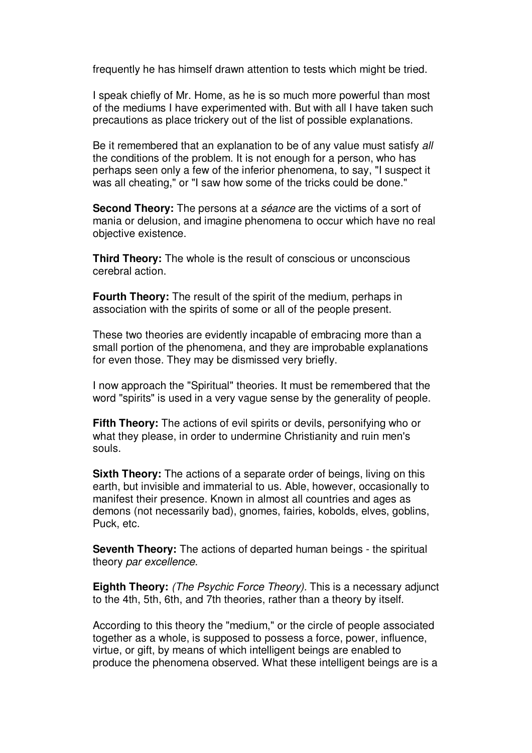frequently he has himself drawn attention to tests which might be tried.

I speak chiefly of Mr. Home, as he is so much more powerful than most of the mediums I have experimented with. But with all I have taken such precautions as place trickery out of the list of possible explanations.

Be it remembered that an explanation to be of any value must satisfy *all* the conditions of the problem. It is not enough for a person, who has perhaps seen only a few of the inferior phenomena, to say, "I suspect it was all cheating," or "I saw how some of the tricks could be done."

**Second Theory:** The persons at a *séance* are the victims of a sort of mania or delusion, and imagine phenomena to occur which have no real objective existence.

**Third Theory:** The whole is the result of conscious or unconscious cerebral action.

**Fourth Theory:** The result of the spirit of the medium, perhaps in association with the spirits of some or all of the people present.

These two theories are evidently incapable of embracing more than a small portion of the phenomena, and they are improbable explanations for even those. They may be dismissed very briefly.

I now approach the "Spiritual" theories. It must be remembered that the word "spirits" is used in a very vague sense by the generality of people.

**Fifth Theory:** The actions of evil spirits or devils, personifying who or what they please, in order to undermine Christianity and ruin men's souls.

**Sixth Theory:** The actions of a separate order of beings, living on this earth, but invisible and immaterial to us. Able, however, occasionally to manifest their presence. Known in almost all countries and ages as demons (not necessarily bad), gnomes, fairies, kobolds, elves, goblins, Puck, etc.

**Seventh Theory:** The actions of departed human beings - the spiritual theory *par excellence*.

**Eighth Theory:** *(The Psychic Force Theory).* This is a necessary adjunct to the 4th, 5th, 6th, and 7th theories, rather than a theory by itself.

According to this theory the "medium," or the circle of people associated together as a whole, is supposed to possess a force, power, influence, virtue, or gift, by means of which intelligent beings are enabled to produce the phenomena observed. What these intelligent beings are is a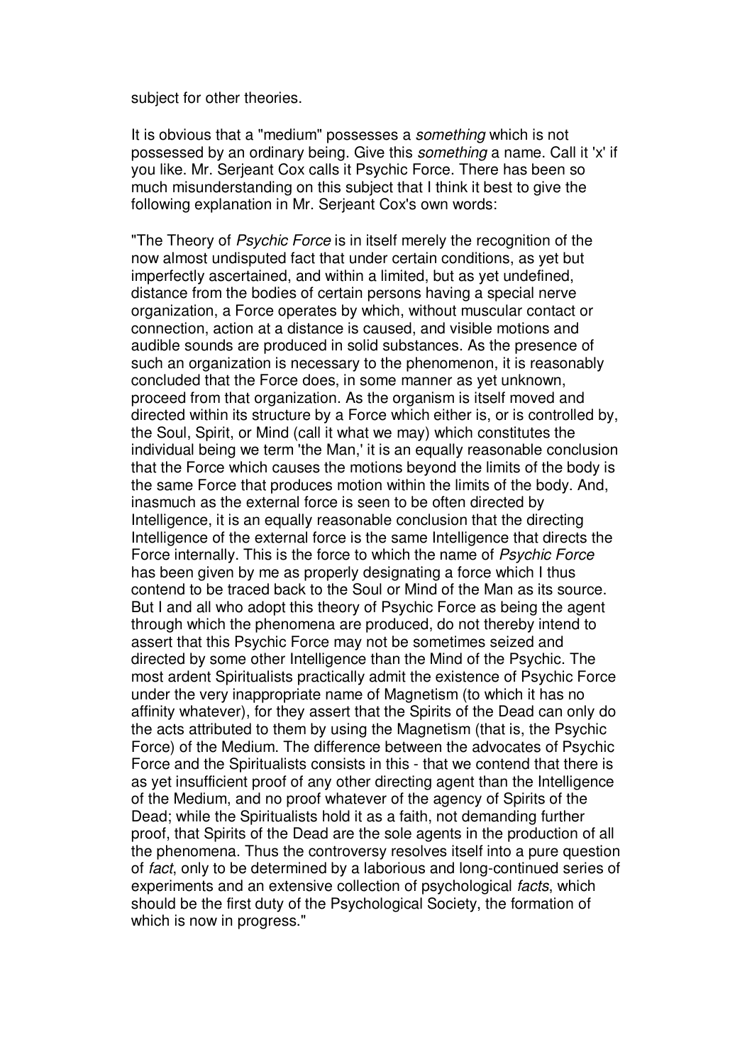subject for other theories.

It is obvious that a "medium" possesses a *something* which is not possessed by an ordinary being. Give this *something* a name. Call it 'x' if you like. Mr. Serjeant Cox calls it Psychic Force. There has been so much misunderstanding on this subject that I think it best to give the following explanation in Mr. Serjeant Cox's own words:

"The Theory of *Psychic Force* is in itself merely the recognition of the now almost undisputed fact that under certain conditions, as yet but imperfectly ascertained, and within a limited, but as yet undefined, distance from the bodies of certain persons having a special nerve organization, a Force operates by which, without muscular contact or connection, action at a distance is caused, and visible motions and audible sounds are produced in solid substances. As the presence of such an organization is necessary to the phenomenon, it is reasonably concluded that the Force does, in some manner as yet unknown, proceed from that organization. As the organism is itself moved and directed within its structure by a Force which either is, or is controlled by, the Soul, Spirit, or Mind (call it what we may) which constitutes the individual being we term 'the Man,' it is an equally reasonable conclusion that the Force which causes the motions beyond the limits of the body is the same Force that produces motion within the limits of the body. And, inasmuch as the external force is seen to be often directed by Intelligence, it is an equally reasonable conclusion that the directing Intelligence of the external force is the same Intelligence that directs the Force internally. This is the force to which the name of *Psychic Force* has been given by me as properly designating a force which I thus contend to be traced back to the Soul or Mind of the Man as its source. But I and all who adopt this theory of Psychic Force as being the agent through which the phenomena are produced, do not thereby intend to assert that this Psychic Force may not be sometimes seized and directed by some other Intelligence than the Mind of the Psychic. The most ardent Spiritualists practically admit the existence of Psychic Force under the very inappropriate name of Magnetism (to which it has no affinity whatever), for they assert that the Spirits of the Dead can only do the acts attributed to them by using the Magnetism (that is, the Psychic Force) of the Medium. The difference between the advocates of Psychic Force and the Spiritualists consists in this - that we contend that there is as yet insufficient proof of any other directing agent than the Intelligence of the Medium, and no proof whatever of the agency of Spirits of the Dead; while the Spiritualists hold it as a faith, not demanding further proof, that Spirits of the Dead are the sole agents in the production of all the phenomena. Thus the controversy resolves itself into a pure question of *fact*, only to be determined by a laborious and long-continued series of experiments and an extensive collection of psychological *facts*, which should be the first duty of the Psychological Society, the formation of which is now in progress."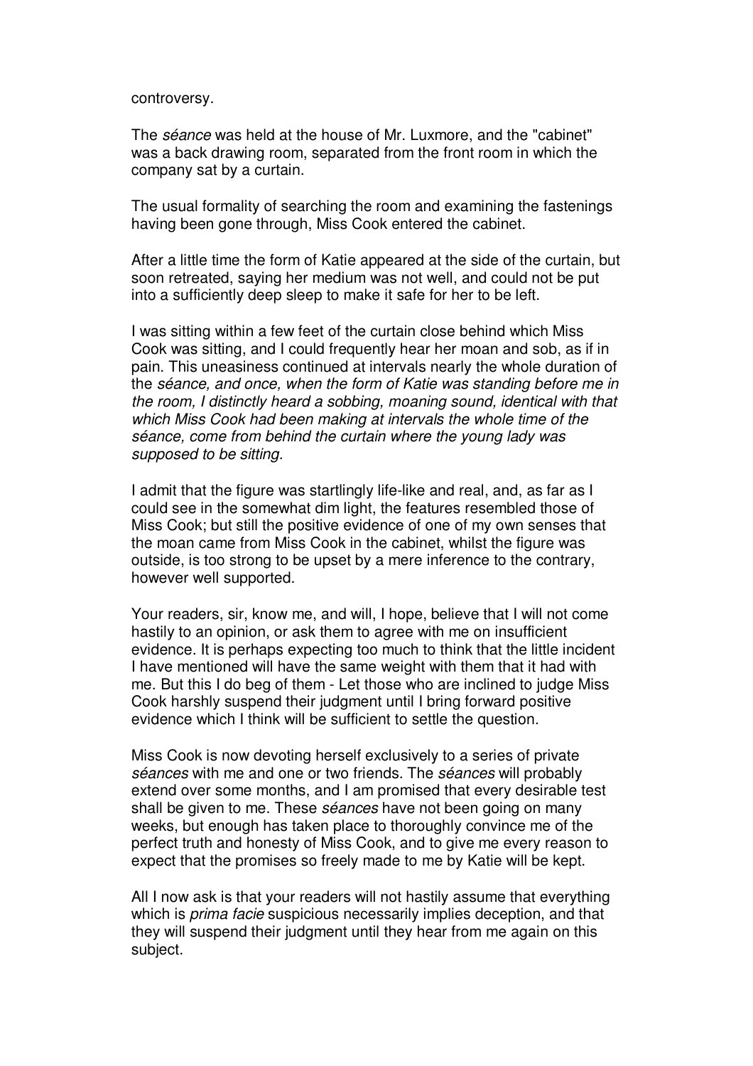controversy.

The *séance* was held at the house of Mr. Luxmore, and the "cabinet" was a back drawing room, separated from the front room in which the company sat by a curtain.

The usual formality of searching the room and examining the fastenings having been gone through, Miss Cook entered the cabinet.

After a little time the form of Katie appeared at the side of the curtain, but soon retreated, saying her medium was not well, and could not be put into a sufficiently deep sleep to make it safe for her to be left.

I was sitting within a few feet of the curtain close behind which Miss Cook was sitting, and I could frequently hear her moan and sob, as if in pain. This uneasiness continued at intervals nearly the whole duration of the *séance, and once, when the form of Katie was standing before me in the room, I distinctly heard a sobbing, moaning sound, identical with that which Miss Cook had been making at intervals the whole time of the séance, come from behind the curtain where the young lady was supposed to be sitting.*

I admit that the figure was startlingly life-like and real, and, as far as I could see in the somewhat dim light, the features resembled those of Miss Cook; but still the positive evidence of one of my own senses that the moan came from Miss Cook in the cabinet, whilst the figure was outside, is too strong to be upset by a mere inference to the contrary, however well supported.

Your readers, sir, know me, and will, I hope, believe that I will not come hastily to an opinion, or ask them to agree with me on insufficient evidence. It is perhaps expecting too much to think that the little incident I have mentioned will have the same weight with them that it had with me. But this I do beg of them - Let those who are inclined to judge Miss Cook harshly suspend their judgment until I bring forward positive evidence which I think will be sufficient to settle the question.

Miss Cook is now devoting herself exclusively to a series of private *séances* with me and one or two friends. The *séances* will probably extend over some months, and I am promised that every desirable test shall be given to me. These *séances* have not been going on many weeks, but enough has taken place to thoroughly convince me of the perfect truth and honesty of Miss Cook, and to give me every reason to expect that the promises so freely made to me by Katie will be kept.

All I now ask is that your readers will not hastily assume that everything which is *prima facie* suspicious necessarily implies deception, and that they will suspend their judgment until they hear from me again on this subject.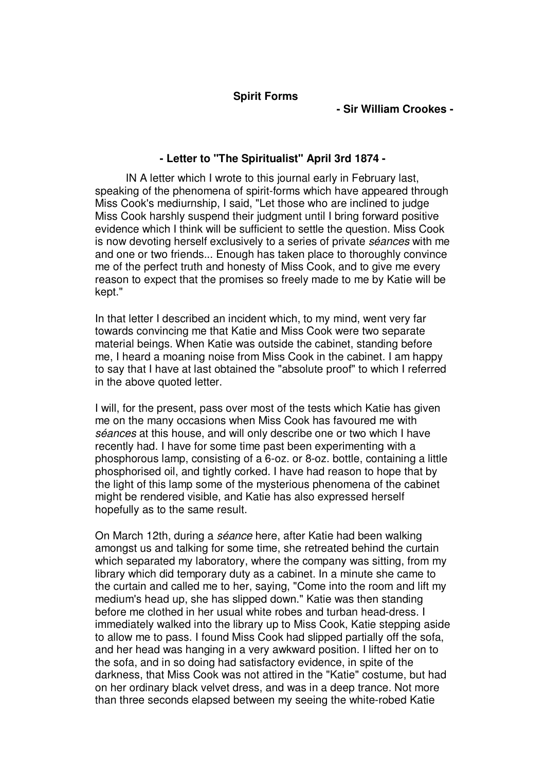**Spirit Forms**

**- Sir William Crookes -**

**- Letter to "The Spiritualist" April 3rd 1874 -**

IN A letter which I wrote to this journal early in February last, speaking of the phenomena of spirit-forms which have appeared through Miss Cook's mediurnship, I said, "Let those who are inclined to judge Miss Cook harshly suspend their judgment until I bring forward positive evidence which I think will be sufficient to settle the question. Miss Cook is now devoting herself exclusively to a series of private *séances* with me and one or two friends... Enough has taken place to thoroughly convince me of the perfect truth and honesty of Miss Cook, and to give me every reason to expect that the promises so freely made to me by Katie will be kept."

In that letter I described an incident which, to my mind, went very far towards convincing me that Katie and Miss Cook were two separate material beings. When Katie was outside the cabinet, standing before me, I heard a moaning noise from Miss Cook in the cabinet. I am happy to say that I have at last obtained the "absolute proof" to which I referred in the above quoted letter.

I will, for the present, pass over most of the tests which Katie has given me on the many occasions when Miss Cook has favoured me with *séances* at this house, and will only describe one or two which I have recently had. I have for some time past been experimenting with a phosphorous lamp, consisting of a 6-oz. or 8-oz. bottle, containing a little phosphorised oil, and tightly corked. I have had reason to hope that by the light of this lamp some of the mysterious phenomena of the cabinet might be rendered visible, and Katie has also expressed herself hopefully as to the same result.

On March 12th, during a *séance* here, after Katie had been walking amongst us and talking for some time, she retreated behind the curtain which separated my laboratory, where the company was sitting, from my library which did temporary duty as a cabinet. In a minute she came to the curtain and called me to her, saying, "Come into the room and lift my medium's head up, she has slipped down." Katie was then standing before me clothed in her usual white robes and turban head-dress. I immediately walked into the library up to Miss Cook, Katie stepping aside to allow me to pass. I found Miss Cook had slipped partially off the sofa, and her head was hanging in a very awkward position. I lifted her on to the sofa, and in so doing had satisfactory evidence, in spite of the darkness, that Miss Cook was not attired in the "Katie" costume, but had on her ordinary black velvet dress, and was in a deep trance. Not more than three seconds elapsed between my seeing the white-robed Katie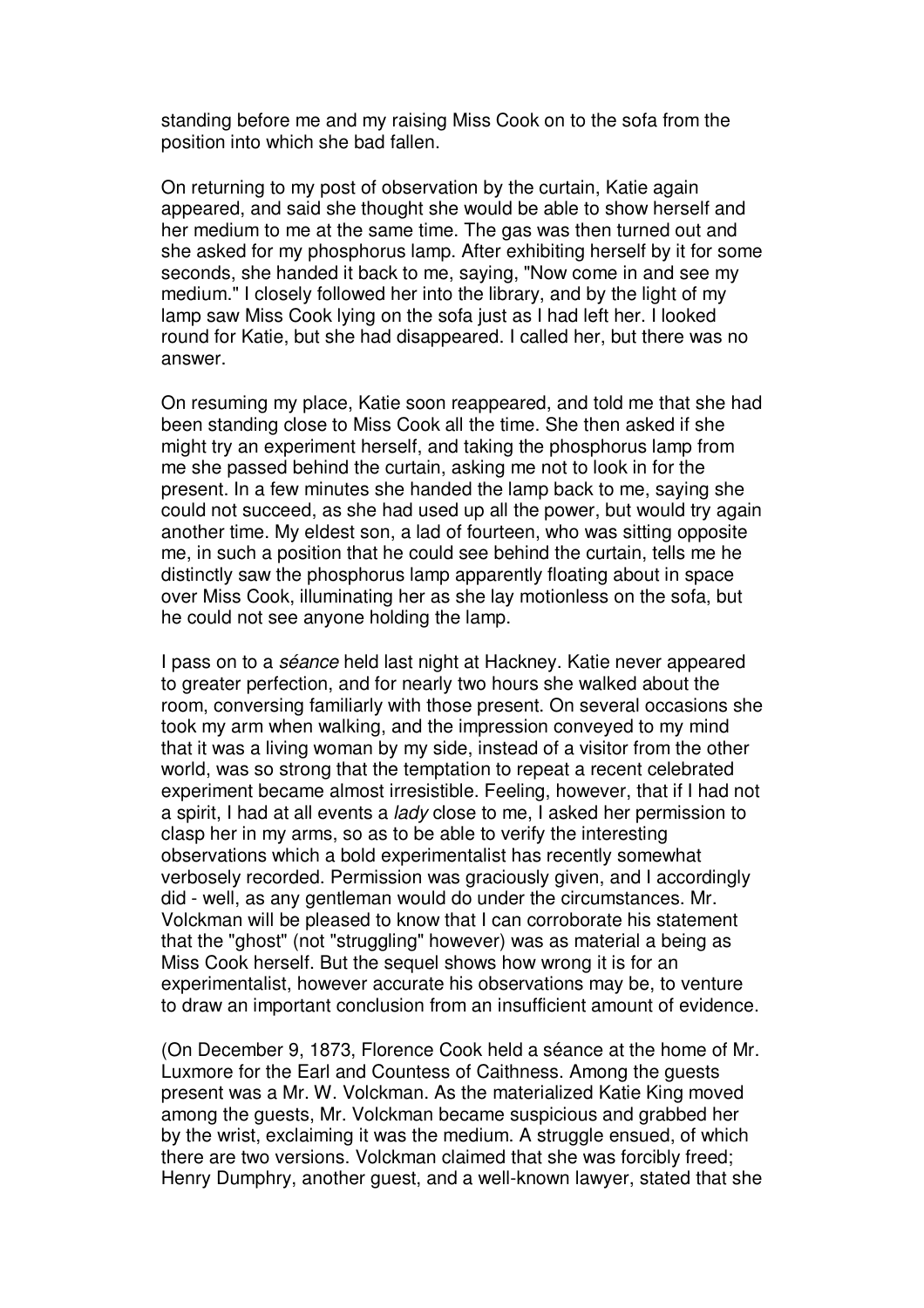standing before me and my raising Miss Cook on to the sofa from the position into which she bad fallen.

On returning to my post of observation by the curtain, Katie again appeared, and said she thought she would be able to show herself and her medium to me at the same time. The gas was then turned out and she asked for my phosphorus lamp. After exhibiting herself by it for some seconds, she handed it back to me, saying, "Now come in and see my medium." I closely followed her into the library, and by the light of my lamp saw Miss Cook lying on the sofa just as I had left her. I looked round for Katie, but she had disappeared. I called her, but there was no answer.

On resuming my place, Katie soon reappeared, and told me that she had been standing close to Miss Cook all the time. She then asked if she might try an experiment herself, and taking the phosphorus lamp from me she passed behind the curtain, asking me not to look in for the present. In a few minutes she handed the lamp back to me, saying she could not succeed, as she had used up all the power, but would try again another time. My eldest son, a lad of fourteen, who was sitting opposite me, in such a position that he could see behind the curtain, tells me he distinctly saw the phosphorus lamp apparently floating about in space over Miss Cook, illuminating her as she lay motionless on the sofa, but he could not see anyone holding the lamp.

I pass on to a *séance* held last night at Hackney. Katie never appeared to greater perfection, and for nearly two hours she walked about the room, conversing familiarly with those present. On several occasions she took my arm when walking, and the impression conveyed to my mind that it was a living woman by my side, instead of a visitor from the other world, was so strong that the temptation to repeat a recent celebrated experiment became almost irresistible. Feeling, however, that if I had not a spirit, I had at all events a *lady* close to me, I asked her permission to clasp her in my arms, so as to be able to verify the interesting observations which a bold experimentalist has recently somewhat verbosely recorded. Permission was graciously given, and I accordingly did - well, as any gentleman would do under the circumstances. Mr. Volckman will be pleased to know that I can corroborate his statement that the "ghost" (not "struggling" however) was as material a being as Miss Cook herself. But the sequel shows how wrong it is for an experimentalist, however accurate his observations may be, to venture to draw an important conclusion from an insufficient amount of evidence.

(On December 9, 1873, Florence Cook held a séance at the home of Mr. Luxmore for the Earl and Countess of Caithness. Among the guests present was a Mr. W. Volckman. As the materialized Katie King moved among the guests, Mr. Volckman became suspicious and grabbed her by the wrist, exclaiming it was the medium. A struggle ensued, of which there are two versions. Volckman claimed that she was forcibly freed; Henry Dumphry, another guest, and a well-known lawyer, stated that she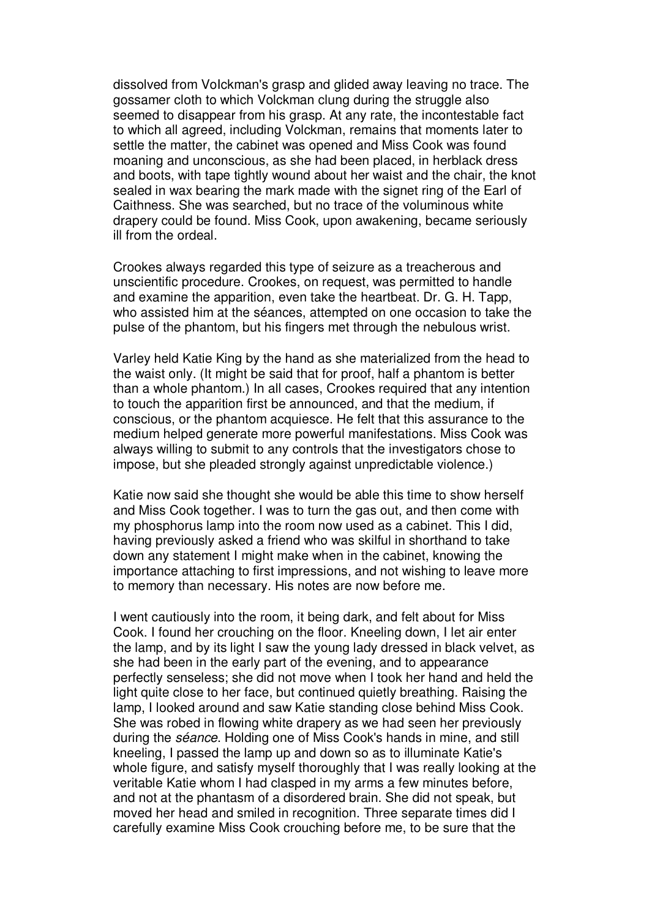dissolved from Volckman's grasp and glided away leaving no trace. The gossamer cloth to which Volckman clung during the struggle also seemed to disappear from his grasp. At any rate, the incontestable fact to which all agreed, including Volckman, remains that moments later to settle the matter, the cabinet was opened and Miss Cook was found moaning and unconscious, as she had been placed, in herblack dress and boots, with tape tightly wound about her waist and the chair, the knot sealed in wax bearing the mark made with the signet ring of the Earl of Caithness. She was searched, but no trace of the voluminous white drapery could be found. Miss Cook, upon awakening, became seriously ill from the ordeal.

Crookes always regarded this type of seizure as a treacherous and unscientific procedure. Crookes, on request, was permitted to handle and examine the apparition, even take the heartbeat. Dr. G. H. Tapp, who assisted him at the séances, attempted on one occasion to take the pulse of the phantom, but his fingers met through the nebulous wrist.

Varley held Katie King by the hand as she materialized from the head to the waist only. (It might be said that for proof, half a phantom is better than a whole phantom.) In all cases, Crookes required that any intention to touch the apparition first be announced, and that the medium, if conscious, or the phantom acquiesce. He felt that this assurance to the medium helped generate more powerful manifestations. Miss Cook was always willing to submit to any controls that the investigators chose to impose, but she pleaded strongly against unpredictable violence.)

Katie now said she thought she would be able this time to show herself and Miss Cook together. I was to turn the gas out, and then come with my phosphorus lamp into the room now used as a cabinet. This I did, having previously asked a friend who was skilful in shorthand to take down any statement I might make when in the cabinet, knowing the importance attaching to first impressions, and not wishing to leave more to memory than necessary. His notes are now before me.

I went cautiously into the room, it being dark, and felt about for Miss Cook. I found her crouching on the floor. Kneeling down, I let air enter the lamp, and by its light I saw the young lady dressed in black velvet, as she had been in the early part of the evening, and to appearance perfectly senseless; she did not move when I took her hand and held the light quite close to her face, but continued quietly breathing. Raising the lamp, I looked around and saw Katie standing close behind Miss Cook. She was robed in flowing white drapery as we had seen her previously during the *séance*. Holding one of Miss Cook's hands in mine, and still kneeling, I passed the lamp up and down so as to illuminate Katie's whole figure, and satisfy myself thoroughly that I was really looking at the veritable Katie whom I had clasped in my arms a few minutes before, and not at the phantasm of a disordered brain. She did not speak, but moved her head and smiled in recognition. Three separate times did I carefully examine Miss Cook crouching before me, to be sure that the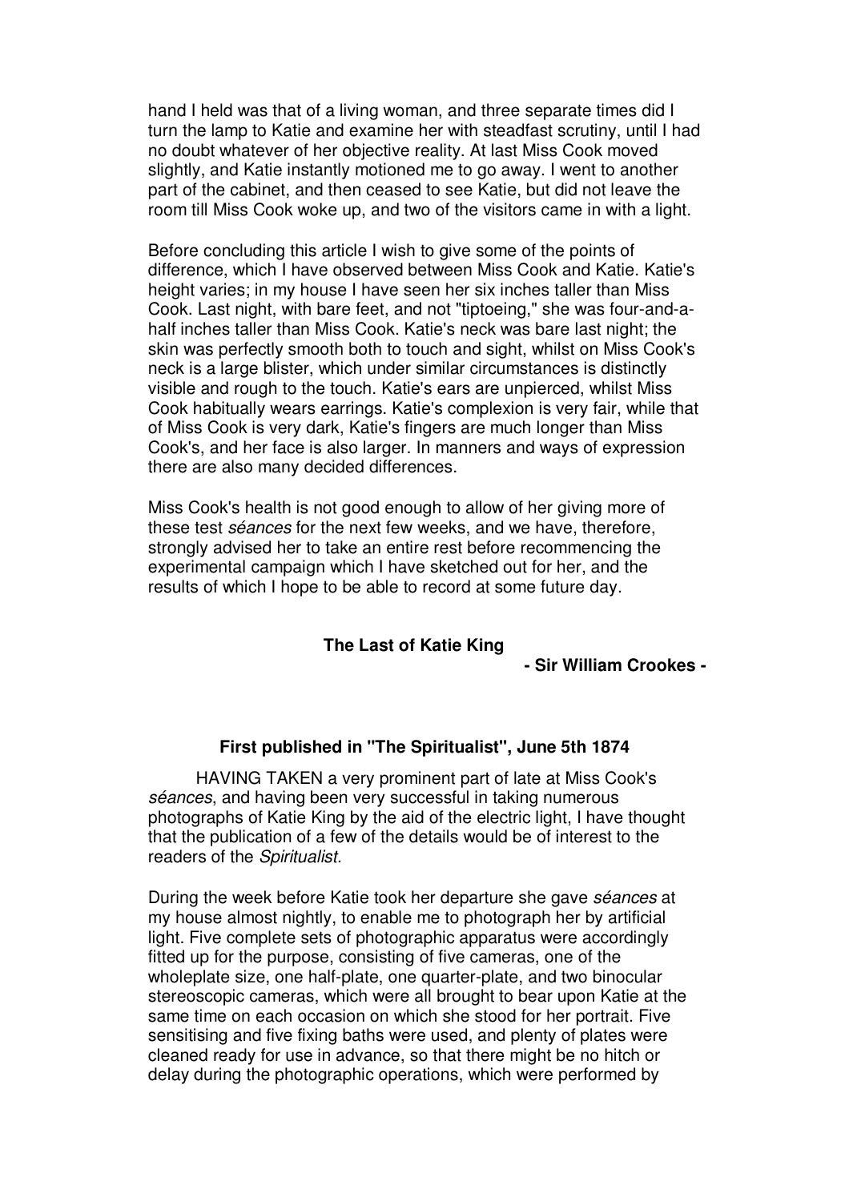hand I held was that of a living woman, and three separate times did I turn the lamp to Katie and examine her with steadfast scrutiny, until I had no doubt whatever of her objective reality. At last Miss Cook moved slightly, and Katie instantly motioned me to go away. I went to another part of the cabinet, and then ceased to see Katie, but did not leave the room till Miss Cook woke up, and two of the visitors came in with a light.

Before concluding this article I wish to give some of the points of difference, which I have observed between Miss Cook and Katie. Katie's height varies; in my house I have seen her six inches taller than Miss Cook. Last night, with bare feet, and not "tiptoeing," she was four-and-a-half inches taller than Miss Cook. Katie's neck was bare last night; the skin was perfectly smooth both to touch and sight, whilst on Miss Cook's neck is a large blister, which under similar circumstances is distinctly visible and rough to the touch. Katie's ears are unpierced, whilst Miss Cook habitually wears earrings. Katie's complexion is very fair, while that of Miss Cook is very dark, Katie's fingers are much longer than Miss Cook's, and her face is also larger. In manners and ways of expression there are also many decided differences.

Miss Cook's health is not good enough to allow of her giving more of these test *séances* for the next few weeks, and we have, therefore, strongly advised her to take an entire rest before recommencing the experimental campaign which I have sketched out for her, and the results of which I hope to be able to record at some future day.

## The Last of Katie King

**- Sir William Crookes -**

**First published in "The Spiritualist", June 5th 1874**

HAVING TAKEN a very prominent part of late at Miss Cook's *séances*, and having been very successful in taking numerous photographs of Katie King by the aid of the electric light, I have thought that the publication of a few of the details would be of interest to the readers of the *Spiritualist.*

During the week before Katie took her departure she gave *séances* at my house almost nightly, to enable me to photograph her by artificial light. Five complete sets of photographic apparatus were accordingly fitted up for the purpose, consisting of five cameras, one of the wholeplate size, one half-plate, one quarter-plate, and two binocular stereoscopic cameras, which were all brought to bear upon Katie at the same time on each occasion on which she stood for her portrait. Five sensitising and five fixing baths were used, and plenty of plates were cleaned ready for use in advance, so that there might be no hitch or delay during the photographic operations, which were performed by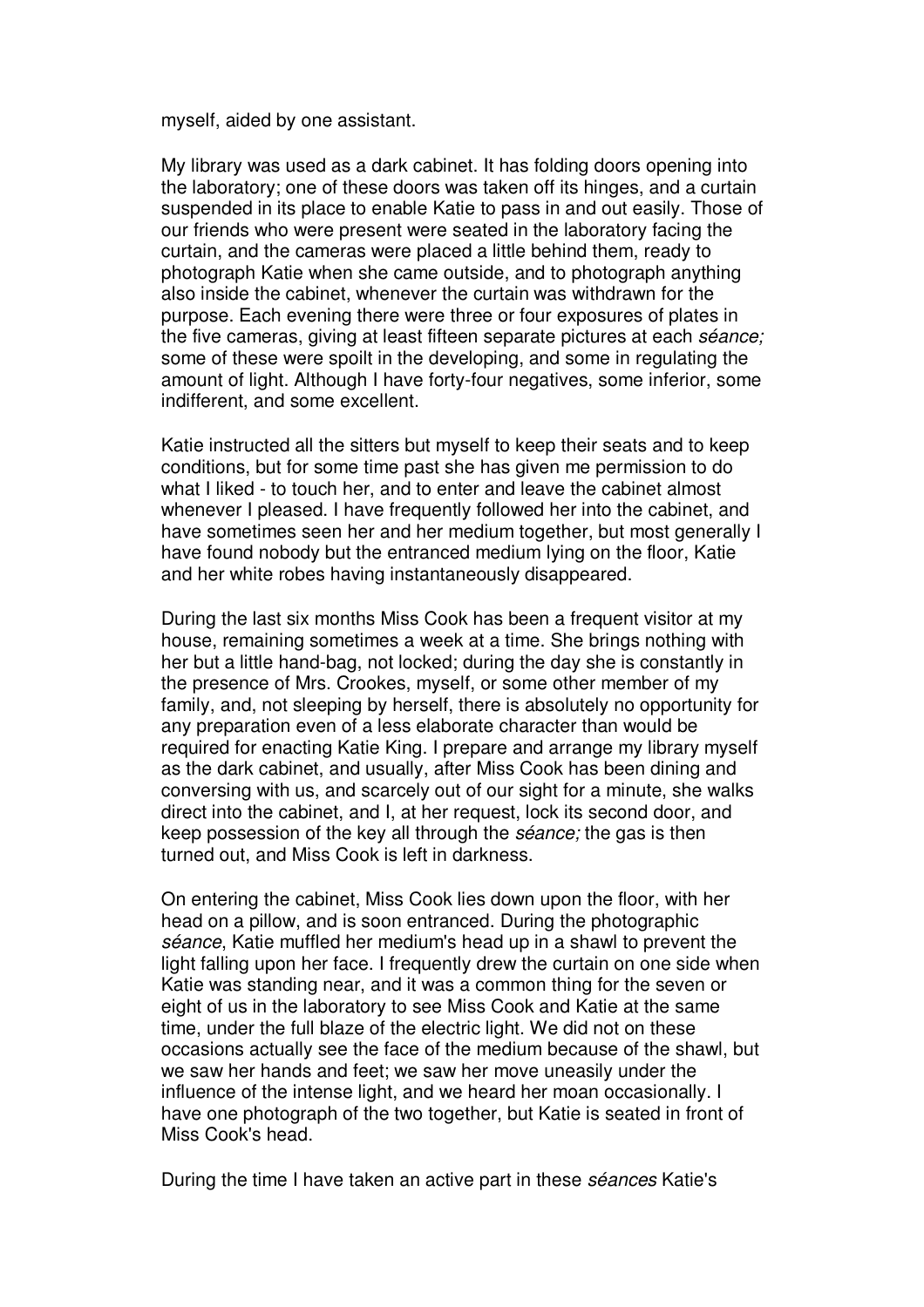myself, aided by one assistant.

My library was used as a dark cabinet. It has folding doors opening into the laboratory; one of these doors was taken off its hinges, and a curtain suspended in its place to enable Katie to pass in and out easily. Those of our friends who were present were seated in the laboratory facing the curtain, and the cameras were placed a little behind them, ready to photograph Katie when she came outside, and to photograph anything also inside the cabinet, whenever the curtain was withdrawn for the purpose. Each evening there were three or four exposures of plates in the five cameras, giving at least fifteen separate pictures at each *séance;* some of these were spoilt in the developing, and some in regulating the amount of light. Although I have forty-four negatives, some inferior, some indifferent, and some excellent.

Katie instructed all the sitters but myself to keep their seats and to keep conditions, but for some time past she has given me permission to do what I liked - to touch her, and to enter and leave the cabinet almost whenever I pleased. I have frequently followed her into the cabinet, and have sometimes seen her and her medium together, but most generally I have found nobody but the entranced medium lying on the floor, Katie and her white robes having instantaneously disappeared.

During the last six months Miss Cook has been a frequent visitor at my house, remaining sometimes a week at a time. She brings nothing with her but a little hand-bag, not locked; during the day she is constantly in the presence of Mrs. Crookes, myself, or some other member of my family, and, not sleeping by herself, there is absolutely no opportunity for any preparation even of a less elaborate character than would be required for enacting Katie King. I prepare and arrange my library myself as the dark cabinet, and usually, after Miss Cook has been dining and conversing with us, and scarcely out of our sight for a minute, she walks direct into the cabinet, and I, at her request, lock its second door, and keep possession of the key all through the *séance;* the gas is then turned out, and Miss Cook is left in darkness.

On entering the cabinet, Miss Cook lies down upon the floor, with her head on a pillow, and is soon entranced. During the photographic *séance*, Katie muffled her medium's head up in a shawl to prevent the light falling upon her face. I frequently drew the curtain on one side when Katie was standing near, and it was a common thing for the seven or eight of us in the laboratory to see Miss Cook and Katie at the same time, under the full blaze of the electric light. We did not on these occasions actually see the face of the medium because of the shawl, but we saw her hands and feet; we saw her move uneasily under the influence of the intense light, and we heard her moan occasionally. I have one photograph of the two together, but Katie is seated in front of Miss Cook's head.

During the time I have taken an active part in these *séances* Katie's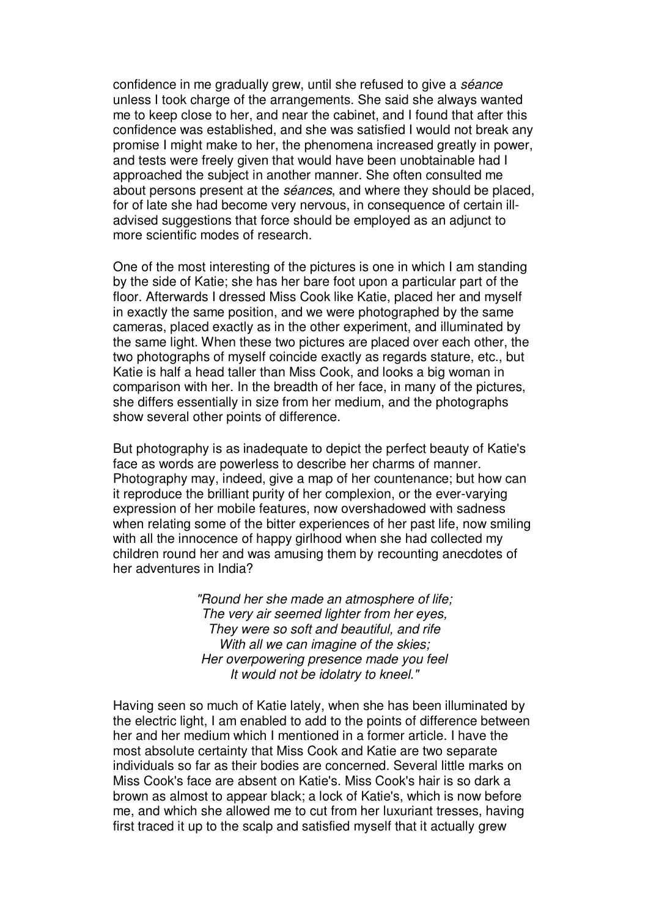confidence in me gradually grew, until she refused to give a *séance* unless I took charge of the arrangements. She said she always wanted me to keep close to her, and near the cabinet, and I found that after this confidence was established, and she was satisfied I would not break any promise I might make to her, the phenomena increased greatly in power, and tests were freely given that would have been unobtainable had I approached the subject in another manner. She often consulted me about persons present at the *séances*, and where they should be placed, for of late she had become very nervous, in consequence of certain ill-advised suggestions that force should be employed as an adjunct to more scientific modes of research.

One of the most interesting of the pictures is one in which I am standing by the side of Katie; she has her bare foot upon a particular part of the floor. Afterwards I dressed Miss Cook like Katie, placed her and myself in exactly the same position, and we were photographed by the same cameras, placed exactly as in the other experiment, and illuminated by the same light. When these two pictures are placed over each other, the two photographs of myself coincide exactly as regards stature, etc., but Katie is half a head taller than Miss Cook, and looks a big woman in comparison with her. In the breadth of her face, in many of the pictures, she differs essentially in size from her medium, and the photographs show several other points of difference.

But photography is as inadequate to depict the perfect beauty of Katie's face as words are powerless to describe her charms of manner. Photography may, indeed, give a map of her countenance; but how can it reproduce the brilliant purity of her complexion, or the ever-varying expression of her mobile features, now overshadowed with sadness when relating some of the bitter experiences of her past life, now smiling with all the innocence of happy girlhood when she had collected my children round her and was amusing them by recounting anecdotes of her adventures in India?

> *"Round her she made an atmosphere of life;*
> *The very air seemed lighter from her eyes,*
> *They were so soft and beautiful, and rife*
> *With all we can imagine of the skies;*
> *Her overpowering presence made you feel*
> *It would not be idolatry to kneel."*

Having seen so much of Katie lately, when she has been illuminated by the electric light, I am enabled to add to the points of difference between her and her medium which I mentioned in a former article. I have the most absolute certainty that Miss Cook and Katie are two separate individuals so far as their bodies are concerned. Several little marks on Miss Cook's face are absent on Katie's. Miss Cook's hair is so dark a brown as almost to appear black; a lock of Katie's, which is now before me, and which she allowed me to cut from her luxuriant tresses, having first traced it up to the scalp and satisfied myself that it actually grew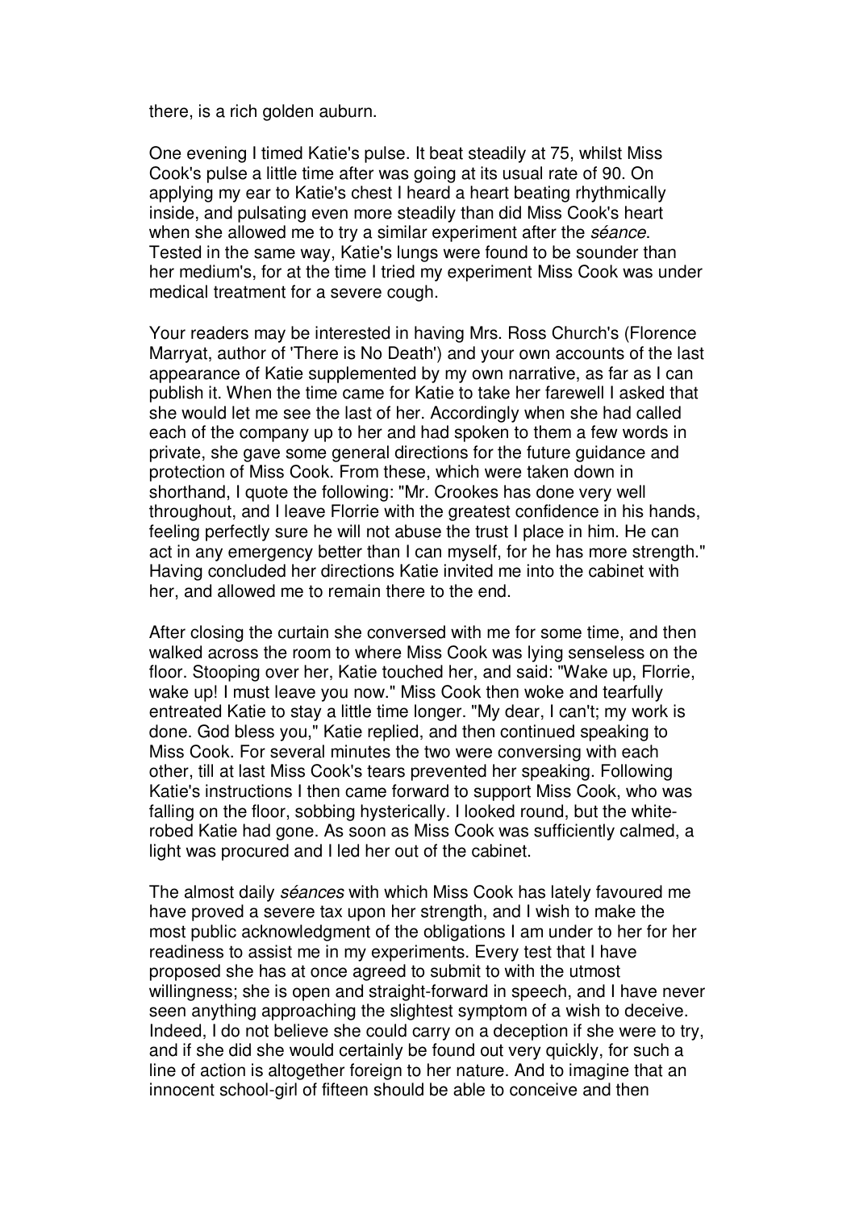there, is a rich golden auburn.

One evening I timed Katie's pulse. It beat steadily at 75, whilst Miss Cook's pulse a little time after was going at its usual rate of 90. On applying my ear to Katie's chest I heard a heart beating rhythmically inside, and pulsating even more steadily than did Miss Cook's heart when she allowed me to try a similar experiment after the *séance*. Tested in the same way, Katie's lungs were found to be sounder than her medium's, for at the time I tried my experiment Miss Cook was under medical treatment for a severe cough.

Your readers may be interested in having Mrs. Ross Church's (Florence Marryat, author of 'There is No Death') and your own accounts of the last appearance of Katie supplemented by my own narrative, as far as I can publish it. When the time came for Katie to take her farewell I asked that she would let me see the last of her. Accordingly when she had called each of the company up to her and had spoken to them a few words in private, she gave some general directions for the future guidance and protection of Miss Cook. From these, which were taken down in shorthand, I quote the following: "Mr. Crookes has done very well throughout, and I leave Florrie with the greatest confidence in his hands, feeling perfectly sure he will not abuse the trust I place in him. He can act in any emergency better than I can myself, for he has more strength." Having concluded her directions Katie invited me into the cabinet with her, and allowed me to remain there to the end.

After closing the curtain she conversed with me for some time, and then walked across the room to where Miss Cook was lying senseless on the floor. Stooping over her, Katie touched her, and said: "Wake up, Florrie, wake up! I must leave you now." Miss Cook then woke and tearfully entreated Katie to stay a little time longer. "My dear, I can't; my work is done. God bless you," Katie replied, and then continued speaking to Miss Cook. For several minutes the two were conversing with each other, till at last Miss Cook's tears prevented her speaking. Following Katie's instructions I then came forward to support Miss Cook, who was falling on the floor, sobbing hysterically. I looked round, but the white-robed Katie had gone. As soon as Miss Cook was sufficiently calmed, a light was procured and I led her out of the cabinet.

The almost daily *séances* with which Miss Cook has lately favoured me have proved a severe tax upon her strength, and I wish to make the most public acknowledgment of the obligations I am under to her for her readiness to assist me in my experiments. Every test that I have proposed she has at once agreed to submit to with the utmost willingness; she is open and straight-forward in speech, and I have never seen anything approaching the slightest symptom of a wish to deceive. Indeed, I do not believe she could carry on a deception if she were to try, and if she did she would certainly be found out very quickly, for such a line of action is altogether foreign to her nature. And to imagine that an innocent school-girl of fifteen should be able to conceive and then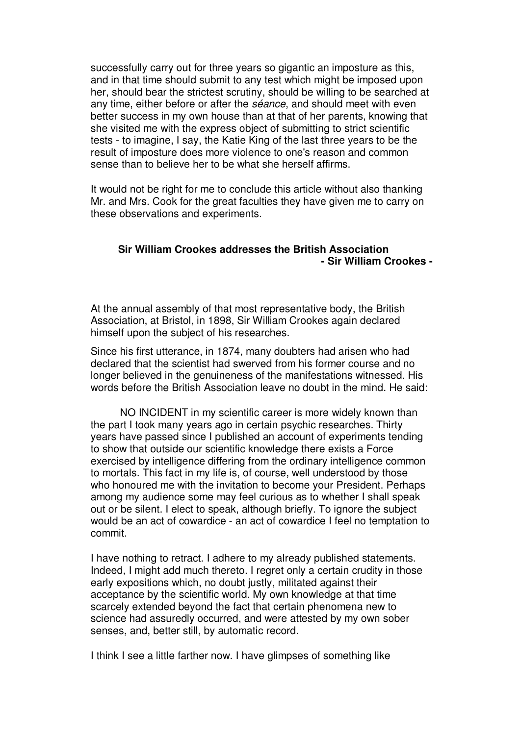successfully carry out for three years so gigantic an imposture as this, and in that time should submit to any test which might be imposed upon her, should bear the strictest scrutiny, should be willing to be searched at any time, either before or after the *séance*, and should meet with even better success in my own house than at that of her parents, knowing that she visited me with the express object of submitting to strict scientific tests - to imagine, I say, the Katie King of the last three years to be the result of imposture does more violence to one's reason and common sense than to believe her to be what she herself affirms.

It would not be right for me to conclude this article without also thanking Mr. and Mrs. Cook for the great faculties they have given me to carry on these observations and experiments.

## Sir William Crookes addresses the British Association

**- Sir William Crookes -**

At the annual assembly of that most representative body, the British Association, at Bristol, in 1898, Sir William Crookes again declared himself upon the subject of his researches.

Since his first utterance, in 1874, many doubters had arisen who had declared that the scientist had swerved from his former course and no longer believed in the genuineness of the manifestations witnessed. His words before the British Association leave no doubt in the mind. He said:

NO INCIDENT in my scientific career is more widely known than the part I took many years ago in certain psychic researches. Thirty years have passed since I published an account of experiments tending to show that outside our scientific knowledge there exists a Force exercised by intelligence differing from the ordinary intelligence common to mortals. This fact in my life is, of course, well understood by those who honoured me with the invitation to become your President. Perhaps among my audience some may feel curious as to whether I shall speak out or be silent. I elect to speak, although briefly. To ignore the subject would be an act of cowardice - an act of cowardice I feel no temptation to commit.

I have nothing to retract. I adhere to my already published statements. Indeed, I might add much thereto. I regret only a certain crudity in those early expositions which, no doubt justly, militated against their acceptance by the scientific world. My own knowledge at that time scarcely extended beyond the fact that certain phenomena new to science had assuredly occurred, and were attested by my own sober senses, and, better still, by automatic record.

I think I see a little farther now. I have glimpses of something like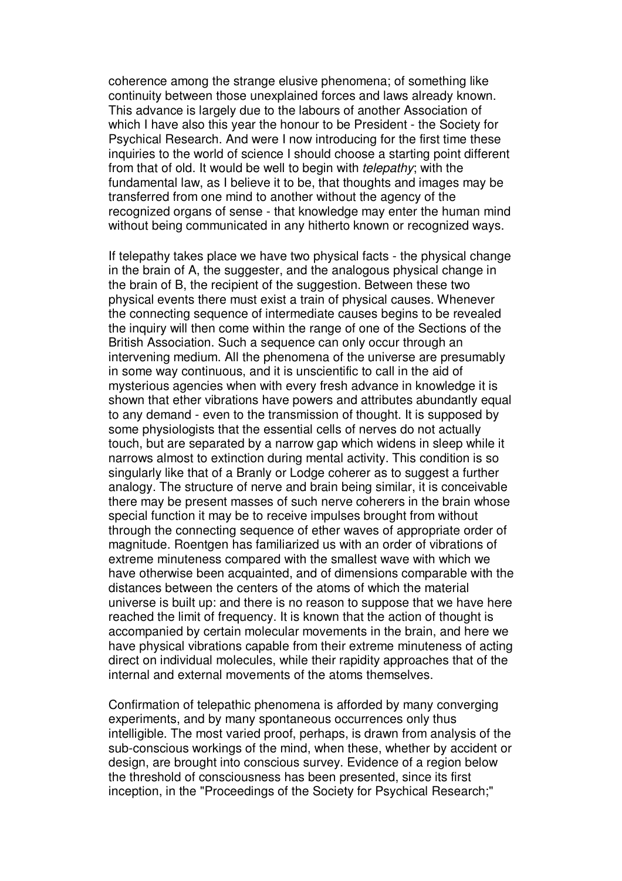coherence among the strange elusive phenomena; of something like continuity between those unexplained forces and laws already known. This advance is largely due to the labours of another Association of which I have also this year the honour to be President - the Society for Psychical Research. And were I now introducing for the first time these inquiries to the world of science I should choose a starting point different from that of old. It would be well to begin with *telepathy*; with the fundamental law, as I believe it to be, that thoughts and images may be transferred from one mind to another without the agency of the recognized organs of sense - that knowledge may enter the human mind without being communicated in any hitherto known or recognized ways.

If telepathy takes place we have two physical facts - the physical change in the brain of A, the suggester, and the analogous physical change in the brain of B, the recipient of the suggestion. Between these two physical events there must exist a train of physical causes. Whenever the connecting sequence of intermediate causes begins to be revealed the inquiry will then come within the range of one of the Sections of the British Association. Such a sequence can only occur through an intervening medium. All the phenomena of the universe are presumably in some way continuous, and it is unscientific to call in the aid of mysterious agencies when with every fresh advance in knowledge it is shown that ether vibrations have powers and attributes abundantly equal to any demand - even to the transmission of thought. It is supposed by some physiologists that the essential cells of nerves do not actually touch, but are separated by a narrow gap which widens in sleep while it narrows almost to extinction during mental activity. This condition is so singularly like that of a Branly or Lodge coherer as to suggest a further analogy. The structure of nerve and brain being similar, it is conceivable there may be present masses of such nerve coherers in the brain whose special function it may be to receive impulses brought from without through the connecting sequence of ether waves of appropriate order of magnitude. Roentgen has familiarized us with an order of vibrations of extreme minuteness compared with the smallest wave with which we have otherwise been acquainted, and of dimensions comparable with the distances between the centers of the atoms of which the material universe is built up: and there is no reason to suppose that we have here reached the limit of frequency. It is known that the action of thought is accompanied by certain molecular movements in the brain, and here we have physical vibrations capable from their extreme minuteness of acting direct on individual molecules, while their rapidity approaches that of the internal and external movements of the atoms themselves.

Confirmation of telepathic phenomena is afforded by many converging experiments, and by many spontaneous occurrences only thus intelligible. The most varied proof, perhaps, is drawn from analysis of the sub-conscious workings of the mind, when these, whether by accident or design, are brought into conscious survey. Evidence of a region below the threshold of consciousness has been presented, since its first inception, in the "Proceedings of the Society for Psychical Research;"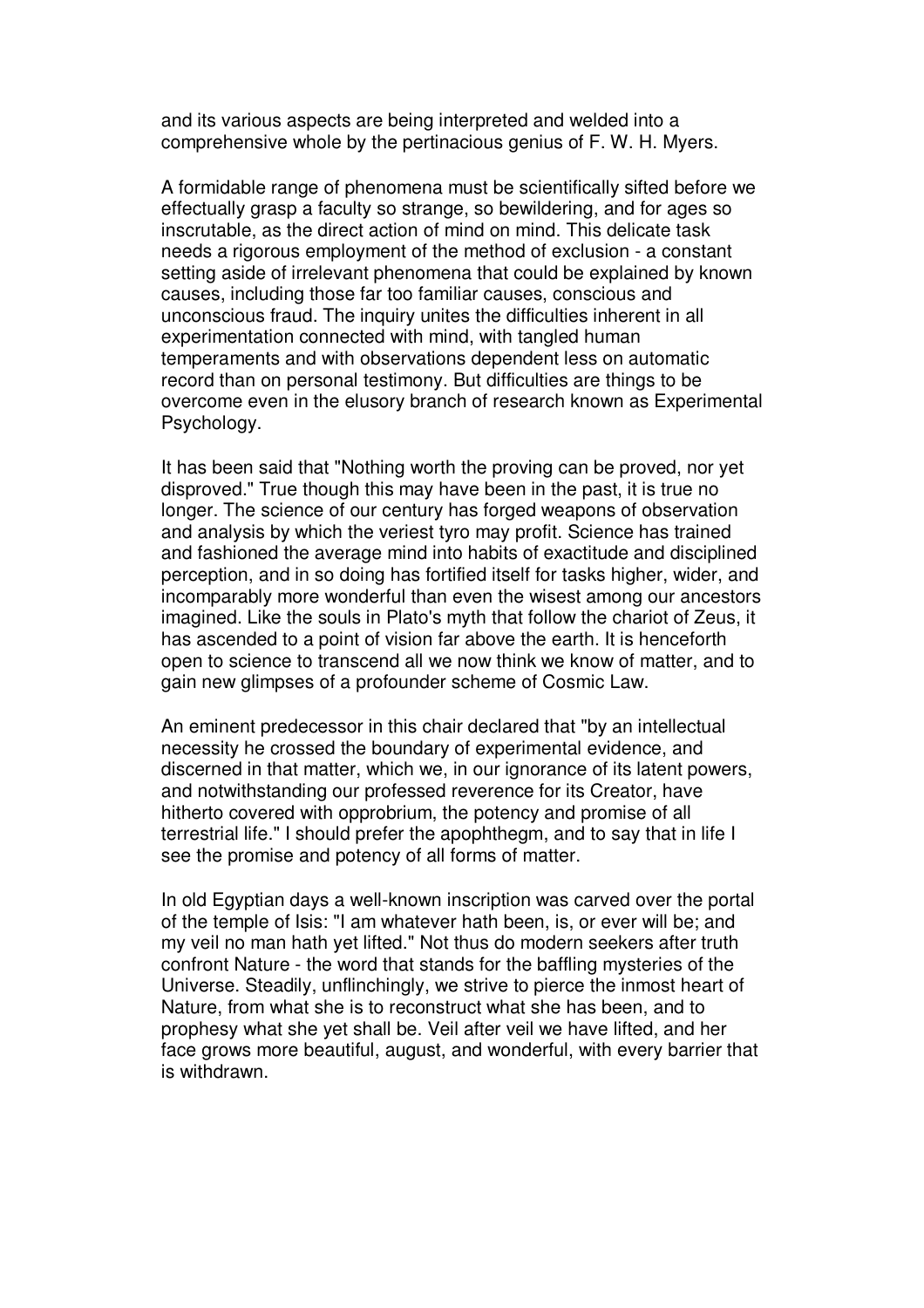and its various aspects are being interpreted and welded into a comprehensive whole by the pertinacious genius of F. W. H. Myers.

A formidable range of phenomena must be scientifically sifted before we effectually grasp a faculty so strange, so bewildering, and for ages so inscrutable, as the direct action of mind on mind. This delicate task needs a rigorous employment of the method of exclusion - a constant setting aside of irrelevant phenomena that could be explained by known causes, including those far too familiar causes, conscious and unconscious fraud. The inquiry unites the difficulties inherent in all experimentation connected with mind, with tangled human temperaments and with observations dependent less on automatic record than on personal testimony. But difficulties are things to be overcome even in the elusory branch of research known as Experimental Psychology.

It has been said that "Nothing worth the proving can be proved, nor yet disproved." True though this may have been in the past, it is true no longer. The science of our century has forged weapons of observation and analysis by which the veriest tyro may profit. Science has trained and fashioned the average mind into habits of exactitude and disciplined perception, and in so doing has fortified itself for tasks higher, wider, and incomparably more wonderful than even the wisest among our ancestors imagined. Like the souls in Plato's myth that follow the chariot of Zeus, it has ascended to a point of vision far above the earth. It is henceforth open to science to transcend all we now think we know of matter, and to gain new glimpses of a profounder scheme of Cosmic Law.

An eminent predecessor in this chair declared that "by an intellectual necessity he crossed the boundary of experimental evidence, and discerned in that matter, which we, in our ignorance of its latent powers, and notwithstanding our professed reverence for its Creator, have hitherto covered with opprobrium, the potency and promise of all terrestrial life." I should prefer the apophthegm, and to say that in life I see the promise and potency of all forms of matter.

In old Egyptian days a well-known inscription was carved over the portal of the temple of Isis: "I am whatever hath been, is, or ever will be; and my veil no man hath yet lifted." Not thus do modern seekers after truth confront Nature - the word that stands for the baffling mysteries of the Universe. Steadily, unflinchingly, we strive to pierce the inmost heart of Nature, from what she is to reconstruct what she has been, and to prophesy what she yet shall be. Veil after veil we have lifted, and her face grows more beautiful, august, and wonderful, with every barrier that is withdrawn.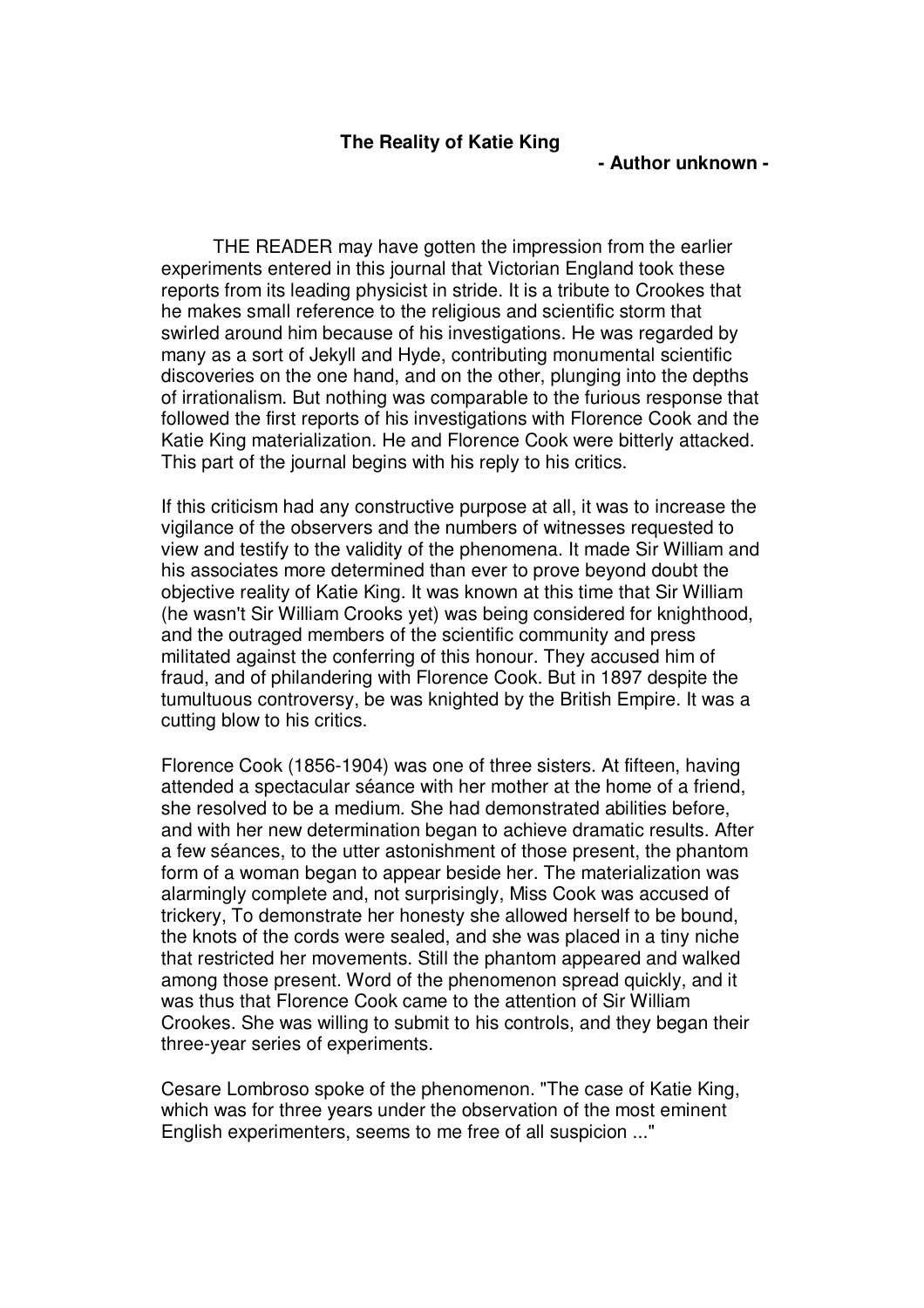**The Reality of Katie King**

**- Author unknown -**

THE READER may have gotten the impression from the earlier experiments entered in this journal that Victorian England took these reports from its leading physicist in stride. It is a tribute to Crookes that he makes small reference to the religious and scientific storm that swirled around him because of his investigations. He was regarded by many as a sort of Jekyll and Hyde, contributing monumental scientific discoveries on the one hand, and on the other, plunging into the depths of irrationalism. But nothing was comparable to the furious response that followed the first reports of his investigations with Florence Cook and the Katie King materialization. He and Florence Cook were bitterly attacked. This part of the journal begins with his reply to his critics.

If this criticism had any constructive purpose at all, it was to increase the vigilance of the observers and the numbers of witnesses requested to view and testify to the validity of the phenomena. It made Sir William and his associates more determined than ever to prove beyond doubt the objective reality of Katie King. It was known at this time that Sir William (he wasn't Sir William Crooks yet) was being considered for knighthood, and the outraged members of the scientific community and press militated against the conferring of this honour. They accused him of fraud, and of philandering with Florence Cook. But in 1897 despite the tumultuous controversy, be was knighted by the British Empire. It was a cutting blow to his critics.

Florence Cook (1856-1904) was one of three sisters. At fifteen, having attended a spectacular séance with her mother at the home of a friend, she resolved to be a medium. She had demonstrated abilities before, and with her new determination began to achieve dramatic results. After a few séances, to the utter astonishment of those present, the phantom form of a woman began to appear beside her. The materialization was alarmingly complete and, not surprisingly, Miss Cook was accused of trickery, To demonstrate her honesty she allowed herself to be bound, the knots of the cords were sealed, and she was placed in a tiny niche that restricted her movements. Still the phantom appeared and walked among those present. Word of the phenomenon spread quickly, and it was thus that Florence Cook came to the attention of Sir William Crookes. She was willing to submit to his controls, and they began their three-year series of experiments.

Cesare Lombroso spoke of the phenomenon. "The case of Katie King, which was for three years under the observation of the most eminent English experimenters, seems to me free of all suspicion ..."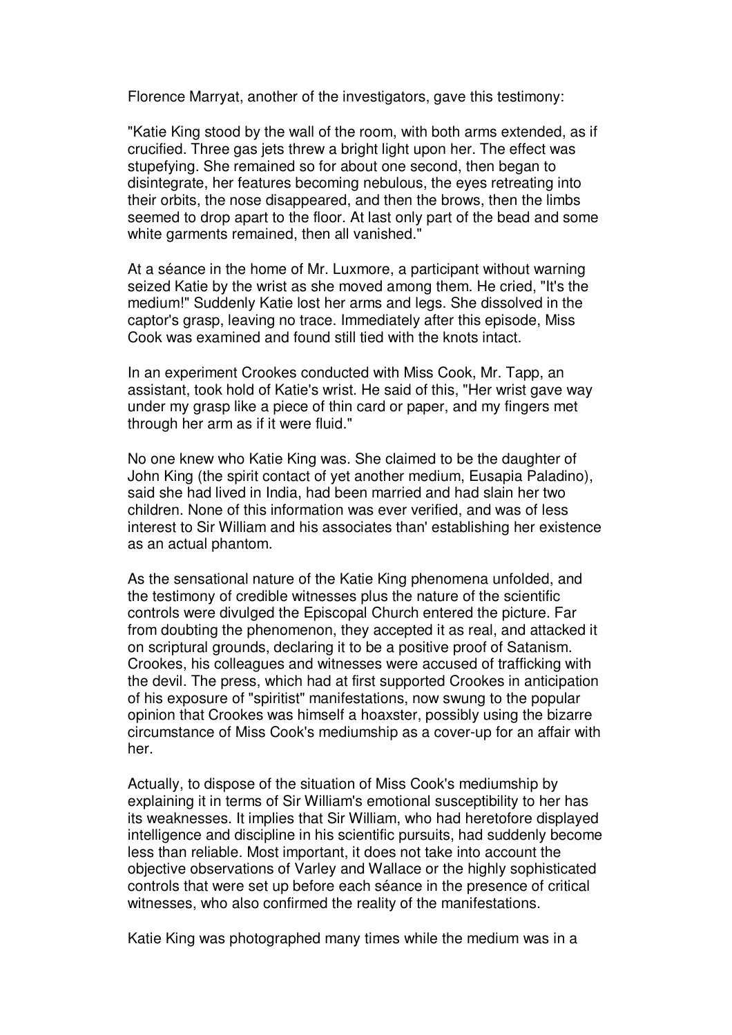Florence Marryat, another of the investigators, gave this testimony:

"Katie King stood by the wall of the room, with both arms extended, as if crucified. Three gas jets threw a bright light upon her. The effect was stupefying. She remained so for about one second, then began to disintegrate, her features becoming nebulous, the eyes retreating into their orbits, the nose disappeared, and then the brows, then the limbs seemed to drop apart to the floor. At last only part of the bead and some white garments remained, then all vanished."

At a séance in the home of Mr. Luxmore, a participant without warning seized Katie by the wrist as she moved among them. He cried, "It's the medium!" Suddenly Katie lost her arms and legs. She dissolved in the captor's grasp, leaving no trace. Immediately after this episode, Miss Cook was examined and found still tied with the knots intact.

In an experiment Crookes conducted with Miss Cook, Mr. Tapp, an assistant, took hold of Katie's wrist. He said of this, "Her wrist gave way under my grasp like a piece of thin card or paper, and my fingers met through her arm as if it were fluid."

No one knew who Katie King was. She claimed to be the daughter of John King (the spirit contact of yet another medium, Eusapia Paladino), said she had lived in India, had been married and had slain her two children. None of this information was ever verified, and was of less interest to Sir William and his associates than' establishing her existence as an actual phantom.

As the sensational nature of the Katie King phenomena unfolded, and the testimony of credible witnesses plus the nature of the scientific controls were divulged the Episcopal Church entered the picture. Far from doubting the phenomenon, they accepted it as real, and attacked it on scriptural grounds, declaring it to be a positive proof of Satanism. Crookes, his colleagues and witnesses were accused of trafficking with the devil. The press, which had at first supported Crookes in anticipation of his exposure of "spiritist" manifestations, now swung to the popular opinion that Crookes was himself a hoaxster, possibly using the bizarre circumstance of Miss Cook's mediumship as a cover-up for an affair with her.

Actually, to dispose of the situation of Miss Cook's mediumship by explaining it in terms of Sir William's emotional susceptibility to her has its weaknesses. It implies that Sir William, who had heretofore displayed intelligence and discipline in his scientific pursuits, had suddenly become less than reliable. Most important, it does not take into account the objective observations of Varley and Wallace or the highly sophisticated controls that were set up before each séance in the presence of critical witnesses, who also confirmed the reality of the manifestations.

Katie King was photographed many times while the medium was in a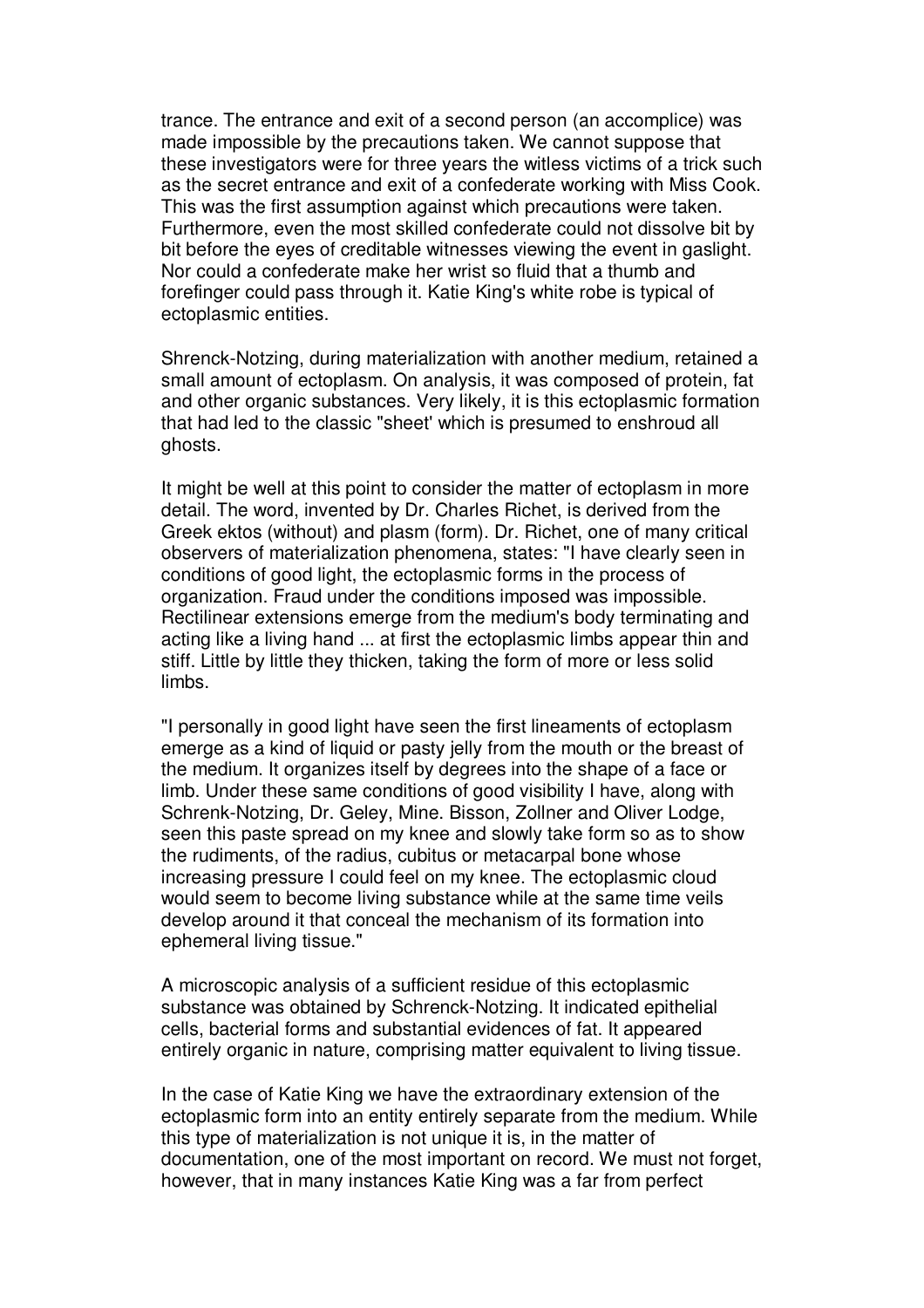trance. The entrance and exit of a second person (an accomplice) was made impossible by the precautions taken. We cannot suppose that these investigators were for three years the witless victims of a trick such as the secret entrance and exit of a confederate working with Miss Cook. This was the first assumption against which precautions were taken. Furthermore, even the most skilled confederate could not dissolve bit by bit before the eyes of creditable witnesses viewing the event in gaslight. Nor could a confederate make her wrist so fluid that a thumb and forefinger could pass through it. Katie King's white robe is typical of ectoplasmic entities.

Shrenck-Notzing, during materialization with another medium, retained a small amount of ectoplasm. On analysis, it was composed of protein, fat and other organic substances. Very likely, it is this ectoplasmic formation that had led to the classic "sheet' which is presumed to enshroud all ghosts.

It might be well at this point to consider the matter of ectoplasm in more detail. The word, invented by Dr. Charles Richet, is derived from the Greek ektos (without) and plasm (form). Dr. Richet, one of many critical observers of materialization phenomena, states: "I have clearly seen in conditions of good light, the ectoplasmic forms in the process of organization. Fraud under the conditions imposed was impossible. Rectilinear extensions emerge from the medium's body terminating and acting like a living hand ... at first the ectoplasmic limbs appear thin and stiff. Little by little they thicken, taking the form of more or less solid limbs.

"I personally in good light have seen the first lineaments of ectoplasm emerge as a kind of liquid or pasty jelly from the mouth or the breast of the medium. It organizes itself by degrees into the shape of a face or limb. Under these same conditions of good visibility I have, along with Schrenk-Notzing, Dr. Geley, Mine. Bisson, Zollner and Oliver Lodge, seen this paste spread on my knee and slowly take form so as to show the rudiments, of the radius, cubitus or metacarpal bone whose increasing pressure I could feel on my knee. The ectoplasmic cloud would seem to become living substance while at the same time veils develop around it that conceal the mechanism of its formation into ephemeral living tissue."

A microscopic analysis of a sufficient residue of this ectoplasmic substance was obtained by Schrenck-Notzing. It indicated epithelial cells, bacterial forms and substantial evidences of fat. It appeared entirely organic in nature, comprising matter equivalent to living tissue.

In the case of Katie King we have the extraordinary extension of the ectoplasmic form into an entity entirely separate from the medium. While this type of materialization is not unique it is, in the matter of documentation, one of the most important on record. We must not forget, however, that in many instances Katie King was a far from perfect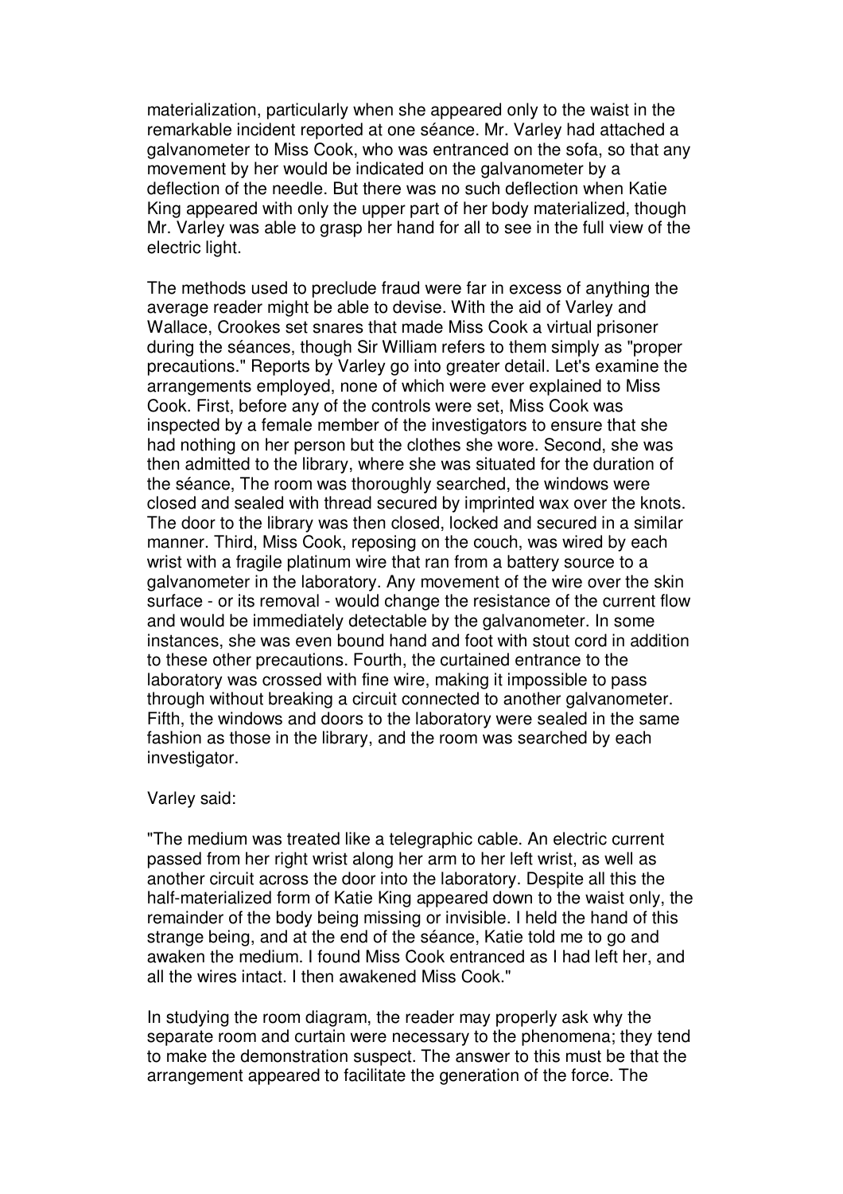materialization, particularly when she appeared only to the waist in the remarkable incident reported at one séance. Mr. Varley had attached a galvanometer to Miss Cook, who was entranced on the sofa, so that any movement by her would be indicated on the galvanometer by a deflection of the needle. But there was no such deflection when Katie King appeared with only the upper part of her body materialized, though Mr. Varley was able to grasp her hand for all to see in the full view of the electric light.

The methods used to preclude fraud were far in excess of anything the average reader might be able to devise. With the aid of Varley and Wallace, Crookes set snares that made Miss Cook a virtual prisoner during the séances, though Sir William refers to them simply as "proper precautions." Reports by Varley go into greater detail. Let's examine the arrangements employed, none of which were ever explained to Miss Cook. First, before any of the controls were set, Miss Cook was inspected by a female member of the investigators to ensure that she had nothing on her person but the clothes she wore. Second, she was then admitted to the library, where she was situated for the duration of the séance, The room was thoroughly searched, the windows were closed and sealed with thread secured by imprinted wax over the knots. The door to the library was then closed, locked and secured in a similar manner. Third, Miss Cook, reposing on the couch, was wired by each wrist with a fragile platinum wire that ran from a battery source to a galvanometer in the laboratory. Any movement of the wire over the skin surface - or its removal - would change the resistance of the current flow and would be immediately detectable by the galvanometer. In some instances, she was even bound hand and foot with stout cord in addition to these other precautions. Fourth, the curtained entrance to the laboratory was crossed with fine wire, making it impossible to pass through without breaking a circuit connected to another galvanometer. Fifth, the windows and doors to the laboratory were sealed in the same fashion as those in the library, and the room was searched by each investigator.

Varley said:

"The medium was treated like a telegraphic cable. An electric current passed from her right wrist along her arm to her left wrist, as well as another circuit across the door into the laboratory. Despite all this the half-materialized form of Katie King appeared down to the waist only, the remainder of the body being missing or invisible. I held the hand of this strange being, and at the end of the séance, Katie told me to go and awaken the medium. I found Miss Cook entranced as I had left her, and all the wires intact. I then awakened Miss Cook."

In studying the room diagram, the reader may properly ask why the separate room and curtain were necessary to the phenomena; they tend to make the demonstration suspect. The answer to this must be that the arrangement appeared to facilitate the generation of the force. The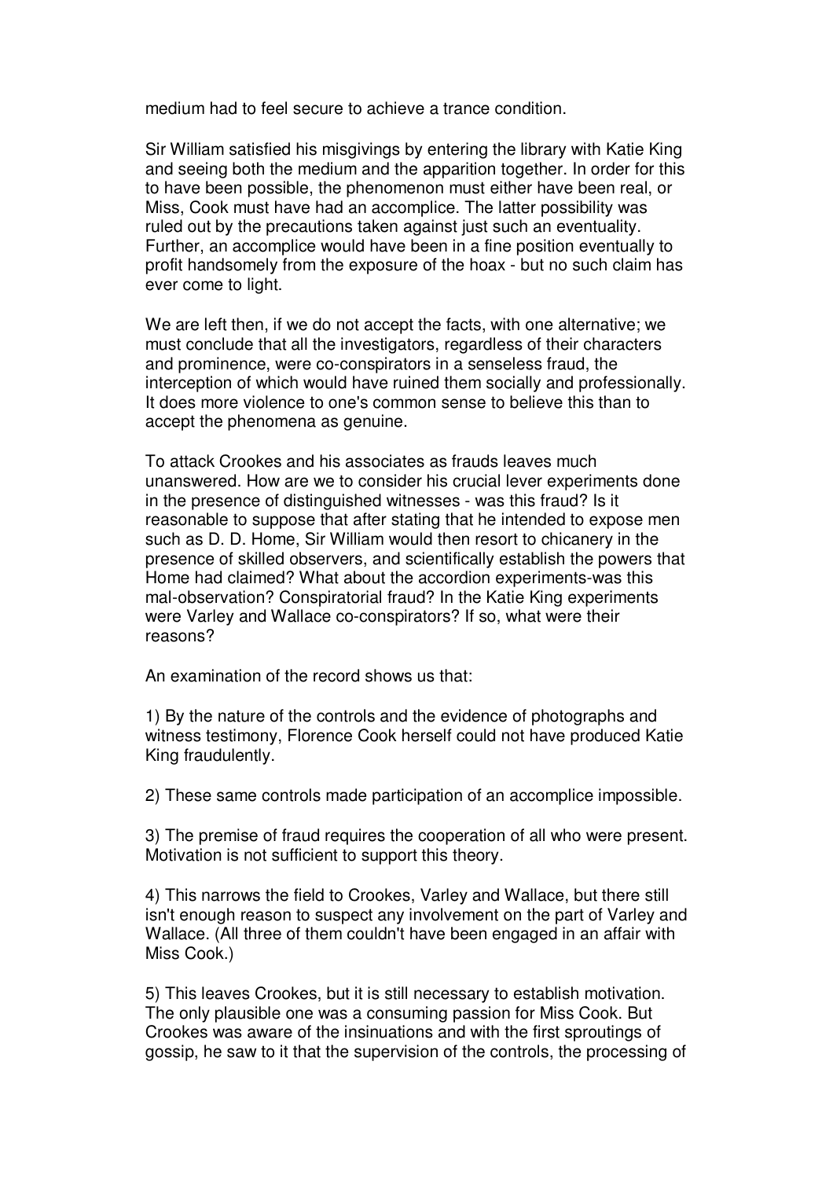medium had to feel secure to achieve a trance condition.

Sir William satisfied his misgivings by entering the library with Katie King and seeing both the medium and the apparition together. In order for this to have been possible, the phenomenon must either have been real, or Miss, Cook must have had an accomplice. The latter possibility was ruled out by the precautions taken against just such an eventuality. Further, an accomplice would have been in a fine position eventually to profit handsomely from the exposure of the hoax - but no such claim has ever come to light.

We are left then, if we do not accept the facts, with one alternative; we must conclude that all the investigators, regardless of their characters and prominence, were co-conspirators in a senseless fraud, the interception of which would have ruined them socially and professionally. It does more violence to one's common sense to believe this than to accept the phenomena as genuine.

To attack Crookes and his associates as frauds leaves much unanswered. How are we to consider his crucial lever experiments done in the presence of distinguished witnesses - was this fraud? Is it reasonable to suppose that after stating that he intended to expose men such as D. D. Home, Sir William would then resort to chicanery in the presence of skilled observers, and scientifically establish the powers that Home had claimed? What about the accordion experiments-was this mal-observation? Conspiratorial fraud? In the Katie King experiments were Varley and Wallace co-conspirators? If so, what were their reasons?

An examination of the record shows us that:

1) By the nature of the controls and the evidence of photographs and witness testimony, Florence Cook herself could not have produced Katie King fraudulently.

2) These same controls made participation of an accomplice impossible.

3) The premise of fraud requires the cooperation of all who were present. Motivation is not sufficient to support this theory.

4) This narrows the field to Crookes, Varley and Wallace, but there still isn't enough reason to suspect any involvement on the part of Varley and Wallace. (All three of them couldn't have been engaged in an affair with Miss Cook.)

5) This leaves Crookes, but it is still necessary to establish motivation. The only plausible one was a consuming passion for Miss Cook. But Crookes was aware of the insinuations and with the first sproutings of gossip, he saw to it that the supervision of the controls, the processing of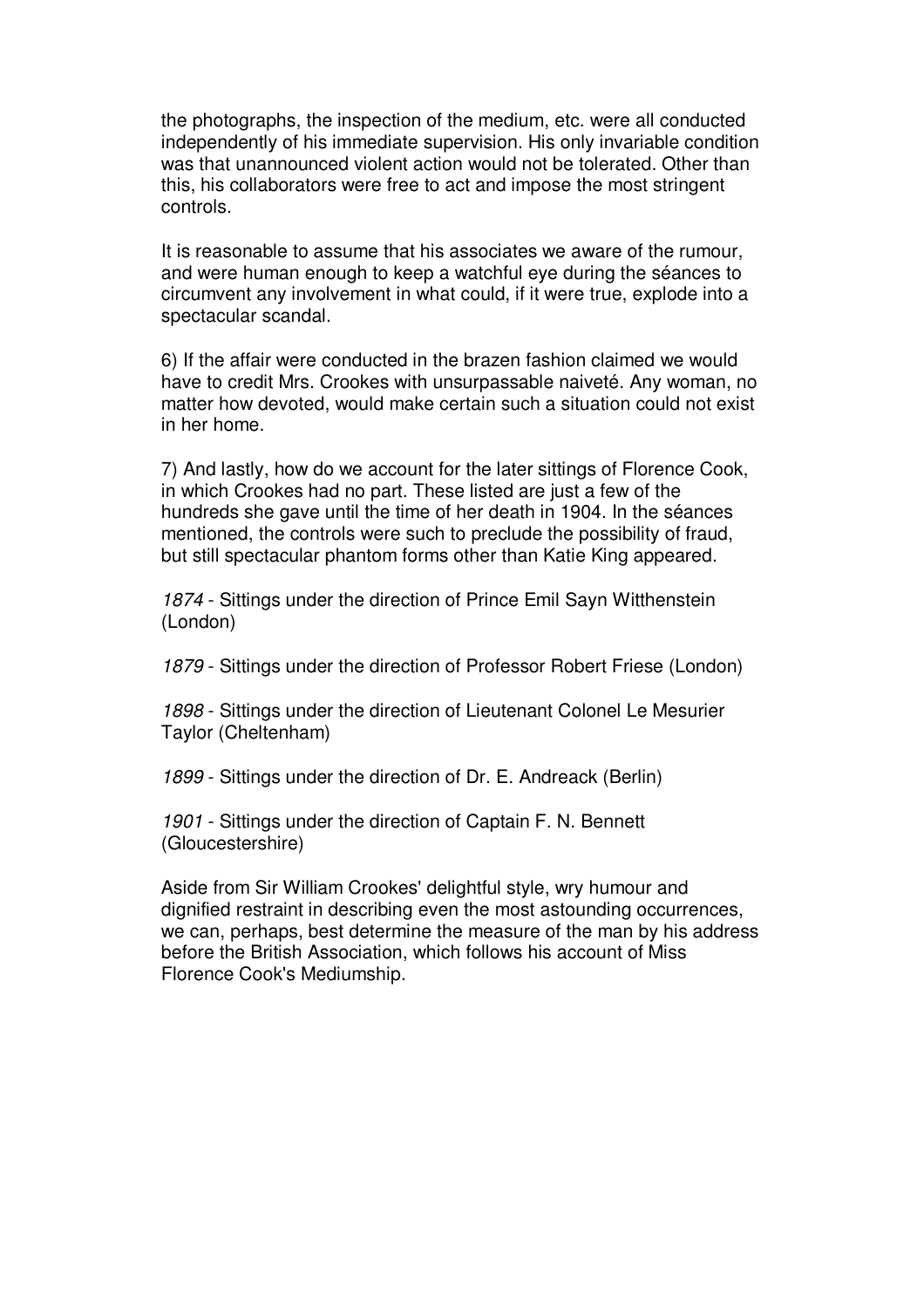the photographs, the inspection of the medium, etc. were all conducted independently of his immediate supervision. His only invariable condition was that unannounced violent action would not be tolerated. Other than this, his collaborators were free to act and impose the most stringent controls.

It is reasonable to assume that his associates we aware of the rumour, and were human enough to keep a watchful eye during the séances to circumvent any involvement in what could, if it were true, explode into a spectacular scandal.

6) If the affair were conducted in the brazen fashion claimed we would have to credit Mrs. Crookes with unsurpassable naiveté. Any woman, no matter how devoted, would make certain such a situation could not exist in her home.

7) And lastly, how do we account for the later sittings of Florence Cook, in which Crookes had no part. These listed are just a few of the hundreds she gave until the time of her death in 1904. In the séances mentioned, the controls were such to preclude the possibility of fraud, but still spectacular phantom forms other than Katie King appeared.

*1874* - Sittings under the direction of Prince Emil Sayn Witthenstein (London)

*1879* - Sittings under the direction of Professor Robert Friese (London)

*1898* - Sittings under the direction of Lieutenant Colonel Le Mesurier Taylor (Cheltenham)

*1899* - Sittings under the direction of Dr. E. Andreack (Berlin)

*1901* - Sittings under the direction of Captain F. N. Bennett (Gloucestershire)

Aside from Sir William Crookes' delightful style, wry humour and dignified restraint in describing even the most astounding occurrences, we can, perhaps, best determine the measure of the man by his address before the British Association, which follows his account of Miss Florence Cook's Mediumship.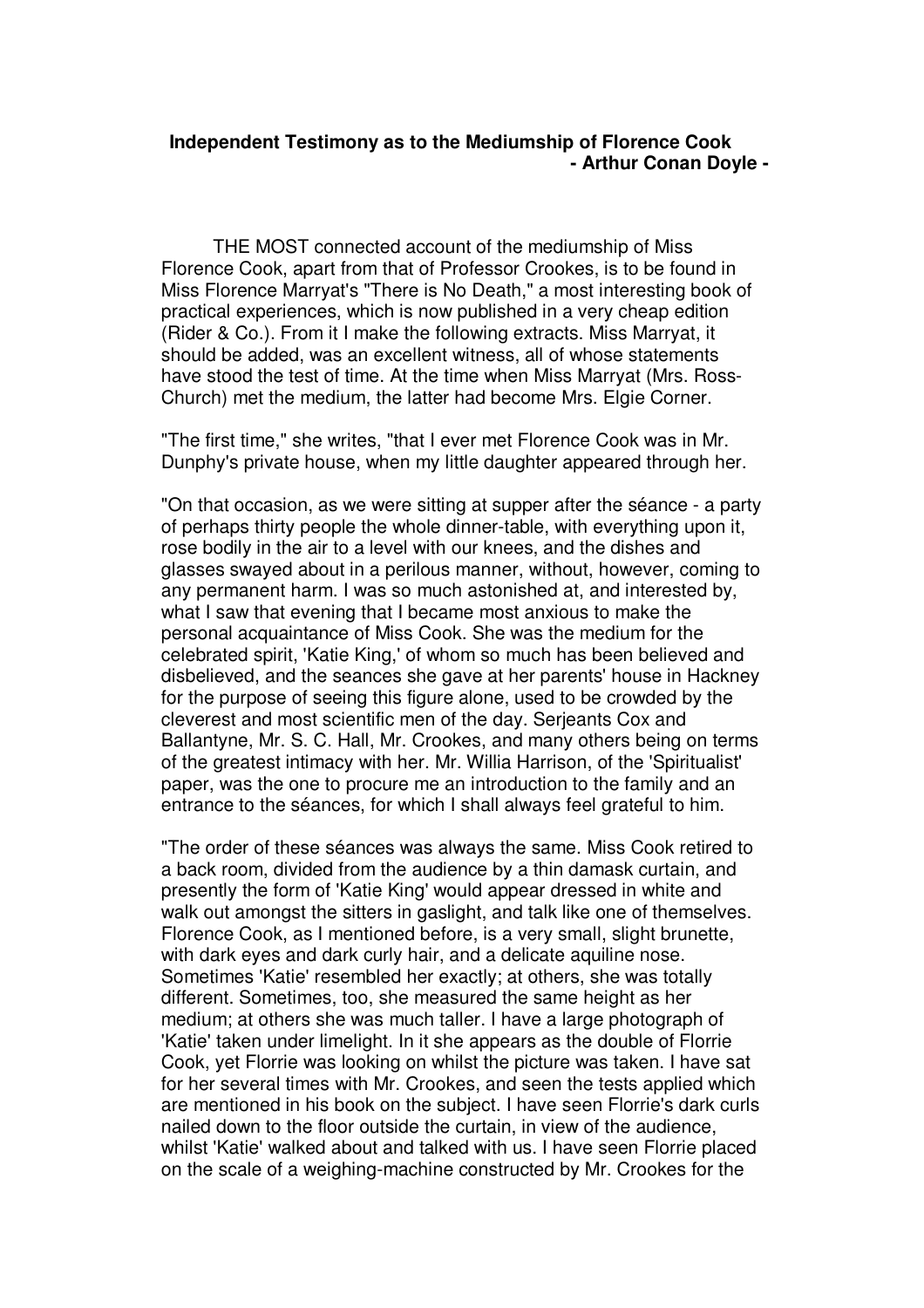## Independent Testimony as to the Mediumship of Florence Cook
**- Arthur Conan Doyle -**

THE MOST connected account of the mediumship of Miss Florence Cook, apart from that of Professor Crookes, is to be found in Miss Florence Marryat's "There is No Death," a most interesting book of practical experiences, which is now published in a very cheap edition (Rider & Co.). From it I make the following extracts. Miss Marryat, it should be added, was an excellent witness, all of whose statements have stood the test of time. At the time when Miss Marryat (Mrs. Ross-Church) met the medium, the latter had become Mrs. Elgie Corner.

"The first time," she writes, "that I ever met Florence Cook was in Mr. Dunphy's private house, when my little daughter appeared through her.

"On that occasion, as we were sitting at supper after the séance - a party of perhaps thirty people the whole dinner-table, with everything upon it, rose bodily in the air to a level with our knees, and the dishes and glasses swayed about in a perilous manner, without, however, coming to any permanent harm. I was so much astonished at, and interested by, what I saw that evening that I became most anxious to make the personal acquaintance of Miss Cook. She was the medium for the celebrated spirit, 'Katie King,' of whom so much has been believed and disbelieved, and the seances she gave at her parents' house in Hackney for the purpose of seeing this figure alone, used to be crowded by the cleverest and most scientific men of the day. Serjeants Cox and Ballantyne, Mr. S. C. Hall, Mr. Crookes, and many others being on terms of the greatest intimacy with her. Mr. Willia Harrison, of the 'Spiritualist' paper, was the one to procure me an introduction to the family and an entrance to the séances, for which I shall always feel grateful to him.

"The order of these séances was always the same. Miss Cook retired to a back room, divided from the audience by a thin damask curtain, and presently the form of 'Katie King' would appear dressed in white and walk out amongst the sitters in gaslight, and talk like one of themselves. Florence Cook, as I mentioned before, is a very small, slight brunette, with dark eyes and dark curly hair, and a delicate aquiline nose. Sometimes 'Katie' resembled her exactly; at others, she was totally different. Sometimes, too, she measured the same height as her medium; at others she was much taller. I have a large photograph of 'Katie' taken under limelight. In it she appears as the double of Florrie Cook, yet Florrie was looking on whilst the picture was taken. I have sat for her several times with Mr. Crookes, and seen the tests applied which are mentioned in his book on the subject. I have seen Florrie's dark curls nailed down to the floor outside the curtain, in view of the audience, whilst 'Katie' walked about and talked with us. I have seen Florrie placed on the scale of a weighing-machine constructed by Mr. Crookes for the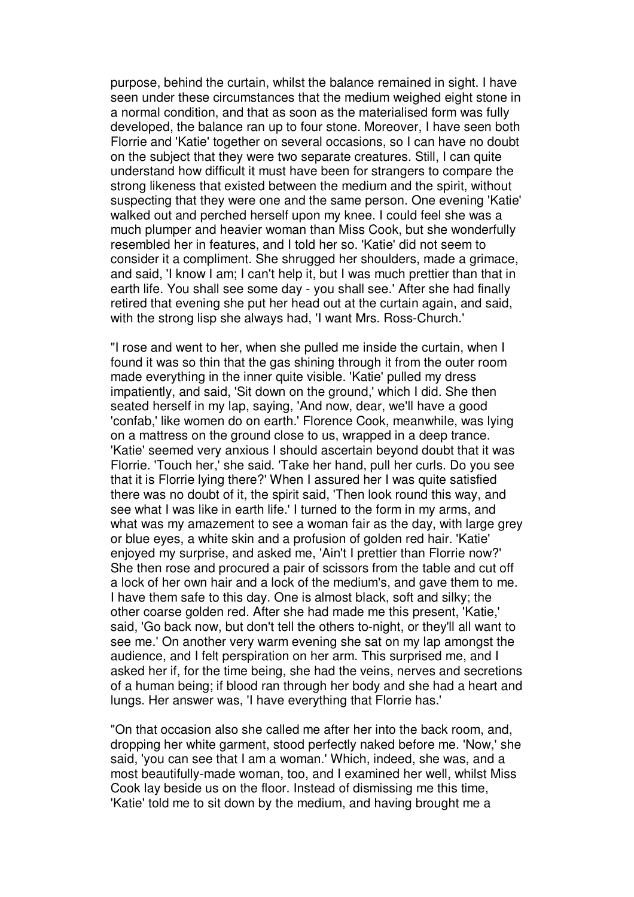purpose, behind the curtain, whilst the balance remained in sight. I have seen under these circumstances that the medium weighed eight stone in a normal condition, and that as soon as the materialised form was fully developed, the balance ran up to four stone. Moreover, I have seen both Florrie and 'Katie' together on several occasions, so I can have no doubt on the subject that they were two separate creatures. Still, I can quite understand how difficult it must have been for strangers to compare the strong likeness that existed between the medium and the spirit, without suspecting that they were one and the same person. One evening 'Katie' walked out and perched herself upon my knee. I could feel she was a much plumper and heavier woman than Miss Cook, but she wonderfully resembled her in features, and I told her so. 'Katie' did not seem to consider it a compliment. She shrugged her shoulders, made a grimace, and said, 'I know I am; I can't help it, but I was much prettier than that in earth life. You shall see some day - you shall see.' After she had finally retired that evening she put her head out at the curtain again, and said, with the strong lisp she always had, 'I want Mrs. Ross-Church.'

"I rose and went to her, when she pulled me inside the curtain, when I found it was so thin that the gas shining through it from the outer room made everything in the inner quite visible. 'Katie' pulled my dress impatiently, and said, 'Sit down on the ground,' which I did. She then seated herself in my lap, saying, 'And now, dear, we'll have a good 'confab,' like women do on earth.' Florence Cook, meanwhile, was lying on a mattress on the ground close to us, wrapped in a deep trance. 'Katie' seemed very anxious I should ascertain beyond doubt that it was Florrie. 'Touch her,' she said. 'Take her hand, pull her curls. Do you see that it is Florrie lying there?' When I assured her I was quite satisfied there was no doubt of it, the spirit said, 'Then look round this way, and see what I was like in earth life.' I turned to the form in my arms, and what was my amazement to see a woman fair as the day, with large grey or blue eyes, a white skin and a profusion of golden red hair. 'Katie' enjoyed my surprise, and asked me, 'Ain't I prettier than Florrie now?' She then rose and procured a pair of scissors from the table and cut off a lock of her own hair and a lock of the medium's, and gave them to me. I have them safe to this day. One is almost black, soft and silky; the other coarse golden red. After she had made me this present, 'Katie,' said, 'Go back now, but don't tell the others to-night, or they'll all want to see me.' On another very warm evening she sat on my lap amongst the audience, and I felt perspiration on her arm. This surprised me, and I asked her if, for the time being, she had the veins, nerves and secretions of a human being; if blood ran through her body and she had a heart and lungs. Her answer was, 'I have everything that Florrie has.'

"On that occasion also she called me after her into the back room, and, dropping her white garment, stood perfectly naked before me. 'Now,' she said, 'you can see that I am a woman.' Which, indeed, she was, and a most beautifully-made woman, too, and I examined her well, whilst Miss Cook lay beside us on the floor. Instead of dismissing me this time, 'Katie' told me to sit down by the medium, and having brought me a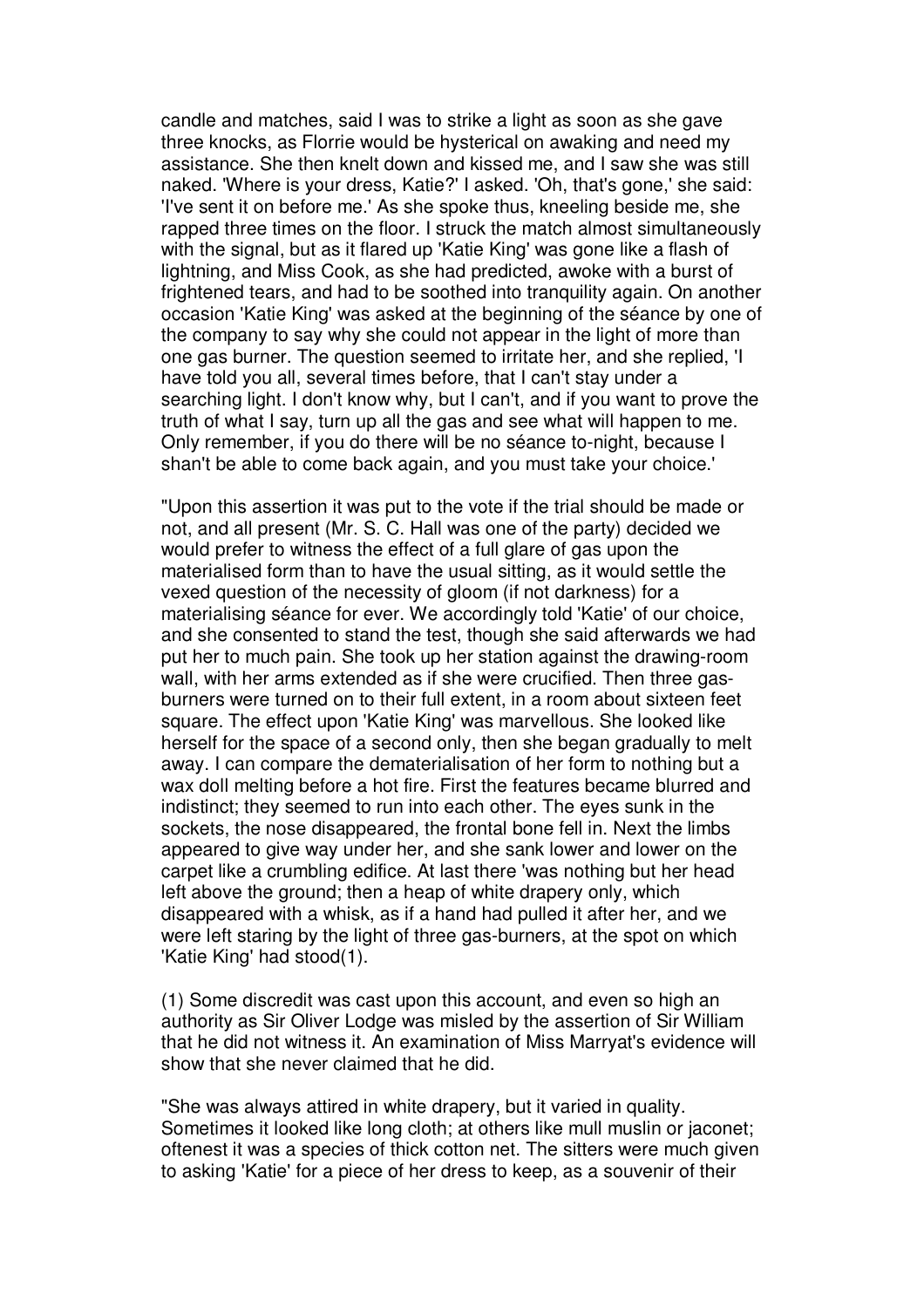candle and matches, said I was to strike a light as soon as she gave three knocks, as Florrie would be hysterical on awaking and need my assistance. She then knelt down and kissed me, and I saw she was still naked. 'Where is your dress, Katie?' I asked. 'Oh, that's gone,' she said: 'I've sent it on before me.' As she spoke thus, kneeling beside me, she rapped three times on the floor. I struck the match almost simultaneously with the signal, but as it flared up 'Katie King' was gone like a flash of lightning, and Miss Cook, as she had predicted, awoke with a burst of frightened tears, and had to be soothed into tranquility again. On another occasion 'Katie King' was asked at the beginning of the séance by one of the company to say why she could not appear in the light of more than one gas burner. The question seemed to irritate her, and she replied, 'I have told you all, several times before, that I can't stay under a searching light. I don't know why, but I can't, and if you want to prove the truth of what I say, turn up all the gas and see what will happen to me. Only remember, if you do there will be no séance to-night, because I shan't be able to come back again, and you must take your choice.'

"Upon this assertion it was put to the vote if the trial should be made or not, and all present (Mr. S. C. Hall was one of the party) decided we would prefer to witness the effect of a full glare of gas upon the materialised form than to have the usual sitting, as it would settle the vexed question of the necessity of gloom (if not darkness) for a materialising séance for ever. We accordingly told 'Katie' of our choice, and she consented to stand the test, though she said afterwards we had put her to much pain. She took up her station against the drawing-room wall, with her arms extended as if she were crucified. Then three gas-burners were turned on to their full extent, in a room about sixteen feet square. The effect upon 'Katie King' was marvellous. She looked like herself for the space of a second only, then she began gradually to melt away. I can compare the dematerialisation of her form to nothing but a wax doll melting before a hot fire. First the features became blurred and indistinct; they seemed to run into each other. The eyes sunk in the sockets, the nose disappeared, the frontal bone fell in. Next the limbs appeared to give way under her, and she sank lower and lower on the carpet like a crumbling edifice. At last there 'was nothing but her head left above the ground; then a heap of white drapery only, which disappeared with a whisk, as if a hand had pulled it after her, and we were left staring by the light of three gas-burners, at the spot on which 'Katie King' had stood(1).

(1) Some discredit was cast upon this account, and even so high an authority as Sir Oliver Lodge was misled by the assertion of Sir William that he did not witness it. An examination of Miss Marryat's evidence will show that she never claimed that he did.

"She was always attired in white drapery, but it varied in quality. Sometimes it looked like long cloth; at others like mull muslin or jaconet; oftenest it was a species of thick cotton net. The sitters were much given to asking 'Katie' for a piece of her dress to keep, as a souvenir of their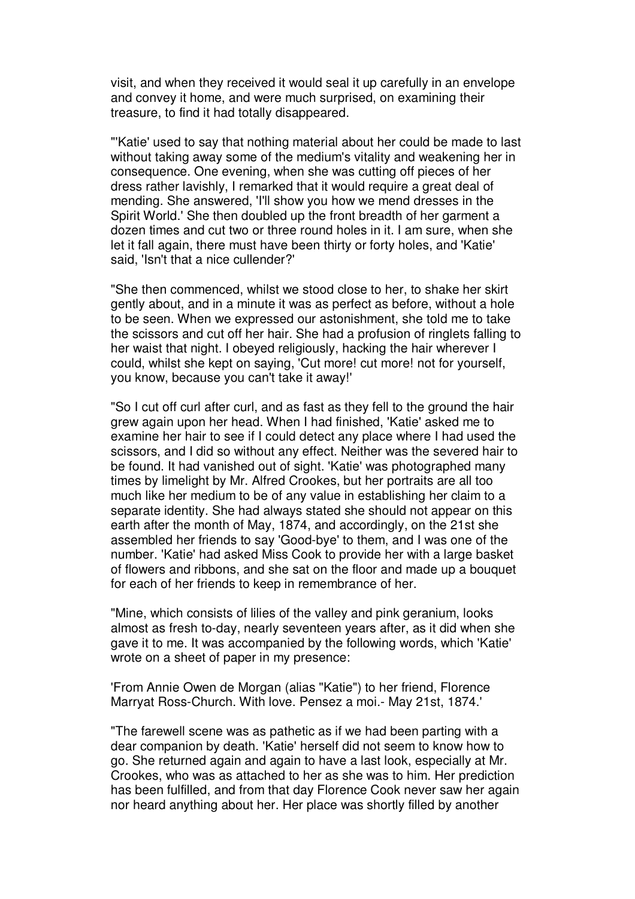visit, and when they received it would seal it up carefully in an envelope and convey it home, and were much surprised, on examining their treasure, to find it had totally disappeared.

"'Katie' used to say that nothing material about her could be made to last without taking away some of the medium's vitality and weakening her in consequence. One evening, when she was cutting off pieces of her dress rather lavishly, I remarked that it would require a great deal of mending. She answered, 'I'll show you how we mend dresses in the Spirit World.' She then doubled up the front breadth of her garment a dozen times and cut two or three round holes in it. I am sure, when she let it fall again, there must have been thirty or forty holes, and 'Katie' said, 'Isn't that a nice cullender?'

"She then commenced, whilst we stood close to her, to shake her skirt gently about, and in a minute it was as perfect as before, without a hole to be seen. When we expressed our astonishment, she told me to take the scissors and cut off her hair. She had a profusion of ringlets falling to her waist that night. I obeyed religiously, hacking the hair wherever I could, whilst she kept on saying, 'Cut more! cut more! not for yourself, you know, because you can't take it away!'

"So I cut off curl after curl, and as fast as they fell to the ground the hair grew again upon her head. When I had finished, 'Katie' asked me to examine her hair to see if I could detect any place where I had used the scissors, and I did so without any effect. Neither was the severed hair to be found. It had vanished out of sight. 'Katie' was photographed many times by limelight by Mr. Alfred Crookes, but her portraits are all too much like her medium to be of any value in establishing her claim to a separate identity. She had always stated she should not appear on this earth after the month of May, 1874, and accordingly, on the 21st she assembled her friends to say 'Good-bye' to them, and I was one of the number. 'Katie' had asked Miss Cook to provide her with a large basket of flowers and ribbons, and she sat on the floor and made up a bouquet for each of her friends to keep in remembrance of her.

"Mine, which consists of lilies of the valley and pink geranium, looks almost as fresh to-day, nearly seventeen years after, as it did when she gave it to me. It was accompanied by the following words, which 'Katie' wrote on a sheet of paper in my presence:

'From Annie Owen de Morgan (alias "Katie") to her friend, Florence Marryat Ross-Church. With love. Pensez a moi.- May 21st, 1874.'

"The farewell scene was as pathetic as if we had been parting with a dear companion by death. 'Katie' herself did not seem to know how to go. She returned again and again to have a last look, especially at Mr. Crookes, who was as attached to her as she was to him. Her prediction has been fulfilled, and from that day Florence Cook never saw her again nor heard anything about her. Her place was shortly filled by another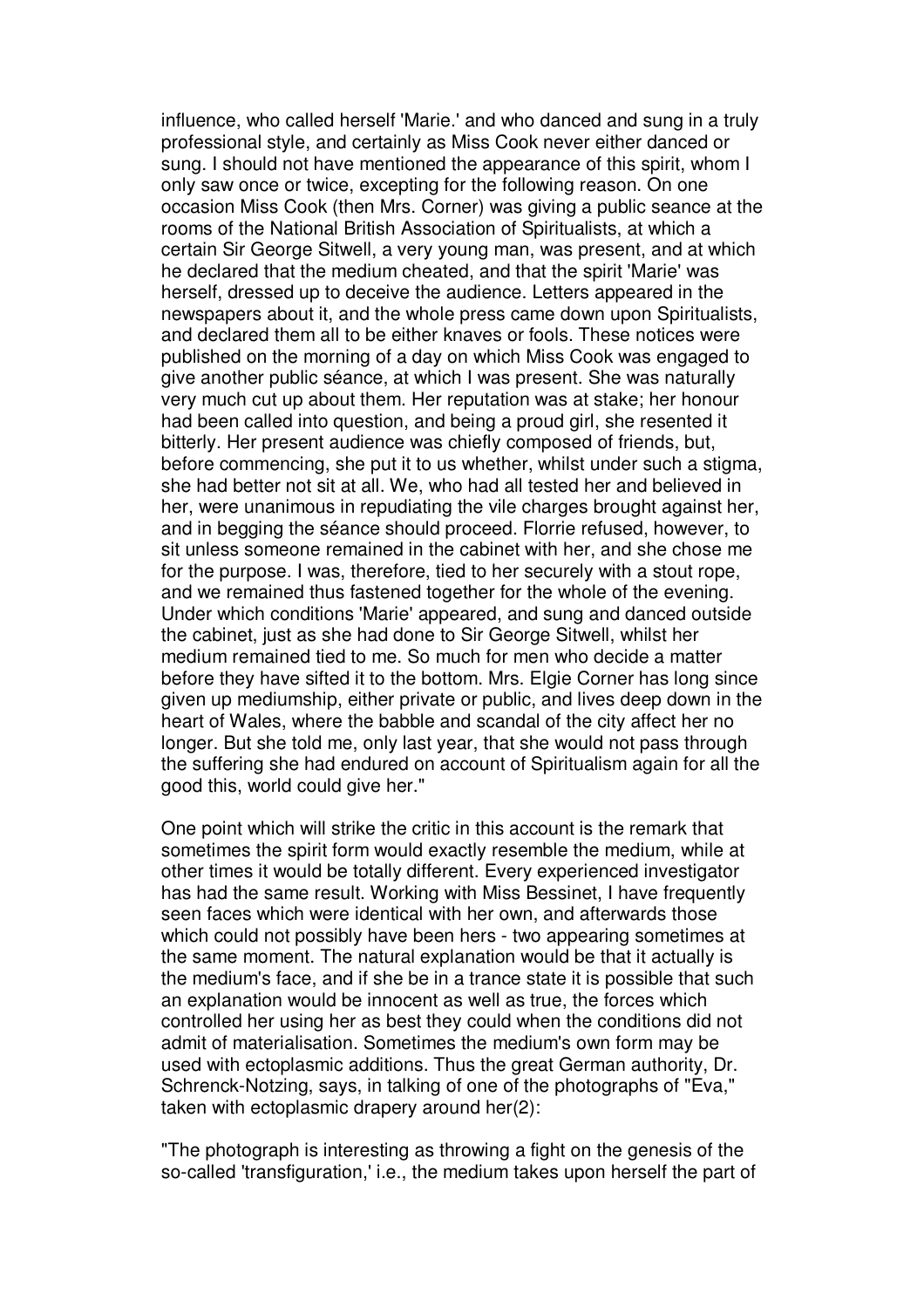influence, who called herself 'Marie.' and who danced and sung in a truly professional style, and certainly as Miss Cook never either danced or sung. I should not have mentioned the appearance of this spirit, whom I only saw once or twice, excepting for the following reason. On one occasion Miss Cook (then Mrs. Corner) was giving a public seance at the rooms of the National British Association of Spiritualists, at which a certain Sir George Sitwell, a very young man, was present, and at which he declared that the medium cheated, and that the spirit 'Marie' was herself, dressed up to deceive the audience. Letters appeared in the newspapers about it, and the whole press came down upon Spiritualists, and declared them all to be either knaves or fools. These notices were published on the morning of a day on which Miss Cook was engaged to give another public séance, at which I was present. She was naturally very much cut up about them. Her reputation was at stake; her honour had been called into question, and being a proud girl, she resented it bitterly. Her present audience was chiefly composed of friends, but, before commencing, she put it to us whether, whilst under such a stigma, she had better not sit at all. We, who had all tested her and believed in her, were unanimous in repudiating the vile charges brought against her, and in begging the séance should proceed. Florrie refused, however, to sit unless someone remained in the cabinet with her, and she chose me for the purpose. I was, therefore, tied to her securely with a stout rope, and we remained thus fastened together for the whole of the evening. Under which conditions 'Marie' appeared, and sung and danced outside the cabinet, just as she had done to Sir George Sitwell, whilst her medium remained tied to me. So much for men who decide a matter before they have sifted it to the bottom. Mrs. Elgie Corner has long since given up mediumship, either private or public, and lives deep down in the heart of Wales, where the babble and scandal of the city affect her no longer. But she told me, only last year, that she would not pass through the suffering she had endured on account of Spiritualism again for all the good this, world could give her."

One point which will strike the critic in this account is the remark that sometimes the spirit form would exactly resemble the medium, while at other times it would be totally different. Every experienced investigator has had the same result. Working with Miss Bessinet, I have frequently seen faces which were identical with her own, and afterwards those which could not possibly have been hers - two appearing sometimes at the same moment. The natural explanation would be that it actually is the medium's face, and if she be in a trance state it is possible that such an explanation would be innocent as well as true, the forces which controlled her using her as best they could when the conditions did not admit of materialisation. Sometimes the medium's own form may be used with ectoplasmic additions. Thus the great German authority, Dr. Schrenck-Notzing, says, in talking of one of the photographs of "Eva," taken with ectoplasmic drapery around her(2):

"The photograph is interesting as throwing a fight on the genesis of the so-called 'transfiguration,' i.e., the medium takes upon herself the part of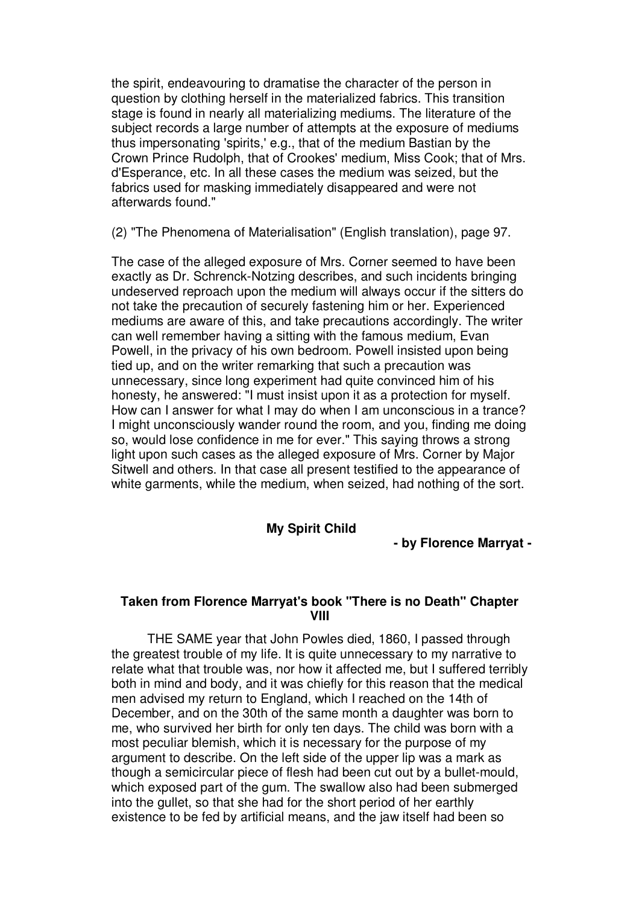the spirit, endeavouring to dramatise the character of the person in question by clothing herself in the materialized fabrics. This transition stage is found in nearly all materializing mediums. The literature of the subject records a large number of attempts at the exposure of mediums thus impersonating 'spirits,' e.g., that of the medium Bastian by the Crown Prince Rudolph, that of Crookes' medium, Miss Cook; that of Mrs. d'Esperance, etc. In all these cases the medium was seized, but the fabrics used for masking immediately disappeared and were not afterwards found."

(2) "The Phenomena of Materialisation" (English translation), page 97.

The case of the alleged exposure of Mrs. Corner seemed to have been exactly as Dr. Schrenck-Notzing describes, and such incidents bringing undeserved reproach upon the medium will always occur if the sitters do not take the precaution of securely fastening him or her. Experienced mediums are aware of this, and take precautions accordingly. The writer can well remember having a sitting with the famous medium, Evan Powell, in the privacy of his own bedroom. Powell insisted upon being tied up, and on the writer remarking that such a precaution was unnecessary, since long experiment had quite convinced him of his honesty, he answered: "I must insist upon it as a protection for myself. How can I answer for what I may do when I am unconscious in a trance? I might unconsciously wander round the room, and you, finding me doing so, would lose confidence in me for ever." This saying throws a strong light upon such cases as the alleged exposure of Mrs. Corner by Major Sitwell and others. In that case all present testified to the appearance of white garments, while the medium, when seized, had nothing of the sort.

## My Spirit Child

**- by Florence Marryat -**

### Taken from Florence Marryat's book "There is no Death" Chapter VIII

THE SAME year that John Powles died, 1860, I passed through the greatest trouble of my life. It is quite unnecessary to my narrative to relate what that trouble was, nor how it affected me, but I suffered terribly both in mind and body, and it was chiefly for this reason that the medical men advised my return to England, which I reached on the 14th of December, and on the 30th of the same month a daughter was born to me, who survived her birth for only ten days. The child was born with a most peculiar blemish, which it is necessary for the purpose of my argument to describe. On the left side of the upper lip was a mark as though a semicircular piece of flesh had been cut out by a bullet-mould, which exposed part of the gum. The swallow also had been submerged into the gullet, so that she had for the short period of her earthly existence to be fed by artificial means, and the jaw itself had been so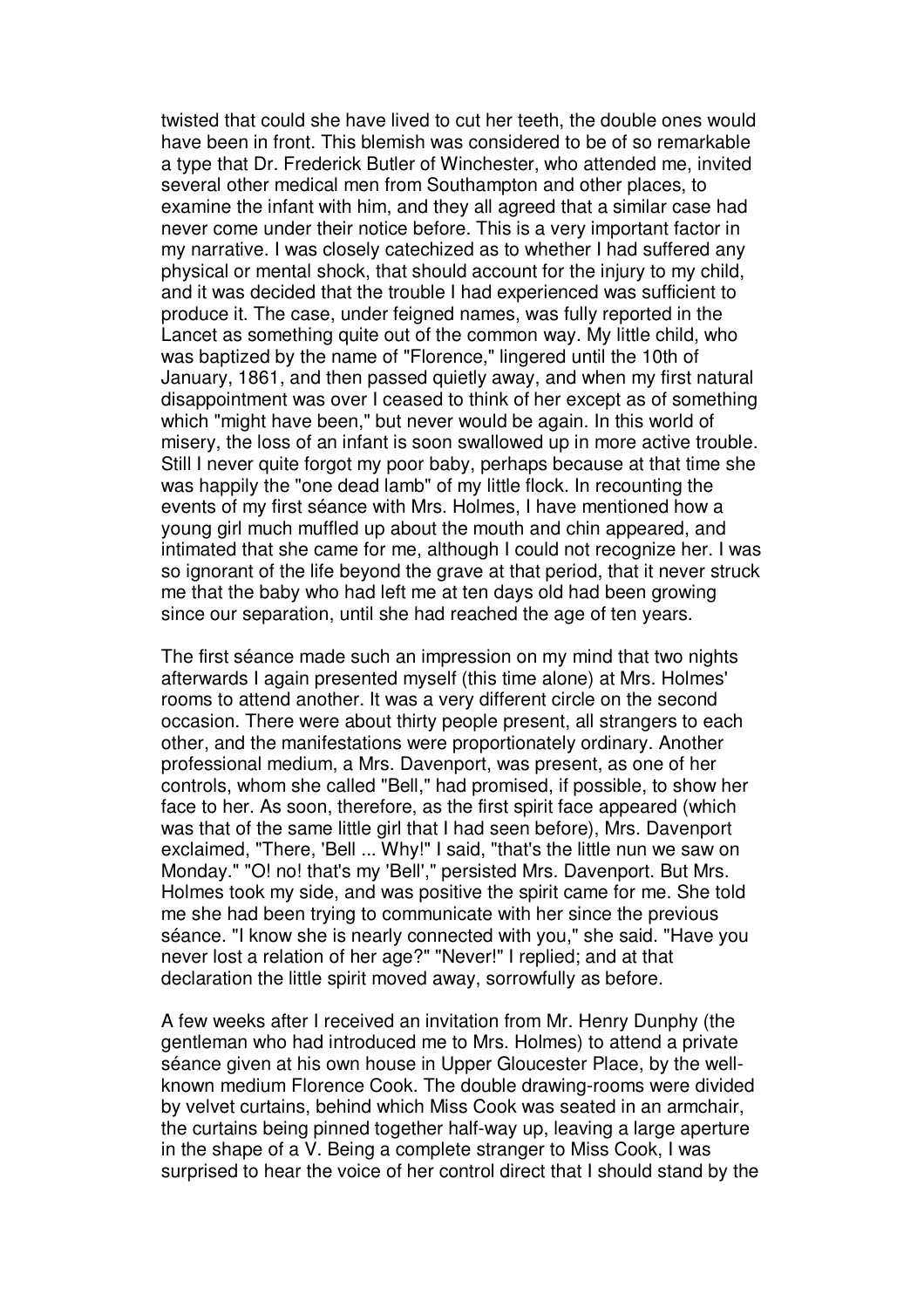twisted that could she have lived to cut her teeth, the double ones would have been in front. This blemish was considered to be of so remarkable a type that Dr. Frederick Butler of Winchester, who attended me, invited several other medical men from Southampton and other places, to examine the infant with him, and they all agreed that a similar case had never come under their notice before. This is a very important factor in my narrative. I was closely catechized as to whether I had suffered any physical or mental shock, that should account for the injury to my child, and it was decided that the trouble I had experienced was sufficient to produce it. The case, under feigned names, was fully reported in the Lancet as something quite out of the common way. My little child, who was baptized by the name of "Florence," lingered until the 10th of January, 1861, and then passed quietly away, and when my first natural disappointment was over I ceased to think of her except as of something which "might have been," but never would be again. In this world of misery, the loss of an infant is soon swallowed up in more active trouble. Still I never quite forgot my poor baby, perhaps because at that time she was happily the "one dead lamb" of my little flock. In recounting the events of my first séance with Mrs. Holmes, I have mentioned how a young girl much muffled up about the mouth and chin appeared, and intimated that she came for me, although I could not recognize her. I was so ignorant of the life beyond the grave at that period, that it never struck me that the baby who had left me at ten days old had been growing since our separation, until she had reached the age of ten years.

The first séance made such an impression on my mind that two nights afterwards I again presented myself (this time alone) at Mrs. Holmes' rooms to attend another. It was a very different circle on the second occasion. There were about thirty people present, all strangers to each other, and the manifestations were proportionately ordinary. Another professional medium, a Mrs. Davenport, was present, as one of her controls, whom she called "Bell," had promised, if possible, to show her face to her. As soon, therefore, as the first spirit face appeared (which was that of the same little girl that I had seen before), Mrs. Davenport exclaimed, "There, 'Bell ... Why!" I said, "that's the little nun we saw on Monday." "O! no! that's my 'Bell'," persisted Mrs. Davenport. But Mrs. Holmes took my side, and was positive the spirit came for me. She told me she had been trying to communicate with her since the previous séance. "I know she is nearly connected with you," she said. "Have you never lost a relation of her age?" "Never!" I replied; and at that declaration the little spirit moved away, sorrowfully as before.

A few weeks after I received an invitation from Mr. Henry Dunphy (the gentleman who had introduced me to Mrs. Holmes) to attend a private séance given at his own house in Upper Gloucester Place, by the well-known medium Florence Cook. The double drawing-rooms were divided by velvet curtains, behind which Miss Cook was seated in an armchair, the curtains being pinned together half-way up, leaving a large aperture in the shape of a V. Being a complete stranger to Miss Cook, I was surprised to hear the voice of her control direct that I should stand by the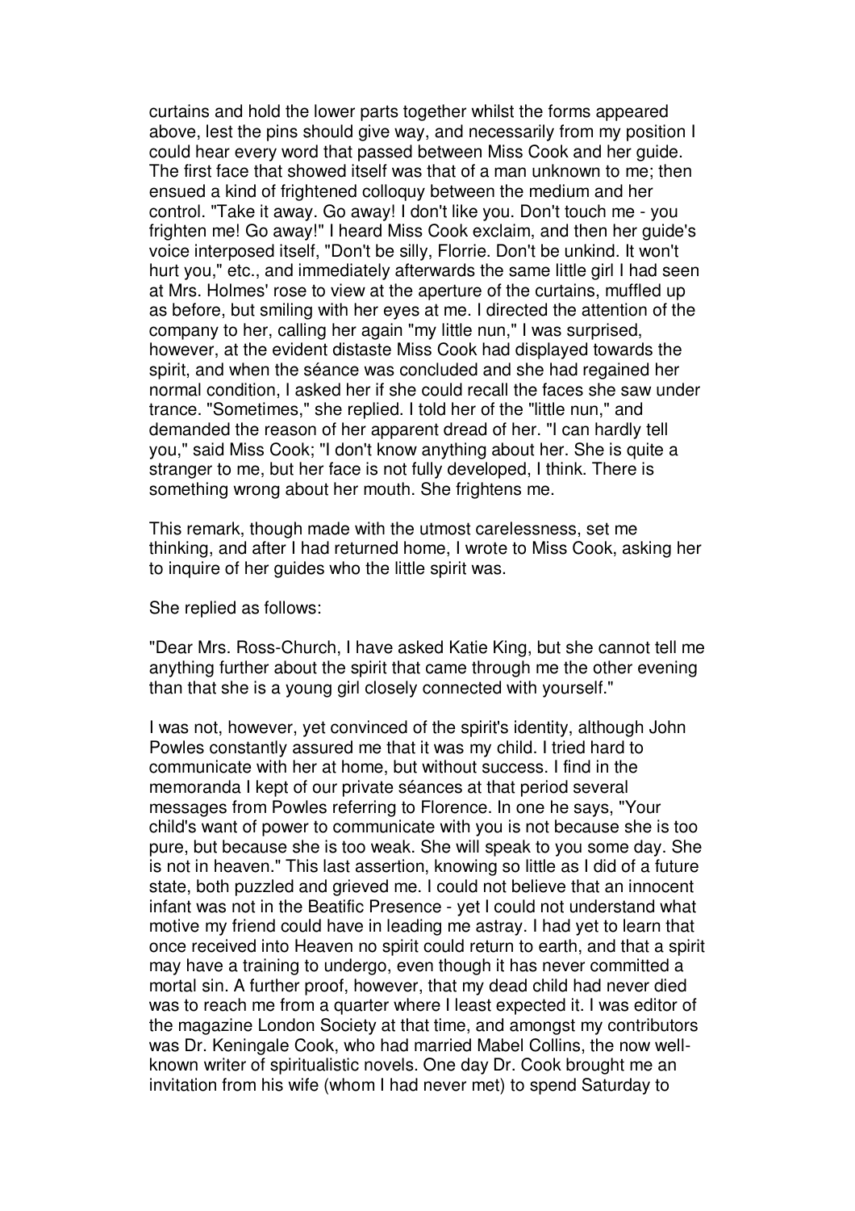curtains and hold the lower parts together whilst the forms appeared above, lest the pins should give way, and necessarily from my position I could hear every word that passed between Miss Cook and her guide. The first face that showed itself was that of a man unknown to me; then ensued a kind of frightened colloquy between the medium and her control. "Take it away. Go away! I don't like you. Don't touch me - you frighten me! Go away!" I heard Miss Cook exclaim, and then her guide's voice interposed itself, "Don't be silly, Florrie. Don't be unkind. It won't hurt you," etc., and immediately afterwards the same little girl I had seen at Mrs. Holmes' rose to view at the aperture of the curtains, muffled up as before, but smiling with her eyes at me. I directed the attention of the company to her, calling her again "my little nun," I was surprised, however, at the evident distaste Miss Cook had displayed towards the spirit, and when the séance was concluded and she had regained her normal condition, I asked her if she could recall the faces she saw under trance. "Sometimes," she replied. I told her of the "little nun," and demanded the reason of her apparent dread of her. "I can hardly tell you," said Miss Cook; "I don't know anything about her. She is quite a stranger to me, but her face is not fully developed, I think. There is something wrong about her mouth. She frightens me.

This remark, though made with the utmost carelessness, set me thinking, and after I had returned home, I wrote to Miss Cook, asking her to inquire of her guides who the little spirit was.

She replied as follows:

"Dear Mrs. Ross-Church, I have asked Katie King, but she cannot tell me anything further about the spirit that came through me the other evening than that she is a young girl closely connected with yourself."

I was not, however, yet convinced of the spirit's identity, although John Powles constantly assured me that it was my child. I tried hard to communicate with her at home, but without success. I find in the memoranda I kept of our private séances at that period several messages from Powles referring to Florence. In one he says, "Your child's want of power to communicate with you is not because she is too pure, but because she is too weak. She will speak to you some day. She is not in heaven." This last assertion, knowing so little as I did of a future state, both puzzled and grieved me. I could not believe that an innocent infant was not in the Beatific Presence - yet I could not understand what motive my friend could have in leading me astray. I had yet to learn that once received into Heaven no spirit could return to earth, and that a spirit may have a training to undergo, even though it has never committed a mortal sin. A further proof, however, that my dead child had never died was to reach me from a quarter where I least expected it. I was editor of the magazine London Society at that time, and amongst my contributors was Dr. Keningale Cook, who had married Mabel Collins, the now well-known writer of spiritualistic novels. One day Dr. Cook brought me an invitation from his wife (whom I had never met) to spend Saturday to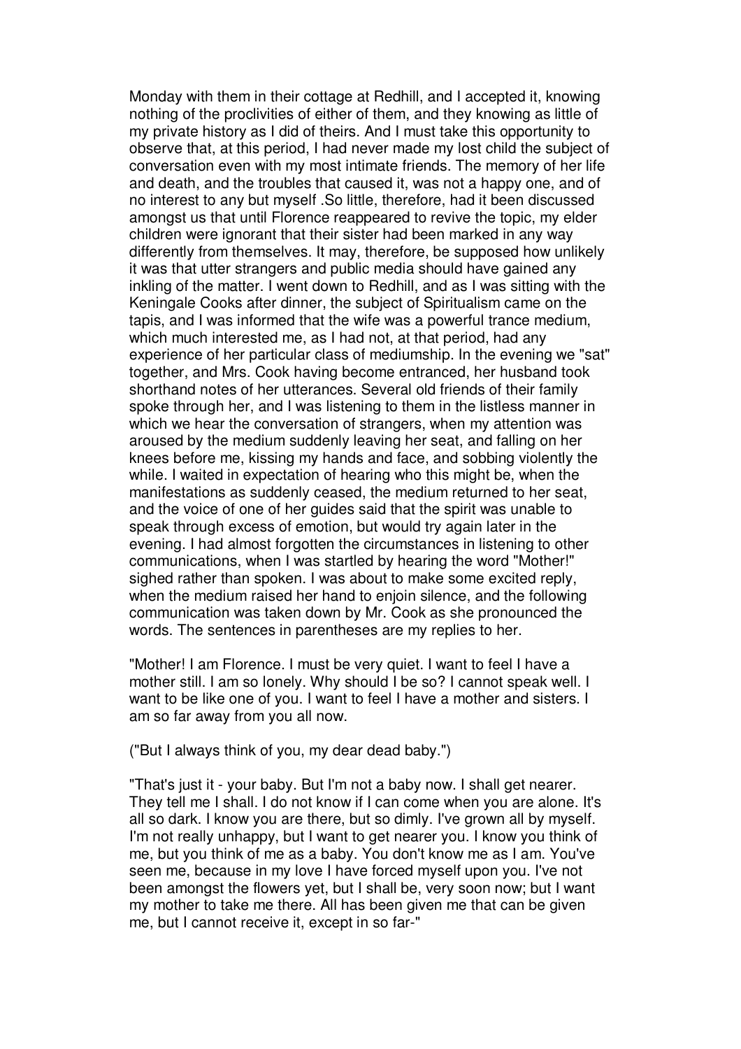Monday with them in their cottage at Redhill, and I accepted it, knowing nothing of the proclivities of either of them, and they knowing as little of my private history as I did of theirs. And I must take this opportunity to observe that, at this period, I had never made my lost child the subject of conversation even with my most intimate friends. The memory of her life and death, and the troubles that caused it, was not a happy one, and of no interest to any but myself .So little, therefore, had it been discussed amongst us that until Florence reappeared to revive the topic, my elder children were ignorant that their sister had been marked in any way differently from themselves. It may, therefore, be supposed how unlikely it was that utter strangers and public media should have gained any inkling of the matter. I went down to Redhill, and as I was sitting with the Keningale Cooks after dinner, the subject of Spiritualism came on the tapis, and I was informed that the wife was a powerful trance medium, which much interested me, as I had not, at that period, had any experience of her particular class of mediumship. In the evening we "sat" together, and Mrs. Cook having become entranced, her husband took shorthand notes of her utterances. Several old friends of their family spoke through her, and I was listening to them in the listless manner in which we hear the conversation of strangers, when my attention was aroused by the medium suddenly leaving her seat, and falling on her knees before me, kissing my hands and face, and sobbing violently the while. I waited in expectation of hearing who this might be, when the manifestations as suddenly ceased, the medium returned to her seat, and the voice of one of her guides said that the spirit was unable to speak through excess of emotion, but would try again later in the evening. I had almost forgotten the circumstances in listening to other communications, when I was startled by hearing the word "Mother!" sighed rather than spoken. I was about to make some excited reply, when the medium raised her hand to enjoin silence, and the following communication was taken down by Mr. Cook as she pronounced the words. The sentences in parentheses are my replies to her.

"Mother! I am Florence. I must be very quiet. I want to feel I have a mother still. I am so lonely. Why should I be so? I cannot speak well. I want to be like one of you. I want to feel I have a mother and sisters. I am so far away from you all now.

("But I always think of you, my dear dead baby.")

"That's just it - your baby. But I'm not a baby now. I shall get nearer. They tell me I shall. I do not know if I can come when you are alone. It's all so dark. I know you are there, but so dimly. I've grown all by myself. I'm not really unhappy, but I want to get nearer you. I know you think of me, but you think of me as a baby. You don't know me as I am. You've seen me, because in my love I have forced myself upon you. I've not been amongst the flowers yet, but I shall be, very soon now; but I want my mother to take me there. All has been given me that can be given me, but I cannot receive it, except in so far-"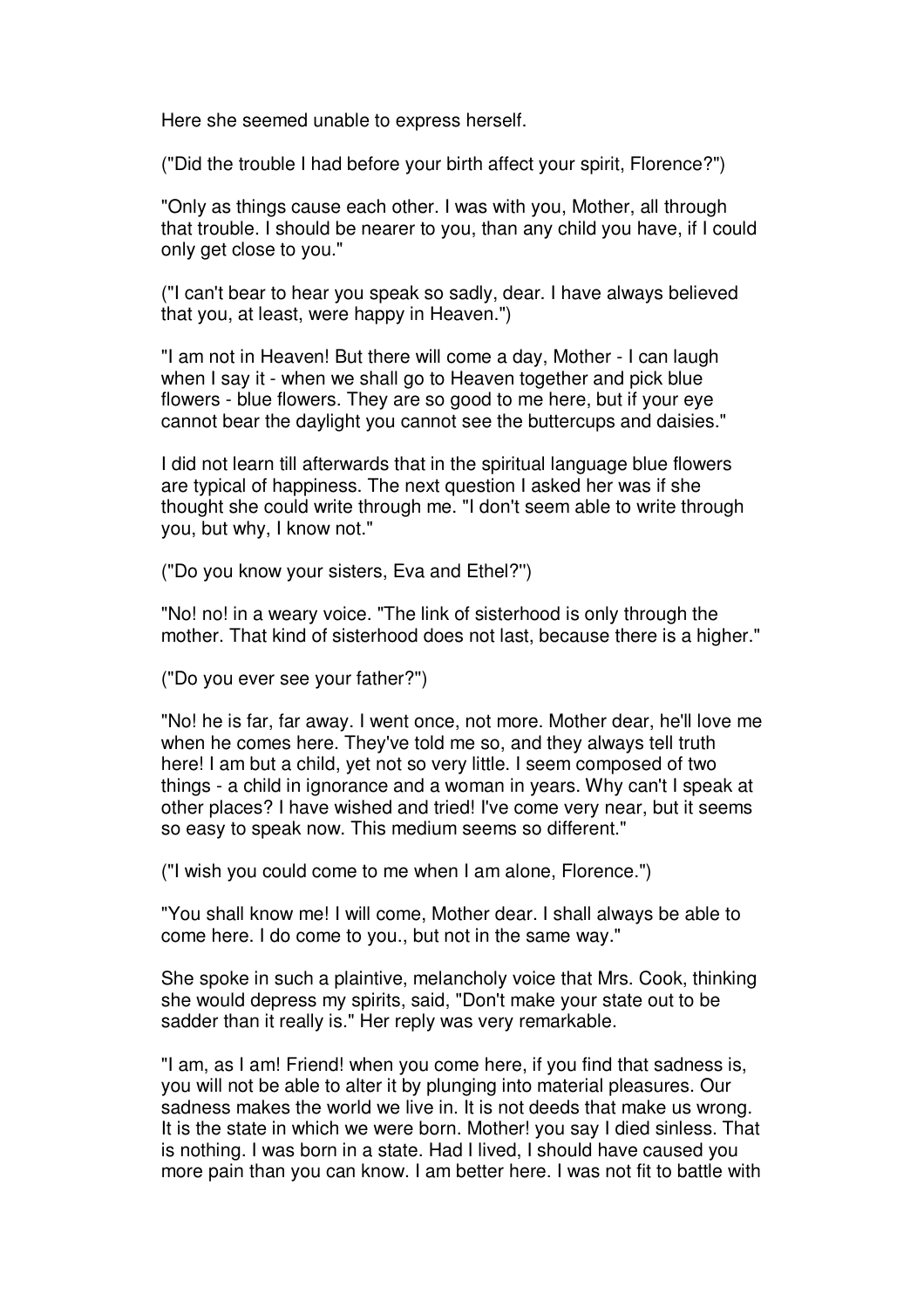Here she seemed unable to express herself.

("Did the trouble I had before your birth affect your spirit, Florence?")

"Only as things cause each other. I was with you, Mother, all through that trouble. I should be nearer to you, than any child you have, if I could only get close to you."

("I can't bear to hear you speak so sadly, dear. I have always believed that you, at least, were happy in Heaven.")

"I am not in Heaven! But there will come a day, Mother - I can laugh when I say it - when we shall go to Heaven together and pick blue flowers - blue flowers. They are so good to me here, but if your eye cannot bear the daylight you cannot see the buttercups and daisies."

I did not learn till afterwards that in the spiritual language blue flowers are typical of happiness. The next question I asked her was if she thought she could write through me. "I don't seem able to write through you, but why, I know not."

("Do you know your sisters, Eva and Ethel?")

"No! no! in a weary voice. "The link of sisterhood is only through the mother. That kind of sisterhood does not last, because there is a higher."

("Do you ever see your father?")

"No! he is far, far away. I went once, not more. Mother dear, he'll love me when he comes here. They've told me so, and they always tell truth here! I am but a child, yet not so very little. I seem composed of two things - a child in ignorance and a woman in years. Why can't I speak at other places? I have wished and tried! I've come very near, but it seems so easy to speak now. This medium seems so different."

("I wish you could come to me when I am alone, Florence.")

"You shall know me! I will come, Mother dear. I shall always be able to come here. I do come to you., but not in the same way."

She spoke in such a plaintive, melancholy voice that Mrs. Cook, thinking she would depress my spirits, said, "Don't make your state out to be sadder than it really is." Her reply was very remarkable.

"I am, as I am! Friend! when you come here, if you find that sadness is, you will not be able to alter it by plunging into material pleasures. Our sadness makes the world we live in. It is not deeds that make us wrong. It is the state in which we were born. Mother! you say I died sinless. That is nothing. I was born in a state. Had I lived, I should have caused you more pain than you can know. I am better here. I was not fit to battle with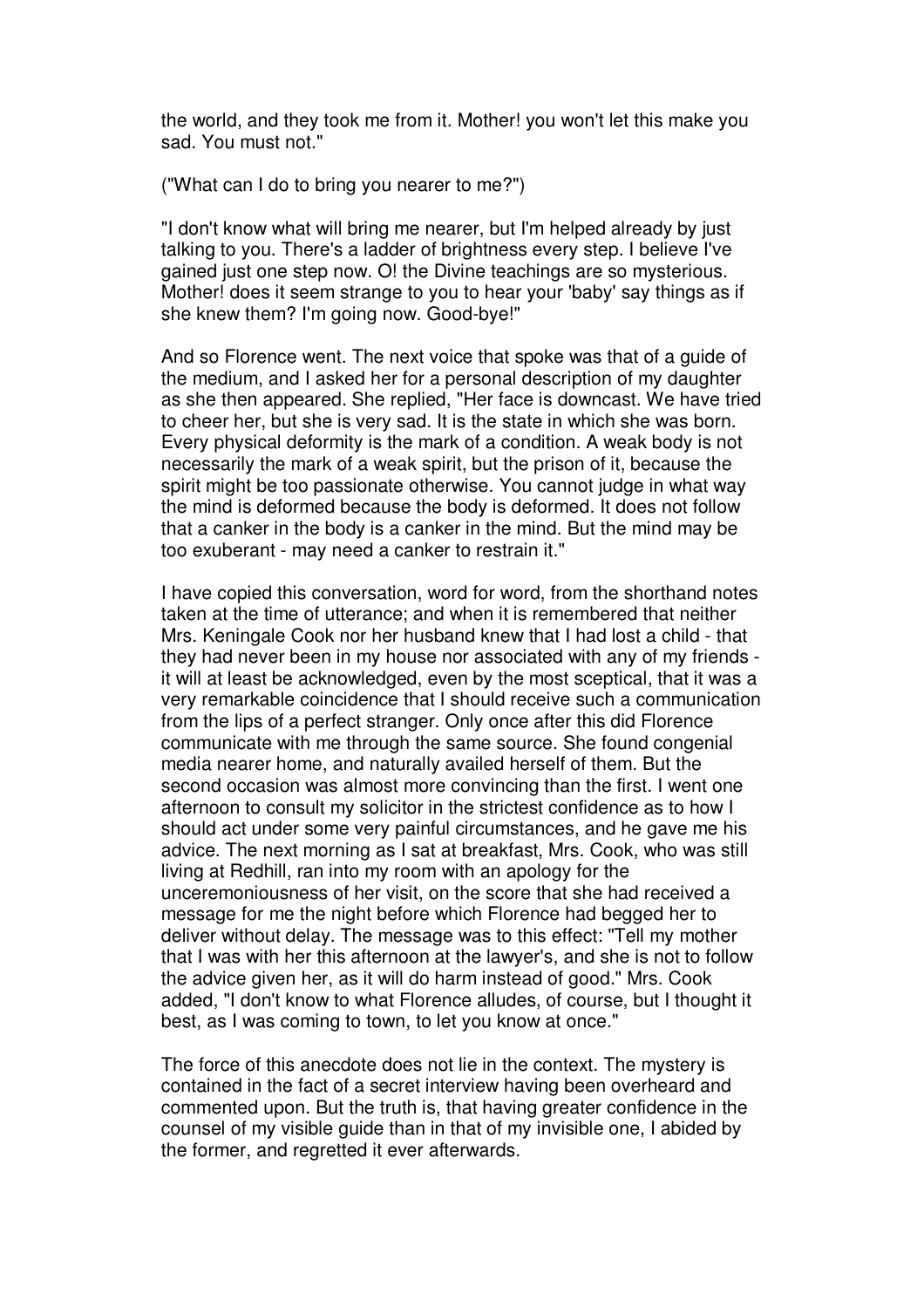the world, and they took me from it. Mother! you won't let this make you sad. You must not."

("What can I do to bring you nearer to me?")

"I don't know what will bring me nearer, but I'm helped already by just talking to you. There's a ladder of brightness every step. I believe I've gained just one step now. O! the Divine teachings are so mysterious. Mother! does it seem strange to you to hear your 'baby' say things as if she knew them? I'm going now. Good-bye!"

And so Florence went. The next voice that spoke was that of a guide of the medium, and I asked her for a personal description of my daughter as she then appeared. She replied, "Her face is downcast. We have tried to cheer her, but she is very sad. It is the state in which she was born. Every physical deformity is the mark of a condition. A weak body is not necessarily the mark of a weak spirit, but the prison of it, because the spirit might be too passionate otherwise. You cannot judge in what way the mind is deformed because the body is deformed. It does not follow that a canker in the body is a canker in the mind. But the mind may be too exuberant - may need a canker to restrain it."

I have copied this conversation, word for word, from the shorthand notes taken at the time of utterance; and when it is remembered that neither Mrs. Keningale Cook nor her husband knew that I had lost a child - that they had never been in my house nor associated with any of my friends - it will at least be acknowledged, even by the most sceptical, that it was a very remarkable coincidence that I should receive such a communication from the lips of a perfect stranger. Only once after this did Florence communicate with me through the same source. She found congenial media nearer home, and naturally availed herself of them. But the second occasion was almost more convincing than the first. I went one afternoon to consult my solicitor in the strictest confidence as to how I should act under some very painful circumstances, and he gave me his advice. The next morning as I sat at breakfast, Mrs. Cook, who was still living at Redhill, ran into my room with an apology for the unceremoniousness of her visit, on the score that she had received a message for me the night before which Florence had begged her to deliver without delay. The message was to this effect: "Tell my mother that I was with her this afternoon at the lawyer's, and she is not to follow the advice given her, as it will do harm instead of good." Mrs. Cook added, "I don't know to what Florence alludes, of course, but I thought it best, as I was coming to town, to let you know at once."

The force of this anecdote does not lie in the context. The mystery is contained in the fact of a secret interview having been overheard and commented upon. But the truth is, that having greater confidence in the counsel of my visible guide than in that of my invisible one, I abided by the former, and regretted it ever afterwards.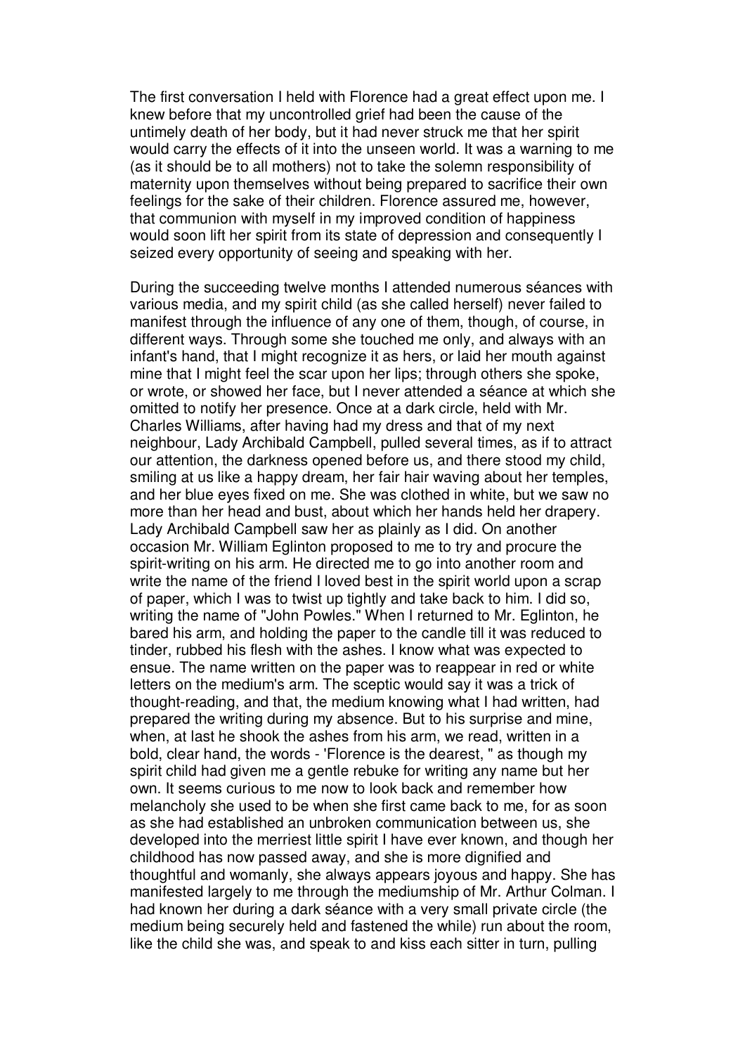The first conversation I held with Florence had a great effect upon me. I knew before that my uncontrolled grief had been the cause of the untimely death of her body, but it had never struck me that her spirit would carry the effects of it into the unseen world. It was a warning to me (as it should be to all mothers) not to take the solemn responsibility of maternity upon themselves without being prepared to sacrifice their own feelings for the sake of their children. Florence assured me, however, that communion with myself in my improved condition of happiness would soon lift her spirit from its state of depression and consequently I seized every opportunity of seeing and speaking with her.

During the succeeding twelve months I attended numerous séances with various media, and my spirit child (as she called herself) never failed to manifest through the influence of any one of them, though, of course, in different ways. Through some she touched me only, and always with an infant's hand, that I might recognize it as hers, or laid her mouth against mine that I might feel the scar upon her lips; through others she spoke, or wrote, or showed her face, but I never attended a séance at which she omitted to notify her presence. Once at a dark circle, held with Mr. Charles Williams, after having had my dress and that of my next neighbour, Lady Archibald Campbell, pulled several times, as if to attract our attention, the darkness opened before us, and there stood my child, smiling at us like a happy dream, her fair hair waving about her temples, and her blue eyes fixed on me. She was clothed in white, but we saw no more than her head and bust, about which her hands held her drapery. Lady Archibald Campbell saw her as plainly as I did. On another occasion Mr. William Eglinton proposed to me to try and procure the spirit-writing on his arm. He directed me to go into another room and write the name of the friend I loved best in the spirit world upon a scrap of paper, which I was to twist up tightly and take back to him. I did so, writing the name of "John Powles." When I returned to Mr. Eglinton, he bared his arm, and holding the paper to the candle till it was reduced to tinder, rubbed his flesh with the ashes. I know what was expected to ensue. The name written on the paper was to reappear in red or white letters on the medium's arm. The sceptic would say it was a trick of thought-reading, and that, the medium knowing what I had written, had prepared the writing during my absence. But to his surprise and mine, when, at last he shook the ashes from his arm, we read, written in a bold, clear hand, the words - 'Florence is the dearest, " as though my spirit child had given me a gentle rebuke for writing any name but her own. It seems curious to me now to look back and remember how melancholy she used to be when she first came back to me, for as soon as she had established an unbroken communication between us, she developed into the merriest little spirit I have ever known, and though her childhood has now passed away, and she is more dignified and thoughtful and womanly, she always appears joyous and happy. She has manifested largely to me through the mediumship of Mr. Arthur Colman. I had known her during a dark séance with a very small private circle (the medium being securely held and fastened the while) run about the room, like the child she was, and speak to and kiss each sitter in turn, pulling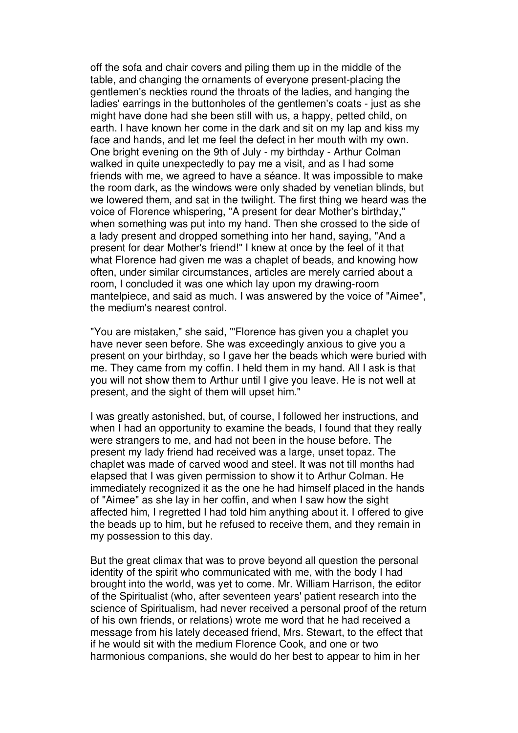off the sofa and chair covers and piling them up in the middle of the table, and changing the ornaments of everyone present-placing the gentlemen's neckties round the throats of the ladies, and hanging the ladies' earrings in the buttonholes of the gentlemen's coats - just as she might have done had she been still with us, a happy, petted child, on earth. I have known her come in the dark and sit on my lap and kiss my face and hands, and let me feel the defect in her mouth with my own. One bright evening on the 9th of July - my birthday - Arthur Colman walked in quite unexpectedly to pay me a visit, and as I had some friends with me, we agreed to have a séance. It was impossible to make the room dark, as the windows were only shaded by venetian blinds, but we lowered them, and sat in the twilight. The first thing we heard was the voice of Florence whispering, "A present for dear Mother's birthday," when something was put into my hand. Then she crossed to the side of a lady present and dropped something into her hand, saying, "And a present for dear Mother's friend!" I knew at once by the feel of it that what Florence had given me was a chaplet of beads, and knowing how often, under similar circumstances, articles are merely carried about a room, I concluded it was one which lay upon my drawing-room mantelpiece, and said as much. I was answered by the voice of "Aimee", the medium's nearest control.

"You are mistaken," she said, "'Florence has given you a chaplet you have never seen before. She was exceedingly anxious to give you a present on your birthday, so I gave her the beads which were buried with me. They came from my coffin. I held them in my hand. All I ask is that you will not show them to Arthur until I give you leave. He is not well at present, and the sight of them will upset him."

I was greatly astonished, but, of course, I followed her instructions, and when I had an opportunity to examine the beads, I found that they really were strangers to me, and had not been in the house before. The present my lady friend had received was a large, unset topaz. The chaplet was made of carved wood and steel. It was not till months had elapsed that I was given permission to show it to Arthur Colman. He immediately recognized it as the one he had himself placed in the hands of "Aimee" as she lay in her coffin, and when I saw how the sight affected him, I regretted I had told him anything about it. I offered to give the beads up to him, but he refused to receive them, and they remain in my possession to this day.

But the great climax that was to prove beyond all question the personal identity of the spirit who communicated with me, with the body I had brought into the world, was yet to come. Mr. William Harrison, the editor of the Spiritualist (who, after seventeen years' patient research into the science of Spiritualism, had never received a personal proof of the return of his own friends, or relations) wrote me word that he had received a message from his lately deceased friend, Mrs. Stewart, to the effect that if he would sit with the medium Florence Cook, and one or two harmonious companions, she would do her best to appear to him in her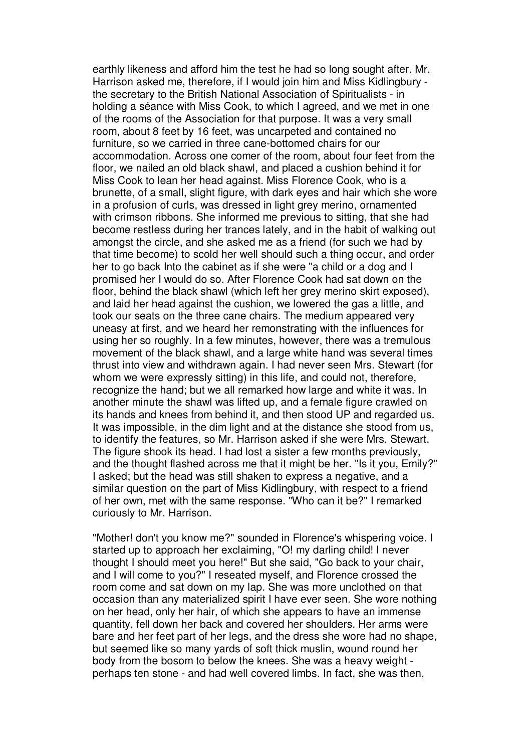earthly likeness and afford him the test he had so long sought after. Mr. Harrison asked me, therefore, if I would join him and Miss Kidlingbury - the secretary to the British National Association of Spiritualists - in holding a séance with Miss Cook, to which I agreed, and we met in one of the rooms of the Association for that purpose. It was a very small room, about 8 feet by 16 feet, was uncarpeted and contained no furniture, so we carried in three cane-bottomed chairs for our accommodation. Across one comer of the room, about four feet from the floor, we nailed an old black shawl, and placed a cushion behind it for Miss Cook to lean her head against. Miss Florence Cook, who is a brunette, of a small, slight figure, with dark eyes and hair which she wore in a profusion of curls, was dressed in light grey merino, ornamented with crimson ribbons. She informed me previous to sitting, that she had become restless during her trances lately, and in the habit of walking out amongst the circle, and she asked me as a friend (for such we had by that time become) to scold her well should such a thing occur, and order her to go back Into the cabinet as if she were "a child or a dog and I promised her I would do so. After Florence Cook had sat down on the floor, behind the black shawl (which left her grey merino skirt exposed), and laid her head against the cushion, we lowered the gas a little, and took our seats on the three cane chairs. The medium appeared very uneasy at first, and we heard her remonstrating with the influences for using her so roughly. In a few minutes, however, there was a tremulous movement of the black shawl, and a large white hand was several times thrust into view and withdrawn again. I had never seen Mrs. Stewart (for whom we were expressly sitting) in this life, and could not, therefore, recognize the hand; but we all remarked how large and white it was. In another minute the shawl was lifted up, and a female figure crawled on its hands and knees from behind it, and then stood UP and regarded us. It was impossible, in the dim light and at the distance she stood from us, to identify the features, so Mr. Harrison asked if she were Mrs. Stewart. The figure shook its head. I had lost a sister a few months previously, and the thought flashed across me that it might be her. "Is it you, Emily?" I asked; but the head was still shaken to express a negative, and a similar question on the part of Miss Kidlingbury, with respect to a friend of her own, met with the same response. "Who can it be?" I remarked curiously to Mr. Harrison.

"Mother! don't you know me?" sounded in Florence's whispering voice. I started up to approach her exclaiming, "O! my darling child! I never thought I should meet you here!" But she said, "Go back to your chair, and I will come to you?" I reseated myself, and Florence crossed the room come and sat down on my lap. She was more unclothed on that occasion than any materialized spirit I have ever seen. She wore nothing on her head, only her hair, of which she appears to have an immense quantity, fell down her back and covered her shoulders. Her arms were bare and her feet part of her legs, and the dress she wore had no shape, but seemed like so many yards of soft thick muslin, wound round her body from the bosom to below the knees. She was a heavy weight - perhaps ten stone - and had well covered limbs. In fact, she was then,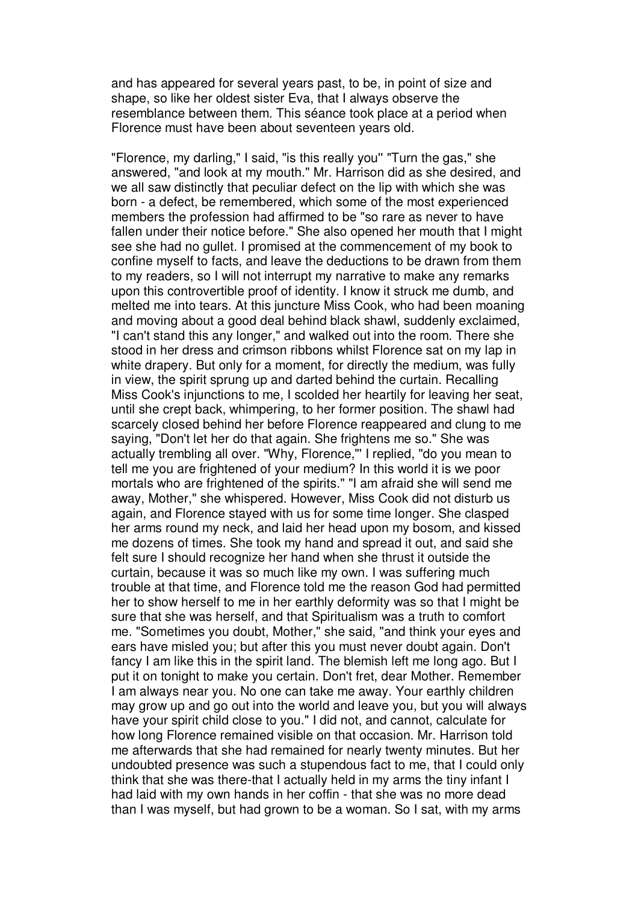and has appeared for several years past, to be, in point of size and shape, so like her oldest sister Eva, that I always observe the resemblance between them. This séance took place at a period when Florence must have been about seventeen years old.

"Florence, my darling," I said, "is this really you'' "Turn the gas," she answered, "and look at my mouth." Mr. Harrison did as she desired, and we all saw distinctly that peculiar defect on the lip with which she was born - a defect, be remembered, which some of the most experienced members the profession had affirmed to be "so rare as never to have fallen under their notice before." She also opened her mouth that I might see she had no gullet. I promised at the commencement of my book to confine myself to facts, and leave the deductions to be drawn from them to my readers, so I will not interrupt my narrative to make any remarks upon this controvertible proof of identity. I know it struck me dumb, and melted me into tears. At this juncture Miss Cook, who had been moaning and moving about a good deal behind black shawl, suddenly exclaimed, "I can't stand this any longer," and walked out into the room. There she stood in her dress and crimson ribbons whilst Florence sat on my lap in white drapery. But only for a moment, for directly the medium, was fully in view, the spirit sprung up and darted behind the curtain. Recalling Miss Cook's injunctions to me, I scolded her heartily for leaving her seat, until she crept back, whimpering, to her former position. The shawl had scarcely closed behind her before Florence reappeared and clung to me saying, "Don't let her do that again. She frightens me so." She was actually trembling all over. "Why, Florence,"' I replied, "do you mean to tell me you are frightened of your medium? In this world it is we poor mortals who are frightened of the spirits." "I am afraid she will send me away, Mother," she whispered. However, Miss Cook did not disturb us again, and Florence stayed with us for some time longer. She clasped her arms round my neck, and laid her head upon my bosom, and kissed me dozens of times. She took my hand and spread it out, and said she felt sure I should recognize her hand when she thrust it outside the curtain, because it was so much like my own. I was suffering much trouble at that time, and Florence told me the reason God had permitted her to show herself to me in her earthly deformity was so that I might be sure that she was herself, and that Spiritualism was a truth to comfort me. "Sometimes you doubt, Mother," she said, "and think your eyes and ears have misled you; but after this you must never doubt again. Don't fancy I am like this in the spirit land. The blemish left me long ago. But I put it on tonight to make you certain. Don't fret, dear Mother. Remember I am always near you. No one can take me away. Your earthly children may grow up and go out into the world and leave you, but you will always have your spirit child close to you." I did not, and cannot, calculate for how long Florence remained visible on that occasion. Mr. Harrison told me afterwards that she had remained for nearly twenty minutes. But her undoubted presence was such a stupendous fact to me, that I could only think that she was there-that I actually held in my arms the tiny infant I had laid with my own hands in her coffin - that she was no more dead than I was myself, but had grown to be a woman. So I sat, with my arms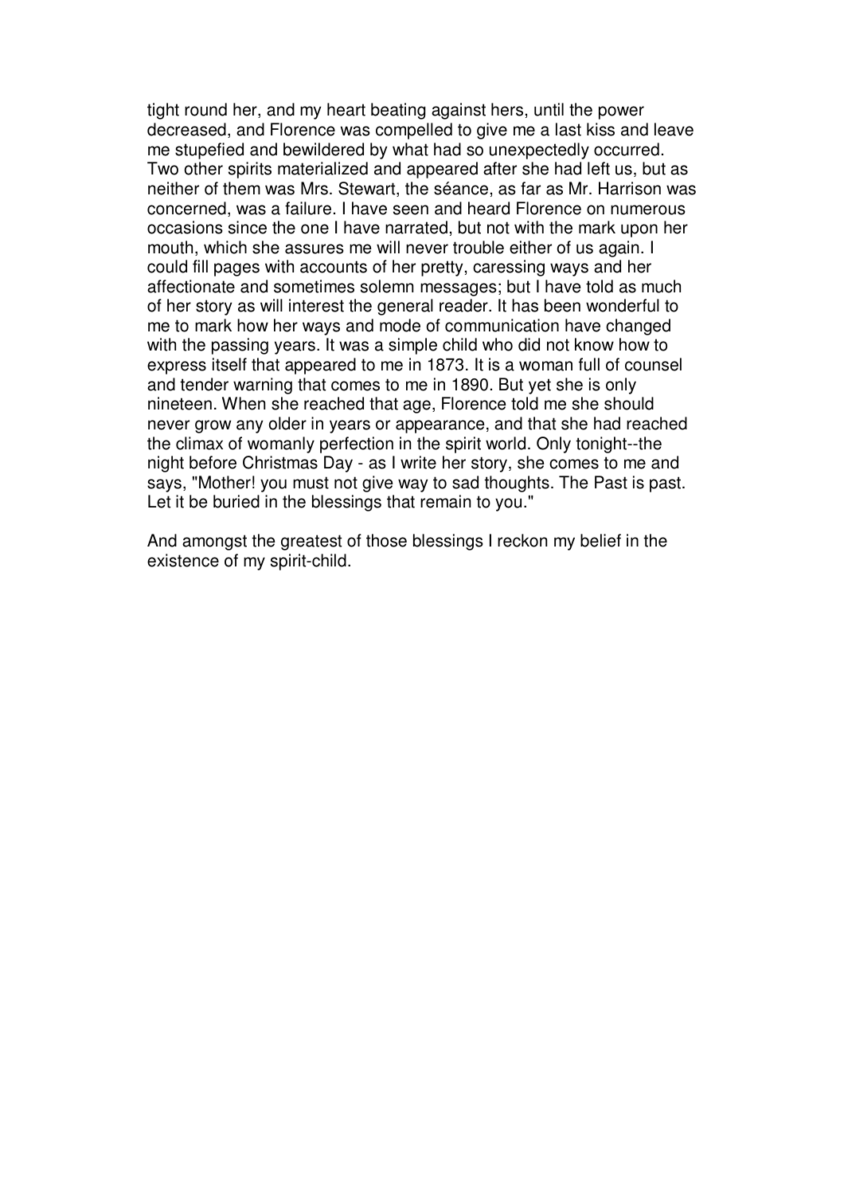tight round her, and my heart beating against hers, until the power decreased, and Florence was compelled to give me a last kiss and leave me stupefied and bewildered by what had so unexpectedly occurred. Two other spirits materialized and appeared after she had left us, but as neither of them was Mrs. Stewart, the séance, as far as Mr. Harrison was concerned, was a failure. I have seen and heard Florence on numerous occasions since the one I have narrated, but not with the mark upon her mouth, which she assures me will never trouble either of us again. I could fill pages with accounts of her pretty, caressing ways and her affectionate and sometimes solemn messages; but I have told as much of her story as will interest the general reader. It has been wonderful to me to mark how her ways and mode of communication have changed with the passing years. It was a simple child who did not know how to express itself that appeared to me in 1873. It is a woman full of counsel and tender warning that comes to me in 1890. But yet she is only nineteen. When she reached that age, Florence told me she should never grow any older in years or appearance, and that she had reached the climax of womanly perfection in the spirit world. Only tonight--the night before Christmas Day - as I write her story, she comes to me and says, "Mother! you must not give way to sad thoughts. The Past is past. Let it be buried in the blessings that remain to you."

And amongst the greatest of those blessings I reckon my belief in the existence of my spirit-child.